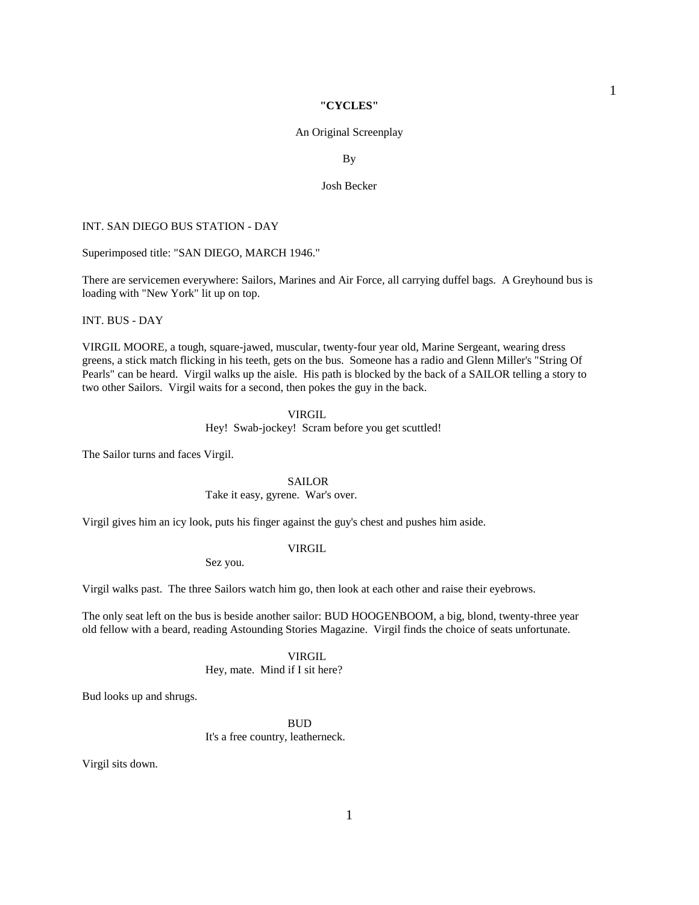**"CYCLES"**

An Original Screenplay

By

Josh Becker

INT. SAN DIEGO BUS STATION - DAY

Superimposed title: "SAN DIEGO, MARCH 1946."

There are servicemen everywhere: Sailors, Marines and Air Force, all carrying duffel bags. A Greyhound bus is loading with "New York" lit up on top.

INT. BUS - DAY

VIRGIL MOORE, a tough, square-jawed, muscular, twenty-four year old, Marine Sergeant, wearing dress greens, a stick match flicking in his teeth, gets on the bus. Someone has a radio and Glenn Miller's "String Of Pearls" can be heard. Virgil walks up the aisle. His path is blocked by the back of a SAILOR telling a story to two other Sailors. Virgil waits for a second, then pokes the guy in the back.

VIRGIL
Hey! Swab-jockey! Scram before you get scuttled!

The Sailor turns and faces Virgil.

SAILOR
Take it easy, gyrene. War's over.

Virgil gives him an icy look, puts his finger against the guy's chest and pushes him aside.

VIRGIL
Sez you.

Virgil walks past. The three Sailors watch him go, then look at each other and raise their eyebrows.

The only seat left on the bus is beside another sailor: BUD HOOGENBOOM, a big, blond, twenty-three year old fellow with a beard, reading Astounding Stories Magazine. Virgil finds the choice of seats unfortunate.

VIRGIL
Hey, mate. Mind if I sit here?

Bud looks up and shrugs.

BUD
It's a free country, leatherneck.

Virgil sits down.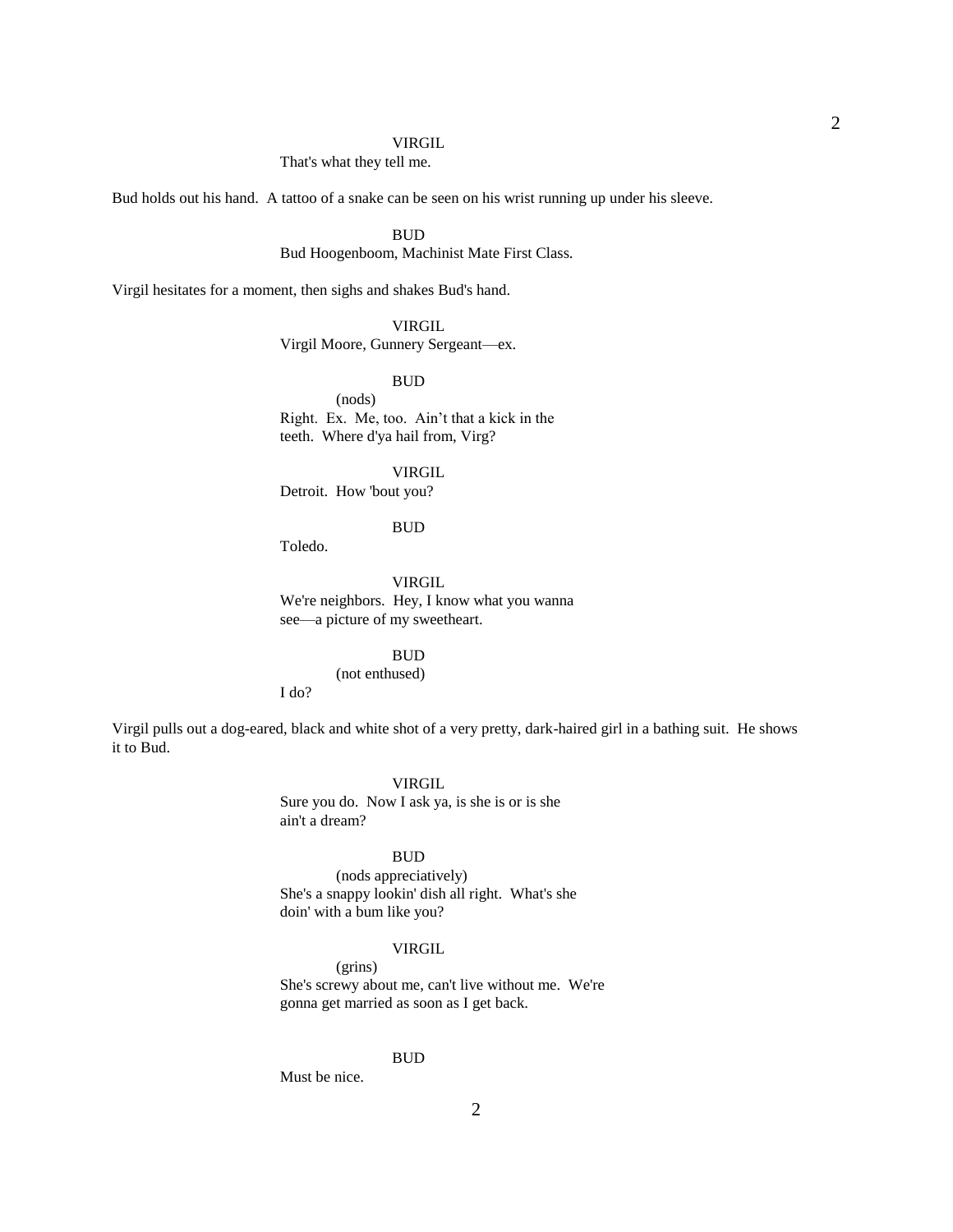VIRGIL

That's what they tell me.

Bud holds out his hand. A tattoo of a snake can be seen on his wrist running up under his sleeve.

BUD

Bud Hoogenboom, Machinist Mate First Class.

Virgil hesitates for a moment, then sighs and shakes Bud's hand.

VIRGIL

Virgil Moore, Gunnery Sergeant—ex.

BUD

(nods)

Right. Ex. Me, too. Ain't that a kick in the teeth. Where d'ya hail from, Virg?

VIRGIL

Detroit. How 'bout you?

BUD

Toledo.

VIRGIL

We're neighbors. Hey, I know what you wanna see—a picture of my sweetheart.

BUD

(not enthused)

I do?

Virgil pulls out a dog-eared, black and white shot of a very pretty, dark-haired girl in a bathing suit. He shows it to Bud.

VIRGIL

Sure you do. Now I ask ya, is she is or is she ain't a dream?

BUD

(nods appreciatively)

She's a snappy lookin' dish all right. What's she doin' with a bum like you?

VIRGIL

(grins)

She's screwy about me, can't live without me. We're gonna get married as soon as I get back.

BUD

Must be nice.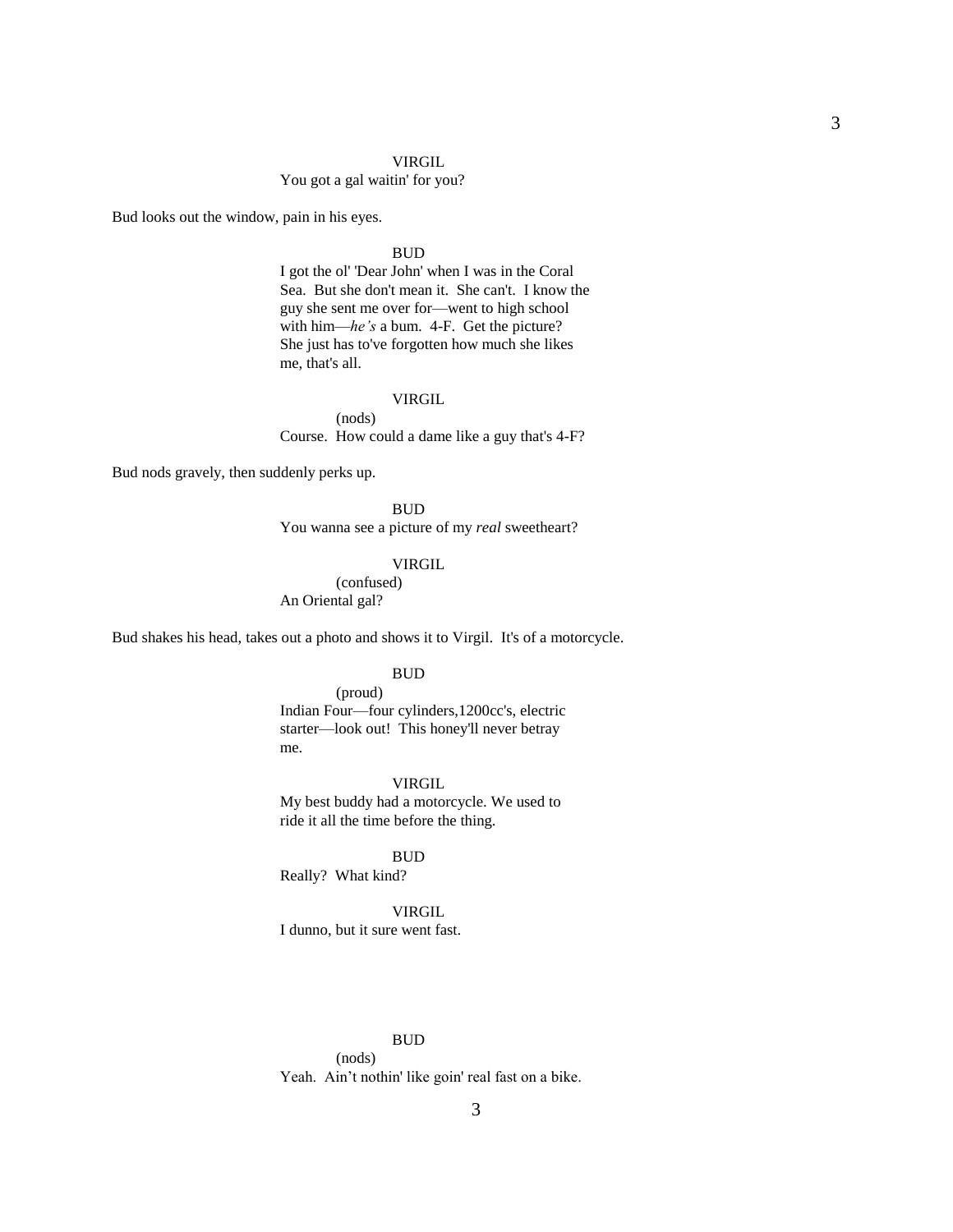VIRGIL
You got a gal waitin' for you?

Bud looks out the window, pain in his eyes.

BUD
I got the ol' 'Dear John' when I was in the Coral Sea. But she don't mean it. She can't. I know the guy she sent me over for—went to high school with him—*he's* a bum. 4-F. Get the picture? She just has to've forgotten how much she likes me, that's all.

VIRGIL
(nods)
Course. How could a dame like a guy that's 4-F?

Bud nods gravely, then suddenly perks up.

BUD
You wanna see a picture of my *real* sweetheart?

VIRGIL
(confused)
An Oriental gal?

Bud shakes his head, takes out a photo and shows it to Virgil. It's of a motorcycle.

BUD
(proud)
Indian Four—four cylinders,1200cc's, electric starter—look out! This honey'll never betray me.

VIRGIL
My best buddy had a motorcycle. We used to ride it all the time before the thing.

BUD
Really? What kind?

VIRGIL
I dunno, but it sure went fast.

BUD
(nods)
Yeah. Ain't nothin' like goin' real fast on a bike.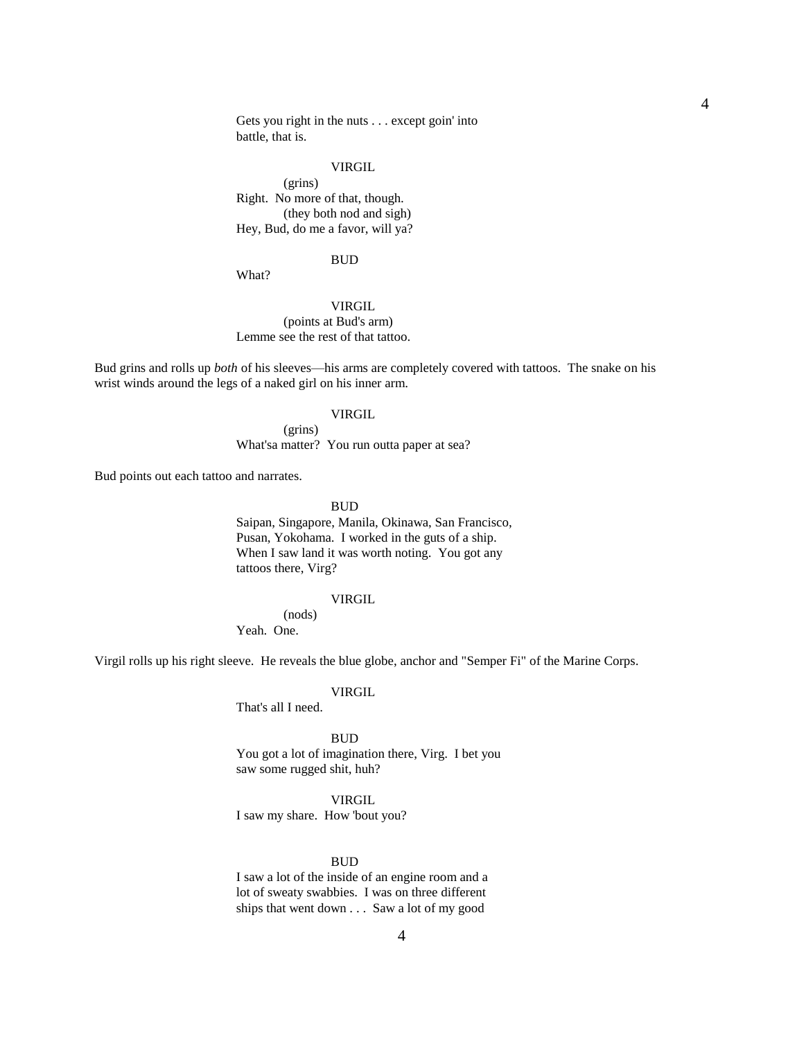Gets you right in the nuts . . . except goin' into battle, that is.

VIRGIL
(grins)
Right. No more of that, though.
(they both nod and sigh)
Hey, Bud, do me a favor, will ya?

BUD
What?

VIRGIL
(points at Bud's arm)
Lemme see the rest of that tattoo.

Bud grins and rolls up *both* of his sleeves—his arms are completely covered with tattoos. The snake on his wrist winds around the legs of a naked girl on his inner arm.

VIRGIL
(grins)
What'sa matter? You run outta paper at sea?

Bud points out each tattoo and narrates.

BUD
Saipan, Singapore, Manila, Okinawa, San Francisco, Pusan, Yokohama. I worked in the guts of a ship. When I saw land it was worth noting. You got any tattoos there, Virg?

VIRGIL
(nods)
Yeah. One.

Virgil rolls up his right sleeve. He reveals the blue globe, anchor and "Semper Fi" of the Marine Corps.

VIRGIL
That's all I need.

BUD
You got a lot of imagination there, Virg. I bet you saw some rugged shit, huh?

VIRGIL
I saw my share. How 'bout you?

BUD
I saw a lot of the inside of an engine room and a lot of sweaty swabbies. I was on three different ships that went down . . . Saw a lot of my good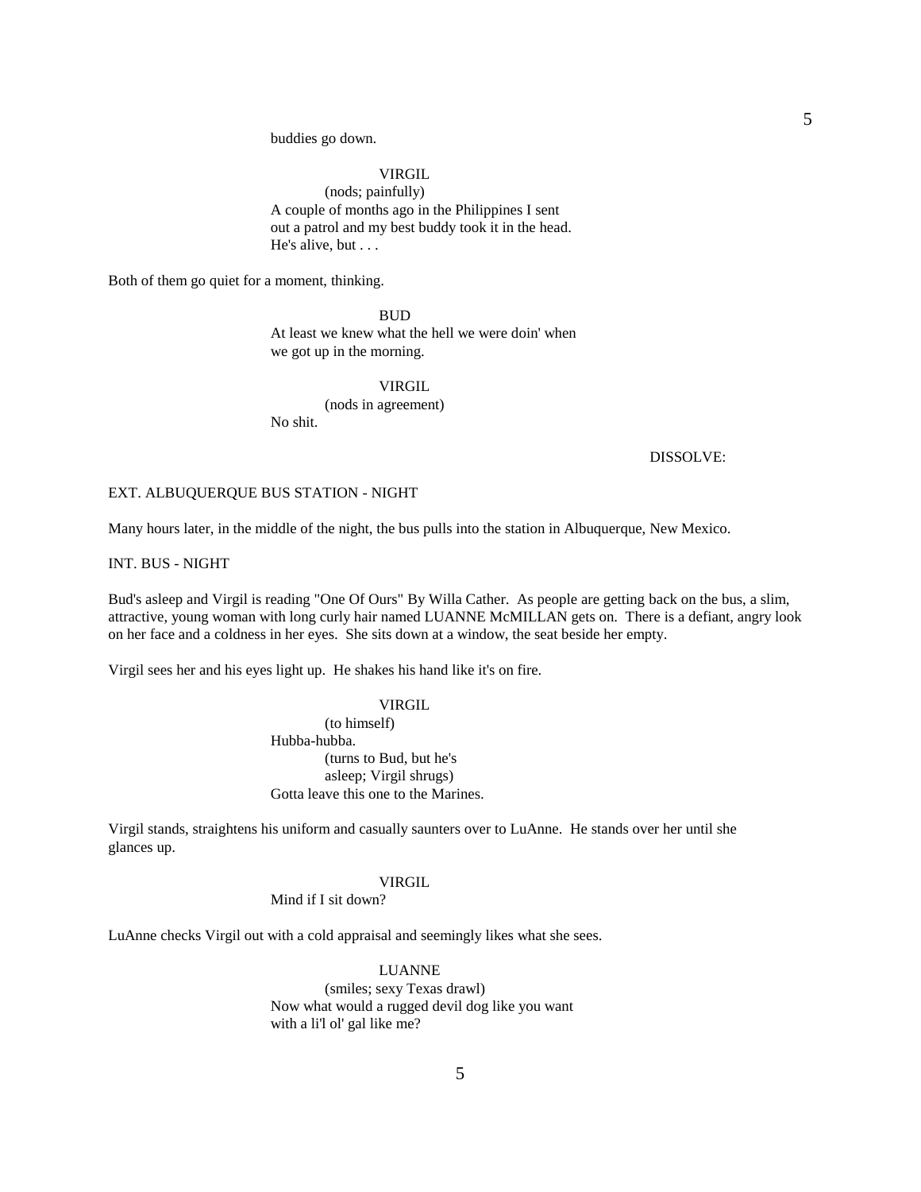buddies go down.

VIRGIL
(nods; painfully)
A couple of months ago in the Philippines I sent out a patrol and my best buddy took it in the head. He's alive, but . . .

Both of them go quiet for a moment, thinking.

BUD
At least we knew what the hell we were doin' when we got up in the morning.

VIRGIL
(nods in agreement)
No shit.

DISSOLVE:

EXT. ALBUQUERQUE BUS STATION - NIGHT

Many hours later, in the middle of the night, the bus pulls into the station in Albuquerque, New Mexico.

INT. BUS - NIGHT

Bud's asleep and Virgil is reading "One Of Ours" By Willa Cather. As people are getting back on the bus, a slim, attractive, young woman with long curly hair named LUANNE McMILLAN gets on. There is a defiant, angry look on her face and a coldness in her eyes. She sits down at a window, the seat beside her empty.

Virgil sees her and his eyes light up. He shakes his hand like it's on fire.

VIRGIL
(to himself)
Hubba-hubba.
(turns to Bud, but he's asleep; Virgil shrugs)
Gotta leave this one to the Marines.

Virgil stands, straightens his uniform and casually saunters over to LuAnne. He stands over her until she glances up.

VIRGIL
Mind if I sit down?

LuAnne checks Virgil out with a cold appraisal and seemingly likes what she sees.

LUANNE
(smiles; sexy Texas drawl)
Now what would a rugged devil dog like you want with a li'l ol' gal like me?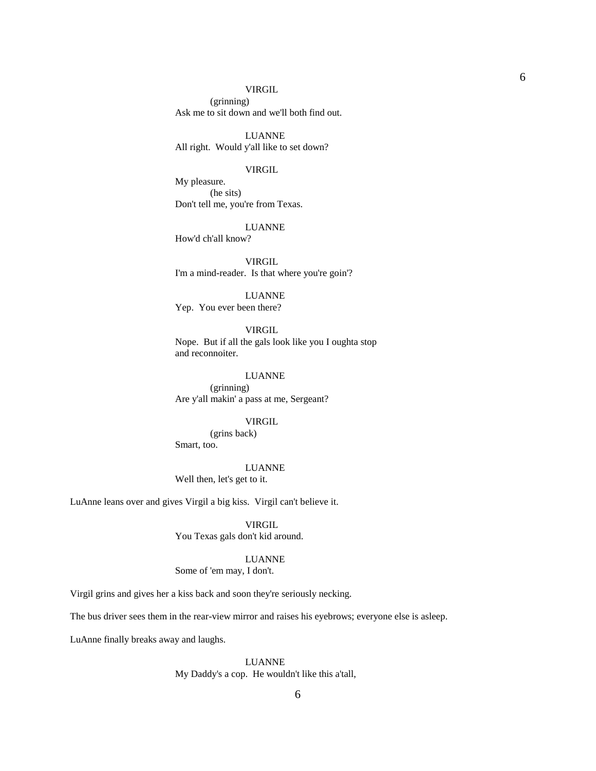VIRGIL

(grinning)

Ask me to sit down and we'll both find out.

LUANNE

All right. Would y'all like to set down?

VIRGIL

My pleasure.

(he sits)

Don't tell me, you're from Texas.

LUANNE

How'd ch'all know?

VIRGIL

I'm a mind-reader. Is that where you're goin'?

LUANNE

Yep. You ever been there?

VIRGIL

Nope. But if all the gals look like you I oughta stop and reconnoiter.

LUANNE

(grinning)

Are y'all makin' a pass at me, Sergeant?

VIRGIL

(grins back)

Smart, too.

LUANNE

Well then, let's get to it.

LuAnne leans over and gives Virgil a big kiss. Virgil can't believe it.

VIRGIL

You Texas gals don't kid around.

LUANNE

Some of 'em may, I don't.

Virgil grins and gives her a kiss back and soon they're seriously necking.

The bus driver sees them in the rear-view mirror and raises his eyebrows; everyone else is asleep.

LuAnne finally breaks away and laughs.

LUANNE

My Daddy's a cop. He wouldn't like this a'tall,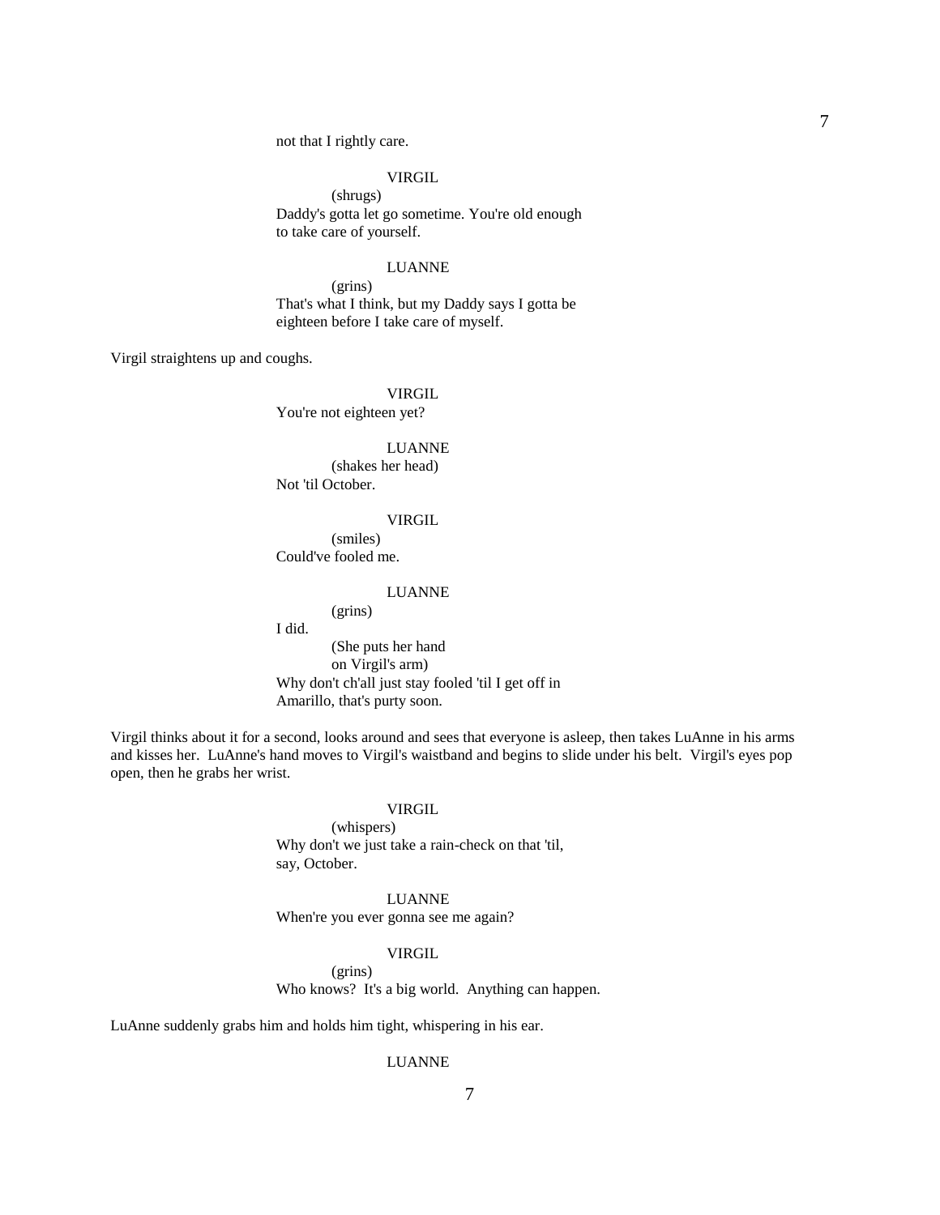not that I rightly care.

VIRGIL

(shrugs)

Daddy's gotta let go sometime. You're old enough to take care of yourself.

LUANNE

(grins)

That's what I think, but my Daddy says I gotta be eighteen before I take care of myself.

Virgil straightens up and coughs.

VIRGIL

You're not eighteen yet?

LUANNE

(shakes her head)

Not 'til October.

VIRGIL

(smiles)

Could've fooled me.

LUANNE

(grins)

I did.

(She puts her hand on Virgil's arm)

Why don't ch'all just stay fooled 'til I get off in Amarillo, that's purty soon.

Virgil thinks about it for a second, looks around and sees that everyone is asleep, then takes LuAnne in his arms and kisses her. LuAnne's hand moves to Virgil's waistband and begins to slide under his belt. Virgil's eyes pop open, then he grabs her wrist.

VIRGIL

(whispers)

Why don't we just take a rain-check on that 'til, say, October.

LUANNE

When're you ever gonna see me again?

VIRGIL

(grins)

Who knows? It's a big world. Anything can happen.

LuAnne suddenly grabs him and holds him tight, whispering in his ear.

LUANNE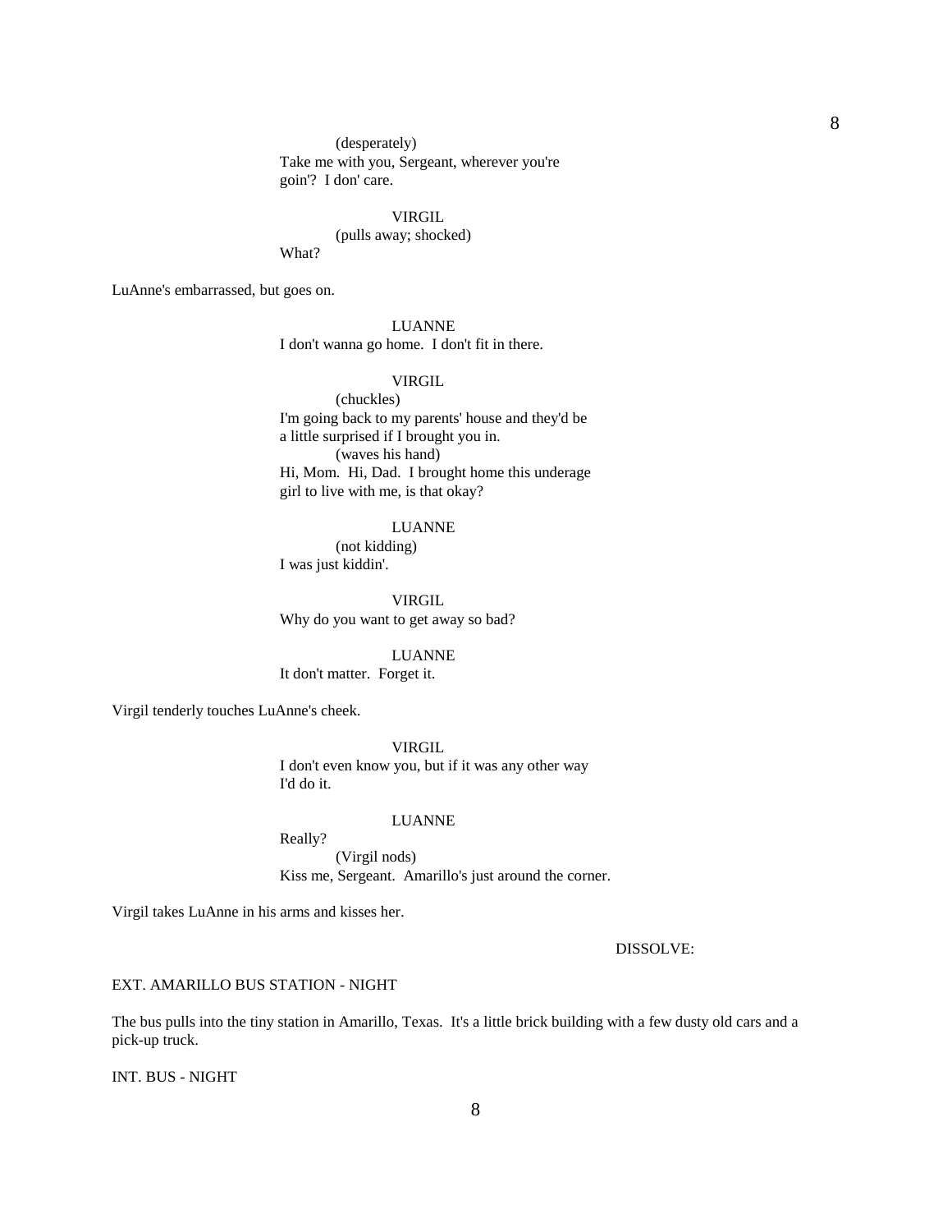(desperately)
Take me with you, Sergeant, wherever you're goin'? I don' care.

VIRGIL
(pulls away; shocked)
What?

LuAnne's embarrassed, but goes on.

LUANNE
I don't wanna go home. I don't fit in there.

VIRGIL
(chuckles)
I'm going back to my parents' house and they'd be a little surprised if I brought you in.
(waves his hand)
Hi, Mom. Hi, Dad. I brought home this underage girl to live with me, is that okay?

LUANNE
(not kidding)
I was just kiddin'.

VIRGIL
Why do you want to get away so bad?

LUANNE
It don't matter. Forget it.

Virgil tenderly touches LuAnne's cheek.

VIRGIL
I don't even know you, but if it was any other way I'd do it.

LUANNE
Really?
(Virgil nods)
Kiss me, Sergeant. Amarillo's just around the corner.

Virgil takes LuAnne in his arms and kisses her.

DISSOLVE:

EXT. AMARILLO BUS STATION - NIGHT

The bus pulls into the tiny station in Amarillo, Texas. It's a little brick building with a few dusty old cars and a pick-up truck.

INT. BUS - NIGHT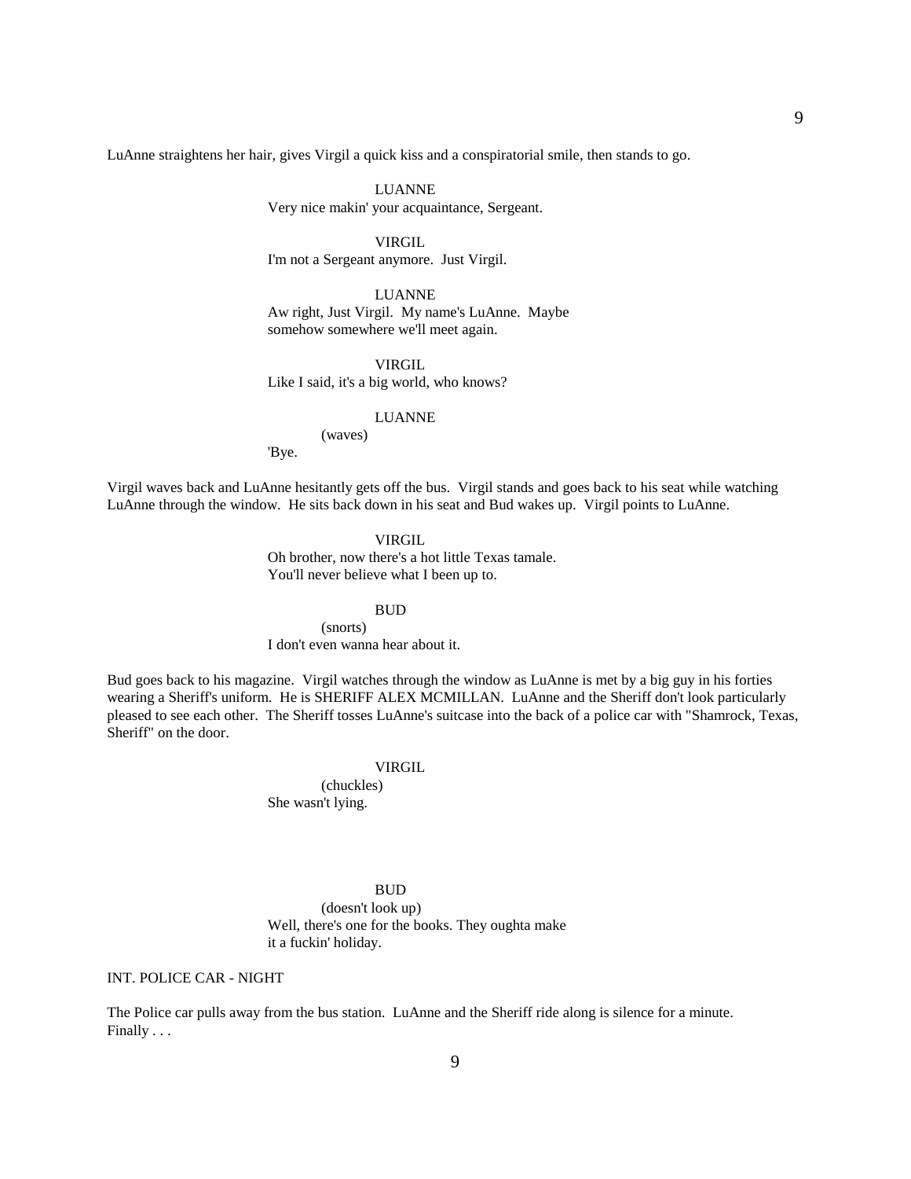LuAnne straightens her hair, gives Virgil a quick kiss and a conspiratorial smile, then stands to go.

LUANNE
Very nice makin' your acquaintance, Sergeant.

VIRGIL
I'm not a Sergeant anymore. Just Virgil.

LUANNE
Aw right, Just Virgil. My name's LuAnne. Maybe somehow somewhere we'll meet again.

VIRGIL
Like I said, it's a big world, who knows?

LUANNE
(waves)
'Bye.

Virgil waves back and LuAnne hesitantly gets off the bus. Virgil stands and goes back to his seat while watching LuAnne through the window. He sits back down in his seat and Bud wakes up. Virgil points to LuAnne.

VIRGIL
Oh brother, now there's a hot little Texas tamale. You'll never believe what I been up to.

BUD
(snorts)
I don't even wanna hear about it.

Bud goes back to his magazine. Virgil watches through the window as LuAnne is met by a big guy in his forties wearing a Sheriff's uniform. He is SHERIFF ALEX MCMILLAN. LuAnne and the Sheriff don't look particularly pleased to see each other. The Sheriff tosses LuAnne's suitcase into the back of a police car with "Shamrock, Texas, Sheriff" on the door.

VIRGIL
(chuckles)
She wasn't lying.

BUD
(doesn't look up)
Well, there's one for the books. They oughta make it a fuckin' holiday.

INT. POLICE CAR - NIGHT

The Police car pulls away from the bus station. LuAnne and the Sheriff ride along is silence for a minute. Finally . . .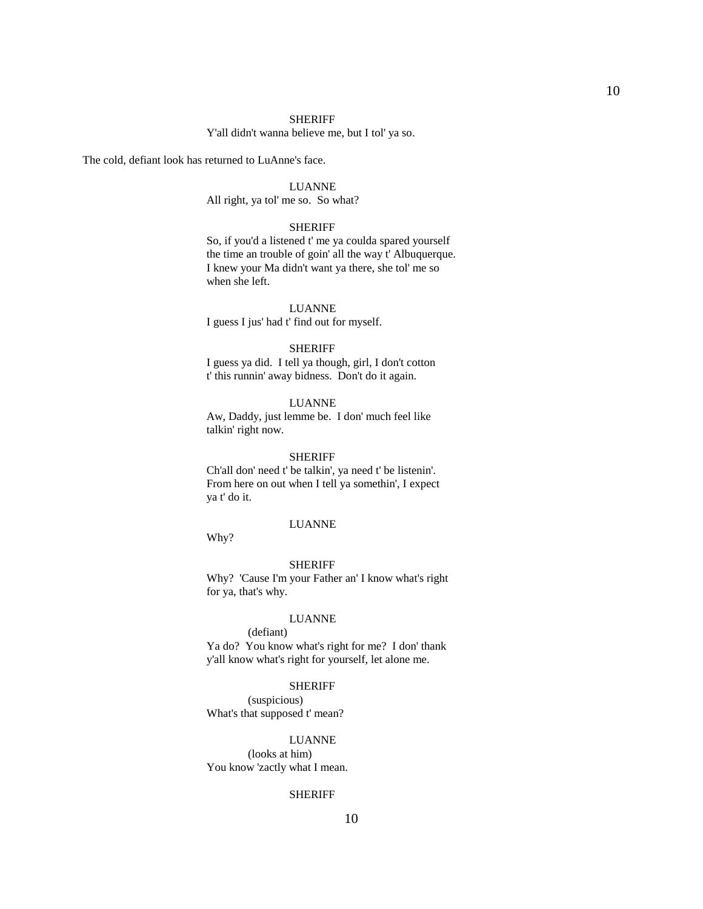SHERIFF

Y'all didn't wanna believe me, but I tol' ya so.

The cold, defiant look has returned to LuAnne's face.

LUANNE

All right, ya tol' me so.  So what?

SHERIFF

So, if you'd a listened t' me ya coulda spared yourself the time an trouble of goin' all the way t' Albuquerque. I knew your Ma didn't want ya there, she tol' me so when she left.

LUANNE

I guess I jus' had t' find out for myself.

SHERIFF

I guess ya did.  I tell ya though, girl, I don't cotton t' this runnin' away bidness.  Don't do it again.

LUANNE

Aw, Daddy, just lemme be.  I don' much feel like talkin' right now.

SHERIFF

Ch'all don' need t' be talkin', ya need t' be listenin'. From here on out when I tell ya somethin', I expect ya t' do it.

LUANNE

Why?

SHERIFF

Why?  'Cause I'm your Father an' I know what's right for ya, that's why.

LUANNE

(defiant)

Ya do?  You know what's right for me?  I don' thank y'all know what's right for yourself, let alone me.

SHERIFF

(suspicious)

What's that supposed t' mean?

LUANNE

(looks at him)

You know 'zactly what I mean.

SHERIFF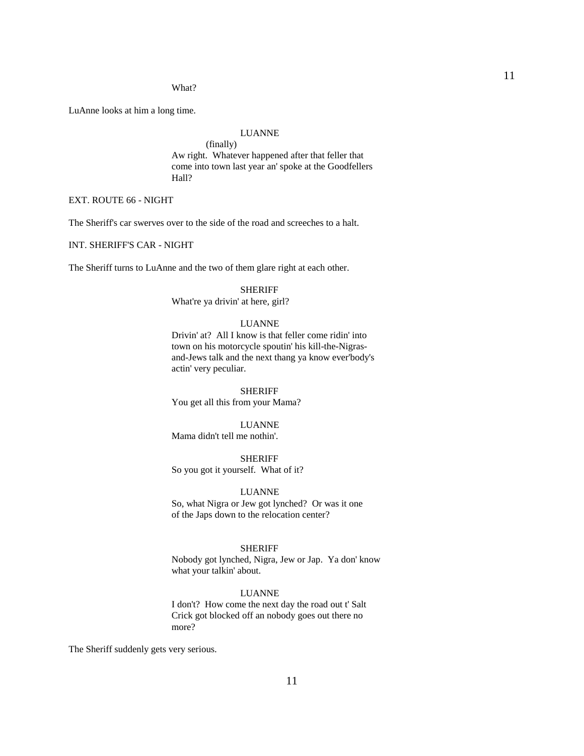What?

LuAnne looks at him a long time.

LUANNE
(finally)
Aw right.  Whatever happened after that feller that come into town last year an' spoke at the Goodfellers Hall?

EXT. ROUTE 66 - NIGHT

The Sheriff's car swerves over to the side of the road and screeches to a halt.

INT. SHERIFF'S CAR - NIGHT

The Sheriff turns to LuAnne and the two of them glare right at each other.

SHERIFF
What're ya drivin' at here, girl?

LUANNE
Drivin' at?  All I know is that feller come ridin' into town on his motorcycle spoutin' his kill-the-Nigras-and-Jews talk and the next thang ya know ever'body's actin' very peculiar.

SHERIFF
You get all this from your Mama?

LUANNE
Mama didn't tell me nothin'.

SHERIFF
So you got it yourself.  What of it?

LUANNE
So, what Nigra or Jew got lynched?  Or was it one of the Japs down to the relocation center?

SHERIFF
Nobody got lynched, Nigra, Jew or Jap.  Ya don' know what your talkin' about.

LUANNE
I don't?  How come the next day the road out t' Salt Crick got blocked off an nobody goes out there no more?

The Sheriff suddenly gets very serious.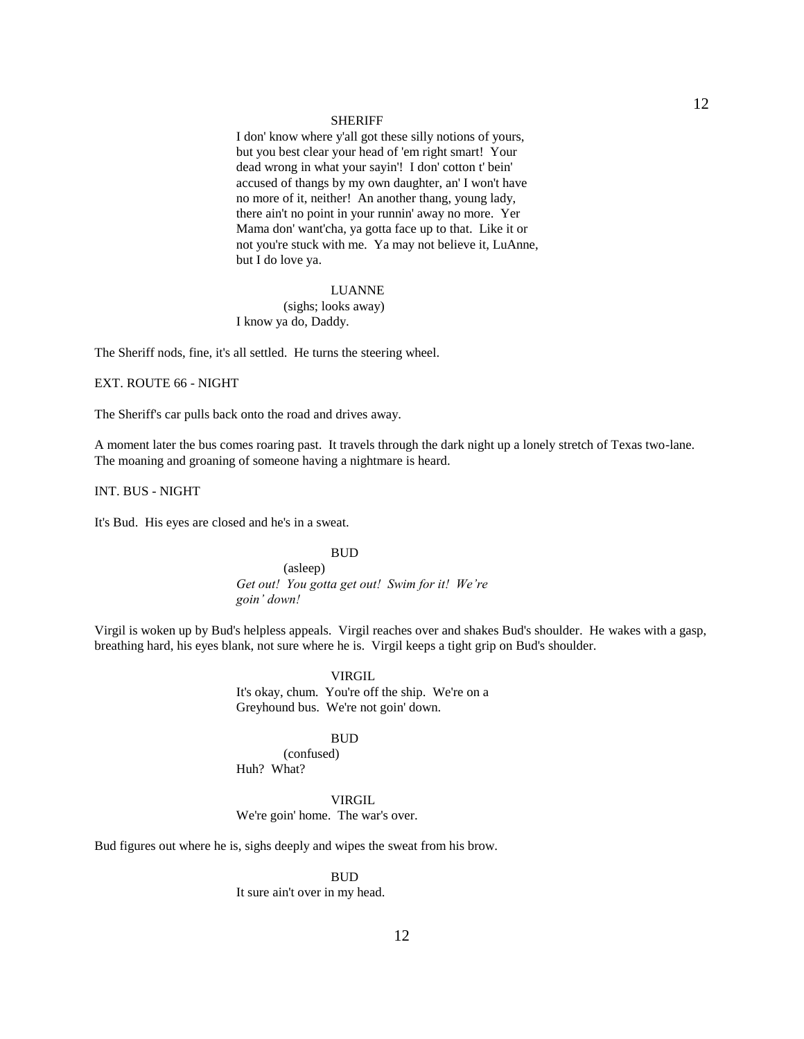SHERIFF

I don' know where y'all got these silly notions of yours, but you best clear your head of 'em right smart! Your dead wrong in what your sayin'! I don' cotton t' bein' accused of thangs by my own daughter, an' I won't have no more of it, neither! An another thang, young lady, there ain't no point in your runnin' away no more. Yer Mama don' want'cha, ya gotta face up to that. Like it or not you're stuck with me. Ya may not believe it, LuAnne, but I do love ya.

LUANNE

(sighs; looks away)

I know ya do, Daddy.

The Sheriff nods, fine, it's all settled. He turns the steering wheel.

EXT. ROUTE 66 - NIGHT

The Sheriff's car pulls back onto the road and drives away.

A moment later the bus comes roaring past. It travels through the dark night up a lonely stretch of Texas two-lane. The moaning and groaning of someone having a nightmare is heard.

INT. BUS - NIGHT

It's Bud. His eyes are closed and he's in a sweat.

BUD

(asleep)

*Get out! You gotta get out! Swim for it! We're goin' down!*

Virgil is woken up by Bud's helpless appeals. Virgil reaches over and shakes Bud's shoulder. He wakes with a gasp, breathing hard, his eyes blank, not sure where he is. Virgil keeps a tight grip on Bud's shoulder.

VIRGIL

It's okay, chum. You're off the ship. We're on a Greyhound bus. We're not goin' down.

BUD

(confused)

Huh? What?

VIRGIL

We're goin' home. The war's over.

Bud figures out where he is, sighs deeply and wipes the sweat from his brow.

BUD

It sure ain't over in my head.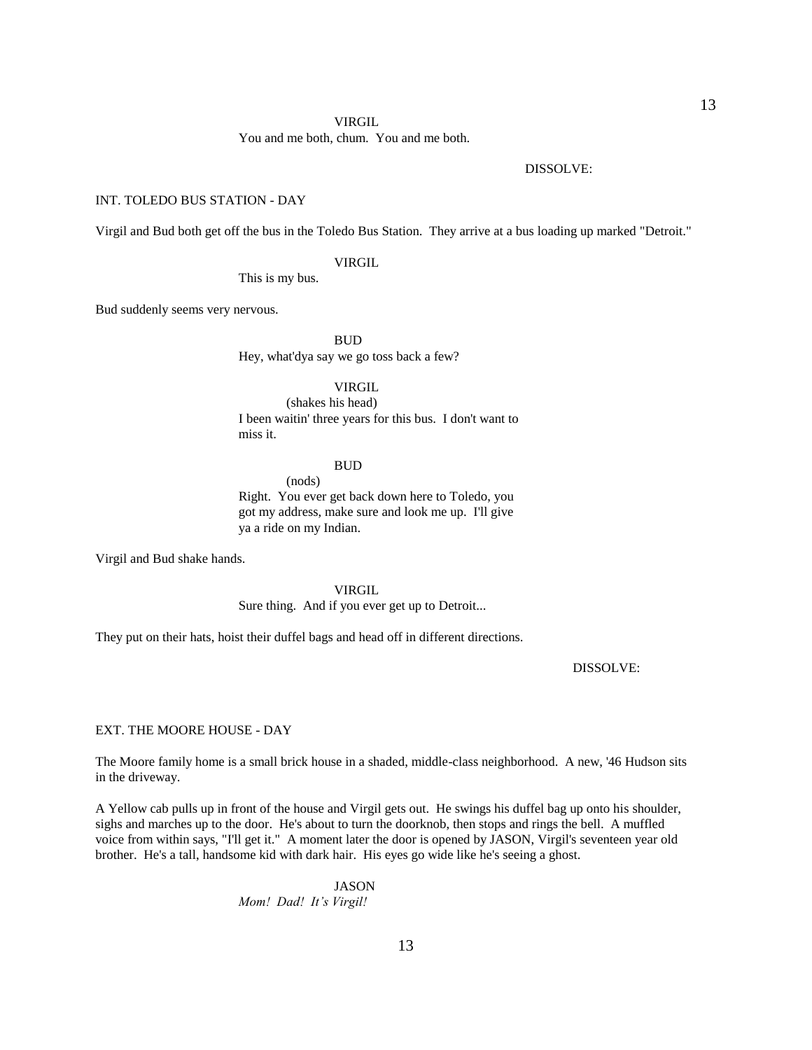VIRGIL
You and me both, chum. You and me both.

DISSOLVE:

INT. TOLEDO BUS STATION - DAY

Virgil and Bud both get off the bus in the Toledo Bus Station. They arrive at a bus loading up marked "Detroit."

VIRGIL
This is my bus.

Bud suddenly seems very nervous.

BUD
Hey, what'dya say we go toss back a few?

VIRGIL
(shakes his head)
I been waitin' three years for this bus. I don't want to miss it.

BUD
(nods)
Right. You ever get back down here to Toledo, you got my address, make sure and look me up. I'll give ya a ride on my Indian.

Virgil and Bud shake hands.

VIRGIL
Sure thing. And if you ever get up to Detroit...

They put on their hats, hoist their duffel bags and head off in different directions.

DISSOLVE:

EXT. THE MOORE HOUSE - DAY

The Moore family home is a small brick house in a shaded, middle-class neighborhood. A new, '46 Hudson sits in the driveway.

A Yellow cab pulls up in front of the house and Virgil gets out. He swings his duffel bag up onto his shoulder, sighs and marches up to the door. He's about to turn the doorknob, then stops and rings the bell. A muffled voice from within says, "I'll get it." A moment later the door is opened by JASON, Virgil's seventeen year old brother. He's a tall, handsome kid with dark hair. His eyes go wide like he's seeing a ghost.

JASON
*Mom! Dad! It's Virgil!*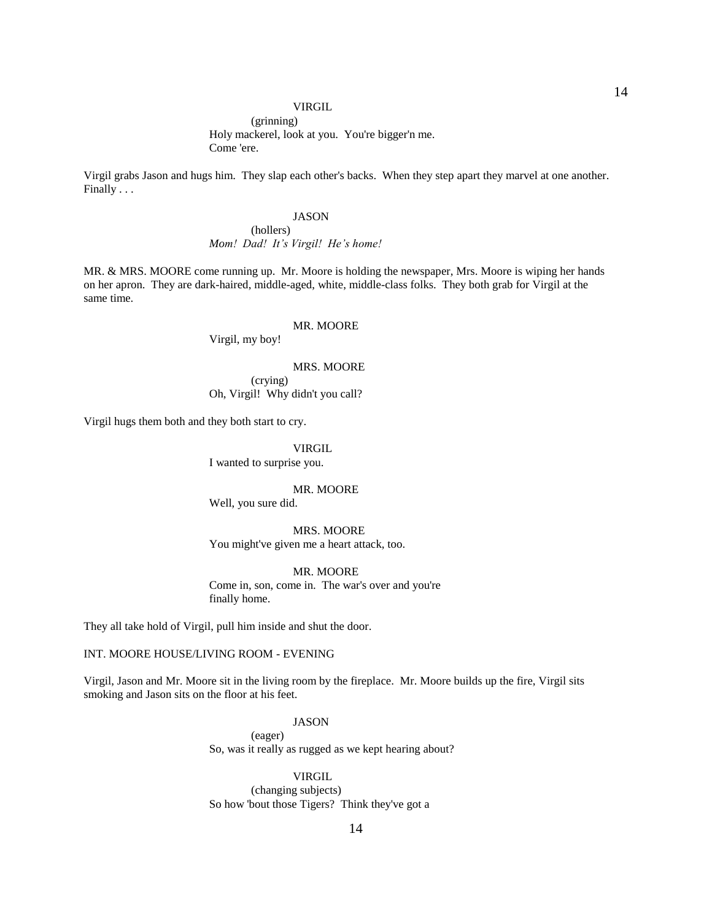VIRGIL

(grinning)

Holy mackerel, look at you. You're bigger'n me. Come 'ere.

Virgil grabs Jason and hugs him. They slap each other's backs. When they step apart they marvel at one another. Finally . . .

JASON

(hollers)

*Mom! Dad! It's Virgil! He's home!*

MR. & MRS. MOORE come running up. Mr. Moore is holding the newspaper, Mrs. Moore is wiping her hands on her apron. They are dark-haired, middle-aged, white, middle-class folks. They both grab for Virgil at the same time.

MR. MOORE

Virgil, my boy!

MRS. MOORE

(crying)

Oh, Virgil! Why didn't you call?

Virgil hugs them both and they both start to cry.

VIRGIL

I wanted to surprise you.

MR. MOORE

Well, you sure did.

MRS. MOORE

You might've given me a heart attack, too.

MR. MOORE

Come in, son, come in. The war's over and you're finally home.

They all take hold of Virgil, pull him inside and shut the door.

INT. MOORE HOUSE/LIVING ROOM - EVENING

Virgil, Jason and Mr. Moore sit in the living room by the fireplace. Mr. Moore builds up the fire, Virgil sits smoking and Jason sits on the floor at his feet.

JASON

(eager)

So, was it really as rugged as we kept hearing about?

VIRGIL

(changing subjects)

So how 'bout those Tigers? Think they've got a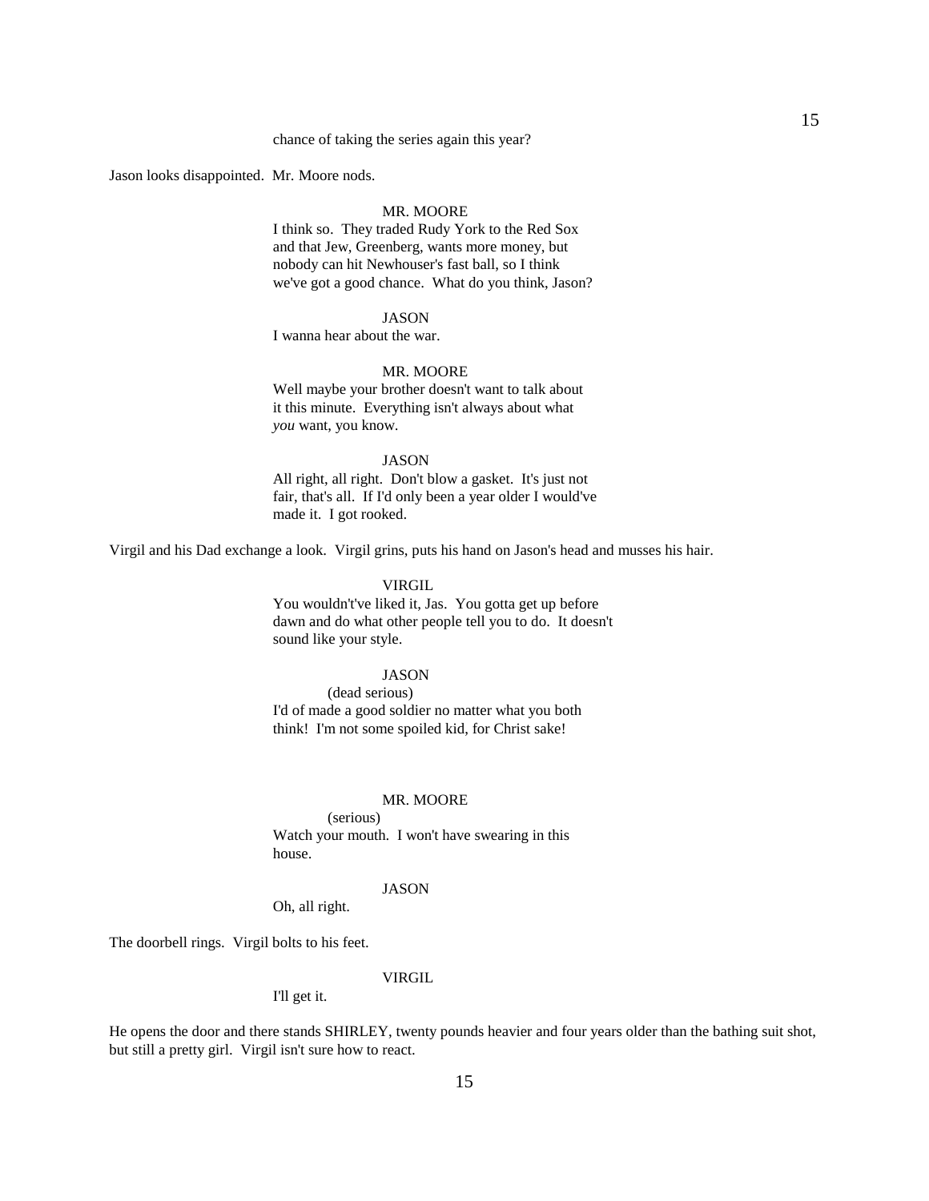chance of taking the series again this year?

Jason looks disappointed. Mr. Moore nods.

MR. MOORE

I think so. They traded Rudy York to the Red Sox and that Jew, Greenberg, wants more money, but nobody can hit Newhouser's fast ball, so I think we've got a good chance. What do you think, Jason?

JASON

I wanna hear about the war.

MR. MOORE

Well maybe your brother doesn't want to talk about it this minute. Everything isn't always about what *you* want, you know.

JASON

All right, all right. Don't blow a gasket. It's just not fair, that's all. If I'd only been a year older I would've made it. I got rooked.

Virgil and his Dad exchange a look. Virgil grins, puts his hand on Jason's head and musses his hair.

VIRGIL

You wouldn't've liked it, Jas. You gotta get up before dawn and do what other people tell you to do. It doesn't sound like your style.

JASON

(dead serious)

I'd of made a good soldier no matter what you both think! I'm not some spoiled kid, for Christ sake!

MR. MOORE

(serious)

Watch your mouth. I won't have swearing in this house.

JASON

Oh, all right.

The doorbell rings. Virgil bolts to his feet.

VIRGIL

I'll get it.

He opens the door and there stands SHIRLEY, twenty pounds heavier and four years older than the bathing suit shot, but still a pretty girl. Virgil isn't sure how to react.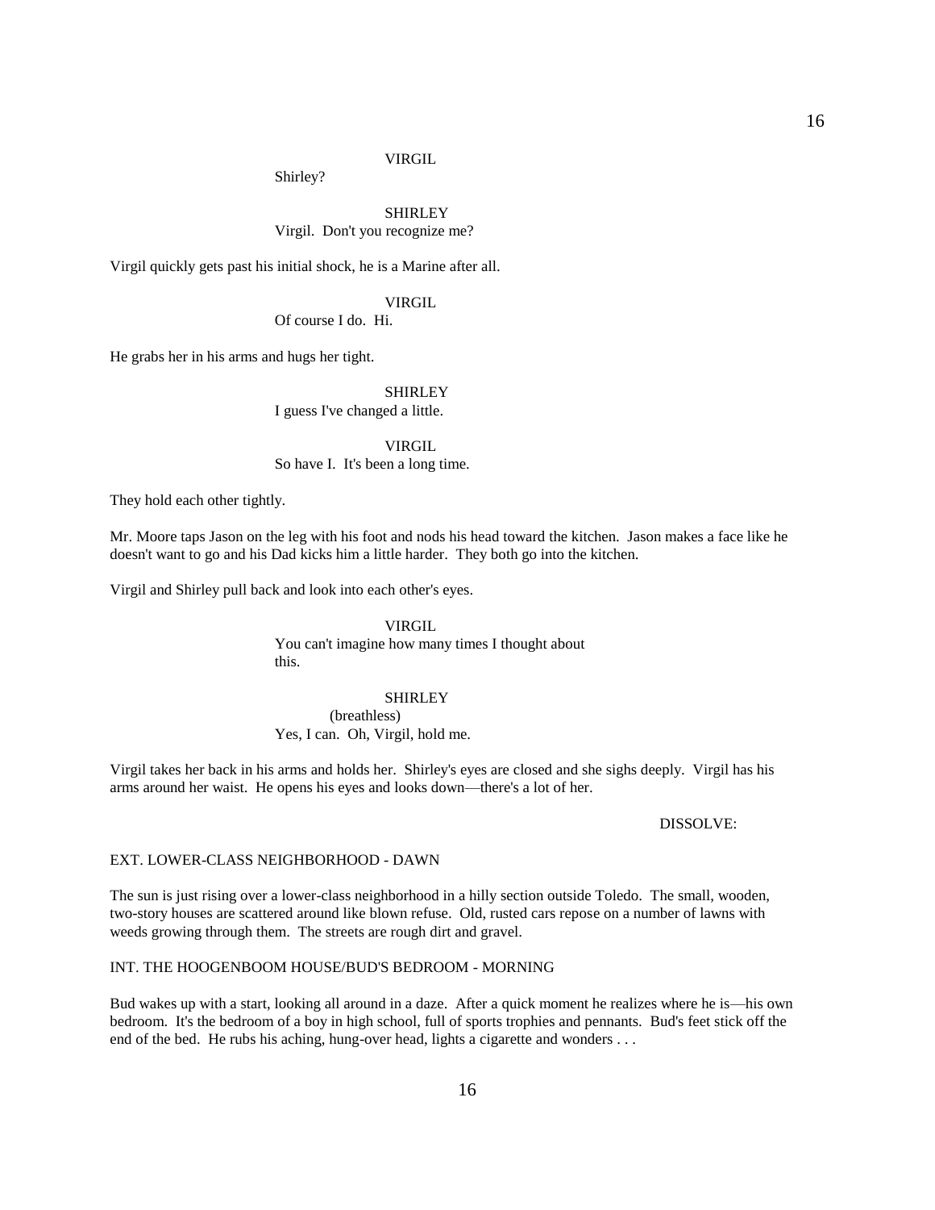VIRGIL

Shirley?

SHIRLEY

Virgil. Don't you recognize me?

Virgil quickly gets past his initial shock, he is a Marine after all.

VIRGIL

Of course I do. Hi.

He grabs her in his arms and hugs her tight.

SHIRLEY

I guess I've changed a little.

VIRGIL

So have I. It's been a long time.

They hold each other tightly.

Mr. Moore taps Jason on the leg with his foot and nods his head toward the kitchen. Jason makes a face like he doesn't want to go and his Dad kicks him a little harder. They both go into the kitchen.

Virgil and Shirley pull back and look into each other's eyes.

VIRGIL

You can't imagine how many times I thought about this.

SHIRLEY

(breathless)

Yes, I can. Oh, Virgil, hold me.

Virgil takes her back in his arms and holds her. Shirley's eyes are closed and she sighs deeply. Virgil has his arms around her waist. He opens his eyes and looks down—there's a lot of her.

DISSOLVE:

EXT. LOWER-CLASS NEIGHBORHOOD - DAWN

The sun is just rising over a lower-class neighborhood in a hilly section outside Toledo. The small, wooden, two-story houses are scattered around like blown refuse. Old, rusted cars repose on a number of lawns with weeds growing through them. The streets are rough dirt and gravel.

INT. THE HOOGENBOOM HOUSE/BUD'S BEDROOM - MORNING

Bud wakes up with a start, looking all around in a daze. After a quick moment he realizes where he is—his own bedroom. It's the bedroom of a boy in high school, full of sports trophies and pennants. Bud's feet stick off the end of the bed. He rubs his aching, hung-over head, lights a cigarette and wonders . . .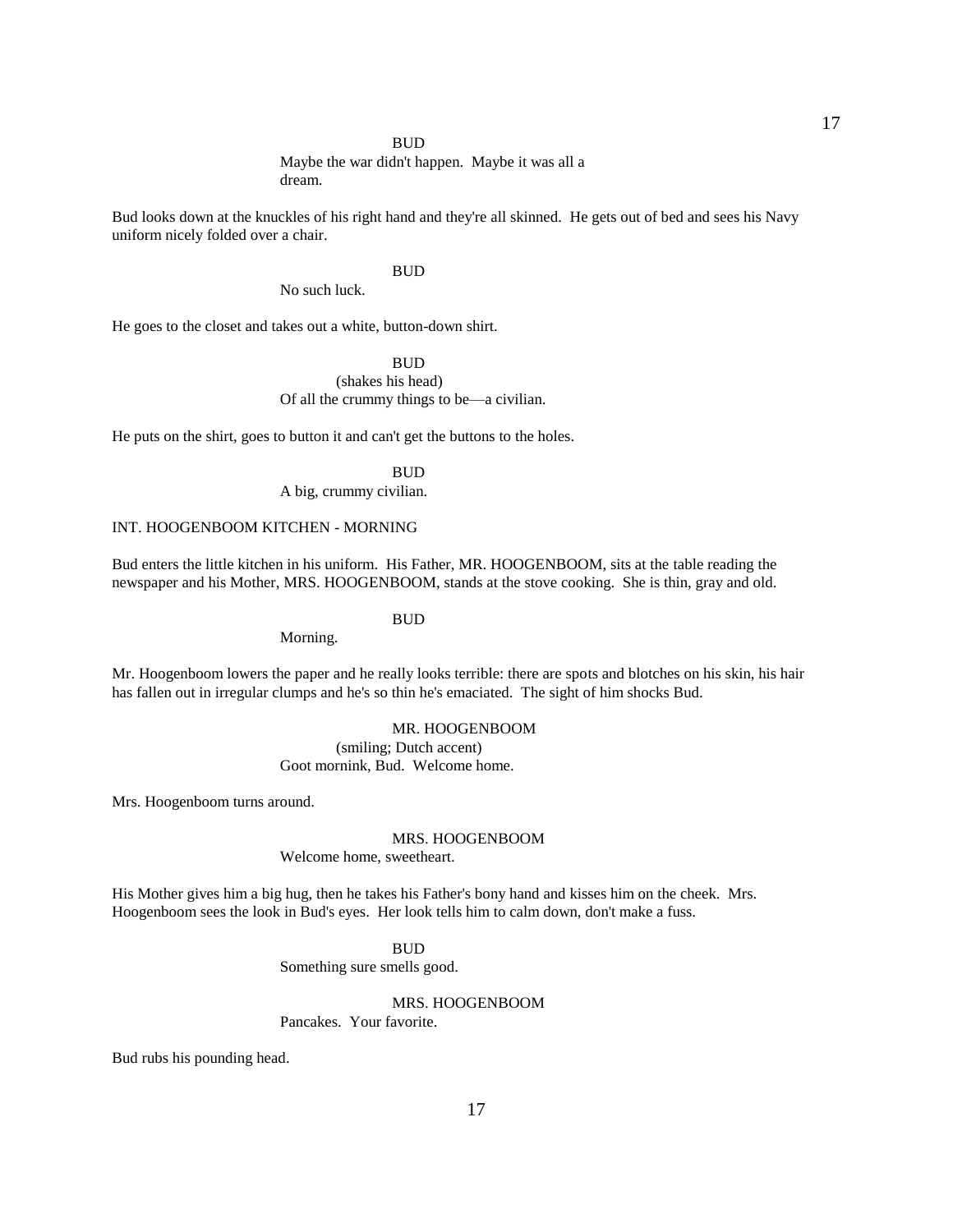BUD

Maybe the war didn't happen. Maybe it was all a dream.

Bud looks down at the knuckles of his right hand and they're all skinned. He gets out of bed and sees his Navy uniform nicely folded over a chair.

BUD

No such luck.

He goes to the closet and takes out a white, button-down shirt.

BUD

(shakes his head)

Of all the crummy things to be—a civilian.

He puts on the shirt, goes to button it and can't get the buttons to the holes.

BUD

A big, crummy civilian.

INT. HOOGENBOOM KITCHEN - MORNING

Bud enters the little kitchen in his uniform. His Father, MR. HOOGENBOOM, sits at the table reading the newspaper and his Mother, MRS. HOOGENBOOM, stands at the stove cooking. She is thin, gray and old.

BUD

Morning.

Mr. Hoogenboom lowers the paper and he really looks terrible: there are spots and blotches on his skin, his hair has fallen out in irregular clumps and he's so thin he's emaciated. The sight of him shocks Bud.

MR. HOOGENBOOM

(smiling; Dutch accent)

Goot mornink, Bud. Welcome home.

Mrs. Hoogenboom turns around.

MRS. HOOGENBOOM

Welcome home, sweetheart.

His Mother gives him a big hug, then he takes his Father's bony hand and kisses him on the cheek. Mrs. Hoogenboom sees the look in Bud's eyes. Her look tells him to calm down, don't make a fuss.

BUD

Something sure smells good.

MRS. HOOGENBOOM

Pancakes. Your favorite.

Bud rubs his pounding head.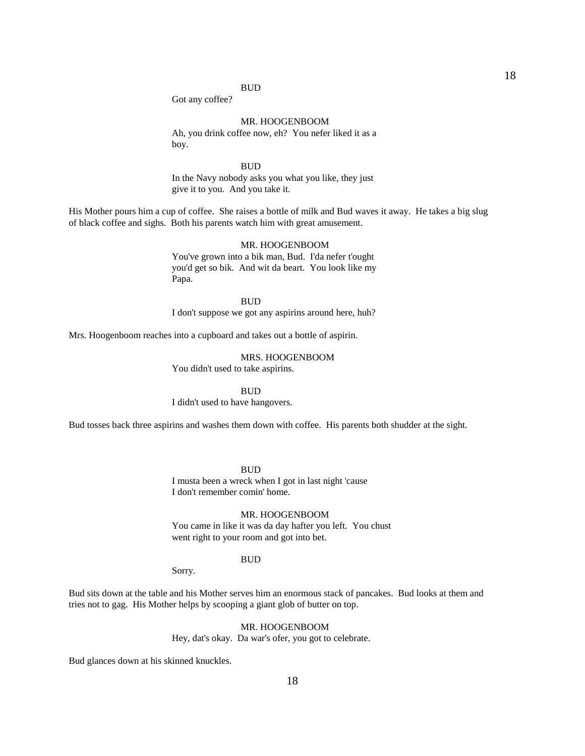BUD

Got any coffee?

MR. HOOGENBOOM

Ah, you drink coffee now, eh? You nefer liked it as a boy.

BUD

In the Navy nobody asks you what you like, they just give it to you. And you take it.

His Mother pours him a cup of coffee. She raises a bottle of milk and Bud waves it away. He takes a big slug of black coffee and sighs. Both his parents watch him with great amusement.

MR. HOOGENBOOM

You've grown into a bik man, Bud. I'da nefer t'ought you'd get so bik. And wit da beart. You look like my Papa.

BUD

I don't suppose we got any aspirins around here, huh?

Mrs. Hoogenboom reaches into a cupboard and takes out a bottle of aspirin.

MRS. HOOGENBOOM

You didn't used to take aspirins.

BUD

I didn't used to have hangovers.

Bud tosses back three aspirins and washes them down with coffee. His parents both shudder at the sight.

BUD

I musta been a wreck when I got in last night 'cause I don't remember comin' home.

MR. HOOGENBOOM

You came in like it was da day hafter you left. You chust went right to your room and got into bet.

BUD

Sorry.

Bud sits down at the table and his Mother serves him an enormous stack of pancakes. Bud looks at them and tries not to gag. His Mother helps by scooping a giant glob of butter on top.

MR. HOOGENBOOM

Hey, dat's okay. Da war's ofer, you got to celebrate.

Bud glances down at his skinned knuckles.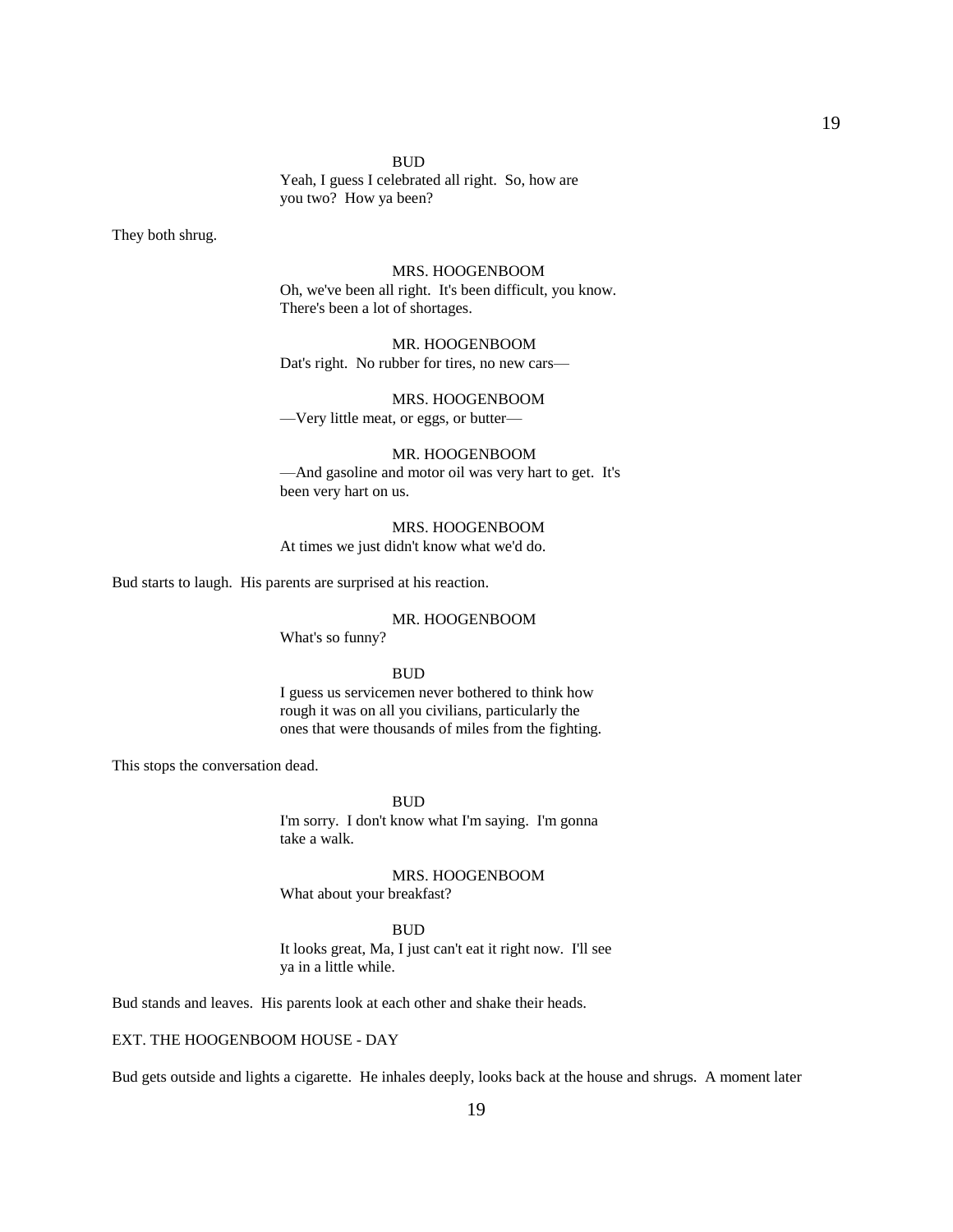BUD
Yeah, I guess I celebrated all right. So, how are you two? How ya been?

They both shrug.

MRS. HOOGENBOOM
Oh, we've been all right. It's been difficult, you know. There's been a lot of shortages.

MR. HOOGENBOOM
Dat's right. No rubber for tires, no new cars—

MRS. HOOGENBOOM
—Very little meat, or eggs, or butter—

MR. HOOGENBOOM
—And gasoline and motor oil was very hart to get. It's been very hart on us.

MRS. HOOGENBOOM
At times we just didn't know what we'd do.

Bud starts to laugh. His parents are surprised at his reaction.

MR. HOOGENBOOM
What's so funny?

BUD
I guess us servicemen never bothered to think how rough it was on all you civilians, particularly the ones that were thousands of miles from the fighting.

This stops the conversation dead.

BUD
I'm sorry. I don't know what I'm saying. I'm gonna take a walk.

MRS. HOOGENBOOM
What about your breakfast?

BUD
It looks great, Ma, I just can't eat it right now. I'll see ya in a little while.

Bud stands and leaves. His parents look at each other and shake their heads.

EXT. THE HOOGENBOOM HOUSE - DAY

Bud gets outside and lights a cigarette. He inhales deeply, looks back at the house and shrugs. A moment later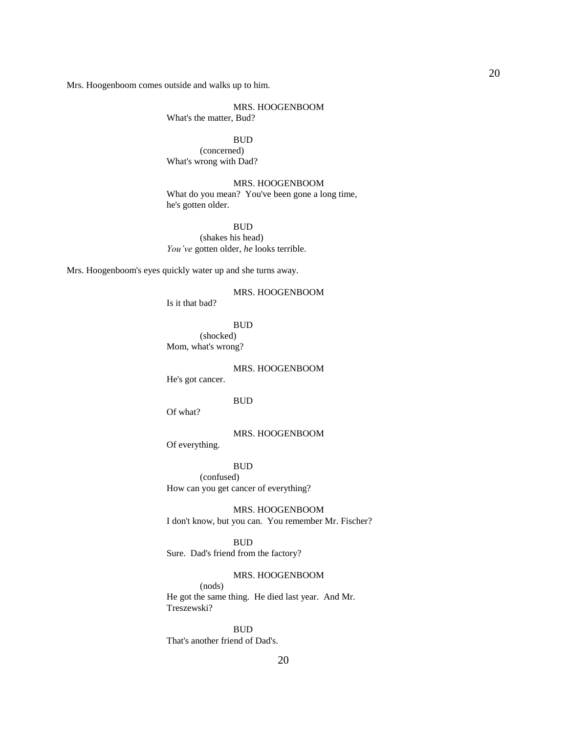Mrs. Hoogenboom comes outside and walks up to him.

MRS. HOOGENBOOM
What's the matter, Bud?

BUD
(concerned)
What's wrong with Dad?

MRS. HOOGENBOOM
What do you mean? You've been gone a long time, he's gotten older.

BUD
(shakes his head)
*You've* gotten older, *he* looks terrible.

Mrs. Hoogenboom's eyes quickly water up and she turns away.

MRS. HOOGENBOOM
Is it that bad?

BUD
(shocked)
Mom, what's wrong?

MRS. HOOGENBOOM
He's got cancer.

BUD
Of what?

MRS. HOOGENBOOM
Of everything.

BUD
(confused)
How can you get cancer of everything?

MRS. HOOGENBOOM
I don't know, but you can. You remember Mr. Fischer?

BUD
Sure. Dad's friend from the factory?

MRS. HOOGENBOOM
(nods)
He got the same thing. He died last year. And Mr. Treszewski?

BUD
That's another friend of Dad's.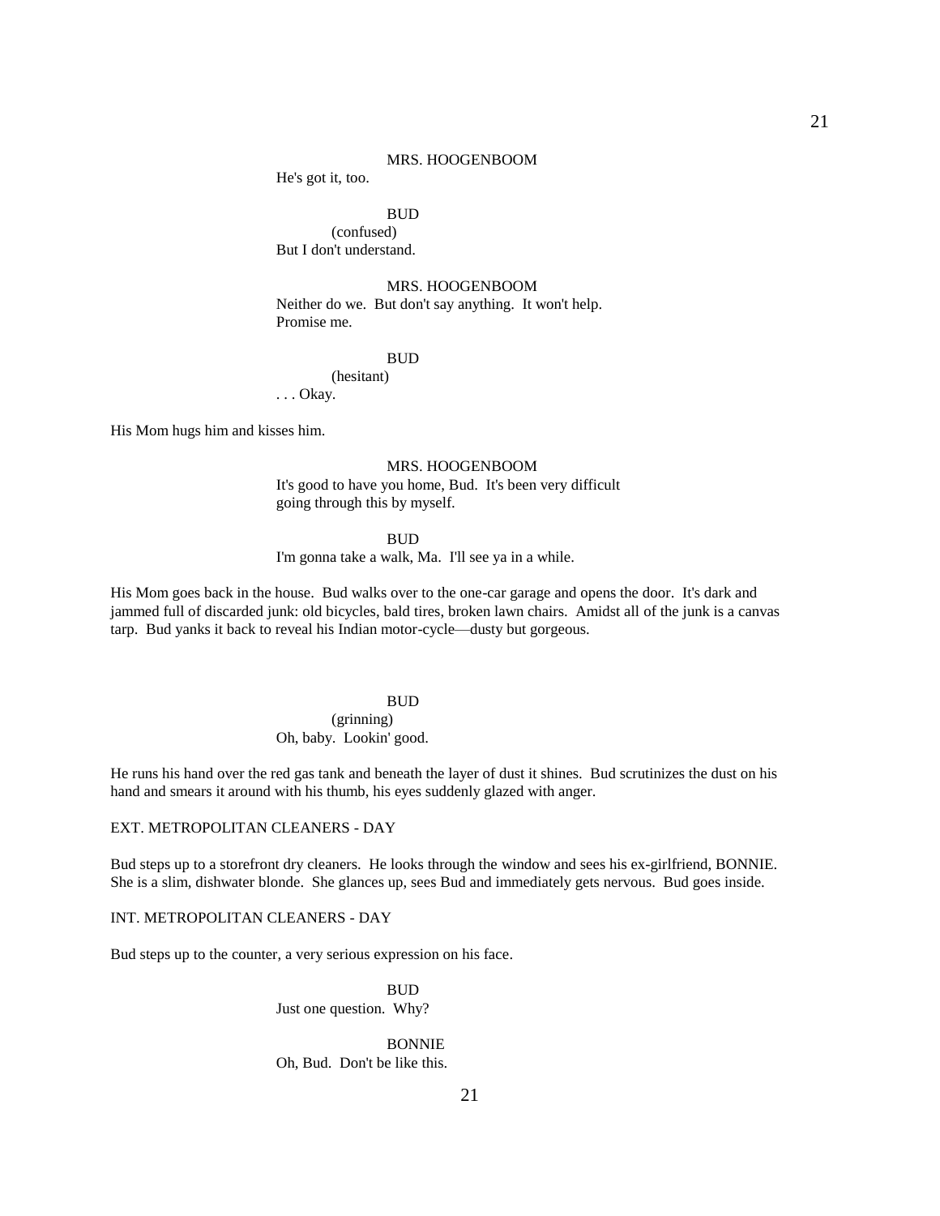MRS. HOOGENBOOM

He's got it, too.

BUD

(confused)

But I don't understand.

MRS. HOOGENBOOM

Neither do we. But don't say anything. It won't help. Promise me.

BUD

(hesitant)

. . . Okay.

His Mom hugs him and kisses him.

MRS. HOOGENBOOM

It's good to have you home, Bud. It's been very difficult going through this by myself.

BUD

I'm gonna take a walk, Ma. I'll see ya in a while.

His Mom goes back in the house. Bud walks over to the one-car garage and opens the door. It's dark and jammed full of discarded junk: old bicycles, bald tires, broken lawn chairs. Amidst all of the junk is a canvas tarp. Bud yanks it back to reveal his Indian motor-cycle—dusty but gorgeous.

BUD

(grinning)

Oh, baby. Lookin' good.

He runs his hand over the red gas tank and beneath the layer of dust it shines. Bud scrutinizes the dust on his hand and smears it around with his thumb, his eyes suddenly glazed with anger.

EXT. METROPOLITAN CLEANERS - DAY

Bud steps up to a storefront dry cleaners. He looks through the window and sees his ex-girlfriend, BONNIE. She is a slim, dishwater blonde. She glances up, sees Bud and immediately gets nervous. Bud goes inside.

INT. METROPOLITAN CLEANERS - DAY

Bud steps up to the counter, a very serious expression on his face.

BUD

Just one question. Why?

BONNIE

Oh, Bud. Don't be like this.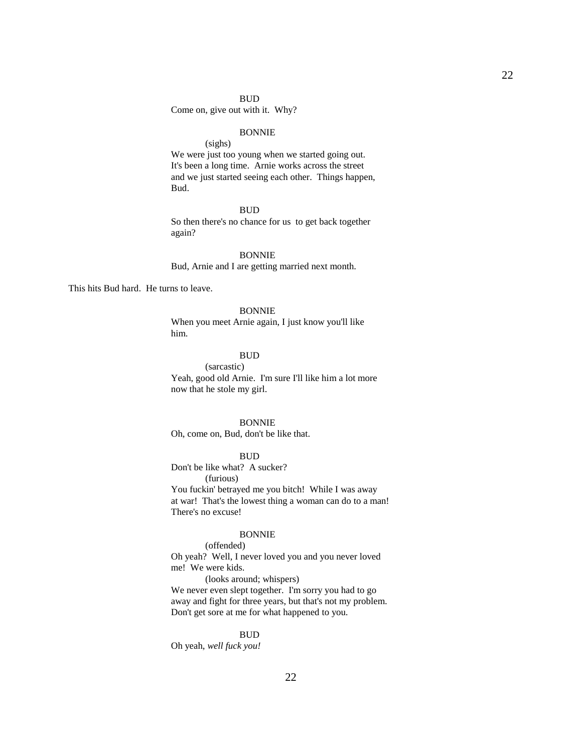BUD
Come on, give out with it. Why?

BONNIE
(sighs)
We were just too young when we started going out. It's been a long time. Arnie works across the street and we just started seeing each other. Things happen, Bud.

BUD
So then there's no chance for us to get back together again?

BONNIE
Bud, Arnie and I are getting married next month.

This hits Bud hard. He turns to leave.

BONNIE
When you meet Arnie again, I just know you'll like him.

BUD
(sarcastic)
Yeah, good old Arnie. I'm sure I'll like him a lot more now that he stole my girl.

BONNIE
Oh, come on, Bud, don't be like that.

BUD
Don't be like what? A sucker?
(furious)
You fuckin' betrayed me you bitch! While I was away at war! That's the lowest thing a woman can do to a man! There's no excuse!

BONNIE
(offended)
Oh yeah? Well, I never loved you and you never loved me! We were kids.
(looks around; whispers)
We never even slept together. I'm sorry you had to go away and fight for three years, but that's not my problem. Don't get sore at me for what happened to you.

BUD
Oh yeah, *well fuck you!*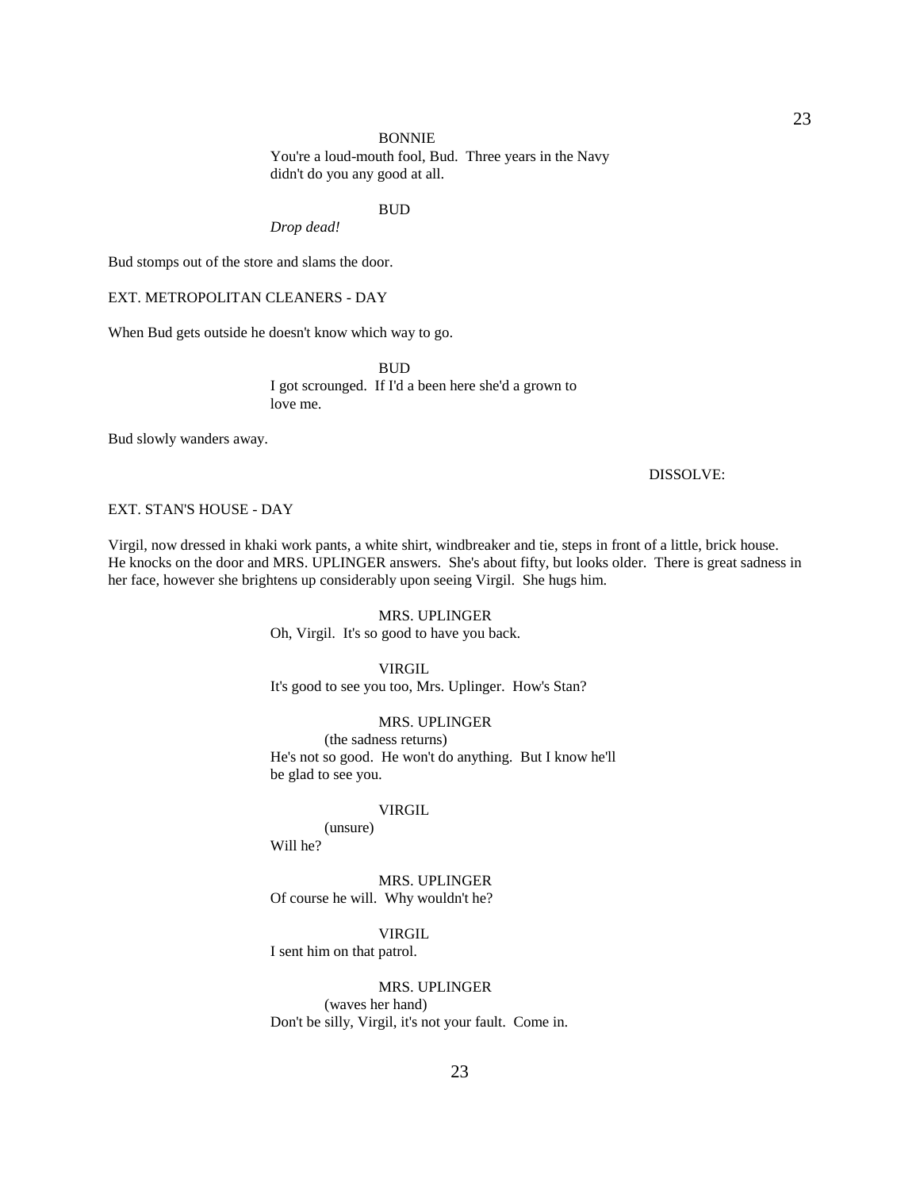BONNIE
You're a loud-mouth fool, Bud. Three years in the Navy didn't do you any good at all.

BUD
*Drop dead!*

Bud stomps out of the store and slams the door.

EXT. METROPOLITAN CLEANERS - DAY

When Bud gets outside he doesn't know which way to go.

BUD
I got scrounged. If I'd a been here she'd a grown to love me.

Bud slowly wanders away.

DISSOLVE:

EXT. STAN'S HOUSE - DAY

Virgil, now dressed in khaki work pants, a white shirt, windbreaker and tie, steps in front of a little, brick house. He knocks on the door and MRS. UPLINGER answers. She's about fifty, but looks older. There is great sadness in her face, however she brightens up considerably upon seeing Virgil. She hugs him.

MRS. UPLINGER
Oh, Virgil. It's so good to have you back.

VIRGIL
It's good to see you too, Mrs. Uplinger. How's Stan?

MRS. UPLINGER
(the sadness returns)
He's not so good. He won't do anything. But I know he'll be glad to see you.

VIRGIL
(unsure)
Will he?

MRS. UPLINGER
Of course he will. Why wouldn't he?

VIRGIL
I sent him on that patrol.

MRS. UPLINGER
(waves her hand)
Don't be silly, Virgil, it's not your fault. Come in.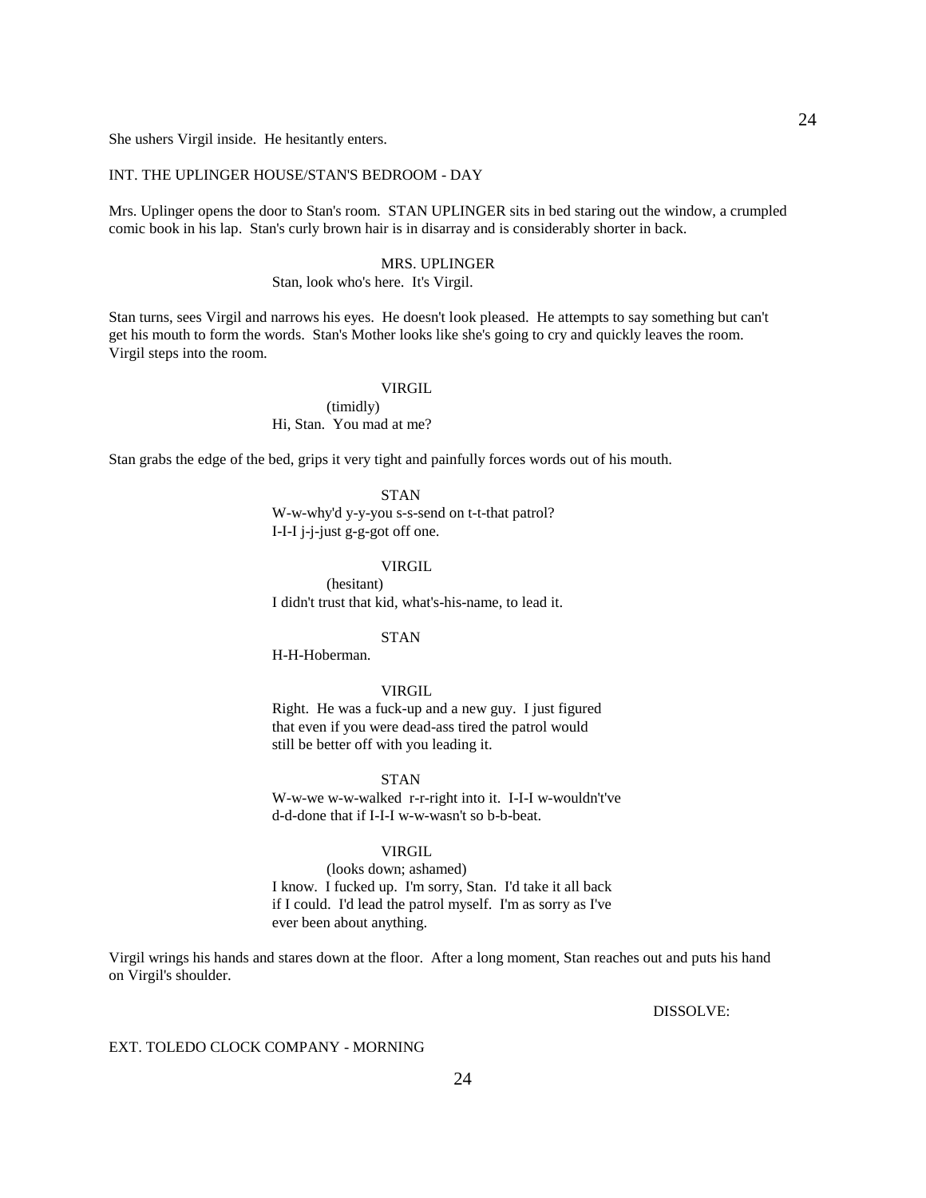She ushers Virgil inside. He hesitantly enters.

INT. THE UPLINGER HOUSE/STAN'S BEDROOM - DAY

Mrs. Uplinger opens the door to Stan's room. STAN UPLINGER sits in bed staring out the window, a crumpled comic book in his lap. Stan's curly brown hair is in disarray and is considerably shorter in back.

MRS. UPLINGER
Stan, look who's here. It's Virgil.

Stan turns, sees Virgil and narrows his eyes. He doesn't look pleased. He attempts to say something but can't get his mouth to form the words. Stan's Mother looks like she's going to cry and quickly leaves the room. Virgil steps into the room.

VIRGIL
(timidly)
Hi, Stan. You mad at me?

Stan grabs the edge of the bed, grips it very tight and painfully forces words out of his mouth.

STAN
W-w-why'd y-y-you s-s-send on t-t-that patrol? I-I-I j-j-just g-g-got off one.

VIRGIL
(hesitant)
I didn't trust that kid, what's-his-name, to lead it.

STAN
H-H-Hoberman.

VIRGIL
Right. He was a fuck-up and a new guy. I just figured that even if you were dead-ass tired the patrol would still be better off with you leading it.

STAN
W-w-we w-w-walked r-r-right into it. I-I-I w-wouldn't've d-d-done that if I-I-I w-w-wasn't so b-b-beat.

VIRGIL
(looks down; ashamed)
I know. I fucked up. I'm sorry, Stan. I'd take it all back if I could. I'd lead the patrol myself. I'm as sorry as I've ever been about anything.

Virgil wrings his hands and stares down at the floor. After a long moment, Stan reaches out and puts his hand on Virgil's shoulder.

DISSOLVE:

EXT. TOLEDO CLOCK COMPANY - MORNING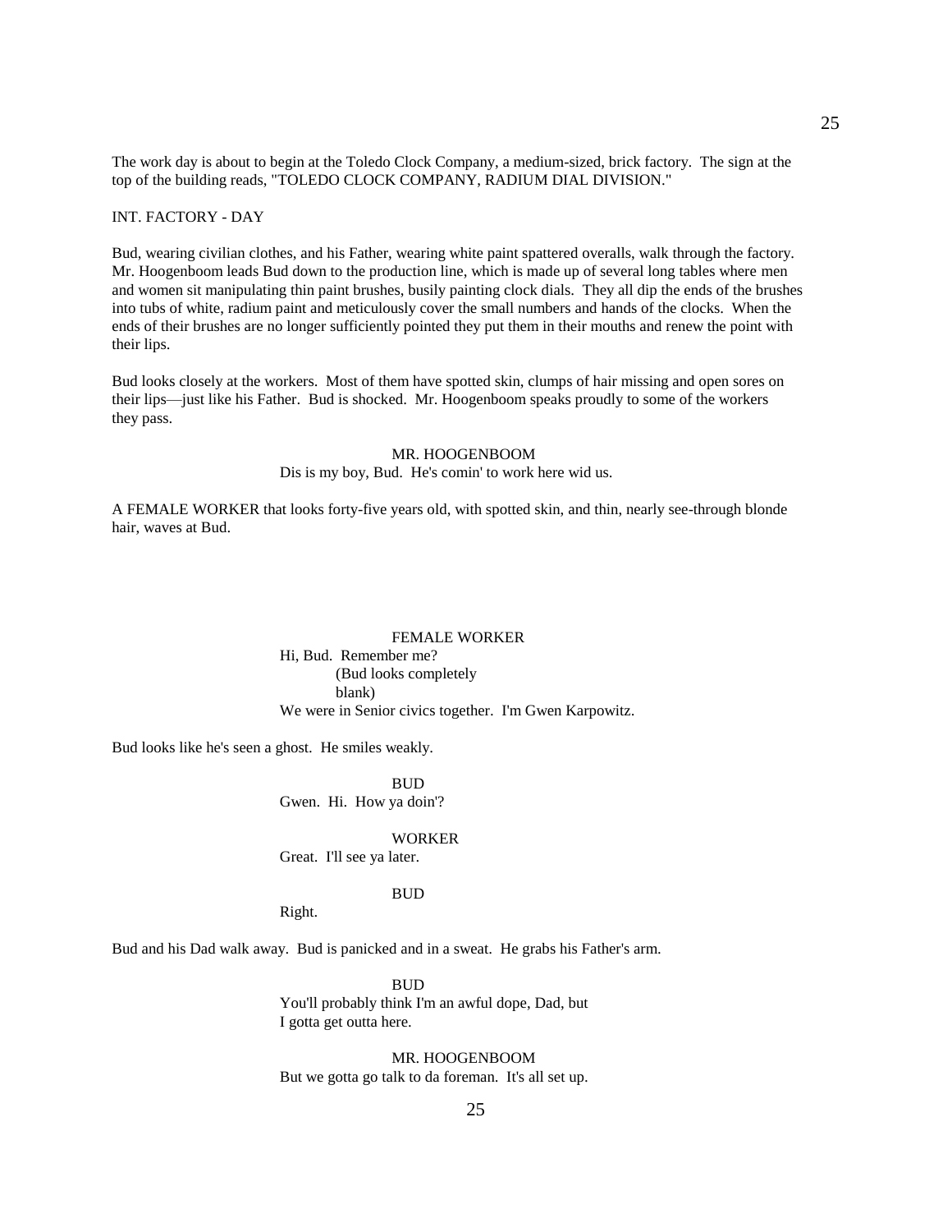The work day is about to begin at the Toledo Clock Company, a medium-sized, brick factory. The sign at the top of the building reads, "TOLEDO CLOCK COMPANY, RADIUM DIAL DIVISION."

INT. FACTORY - DAY

Bud, wearing civilian clothes, and his Father, wearing white paint spattered overalls, walk through the factory. Mr. Hoogenboom leads Bud down to the production line, which is made up of several long tables where men and women sit manipulating thin paint brushes, busily painting clock dials. They all dip the ends of the brushes into tubs of white, radium paint and meticulously cover the small numbers and hands of the clocks. When the ends of their brushes are no longer sufficiently pointed they put them in their mouths and renew the point with their lips.

Bud looks closely at the workers. Most of them have spotted skin, clumps of hair missing and open sores on their lips—just like his Father. Bud is shocked. Mr. Hoogenboom speaks proudly to some of the workers they pass.

MR. HOOGENBOOM
Dis is my boy, Bud. He's comin' to work here wid us.

A FEMALE WORKER that looks forty-five years old, with spotted skin, and thin, nearly see-through blonde hair, waves at Bud.

FEMALE WORKER
Hi, Bud. Remember me?
(Bud looks completely blank)
We were in Senior civics together. I'm Gwen Karpowitz.

Bud looks like he's seen a ghost. He smiles weakly.

BUD
Gwen. Hi. How ya doin'?

WORKER
Great. I'll see ya later.

BUD
Right.

Bud and his Dad walk away. Bud is panicked and in a sweat. He grabs his Father's arm.

BUD
You'll probably think I'm an awful dope, Dad, but I gotta get outta here.

MR. HOOGENBOOM
But we gotta go talk to da foreman. It's all set up.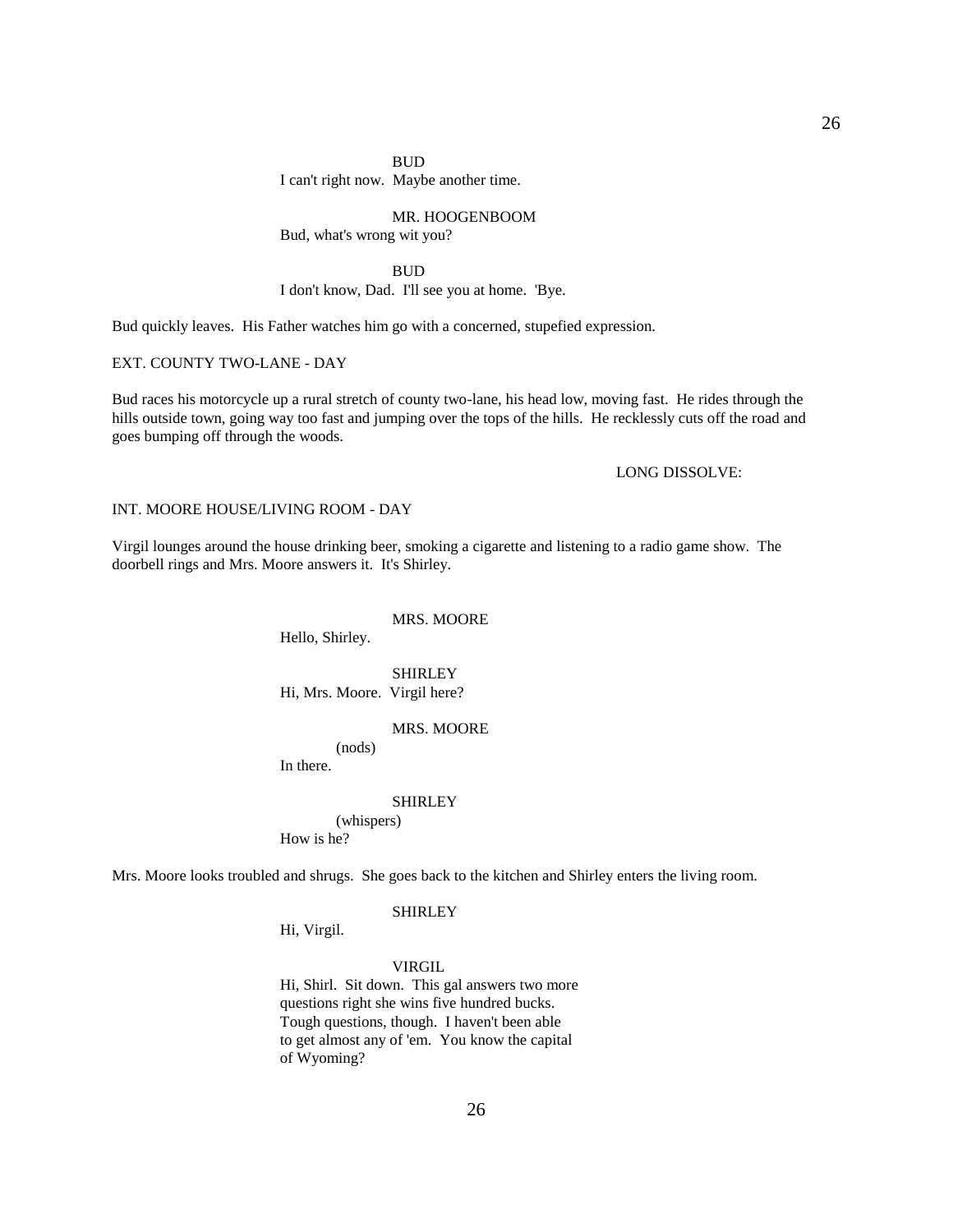BUD

I can't right now.  Maybe another time.

MR. HOOGENBOOM

Bud, what's wrong wit you?

BUD

I don't know, Dad.  I'll see you at home.  'Bye.

Bud quickly leaves.  His Father watches him go with a concerned, stupefied expression.

EXT. COUNTY TWO-LANE - DAY

Bud races his motorcycle up a rural stretch of county two-lane, his head low, moving fast.  He rides through the hills outside town, going way too fast and jumping over the tops of the hills.  He recklessly cuts off the road and goes bumping off through the woods.

LONG DISSOLVE:

INT. MOORE HOUSE/LIVING ROOM - DAY

Virgil lounges around the house drinking beer, smoking a cigarette and listening to a radio game show.  The doorbell rings and Mrs. Moore answers it.  It's Shirley.

MRS. MOORE

Hello, Shirley.

SHIRLEY

Hi, Mrs. Moore.  Virgil here?

MRS. MOORE

(nods)

In there.

SHIRLEY

(whispers)

How is he?

Mrs. Moore looks troubled and shrugs.  She goes back to the kitchen and Shirley enters the living room.

SHIRLEY

Hi, Virgil.

VIRGIL

Hi, Shirl.  Sit down.  This gal answers two more questions right she wins five hundred bucks.  Tough questions, though.  I haven't been able to get almost any of 'em.  You know the capital of Wyoming?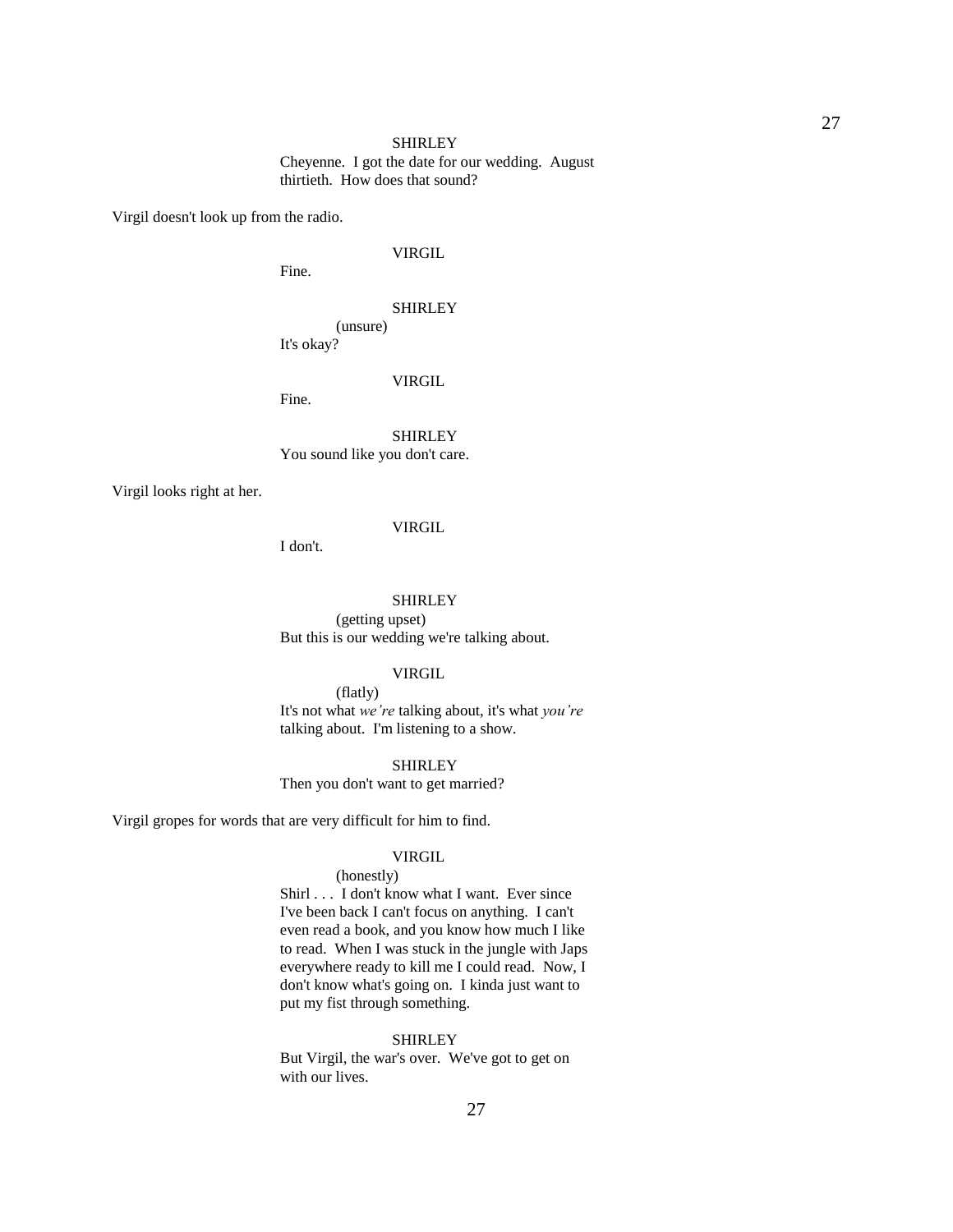SHIRLEY

Cheyenne. I got the date for our wedding. August thirtieth. How does that sound?

Virgil doesn't look up from the radio.

VIRGIL

Fine.

SHIRLEY

(unsure)

It's okay?

VIRGIL

Fine.

SHIRLEY

You sound like you don't care.

Virgil looks right at her.

VIRGIL

I don't.

SHIRLEY

(getting upset)

But this is our wedding we're talking about.

VIRGIL

(flatly)

It's not what *we're* talking about, it's what *you're* talking about. I'm listening to a show.

SHIRLEY

Then you don't want to get married?

Virgil gropes for words that are very difficult for him to find.

VIRGIL

(honestly)

Shirl . . . I don't know what I want. Ever since I've been back I can't focus on anything. I can't even read a book, and you know how much I like to read. When I was stuck in the jungle with Japs everywhere ready to kill me I could read. Now, I don't know what's going on. I kinda just want to put my fist through something.

SHIRLEY

But Virgil, the war's over. We've got to get on with our lives.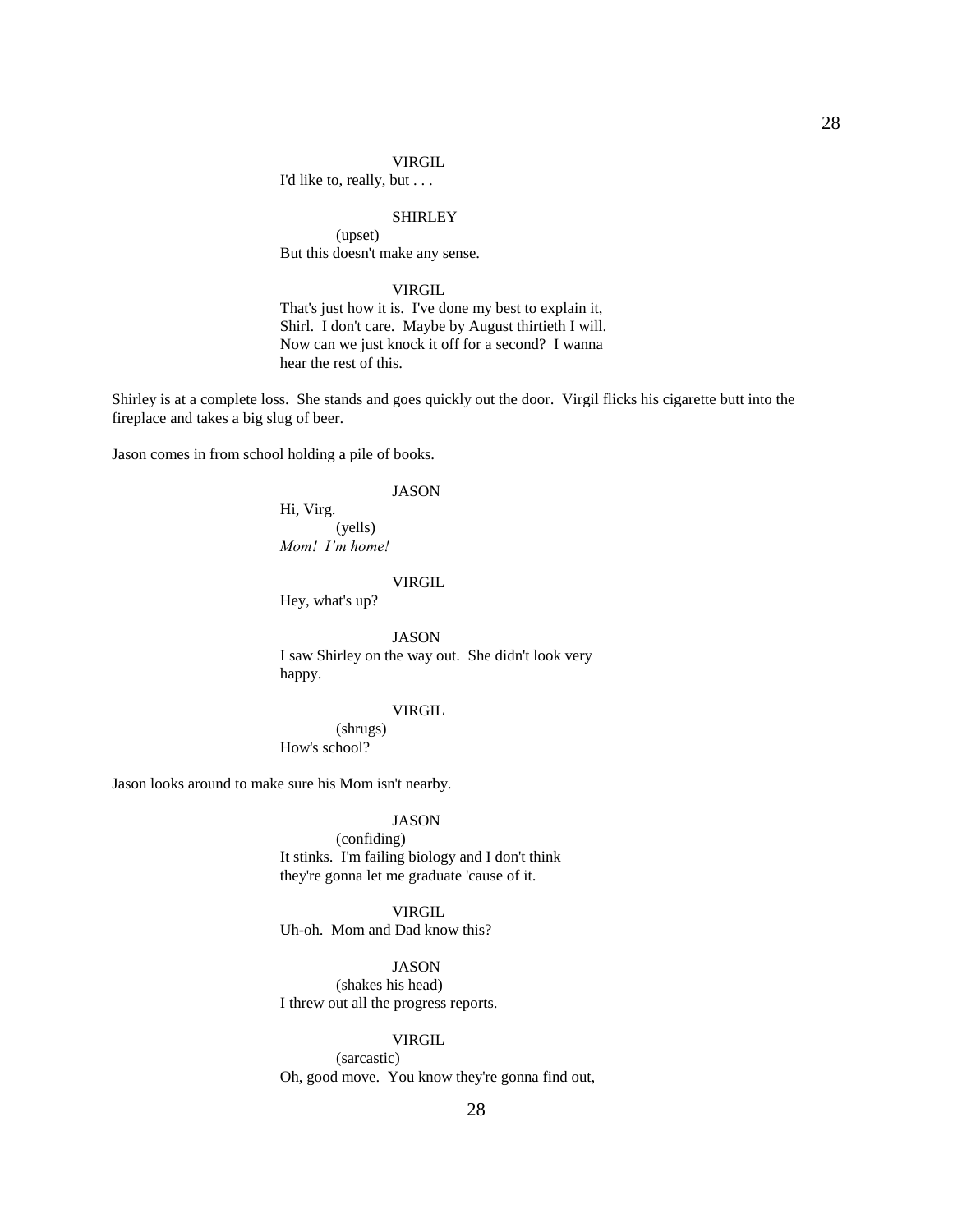VIRGIL

I'd like to, really, but . . .

SHIRLEY

(upset)

But this doesn't make any sense.

VIRGIL

That's just how it is. I've done my best to explain it, Shirl. I don't care. Maybe by August thirtieth I will. Now can we just knock it off for a second? I wanna hear the rest of this.

Shirley is at a complete loss. She stands and goes quickly out the door. Virgil flicks his cigarette butt into the fireplace and takes a big slug of beer.

Jason comes in from school holding a pile of books.

JASON

Hi, Virg.

(yells)

*Mom! I'm home!*

VIRGIL

Hey, what's up?

JASON

I saw Shirley on the way out. She didn't look very happy.

VIRGIL

(shrugs)

How's school?

Jason looks around to make sure his Mom isn't nearby.

JASON

(confiding)

It stinks. I'm failing biology and I don't think they're gonna let me graduate 'cause of it.

VIRGIL

Uh-oh. Mom and Dad know this?

JASON

(shakes his head)

I threw out all the progress reports.

VIRGIL

(sarcastic)

Oh, good move. You know they're gonna find out,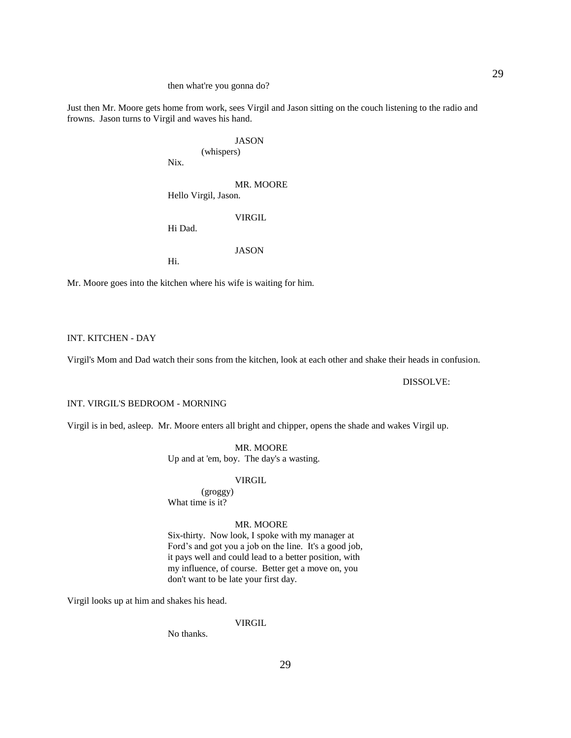then what're you gonna do?

Just then Mr. Moore gets home from work, sees Virgil and Jason sitting on the couch listening to the radio and frowns. Jason turns to Virgil and waves his hand.

JASON
(whispers)
Nix.

MR. MOORE
Hello Virgil, Jason.

VIRGIL
Hi Dad.

JASON
Hi.

Mr. Moore goes into the kitchen where his wife is waiting for him.

INT. KITCHEN - DAY

Virgil's Mom and Dad watch their sons from the kitchen, look at each other and shake their heads in confusion.

DISSOLVE:

INT. VIRGIL'S BEDROOM - MORNING

Virgil is in bed, asleep. Mr. Moore enters all bright and chipper, opens the shade and wakes Virgil up.

MR. MOORE
Up and at 'em, boy. The day's a wasting.

VIRGIL
(groggy)
What time is it?

MR. MOORE
Six-thirty. Now look, I spoke with my manager at Ford's and got you a job on the line. It's a good job, it pays well and could lead to a better position, with my influence, of course. Better get a move on, you don't want to be late your first day.

Virgil looks up at him and shakes his head.

VIRGIL
No thanks.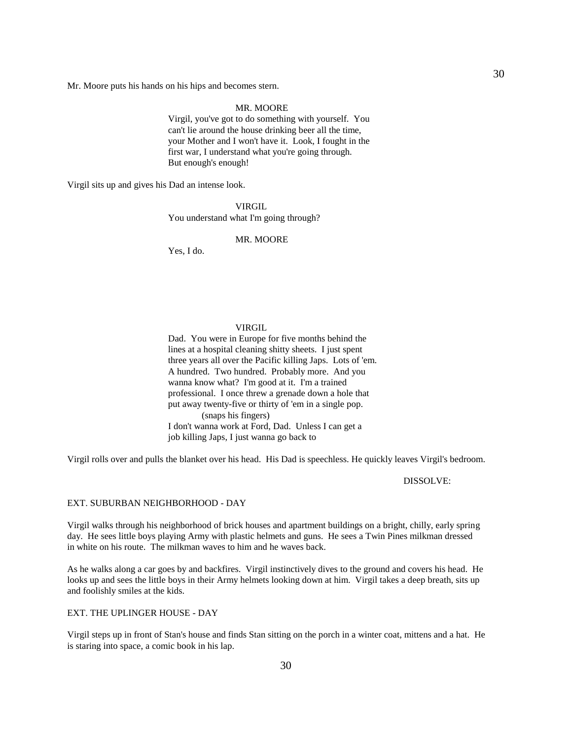Mr. Moore puts his hands on his hips and becomes stern.

MR. MOORE
Virgil, you've got to do something with yourself. You can't lie around the house drinking beer all the time, your Mother and I won't have it. Look, I fought in the first war, I understand what you're going through. But enough's enough!

Virgil sits up and gives his Dad an intense look.

VIRGIL
You understand what I'm going through?

MR. MOORE
Yes, I do.

VIRGIL
Dad. You were in Europe for five months behind the lines at a hospital cleaning shitty sheets. I just spent three years all over the Pacific killing Japs. Lots of 'em. A hundred. Two hundred. Probably more. And you wanna know what? I'm good at it. I'm a trained professional. I once threw a grenade down a hole that put away twenty-five or thirty of 'em in a single pop.
(snaps his fingers)
I don't wanna work at Ford, Dad. Unless I can get a job killing Japs, I just wanna go back to

Virgil rolls over and pulls the blanket over his head. His Dad is speechless. He quickly leaves Virgil's bedroom.

DISSOLVE:

EXT. SUBURBAN NEIGHBORHOOD - DAY

Virgil walks through his neighborhood of brick houses and apartment buildings on a bright, chilly, early spring day. He sees little boys playing Army with plastic helmets and guns. He sees a Twin Pines milkman dressed in white on his route. The milkman waves to him and he waves back.

As he walks along a car goes by and backfires. Virgil instinctively dives to the ground and covers his head. He looks up and sees the little boys in their Army helmets looking down at him. Virgil takes a deep breath, sits up and foolishly smiles at the kids.

EXT. THE UPLINGER HOUSE - DAY

Virgil steps up in front of Stan's house and finds Stan sitting on the porch in a winter coat, mittens and a hat. He is staring into space, a comic book in his lap.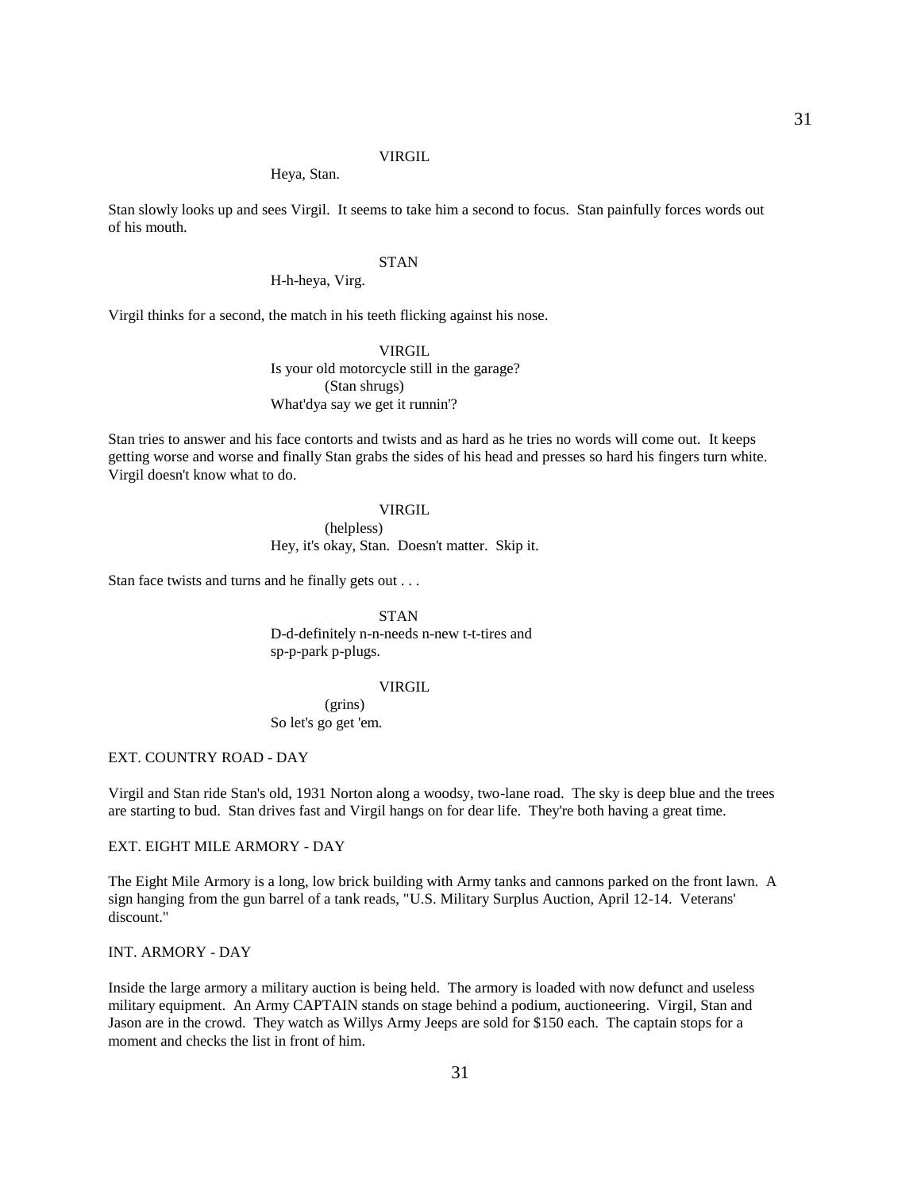VIRGIL

Heya, Stan.

Stan slowly looks up and sees Virgil. It seems to take him a second to focus. Stan painfully forces words out of his mouth.

STAN

H-h-heya, Virg.

Virgil thinks for a second, the match in his teeth flicking against his nose.

VIRGIL

Is your old motorcycle still in the garage?
(Stan shrugs)
What'dya say we get it runnin'?

Stan tries to answer and his face contorts and twists and as hard as he tries no words will come out. It keeps getting worse and worse and finally Stan grabs the sides of his head and presses so hard his fingers turn white. Virgil doesn't know what to do.

VIRGIL

(helpless)
Hey, it's okay, Stan. Doesn't matter. Skip it.

Stan face twists and turns and he finally gets out . . .

STAN

D-d-definitely n-n-needs n-new t-t-tires and sp-p-park p-plugs.

VIRGIL

(grins)
So let's go get 'em.

EXT. COUNTRY ROAD - DAY

Virgil and Stan ride Stan's old, 1931 Norton along a woodsy, two-lane road. The sky is deep blue and the trees are starting to bud. Stan drives fast and Virgil hangs on for dear life. They're both having a great time.

EXT. EIGHT MILE ARMORY - DAY

The Eight Mile Armory is a long, low brick building with Army tanks and cannons parked on the front lawn. A sign hanging from the gun barrel of a tank reads, "U.S. Military Surplus Auction, April 12-14. Veterans' discount."

INT. ARMORY - DAY

Inside the large armory a military auction is being held. The armory is loaded with now defunct and useless military equipment. An Army CAPTAIN stands on stage behind a podium, auctioneering. Virgil, Stan and Jason are in the crowd. They watch as Willys Army Jeeps are sold for $150 each. The captain stops for a moment and checks the list in front of him.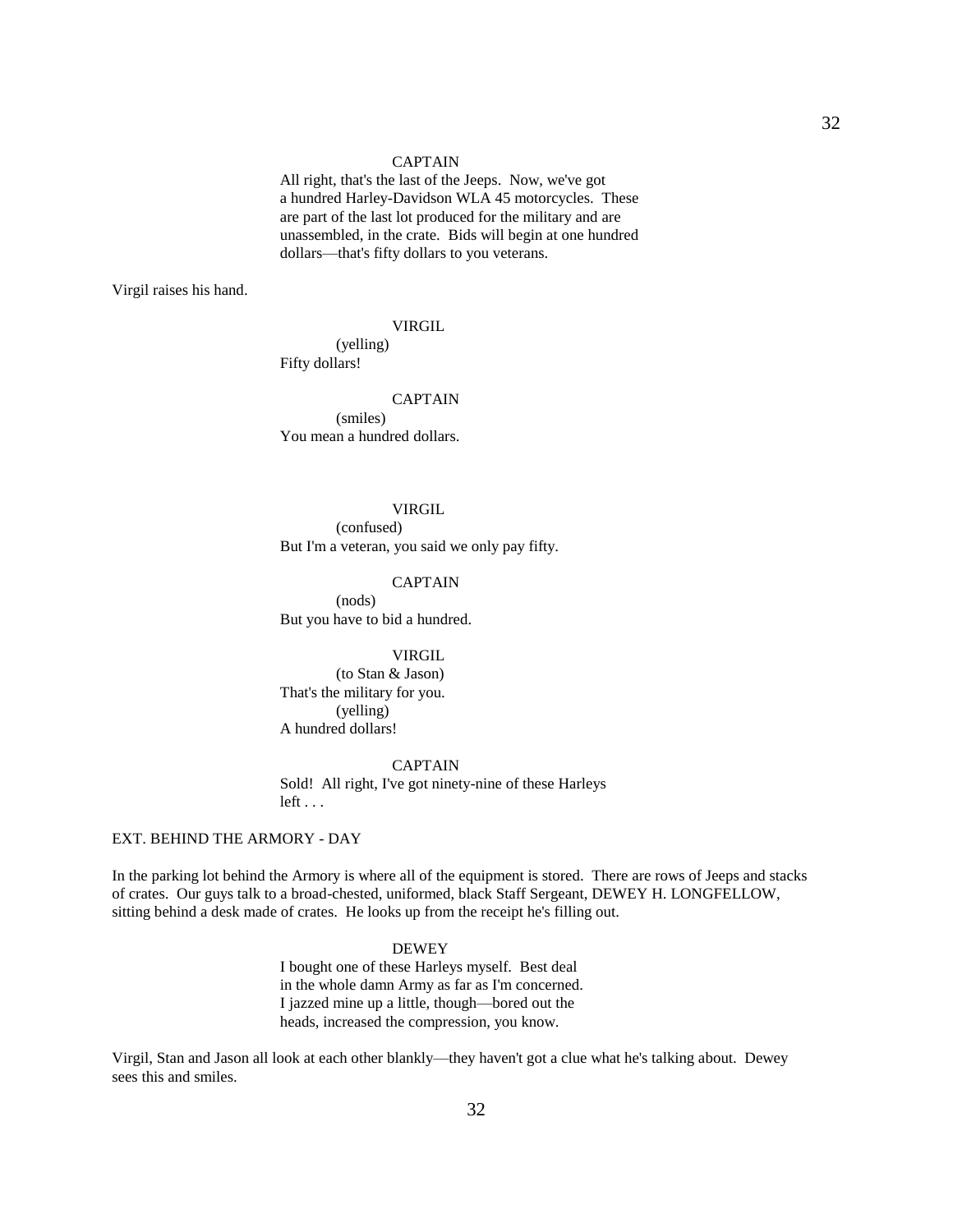CAPTAIN

All right, that's the last of the Jeeps. Now, we've got a hundred Harley-Davidson WLA 45 motorcycles. These are part of the last lot produced for the military and are unassembled, in the crate. Bids will begin at one hundred dollars—that's fifty dollars to you veterans.

Virgil raises his hand.

VIRGIL

(yelling)

Fifty dollars!

CAPTAIN

(smiles)

You mean a hundred dollars.

VIRGIL

(confused)

But I'm a veteran, you said we only pay fifty.

CAPTAIN

(nods)

But you have to bid a hundred.

VIRGIL

(to Stan & Jason)

That's the military for you.

(yelling)

A hundred dollars!

CAPTAIN

Sold! All right, I've got ninety-nine of these Harleys left . . .

EXT. BEHIND THE ARMORY - DAY

In the parking lot behind the Armory is where all of the equipment is stored. There are rows of Jeeps and stacks of crates. Our guys talk to a broad-chested, uniformed, black Staff Sergeant, DEWEY H. LONGFELLOW, sitting behind a desk made of crates. He looks up from the receipt he's filling out.

DEWEY

I bought one of these Harleys myself. Best deal in the whole damn Army as far as I'm concerned. I jazzed mine up a little, though—bored out the heads, increased the compression, you know.

Virgil, Stan and Jason all look at each other blankly—they haven't got a clue what he's talking about. Dewey sees this and smiles.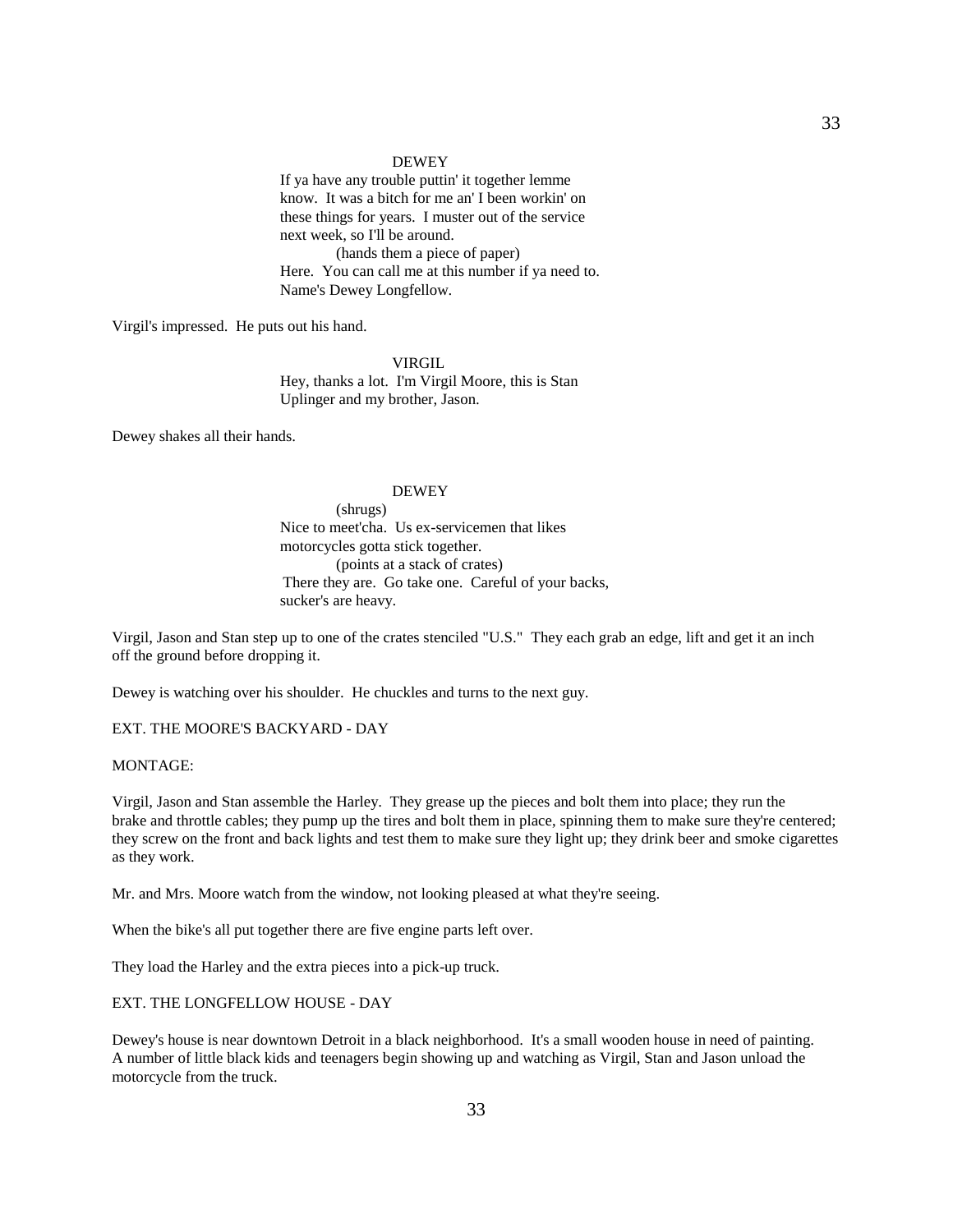DEWEY

If ya have any trouble puttin' it together lemme know. It was a bitch for me an' I been workin' on these things for years. I muster out of the service next week, so I'll be around.

(hands them a piece of paper)

Here. You can call me at this number if ya need to. Name's Dewey Longfellow.

Virgil's impressed. He puts out his hand.

VIRGIL

Hey, thanks a lot. I'm Virgil Moore, this is Stan Uplinger and my brother, Jason.

Dewey shakes all their hands.

DEWEY

(shrugs)

Nice to meet'cha. Us ex-servicemen that likes motorcycles gotta stick together.

(points at a stack of crates)

There they are. Go take one. Careful of your backs, sucker's are heavy.

Virgil, Jason and Stan step up to one of the crates stenciled "U.S." They each grab an edge, lift and get it an inch off the ground before dropping it.

Dewey is watching over his shoulder. He chuckles and turns to the next guy.

EXT. THE MOORE'S BACKYARD - DAY

MONTAGE:

Virgil, Jason and Stan assemble the Harley. They grease up the pieces and bolt them into place; they run the brake and throttle cables; they pump up the tires and bolt them in place, spinning them to make sure they're centered; they screw on the front and back lights and test them to make sure they light up; they drink beer and smoke cigarettes as they work.

Mr. and Mrs. Moore watch from the window, not looking pleased at what they're seeing.

When the bike's all put together there are five engine parts left over.

They load the Harley and the extra pieces into a pick-up truck.

EXT. THE LONGFELLOW HOUSE - DAY

Dewey's house is near downtown Detroit in a black neighborhood. It's a small wooden house in need of painting. A number of little black kids and teenagers begin showing up and watching as Virgil, Stan and Jason unload the motorcycle from the truck.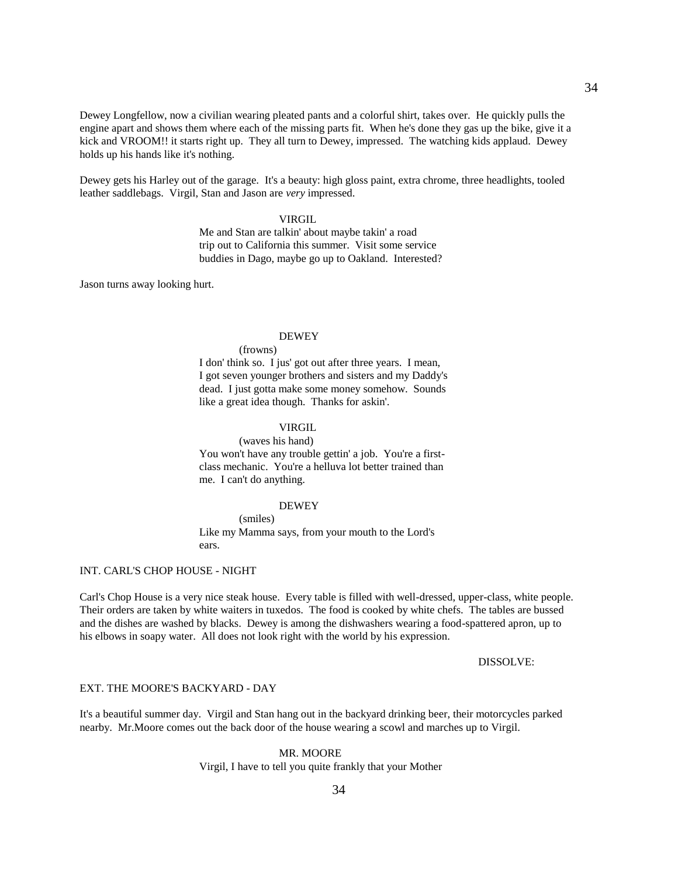Dewey Longfellow, now a civilian wearing pleated pants and a colorful shirt, takes over. He quickly pulls the engine apart and shows them where each of the missing parts fit. When he's done they gas up the bike, give it a kick and VROOM!! it starts right up. They all turn to Dewey, impressed. The watching kids applaud. Dewey holds up his hands like it's nothing.

Dewey gets his Harley out of the garage. It's a beauty: high gloss paint, extra chrome, three headlights, tooled leather saddlebags. Virgil, Stan and Jason are *very* impressed.

VIRGIL

Me and Stan are talkin' about maybe takin' a road trip out to California this summer. Visit some service buddies in Dago, maybe go up to Oakland. Interested?

Jason turns away looking hurt.

DEWEY

(frowns)

I don' think so. I jus' got out after three years. I mean, I got seven younger brothers and sisters and my Daddy's dead. I just gotta make some money somehow. Sounds like a great idea though. Thanks for askin'.

VIRGIL

(waves his hand)

You won't have any trouble gettin' a job. You're a first-class mechanic. You're a helluva lot better trained than me. I can't do anything.

DEWEY

(smiles)

Like my Mamma says, from your mouth to the Lord's ears.

INT. CARL'S CHOP HOUSE - NIGHT

Carl's Chop House is a very nice steak house. Every table is filled with well-dressed, upper-class, white people. Their orders are taken by white waiters in tuxedos. The food is cooked by white chefs. The tables are bussed and the dishes are washed by blacks. Dewey is among the dishwashers wearing a food-spattered apron, up to his elbows in soapy water. All does not look right with the world by his expression.

DISSOLVE:

EXT. THE MOORE'S BACKYARD - DAY

It's a beautiful summer day. Virgil and Stan hang out in the backyard drinking beer, their motorcycles parked nearby. Mr.Moore comes out the back door of the house wearing a scowl and marches up to Virgil.

MR. MOORE

Virgil, I have to tell you quite frankly that your Mother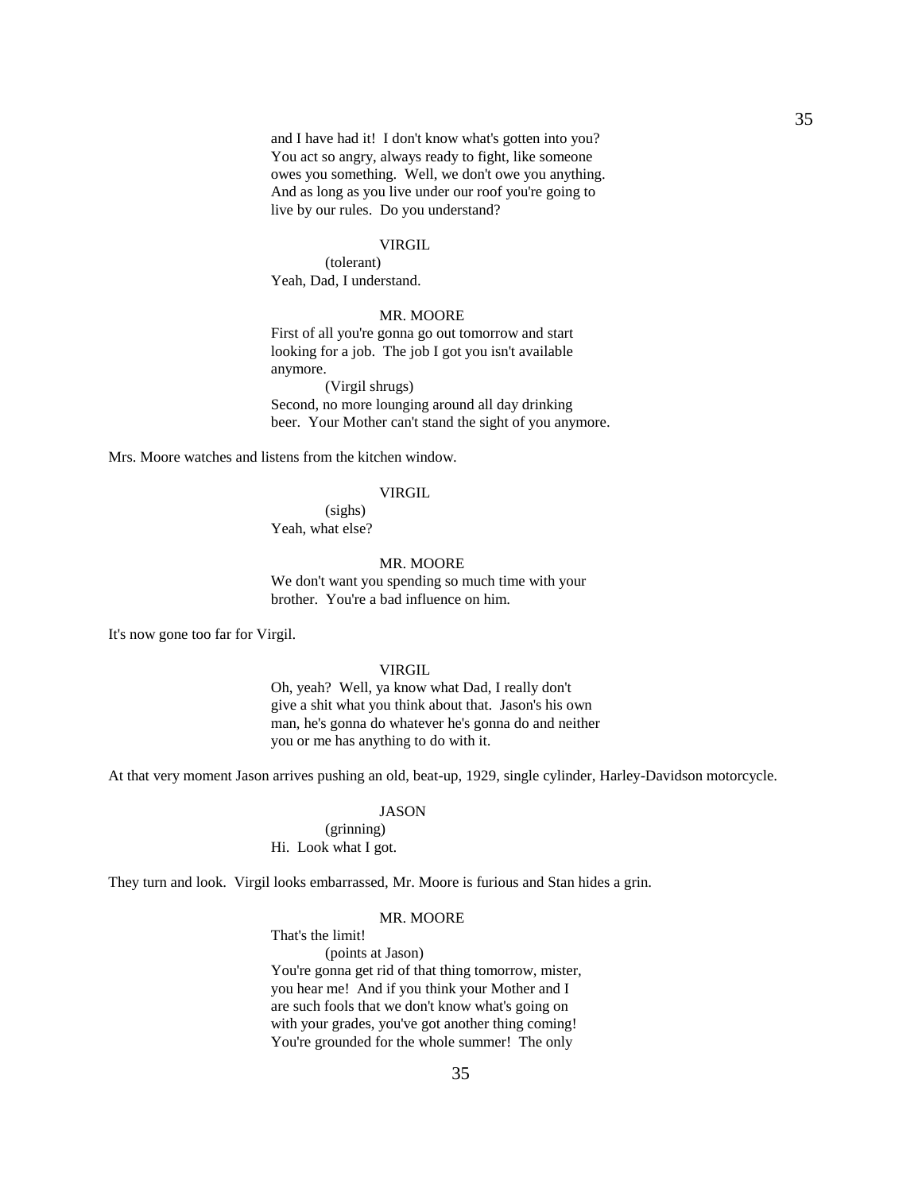and I have had it! I don't know what's gotten into you? You act so angry, always ready to fight, like someone owes you something. Well, we don't owe you anything. And as long as you live under our roof you're going to live by our rules. Do you understand?

VIRGIL

(tolerant)

Yeah, Dad, I understand.

MR. MOORE

First of all you're gonna go out tomorrow and start looking for a job. The job I got you isn't available anymore.

(Virgil shrugs)

Second, no more lounging around all day drinking beer. Your Mother can't stand the sight of you anymore.

Mrs. Moore watches and listens from the kitchen window.

VIRGIL

(sighs)

Yeah, what else?

MR. MOORE

We don't want you spending so much time with your brother. You're a bad influence on him.

It's now gone too far for Virgil.

VIRGIL

Oh, yeah? Well, ya know what Dad, I really don't give a shit what you think about that. Jason's his own man, he's gonna do whatever he's gonna do and neither you or me has anything to do with it.

At that very moment Jason arrives pushing an old, beat-up, 1929, single cylinder, Harley-Davidson motorcycle.

JASON

(grinning)

Hi. Look what I got.

They turn and look. Virgil looks embarrassed, Mr. Moore is furious and Stan hides a grin.

MR. MOORE

That's the limit!

(points at Jason)

You're gonna get rid of that thing tomorrow, mister, you hear me! And if you think your Mother and I are such fools that we don't know what's going on with your grades, you've got another thing coming! You're grounded for the whole summer! The only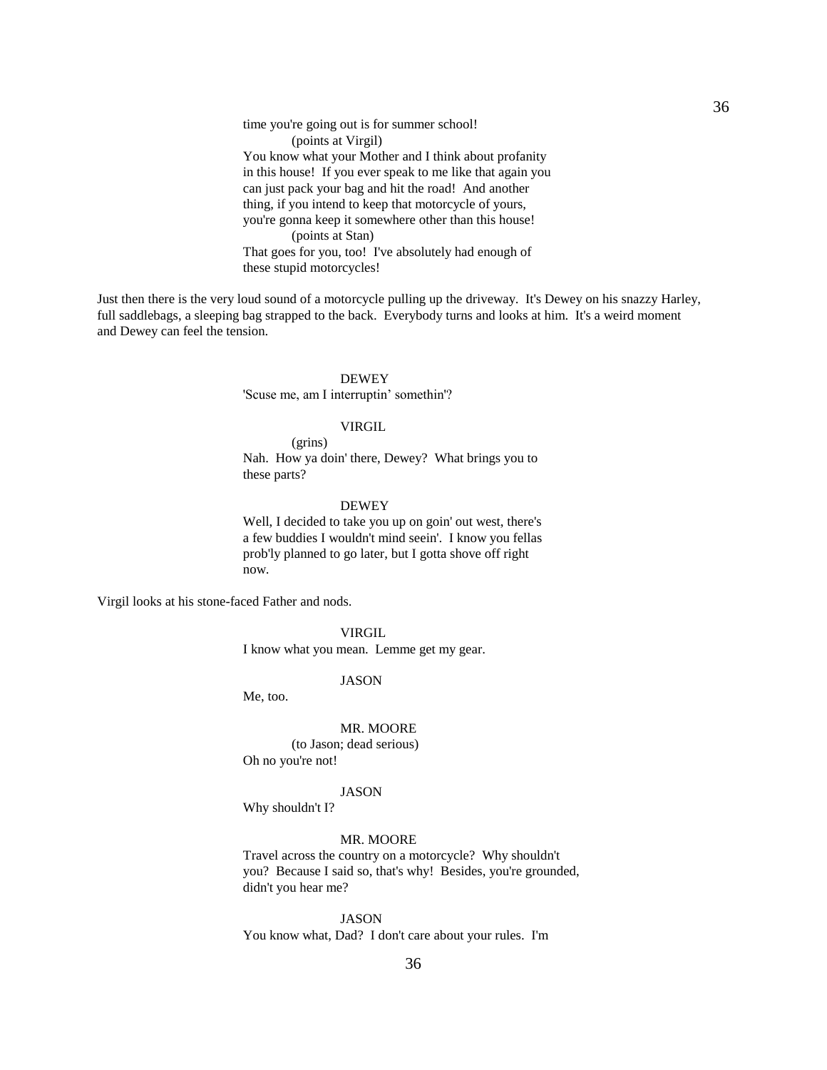time you're going out is for summer school!

(points at Virgil)

You know what your Mother and I think about profanity in this house! If you ever speak to me like that again you can just pack your bag and hit the road! And another thing, if you intend to keep that motorcycle of yours, you're gonna keep it somewhere other than this house!

(points at Stan)

That goes for you, too! I've absolutely had enough of these stupid motorcycles!

Just then there is the very loud sound of a motorcycle pulling up the driveway. It's Dewey on his snazzy Harley, full saddlebags, a sleeping bag strapped to the back. Everybody turns and looks at him. It's a weird moment and Dewey can feel the tension.

DEWEY

'Scuse me, am I interruptin' somethin'?

VIRGIL

(grins)

Nah. How ya doin' there, Dewey? What brings you to these parts?

DEWEY

Well, I decided to take you up on goin' out west, there's a few buddies I wouldn't mind seein'. I know you fellas prob'ly planned to go later, but I gotta shove off right now.

Virgil looks at his stone-faced Father and nods.

VIRGIL

I know what you mean. Lemme get my gear.

JASON

Me, too.

MR. MOORE

(to Jason; dead serious)

Oh no you're not!

JASON

Why shouldn't I?

MR. MOORE

Travel across the country on a motorcycle? Why shouldn't you? Because I said so, that's why! Besides, you're grounded, didn't you hear me?

JASON

You know what, Dad? I don't care about your rules. I'm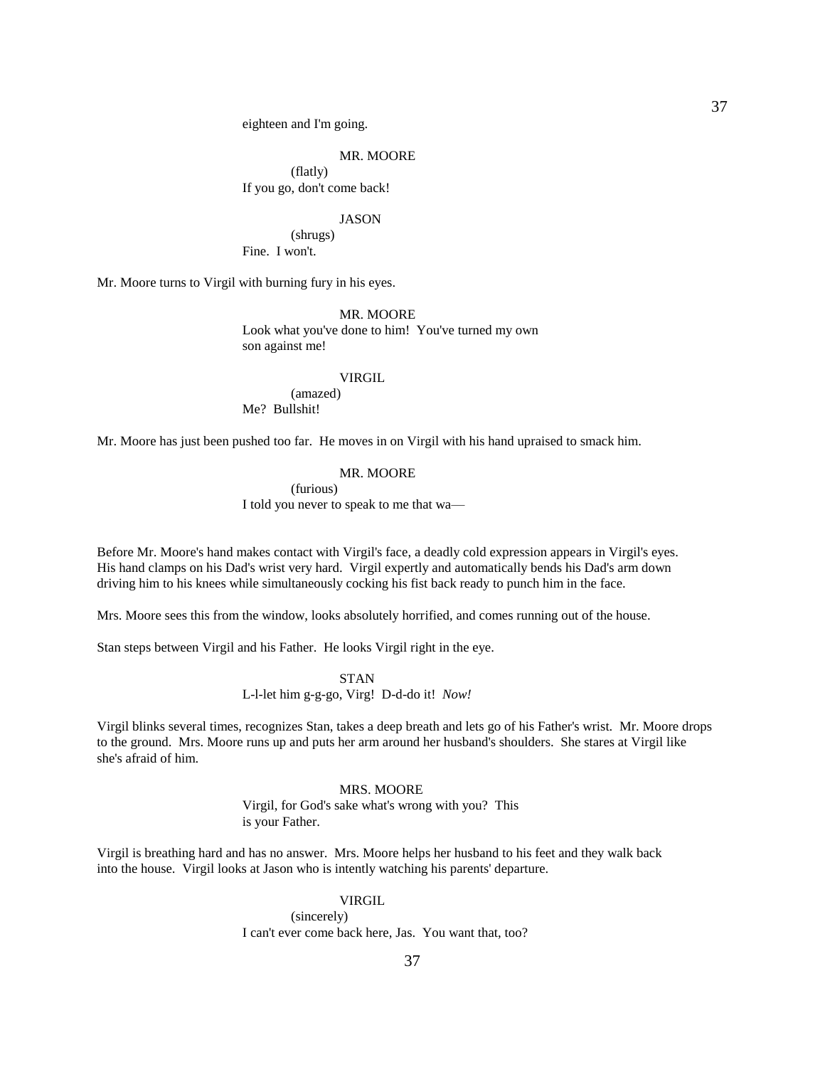eighteen and I'm going.

MR. MOORE
(flatly)
If you go, don't come back!

JASON
(shrugs)
Fine. I won't.

Mr. Moore turns to Virgil with burning fury in his eyes.

MR. MOORE
Look what you've done to him! You've turned my own son against me!

VIRGIL
(amazed)
Me? Bullshit!

Mr. Moore has just been pushed too far. He moves in on Virgil with his hand upraised to smack him.

MR. MOORE
(furious)
I told you never to speak to me that wa—

Before Mr. Moore's hand makes contact with Virgil's face, a deadly cold expression appears in Virgil's eyes. His hand clamps on his Dad's wrist very hard. Virgil expertly and automatically bends his Dad's arm down driving him to his knees while simultaneously cocking his fist back ready to punch him in the face.

Mrs. Moore sees this from the window, looks absolutely horrified, and comes running out of the house.

Stan steps between Virgil and his Father. He looks Virgil right in the eye.

STAN
L-l-let him g-g-go, Virg! D-d-do it! *Now!*

Virgil blinks several times, recognizes Stan, takes a deep breath and lets go of his Father's wrist. Mr. Moore drops to the ground. Mrs. Moore runs up and puts her arm around her husband's shoulders. She stares at Virgil like she's afraid of him.

MRS. MOORE
Virgil, for God's sake what's wrong with you? This is your Father.

Virgil is breathing hard and has no answer. Mrs. Moore helps her husband to his feet and they walk back into the house. Virgil looks at Jason who is intently watching his parents' departure.

VIRGIL
(sincerely)
I can't ever come back here, Jas. You want that, too?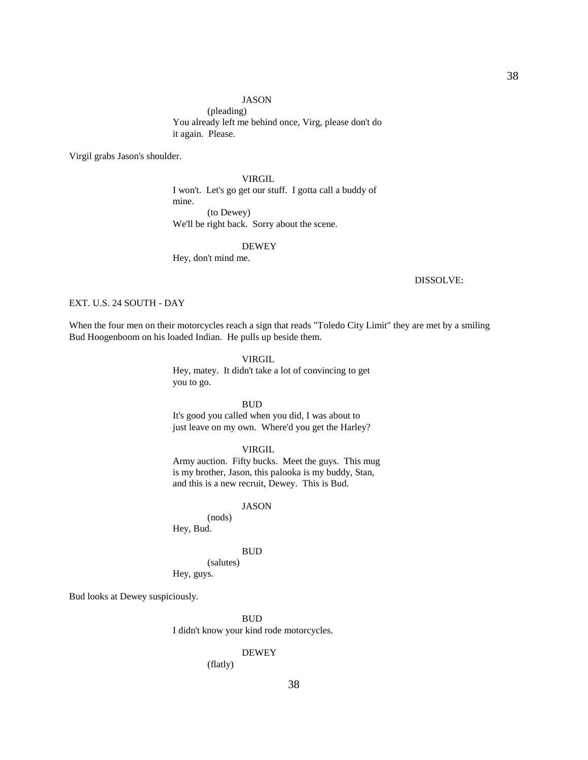JASON

(pleading)

You already left me behind once, Virg, please don't do it again. Please.

Virgil grabs Jason's shoulder.

VIRGIL

I won't. Let's go get our stuff. I gotta call a buddy of mine.

(to Dewey)

We'll be right back. Sorry about the scene.

DEWEY

Hey, don't mind me.

DISSOLVE:

EXT. U.S. 24 SOUTH - DAY

When the four men on their motorcycles reach a sign that reads "Toledo City Limit" they are met by a smiling Bud Hoogenboom on his loaded Indian. He pulls up beside them.

VIRGIL

Hey, matey. It didn't take a lot of convincing to get you to go.

BUD

It's good you called when you did, I was about to just leave on my own. Where'd you get the Harley?

VIRGIL

Army auction. Fifty bucks. Meet the guys. This mug is my brother, Jason, this palooka is my buddy, Stan, and this is a new recruit, Dewey. This is Bud.

JASON

(nods)

Hey, Bud.

BUD

(salutes)

Hey, guys.

Bud looks at Dewey suspiciously.

BUD

I didn't know your kind rode motorcycles.

DEWEY

(flatly)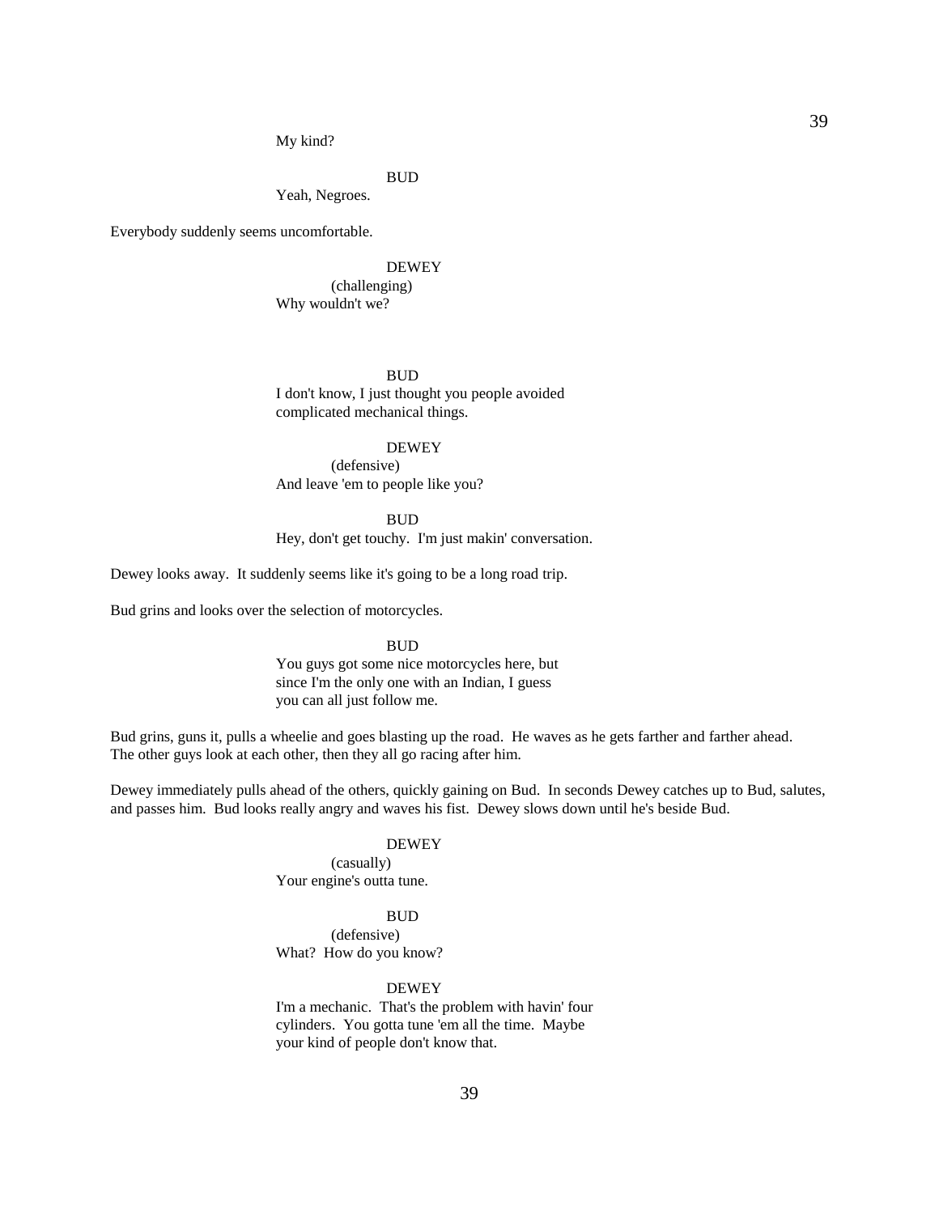My kind?

BUD

Yeah, Negroes.

Everybody suddenly seems uncomfortable.

DEWEY

(challenging)

Why wouldn't we?

BUD

I don't know, I just thought you people avoided complicated mechanical things.

DEWEY

(defensive)

And leave 'em to people like you?

BUD

Hey, don't get touchy. I'm just makin' conversation.

Dewey looks away. It suddenly seems like it's going to be a long road trip.

Bud grins and looks over the selection of motorcycles.

BUD

You guys got some nice motorcycles here, but since I'm the only one with an Indian, I guess you can all just follow me.

Bud grins, guns it, pulls a wheelie and goes blasting up the road. He waves as he gets farther and farther ahead. The other guys look at each other, then they all go racing after him.

Dewey immediately pulls ahead of the others, quickly gaining on Bud. In seconds Dewey catches up to Bud, salutes, and passes him. Bud looks really angry and waves his fist. Dewey slows down until he's beside Bud.

DEWEY

(casually)

Your engine's outta tune.

BUD

(defensive)

What? How do you know?

DEWEY

I'm a mechanic. That's the problem with havin' four cylinders. You gotta tune 'em all the time. Maybe your kind of people don't know that.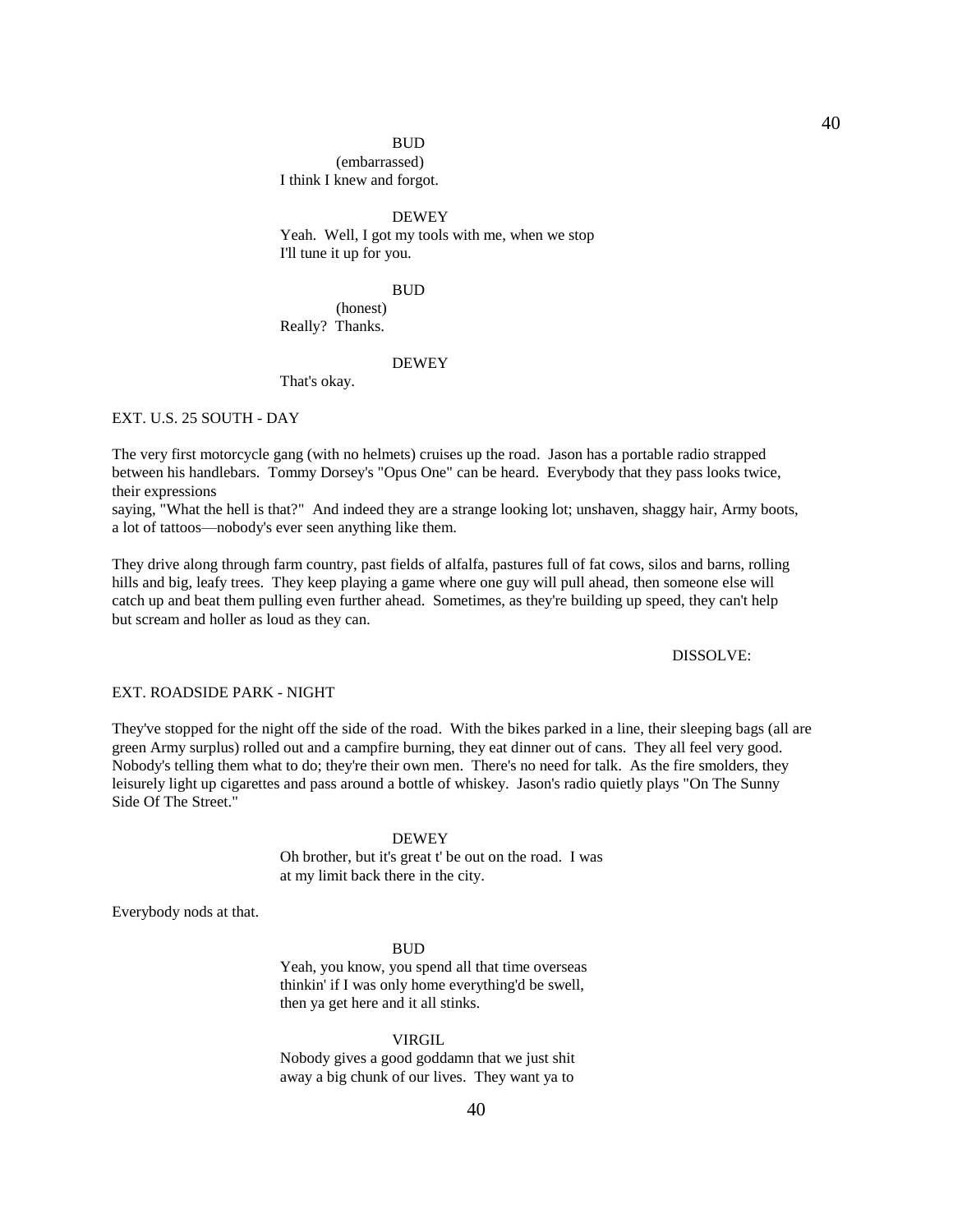BUD
(embarrassed)
I think I knew and forgot.

DEWEY
Yeah. Well, I got my tools with me, when we stop
I'll tune it up for you.

BUD
(honest)
Really? Thanks.

DEWEY
That's okay.

EXT. U.S. 25 SOUTH - DAY

The very first motorcycle gang (with no helmets) cruises up the road. Jason has a portable radio strapped between his handlebars. Tommy Dorsey's "Opus One" can be heard. Everybody that they pass looks twice, their expressions
saying, "What the hell is that?" And indeed they are a strange looking lot; unshaven, shaggy hair, Army boots, a lot of tattoos—nobody's ever seen anything like them.

They drive along through farm country, past fields of alfalfa, pastures full of fat cows, silos and barns, rolling hills and big, leafy trees. They keep playing a game where one guy will pull ahead, then someone else will catch up and beat them pulling even further ahead. Sometimes, as they're building up speed, they can't help but scream and holler as loud as they can.

DISSOLVE:

EXT. ROADSIDE PARK - NIGHT

They've stopped for the night off the side of the road. With the bikes parked in a line, their sleeping bags (all are green Army surplus) rolled out and a campfire burning, they eat dinner out of cans. They all feel very good. Nobody's telling them what to do; they're their own men. There's no need for talk. As the fire smolders, they leisurely light up cigarettes and pass around a bottle of whiskey. Jason's radio quietly plays "On The Sunny Side Of The Street."

DEWEY
Oh brother, but it's great t' be out on the road. I was
at my limit back there in the city.

Everybody nods at that.

BUD
Yeah, you know, you spend all that time overseas
thinkin' if I was only home everything'd be swell,
then ya get here and it all stinks.

VIRGIL
Nobody gives a good goddamn that we just shit
away a big chunk of our lives. They want ya to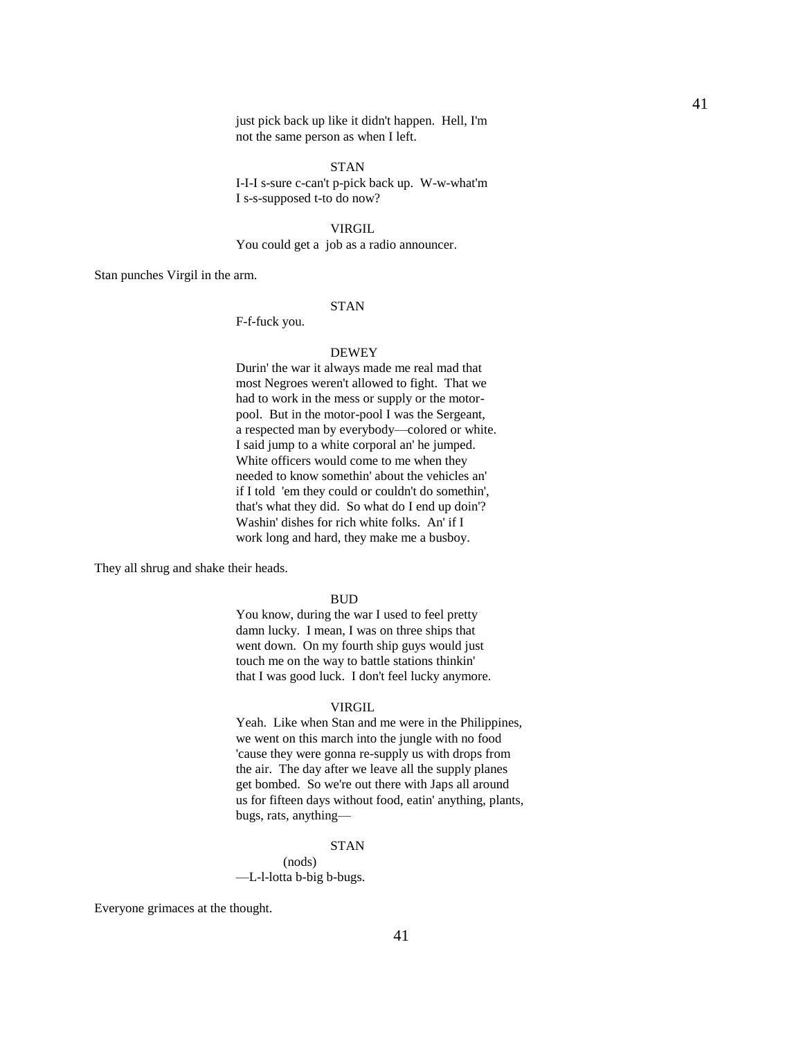just pick back up like it didn't happen. Hell, I'm not the same person as when I left.

STAN

I-I-I s-sure c-can't p-pick back up. W-w-what'm I s-s-supposed t-to do now?

VIRGIL

You could get a job as a radio announcer.

Stan punches Virgil in the arm.

STAN

F-f-fuck you.

DEWEY

Durin' the war it always made me real mad that most Negroes weren't allowed to fight. That we had to work in the mess or supply or the motor-pool. But in the motor-pool I was the Sergeant, a respected man by everybody—colored or white. I said jump to a white corporal an' he jumped. White officers would come to me when they needed to know somethin' about the vehicles an' if I told 'em they could or couldn't do somethin', that's what they did. So what do I end up doin'? Washin' dishes for rich white folks. An' if I work long and hard, they make me a busboy.

They all shrug and shake their heads.

BUD

You know, during the war I used to feel pretty damn lucky. I mean, I was on three ships that went down. On my fourth ship guys would just touch me on the way to battle stations thinkin' that I was good luck. I don't feel lucky anymore.

VIRGIL

Yeah. Like when Stan and me were in the Philippines, we went on this march into the jungle with no food 'cause they were gonna re-supply us with drops from the air. The day after we leave all the supply planes get bombed. So we're out there with Japs all around us for fifteen days without food, eatin' anything, plants, bugs, rats, anything—

STAN

(nods)

—L-l-lotta b-big b-bugs.

Everyone grimaces at the thought.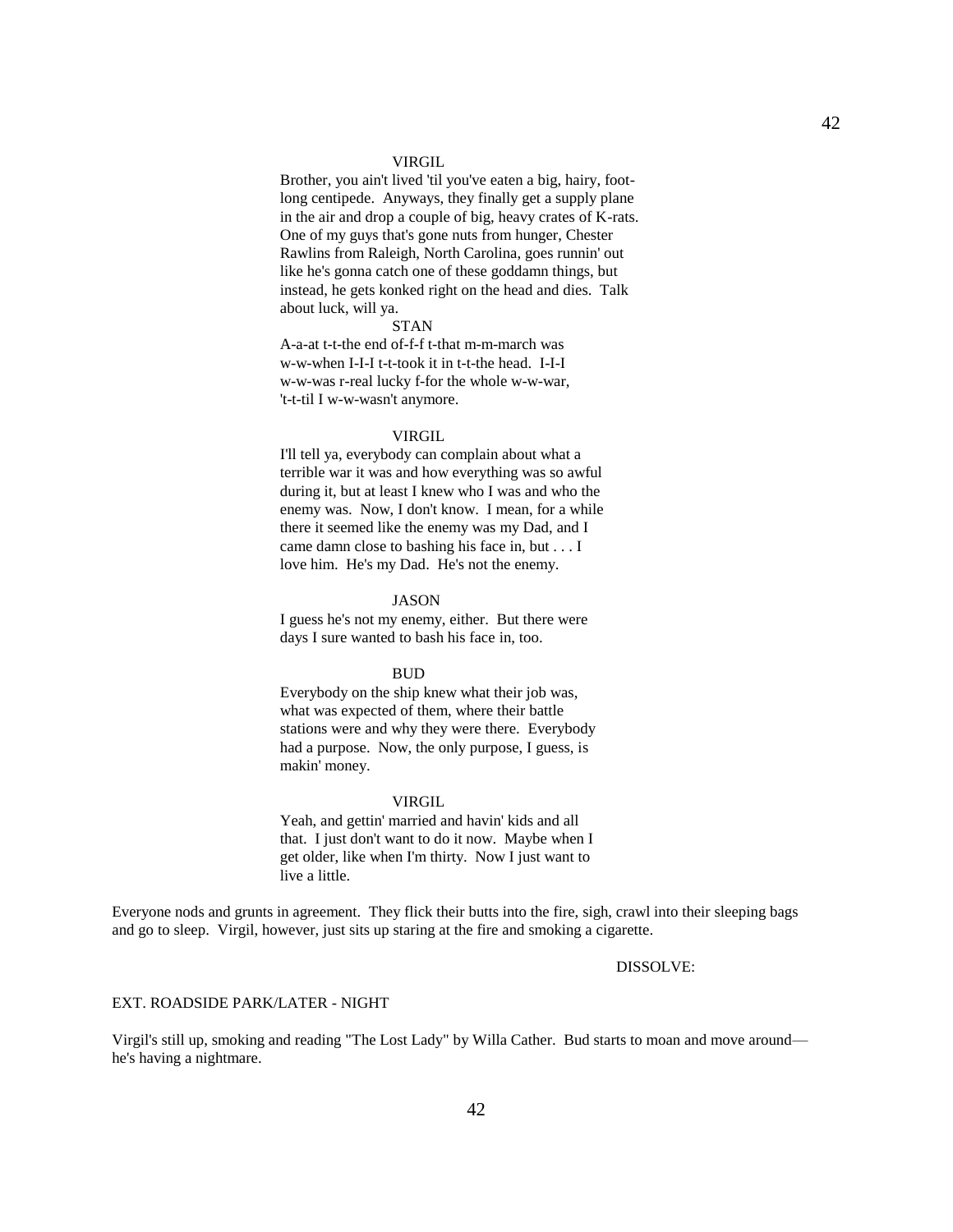VIRGIL

Brother, you ain't lived 'til you've eaten a big, hairy, foot-long centipede. Anyways, they finally get a supply plane in the air and drop a couple of big, heavy crates of K-rats. One of my guys that's gone nuts from hunger, Chester Rawlins from Raleigh, North Carolina, goes runnin' out like he's gonna catch one of these goddamn things, but instead, he gets konked right on the head and dies. Talk about luck, will ya.

STAN

A-a-at t-t-the end of-f-f t-that m-m-march was w-w-when I-I-I t-t-took it in t-t-the head. I-I-I w-w-was r-real lucky f-for the whole w-w-war, 't-t-til I w-w-wasn't anymore.

VIRGIL

I'll tell ya, everybody can complain about what a terrible war it was and how everything was so awful during it, but at least I knew who I was and who the enemy was. Now, I don't know. I mean, for a while there it seemed like the enemy was my Dad, and I came damn close to bashing his face in, but . . . I love him. He's my Dad. He's not the enemy.

JASON

I guess he's not my enemy, either. But there were days I sure wanted to bash his face in, too.

BUD

Everybody on the ship knew what their job was, what was expected of them, where their battle stations were and why they were there. Everybody had a purpose. Now, the only purpose, I guess, is makin' money.

VIRGIL

Yeah, and gettin' married and havin' kids and all that. I just don't want to do it now. Maybe when I get older, like when I'm thirty. Now I just want to live a little.

Everyone nods and grunts in agreement. They flick their butts into the fire, sigh, crawl into their sleeping bags and go to sleep. Virgil, however, just sits up staring at the fire and smoking a cigarette.

DISSOLVE:

EXT. ROADSIDE PARK/LATER - NIGHT

Virgil's still up, smoking and reading "The Lost Lady" by Willa Cather. Bud starts to moan and move around—he's having a nightmare.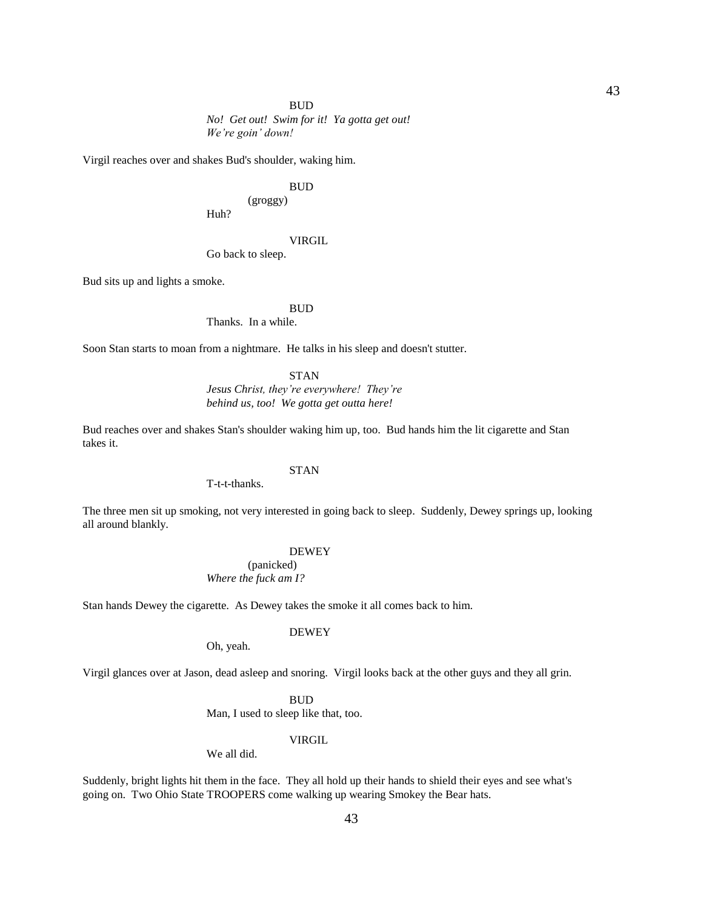BUD

*No! Get out! Swim for it! Ya gotta get out! We're goin' down!*

Virgil reaches over and shakes Bud's shoulder, waking him.

BUD

(groggy)

Huh?

VIRGIL

Go back to sleep.

Bud sits up and lights a smoke.

BUD

Thanks. In a while.

Soon Stan starts to moan from a nightmare. He talks in his sleep and doesn't stutter.

STAN

*Jesus Christ, they're everywhere! They're behind us, too! We gotta get outta here!*

Bud reaches over and shakes Stan's shoulder waking him up, too. Bud hands him the lit cigarette and Stan takes it.

STAN

T-t-t-thanks.

The three men sit up smoking, not very interested in going back to sleep. Suddenly, Dewey springs up, looking all around blankly.

DEWEY

(panicked)

*Where the fuck am I?*

Stan hands Dewey the cigarette. As Dewey takes the smoke it all comes back to him.

DEWEY

Oh, yeah.

Virgil glances over at Jason, dead asleep and snoring. Virgil looks back at the other guys and they all grin.

BUD

Man, I used to sleep like that, too.

VIRGIL

We all did.

Suddenly, bright lights hit them in the face. They all hold up their hands to shield their eyes and see what's going on. Two Ohio State TROOPERS come walking up wearing Smokey the Bear hats.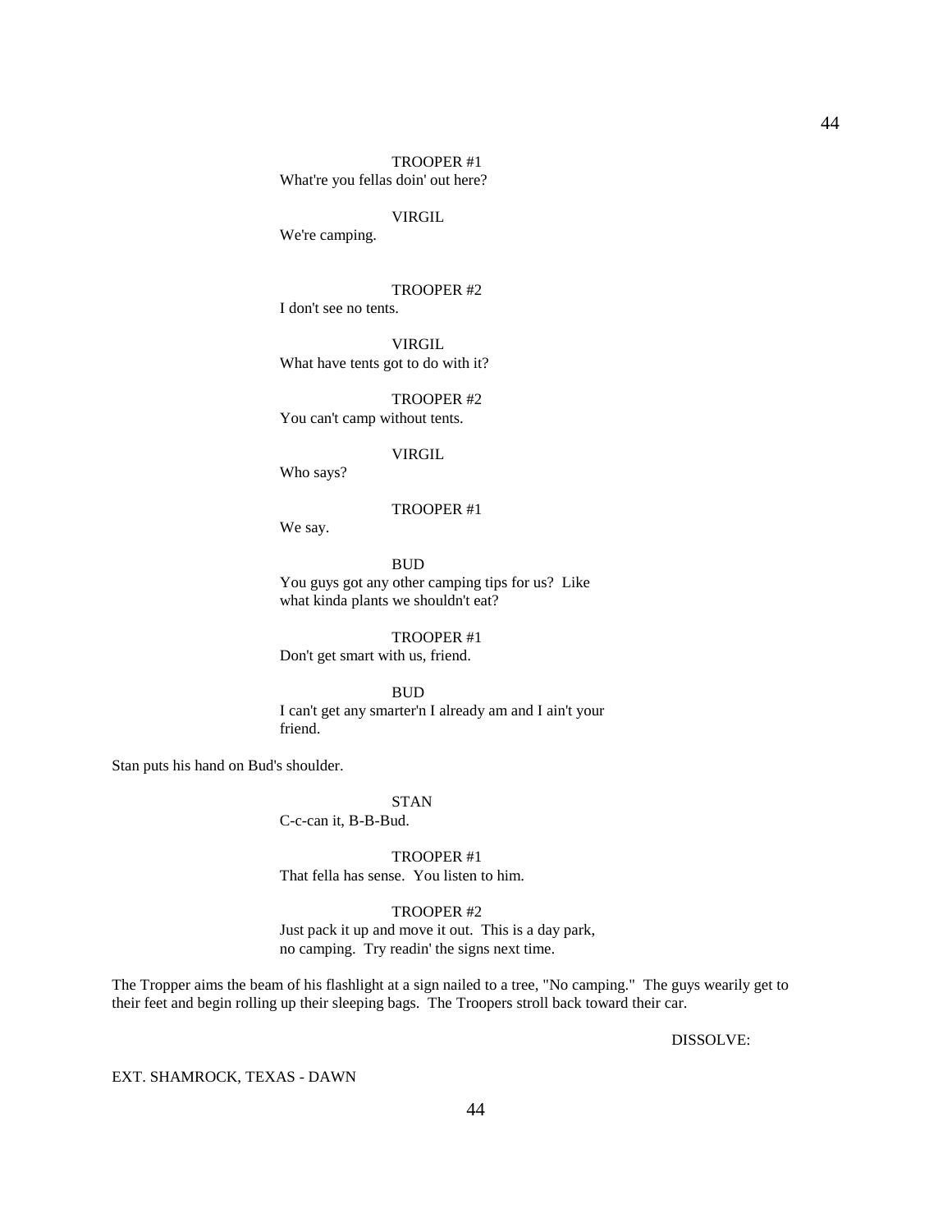TROOPER #1
What're you fellas doin' out here?

VIRGIL
We're camping.

TROOPER #2
I don't see no tents.

VIRGIL
What have tents got to do with it?

TROOPER #2
You can't camp without tents.

VIRGIL
Who says?

TROOPER #1
We say.

BUD
You guys got any other camping tips for us? Like what kinda plants we shouldn't eat?

TROOPER #1
Don't get smart with us, friend.

BUD
I can't get any smarter'n I already am and I ain't your friend.

Stan puts his hand on Bud's shoulder.

STAN
C-c-can it, B-B-Bud.

TROOPER #1
That fella has sense. You listen to him.

TROOPER #2
Just pack it up and move it out. This is a day park, no camping. Try readin' the signs next time.

The Tropper aims the beam of his flashlight at a sign nailed to a tree, "No camping." The guys wearily get to their feet and begin rolling up their sleeping bags. The Troopers stroll back toward their car.

DISSOLVE:

EXT. SHAMROCK, TEXAS - DAWN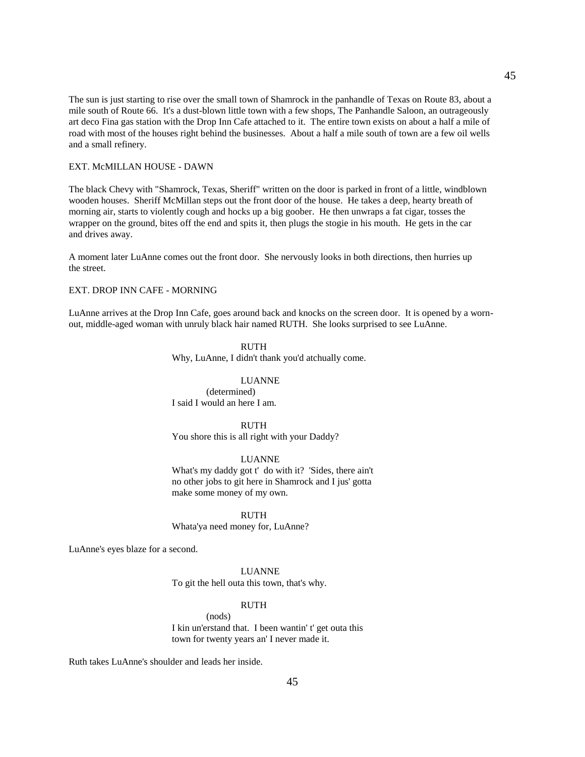The sun is just starting to rise over the small town of Shamrock in the panhandle of Texas on Route 83, about a mile south of Route 66. It's a dust-blown little town with a few shops, The Panhandle Saloon, an outrageously art deco Fina gas station with the Drop Inn Cafe attached to it. The entire town exists on about a half a mile of road with most of the houses right behind the businesses. About a half a mile south of town are a few oil wells and a small refinery.

EXT. McMILLAN HOUSE - DAWN

The black Chevy with "Shamrock, Texas, Sheriff" written on the door is parked in front of a little, windblown wooden houses. Sheriff McMillan steps out the front door of the house. He takes a deep, hearty breath of morning air, starts to violently cough and hocks up a big goober. He then unwraps a fat cigar, tosses the wrapper on the ground, bites off the end and spits it, then plugs the stogie in his mouth. He gets in the car and drives away.

A moment later LuAnne comes out the front door. She nervously looks in both directions, then hurries up the street.

EXT. DROP INN CAFE - MORNING

LuAnne arrives at the Drop Inn Cafe, goes around back and knocks on the screen door. It is opened by a worn-out, middle-aged woman with unruly black hair named RUTH. She looks surprised to see LuAnne.

RUTH
Why, LuAnne, I didn't thank you'd atchually come.

LUANNE
(determined)
I said I would an here I am.

RUTH
You shore this is all right with your Daddy?

LUANNE
What's my daddy got t' do with it? 'Sides, there ain't no other jobs to git here in Shamrock and I jus' gotta make some money of my own.

RUTH
Whata'ya need money for, LuAnne?

LuAnne's eyes blaze for a second.

LUANNE
To git the hell outa this town, that's why.

RUTH
(nods)
I kin un'erstand that. I been wantin' t' get outa this town for twenty years an' I never made it.

Ruth takes LuAnne's shoulder and leads her inside.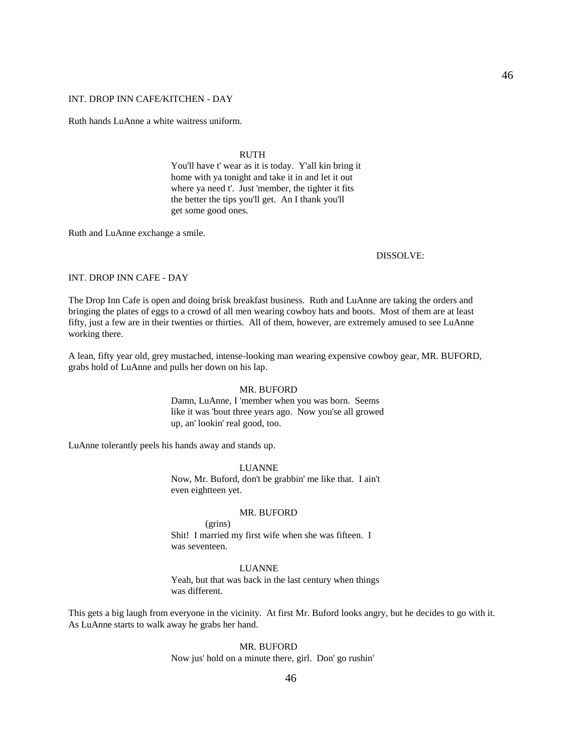INT. DROP INN CAFE/KITCHEN - DAY

Ruth hands LuAnne a white waitress uniform.

RUTH

You'll have t' wear as it is today. Y'all kin bring it home with ya tonight and take it in and let it out where ya need t'. Just 'member, the tighter it fits the better the tips you'll get. An I thank you'll get some good ones.

Ruth and LuAnne exchange a smile.

DISSOLVE:

INT. DROP INN CAFE - DAY

The Drop Inn Cafe is open and doing brisk breakfast business. Ruth and LuAnne are taking the orders and bringing the plates of eggs to a crowd of all men wearing cowboy hats and boots. Most of them are at least fifty, just a few are in their twenties or thirties. All of them, however, are extremely amused to see LuAnne working there.

A lean, fifty year old, grey mustached, intense-looking man wearing expensive cowboy gear, MR. BUFORD, grabs hold of LuAnne and pulls her down on his lap.

MR. BUFORD

Damn, LuAnne, I 'member when you was born. Seems like it was 'bout three years ago. Now you'se all growed up, an' lookin' real good, too.

LuAnne tolerantly peels his hands away and stands up.

LUANNE

Now, Mr. Buford, don't be grabbin' me like that. I ain't even eightteen yet.

MR. BUFORD

(grins)

Shit! I married my first wife when she was fifteen. I was seventeen.

LUANNE

Yeah, but that was back in the last century when things was different.

This gets a big laugh from everyone in the vicinity. At first Mr. Buford looks angry, but he decides to go with it. As LuAnne starts to walk away he grabs her hand.

MR. BUFORD

Now jus' hold on a minute there, girl. Don' go rushin'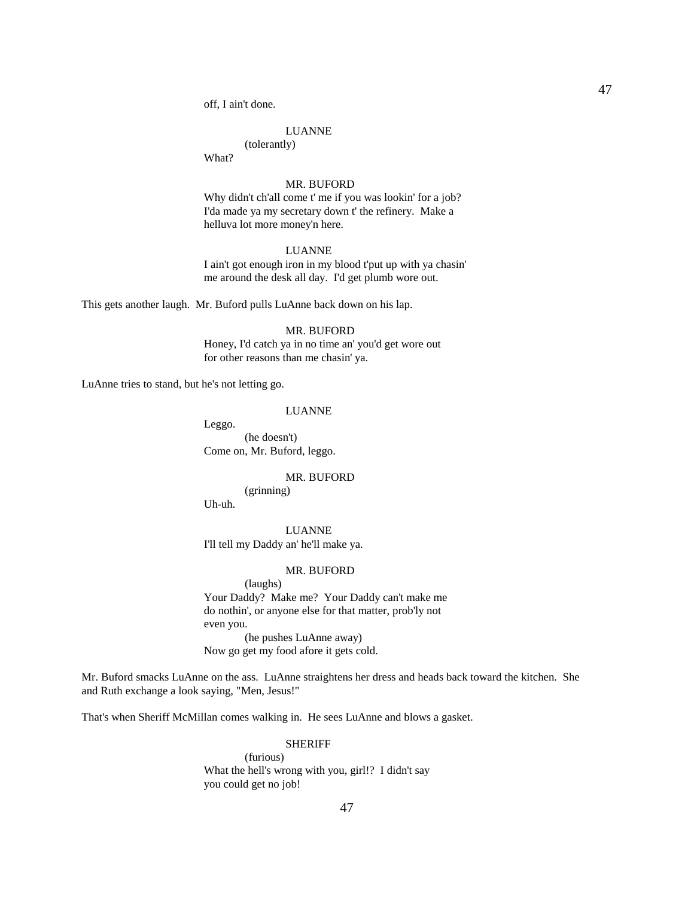off, I ain't done.

LUANNE
(tolerantly)
What?

MR. BUFORD
Why didn't ch'all come t' me if you was lookin' for a job? I'da made ya my secretary down t' the refinery. Make a helluva lot more money'n here.

LUANNE
I ain't got enough iron in my blood t'put up with ya chasin' me around the desk all day. I'd get plumb wore out.

This gets another laugh. Mr. Buford pulls LuAnne back down on his lap.

MR. BUFORD
Honey, I'd catch ya in no time an' you'd get wore out for other reasons than me chasin' ya.

LuAnne tries to stand, but he's not letting go.

LUANNE
Leggo.
(he doesn't)
Come on, Mr. Buford, leggo.

MR. BUFORD
(grinning)
Uh-uh.

LUANNE
I'll tell my Daddy an' he'll make ya.

MR. BUFORD
(laughs)
Your Daddy? Make me? Your Daddy can't make me do nothin', or anyone else for that matter, prob'ly not even you.
(he pushes LuAnne away)
Now go get my food afore it gets cold.

Mr. Buford smacks LuAnne on the ass. LuAnne straightens her dress and heads back toward the kitchen. She and Ruth exchange a look saying, "Men, Jesus!"

That's when Sheriff McMillan comes walking in. He sees LuAnne and blows a gasket.

SHERIFF
(furious)
What the hell's wrong with you, girl!? I didn't say you could get no job!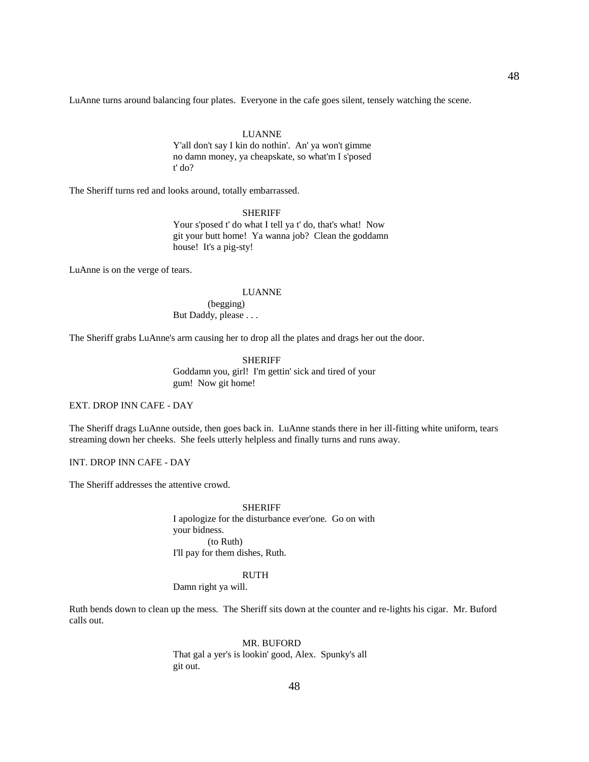LuAnne turns around balancing four plates. Everyone in the cafe goes silent, tensely watching the scene.

LUANNE
Y'all don't say I kin do nothin'. An' ya won't gimme no damn money, ya cheapskate, so what'm I s'posed t' do?

The Sheriff turns red and looks around, totally embarrassed.

SHERIFF
Your s'posed t' do what I tell ya t' do, that's what! Now git your butt home! Ya wanna job? Clean the goddamn house! It's a pig-sty!

LuAnne is on the verge of tears.

LUANNE
(begging)
But Daddy, please . . .

The Sheriff grabs LuAnne's arm causing her to drop all the plates and drags her out the door.

SHERIFF
Goddamn you, girl! I'm gettin' sick and tired of your gum! Now git home!

EXT. DROP INN CAFE - DAY

The Sheriff drags LuAnne outside, then goes back in. LuAnne stands there in her ill-fitting white uniform, tears streaming down her cheeks. She feels utterly helpless and finally turns and runs away.

INT. DROP INN CAFE - DAY

The Sheriff addresses the attentive crowd.

SHERIFF
I apologize for the disturbance ever'one. Go on with your bidness.
(to Ruth)
I'll pay for them dishes, Ruth.

RUTH
Damn right ya will.

Ruth bends down to clean up the mess. The Sheriff sits down at the counter and re-lights his cigar. Mr. Buford calls out.

MR. BUFORD
That gal a yer's is lookin' good, Alex. Spunky's all git out.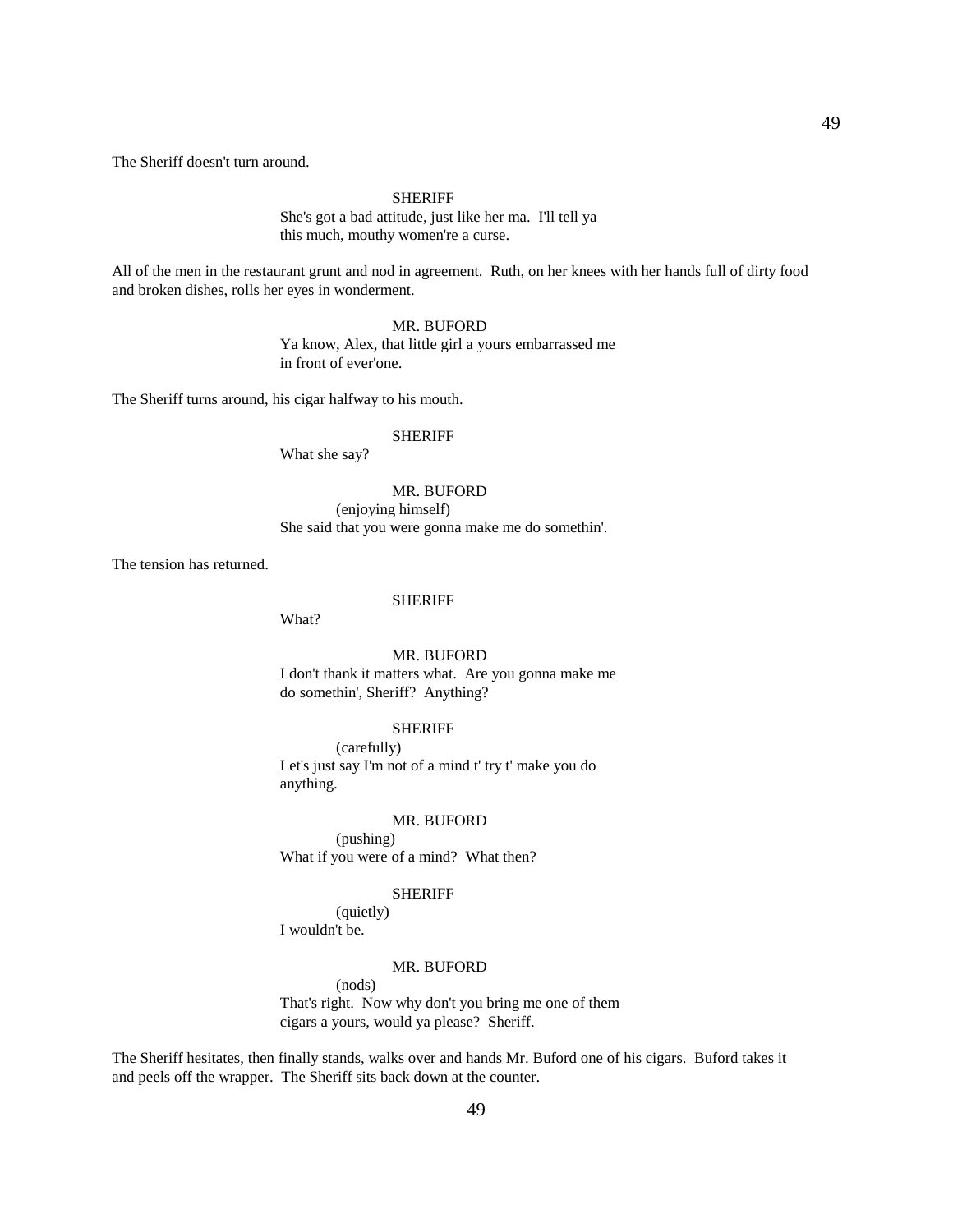The Sheriff doesn't turn around.

SHERIFF
She's got a bad attitude, just like her ma. I'll tell ya this much, mouthy women're a curse.

All of the men in the restaurant grunt and nod in agreement. Ruth, on her knees with her hands full of dirty food and broken dishes, rolls her eyes in wonderment.

MR. BUFORD
Ya know, Alex, that little girl a yours embarrassed me in front of ever'one.

The Sheriff turns around, his cigar halfway to his mouth.

SHERIFF
What she say?

MR. BUFORD
(enjoying himself)
She said that you were gonna make me do somethin'.

The tension has returned.

SHERIFF
What?

MR. BUFORD
I don't thank it matters what. Are you gonna make me do somethin', Sheriff? Anything?

SHERIFF
(carefully)
Let's just say I'm not of a mind t' try t' make you do anything.

MR. BUFORD
(pushing)
What if you were of a mind? What then?

SHERIFF
(quietly)
I wouldn't be.

MR. BUFORD
(nods)
That's right. Now why don't you bring me one of them cigars a yours, would ya please? Sheriff.

The Sheriff hesitates, then finally stands, walks over and hands Mr. Buford one of his cigars. Buford takes it and peels off the wrapper. The Sheriff sits back down at the counter.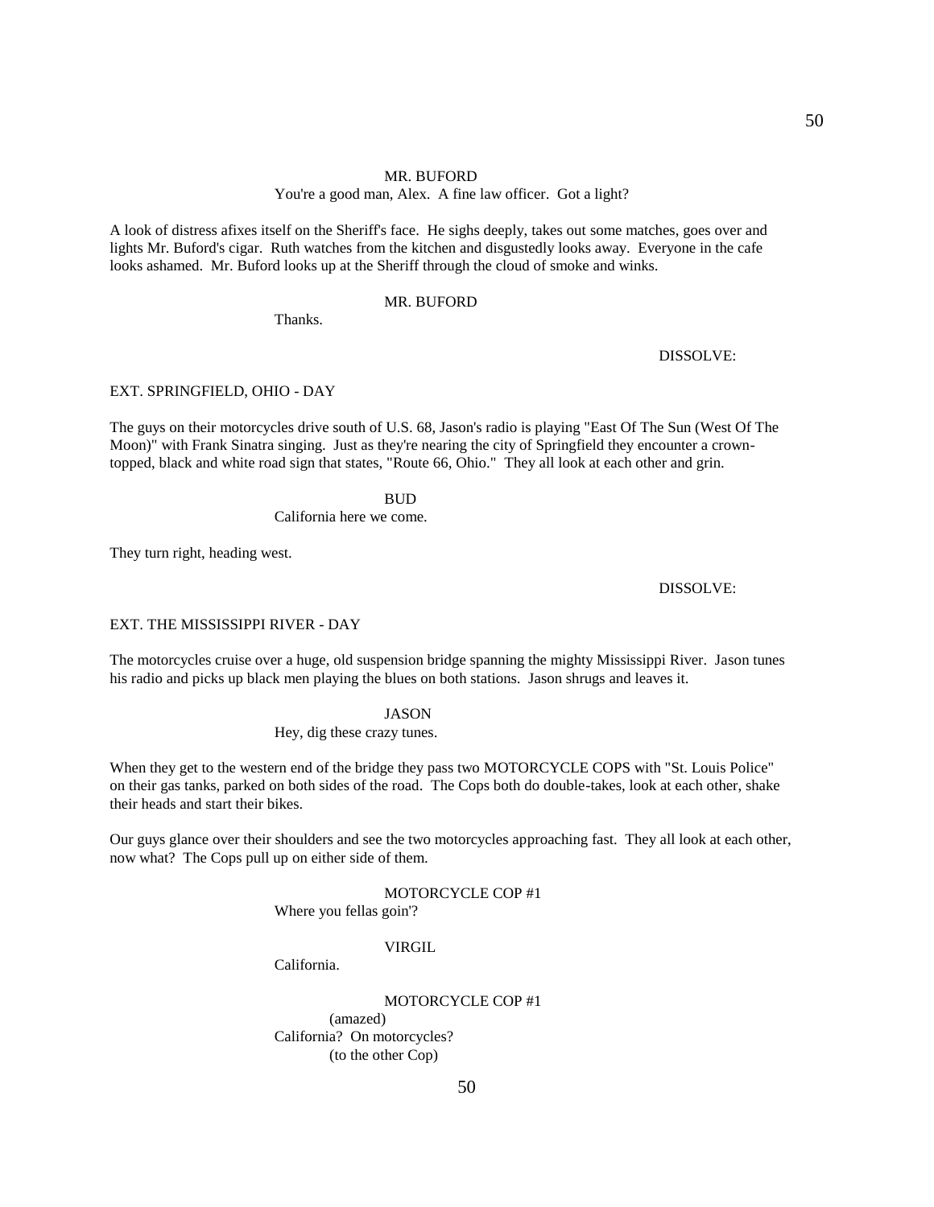MR. BUFORD

You're a good man, Alex.  A fine law officer.  Got a light?

A look of distress afixes itself on the Sheriff's face.  He sighs deeply, takes out some matches, goes over and lights Mr. Buford's cigar.  Ruth watches from the kitchen and disgustedly looks away.  Everyone in the cafe looks ashamed.  Mr. Buford looks up at the Sheriff through the cloud of smoke and winks.

MR. BUFORD

Thanks.

DISSOLVE:

EXT. SPRINGFIELD, OHIO - DAY

The guys on their motorcycles drive south of U.S. 68, Jason's radio is playing "East Of The Sun (West Of The Moon)" with Frank Sinatra singing.  Just as they're nearing the city of Springfield they encounter a crown-topped, black and white road sign that states, "Route 66, Ohio."  They all look at each other and grin.

BUD

California here we come.

They turn right, heading west.

DISSOLVE:

EXT. THE MISSISSIPPI RIVER - DAY

The motorcycles cruise over a huge, old suspension bridge spanning the mighty Mississippi River.  Jason tunes his radio and picks up black men playing the blues on both stations.  Jason shrugs and leaves it.

JASON

Hey, dig these crazy tunes.

When they get to the western end of the bridge they pass two MOTORCYCLE COPS with "St. Louis Police" on their gas tanks, parked on both sides of the road.  The Cops both do double-takes, look at each other, shake their heads and start their bikes.

Our guys glance over their shoulders and see the two motorcycles approaching fast.  They all look at each other, now what?  The Cops pull up on either side of them.

MOTORCYCLE COP #1

Where you fellas goin'?

VIRGIL

California.

MOTORCYCLE COP #1

(amazed)

California?  On motorcycles?

(to the other Cop)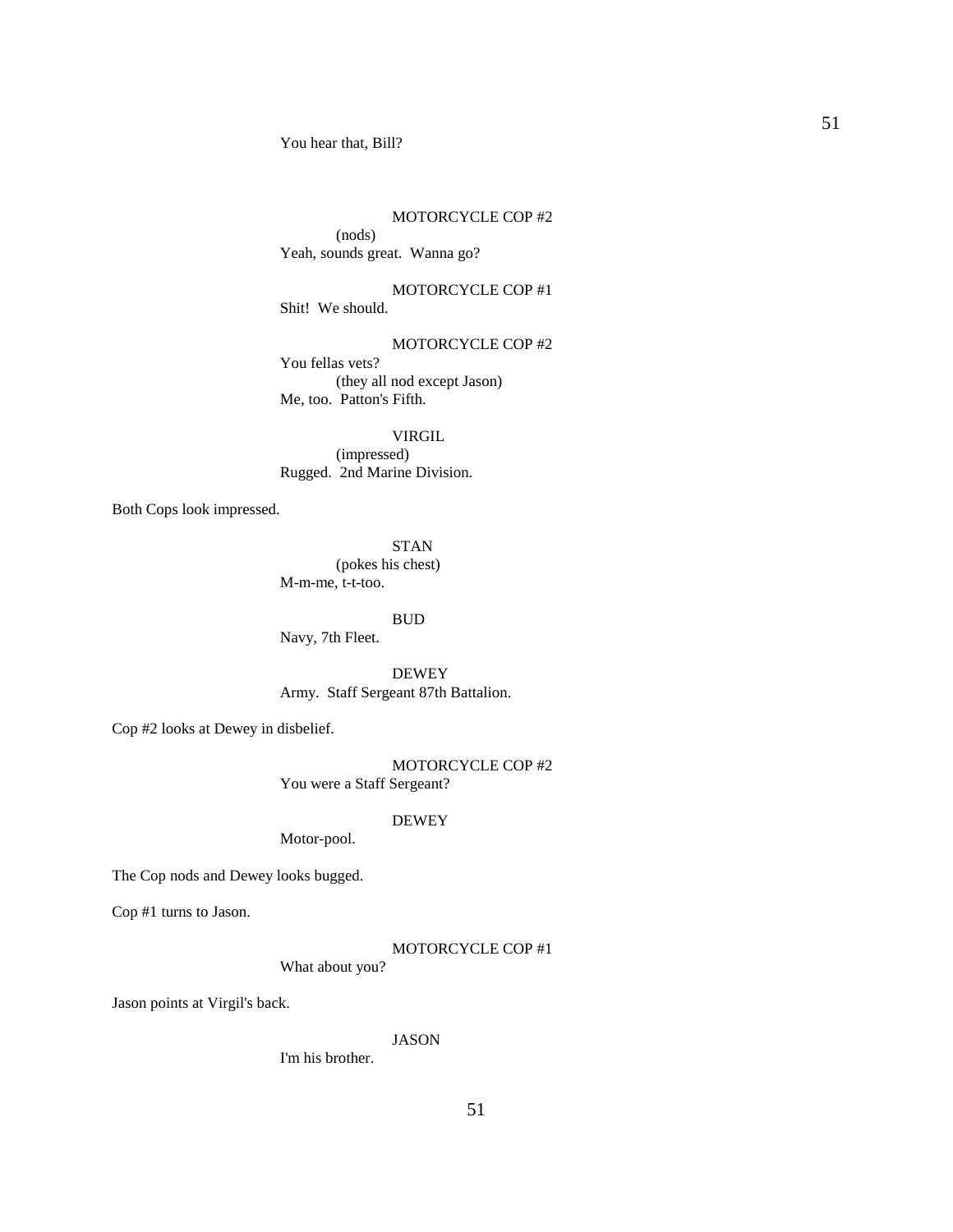You hear that, Bill?

MOTORCYCLE COP #2
(nods)
Yeah, sounds great. Wanna go?

MOTORCYCLE COP #1
Shit! We should.

MOTORCYCLE COP #2
You fellas vets?
(they all nod except Jason)
Me, too. Patton's Fifth.

VIRGIL
(impressed)
Rugged. 2nd Marine Division.

Both Cops look impressed.

STAN
(pokes his chest)
M-m-me, t-t-too.

BUD
Navy, 7th Fleet.

DEWEY
Army. Staff Sergeant 87th Battalion.

Cop #2 looks at Dewey in disbelief.

MOTORCYCLE COP #2
You were a Staff Sergeant?

DEWEY
Motor-pool.

The Cop nods and Dewey looks bugged.

Cop #1 turns to Jason.

MOTORCYCLE COP #1
What about you?

Jason points at Virgil's back.

JASON
I'm his brother.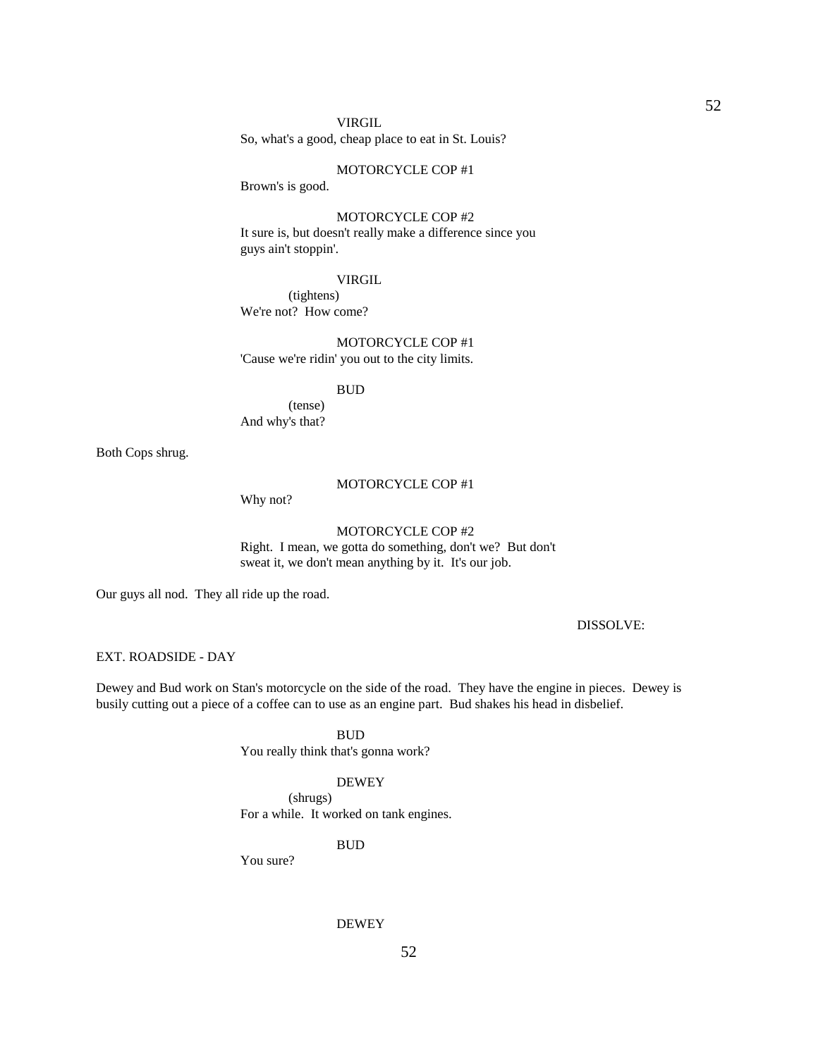VIRGIL
So, what's a good, cheap place to eat in St. Louis?

MOTORCYCLE COP #1
Brown's is good.

MOTORCYCLE COP #2
It sure is, but doesn't really make a difference since you guys ain't stoppin'.

VIRGIL
(tightens)
We're not? How come?

MOTORCYCLE COP #1
'Cause we're ridin' you out to the city limits.

BUD
(tense)
And why's that?

Both Cops shrug.

MOTORCYCLE COP #1
Why not?

MOTORCYCLE COP #2
Right. I mean, we gotta do something, don't we? But don't sweat it, we don't mean anything by it. It's our job.

Our guys all nod. They all ride up the road.

DISSOLVE:

EXT. ROADSIDE - DAY

Dewey and Bud work on Stan's motorcycle on the side of the road. They have the engine in pieces. Dewey is busily cutting out a piece of a coffee can to use as an engine part. Bud shakes his head in disbelief.

BUD
You really think that's gonna work?

DEWEY
(shrugs)
For a while. It worked on tank engines.

BUD
You sure?

DEWEY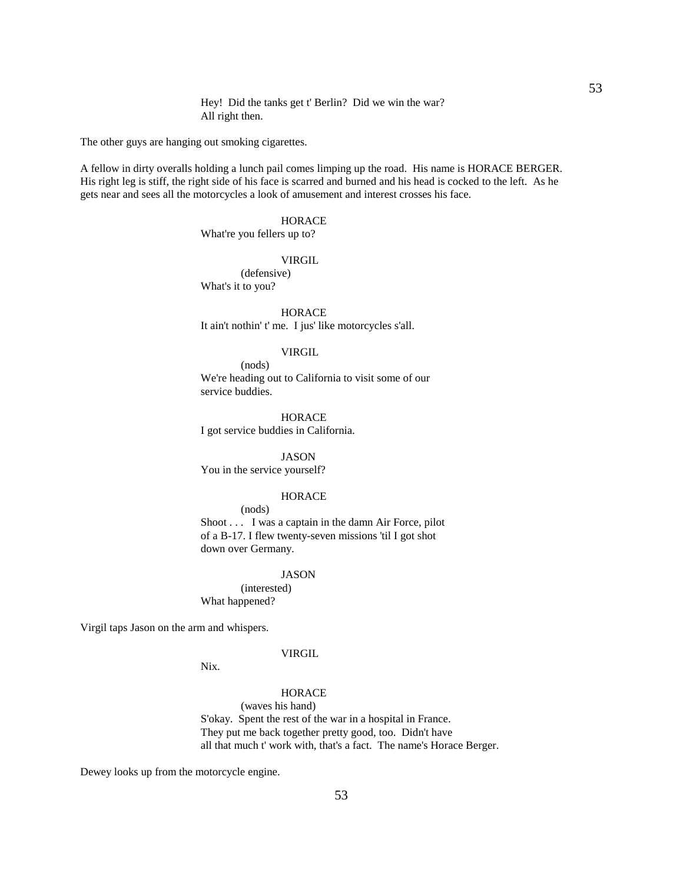Hey! Did the tanks get t' Berlin? Did we win the war?
All right then.

The other guys are hanging out smoking cigarettes.

A fellow in dirty overalls holding a lunch pail comes limping up the road. His name is HORACE BERGER. His right leg is stiff, the right side of his face is scarred and burned and his head is cocked to the left. As he gets near and sees all the motorcycles a look of amusement and interest crosses his face.

HORACE
What're you fellers up to?

VIRGIL
(defensive)
What's it to you?

HORACE
It ain't nothin' t' me. I jus' like motorcycles s'all.

VIRGIL
(nods)
We're heading out to California to visit some of our service buddies.

HORACE
I got service buddies in California.

JASON
You in the service yourself?

HORACE
(nods)
Shoot . . . I was a captain in the damn Air Force, pilot of a B-17. I flew twenty-seven missions 'til I got shot down over Germany.

JASON
(interested)
What happened?

Virgil taps Jason on the arm and whispers.

VIRGIL
Nix.

HORACE
(waves his hand)
S'okay. Spent the rest of the war in a hospital in France. They put me back together pretty good, too. Didn't have all that much t' work with, that's a fact. The name's Horace Berger.

Dewey looks up from the motorcycle engine.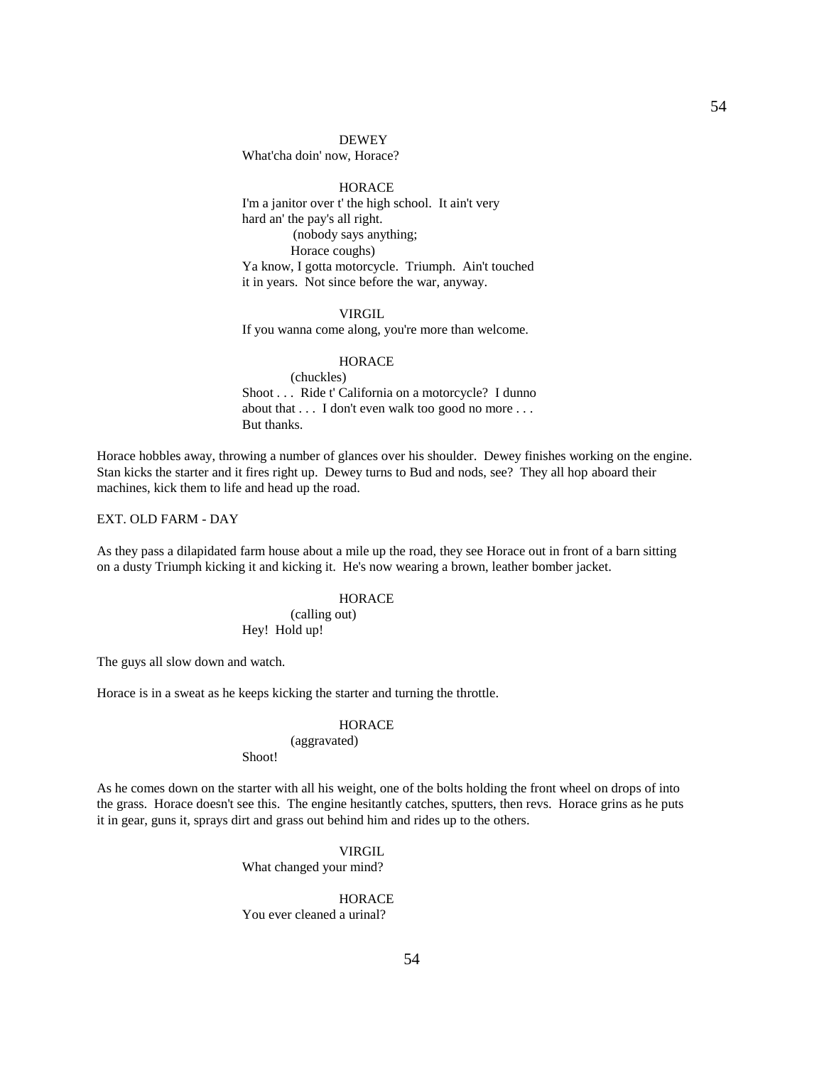DEWEY
What'cha doin' now, Horace?

HORACE
I'm a janitor over t' the high school. It ain't very hard an' the pay's all right.
(nobody says anything;
Horace coughs)
Ya know, I gotta motorcycle. Triumph. Ain't touched it in years. Not since before the war, anyway.

VIRGIL
If you wanna come along, you're more than welcome.

HORACE
(chuckles)
Shoot . . . Ride t' California on a motorcycle? I dunno about that . . . I don't even walk too good no more . . . But thanks.

Horace hobbles away, throwing a number of glances over his shoulder. Dewey finishes working on the engine. Stan kicks the starter and it fires right up. Dewey turns to Bud and nods, see? They all hop aboard their machines, kick them to life and head up the road.

EXT. OLD FARM - DAY

As they pass a dilapidated farm house about a mile up the road, they see Horace out in front of a barn sitting on a dusty Triumph kicking it and kicking it. He's now wearing a brown, leather bomber jacket.

HORACE
(calling out)
Hey! Hold up!

The guys all slow down and watch.

Horace is in a sweat as he keeps kicking the starter and turning the throttle.

HORACE
(aggravated)
Shoot!

As he comes down on the starter with all his weight, one of the bolts holding the front wheel on drops of into the grass. Horace doesn't see this. The engine hesitantly catches, sputters, then revs. Horace grins as he puts it in gear, guns it, sprays dirt and grass out behind him and rides up to the others.

VIRGIL
What changed your mind?

HORACE
You ever cleaned a urinal?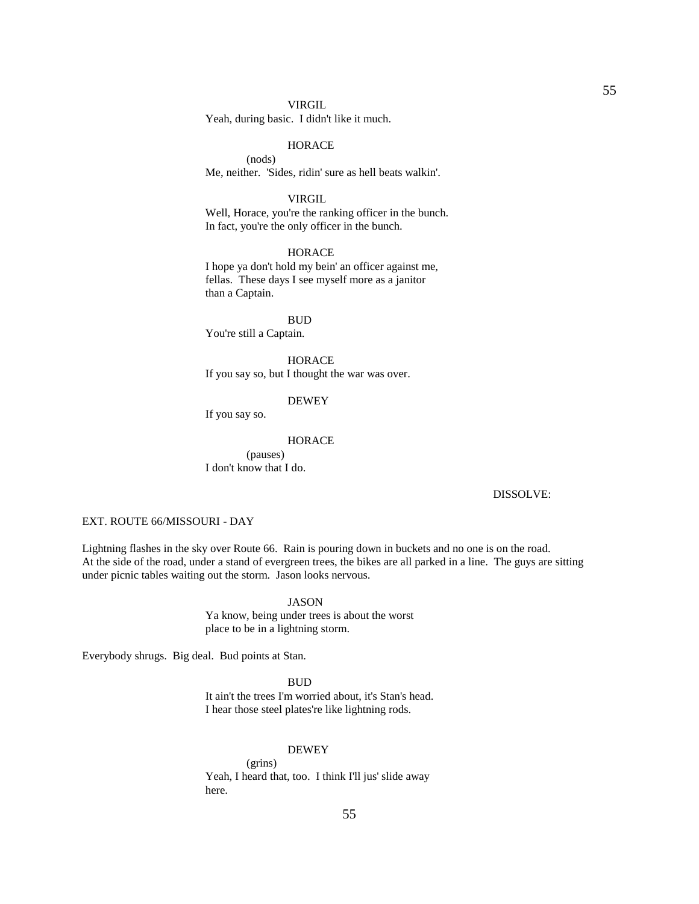VIRGIL

Yeah, during basic. I didn't like it much.

HORACE

(nods)

Me, neither. 'Sides, ridin' sure as hell beats walkin'.

VIRGIL

Well, Horace, you're the ranking officer in the bunch. In fact, you're the only officer in the bunch.

HORACE

I hope ya don't hold my bein' an officer against me, fellas. These days I see myself more as a janitor than a Captain.

BUD

You're still a Captain.

HORACE

If you say so, but I thought the war was over.

DEWEY

If you say so.

HORACE

(pauses)

I don't know that I do.

DISSOLVE:

EXT. ROUTE 66/MISSOURI - DAY

Lightning flashes in the sky over Route 66. Rain is pouring down in buckets and no one is on the road. At the side of the road, under a stand of evergreen trees, the bikes are all parked in a line. The guys are sitting under picnic tables waiting out the storm. Jason looks nervous.

JASON

Ya know, being under trees is about the worst place to be in a lightning storm.

Everybody shrugs. Big deal. Bud points at Stan.

BUD

It ain't the trees I'm worried about, it's Stan's head. I hear those steel plates're like lightning rods.

DEWEY

(grins)

Yeah, I heard that, too. I think I'll jus' slide away here.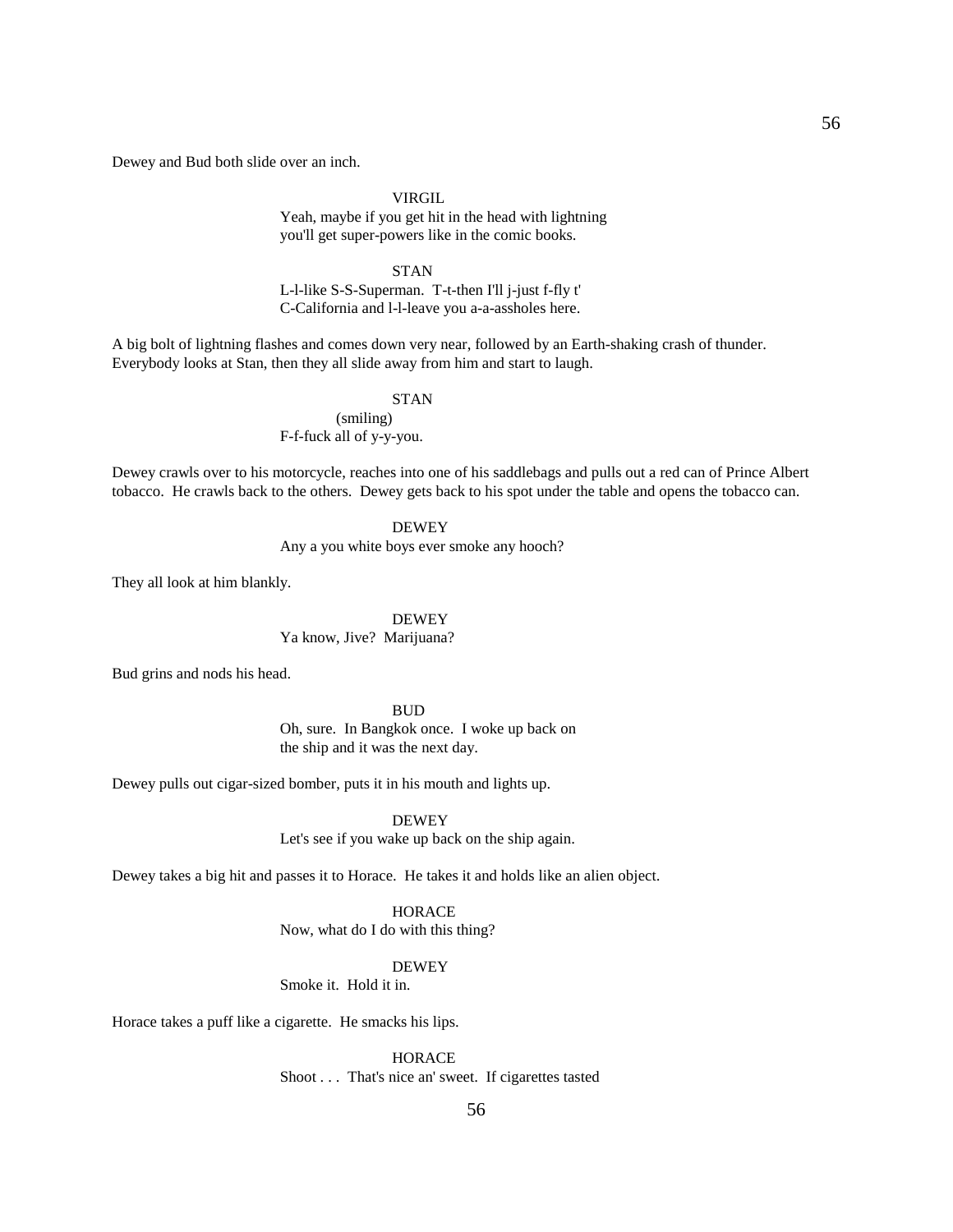Dewey and Bud both slide over an inch.

VIRGIL
Yeah, maybe if you get hit in the head with lightning
you'll get super-powers like in the comic books.

STAN
L-l-like S-S-Superman. T-t-then I'll j-just f-fly t'
C-California and l-l-leave you a-a-assholes here.

A big bolt of lightning flashes and comes down very near, followed by an Earth-shaking crash of thunder.
Everybody looks at Stan, then they all slide away from him and start to laugh.

STAN
(smiling)
F-f-fuck all of y-y-you.

Dewey crawls over to his motorcycle, reaches into one of his saddlebags and pulls out a red can of Prince Albert tobacco. He crawls back to the others. Dewey gets back to his spot under the table and opens the tobacco can.

DEWEY
Any a you white boys ever smoke any hooch?

They all look at him blankly.

DEWEY
Ya know, Jive? Marijuana?

Bud grins and nods his head.

BUD
Oh, sure. In Bangkok once. I woke up back on
the ship and it was the next day.

Dewey pulls out cigar-sized bomber, puts it in his mouth and lights up.

DEWEY
Let's see if you wake up back on the ship again.

Dewey takes a big hit and passes it to Horace. He takes it and holds like an alien object.

HORACE
Now, what do I do with this thing?

DEWEY
Smoke it. Hold it in.

Horace takes a puff like a cigarette. He smacks his lips.

HORACE
Shoot . . . That's nice an' sweet. If cigarettes tasted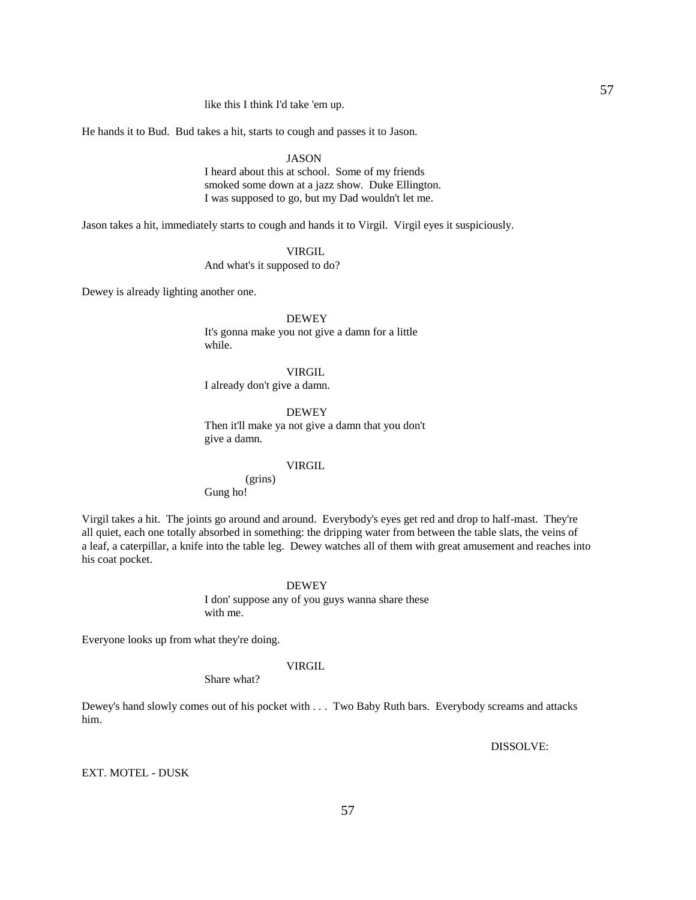like this I think I'd take 'em up.

He hands it to Bud.  Bud takes a hit, starts to cough and passes it to Jason.

JASON
I heard about this at school.  Some of my friends smoked some down at a jazz show.  Duke Ellington. I was supposed to go, but my Dad wouldn't let me.

Jason takes a hit, immediately starts to cough and hands it to Virgil.  Virgil eyes it suspiciously.

VIRGIL
And what's it supposed to do?

Dewey is already lighting another one.

DEWEY
It's gonna make you not give a damn for a little while.

VIRGIL
I already don't give a damn.

DEWEY
Then it'll make ya not give a damn that you don't give a damn.

VIRGIL
(grins)
Gung ho!

Virgil takes a hit.  The joints go around and around.  Everybody's eyes get red and drop to half-mast.  They're all quiet, each one totally absorbed in something: the dripping water from between the table slats, the veins of a leaf, a caterpillar, a knife into the table leg.  Dewey watches all of them with great amusement and reaches into his coat pocket.

DEWEY
I don' suppose any of you guys wanna share these with me.

Everyone looks up from what they're doing.

VIRGIL
Share what?

Dewey's hand slowly comes out of his pocket with . . .  Two Baby Ruth bars.  Everybody screams and attacks him.

DISSOLVE:

EXT. MOTEL - DUSK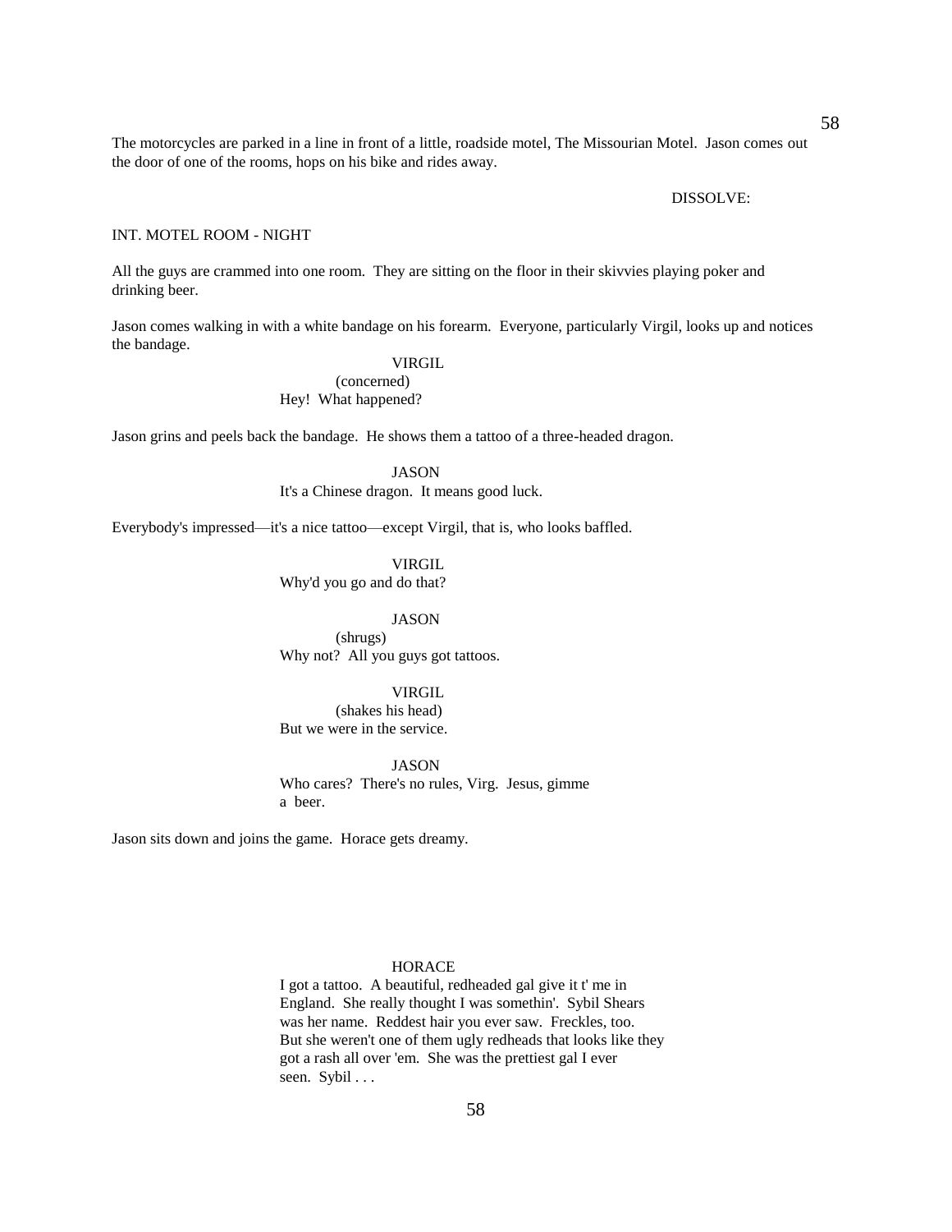The motorcycles are parked in a line in front of a little, roadside motel, The Missourian Motel. Jason comes out the door of one of the rooms, hops on his bike and rides away.

DISSOLVE:

INT. MOTEL ROOM - NIGHT

All the guys are crammed into one room. They are sitting on the floor in their skivvies playing poker and drinking beer.

Jason comes walking in with a white bandage on his forearm. Everyone, particularly Virgil, looks up and notices the bandage.

VIRGIL
(concerned)
Hey! What happened?

Jason grins and peels back the bandage. He shows them a tattoo of a three-headed dragon.

JASON
It's a Chinese dragon. It means good luck.

Everybody's impressed—it's a nice tattoo—except Virgil, that is, who looks baffled.

VIRGIL
Why'd you go and do that?

JASON
(shrugs)
Why not? All you guys got tattoos.

VIRGIL
(shakes his head)
But we were in the service.

JASON
Who cares? There's no rules, Virg. Jesus, gimme a beer.

Jason sits down and joins the game. Horace gets dreamy.

HORACE
I got a tattoo. A beautiful, redheaded gal give it t' me in England. She really thought I was somethin'. Sybil Shears was her name. Reddest hair you ever saw. Freckles, too. But she weren't one of them ugly redheads that looks like they got a rash all over 'em. She was the prettiest gal I ever seen. Sybil . . .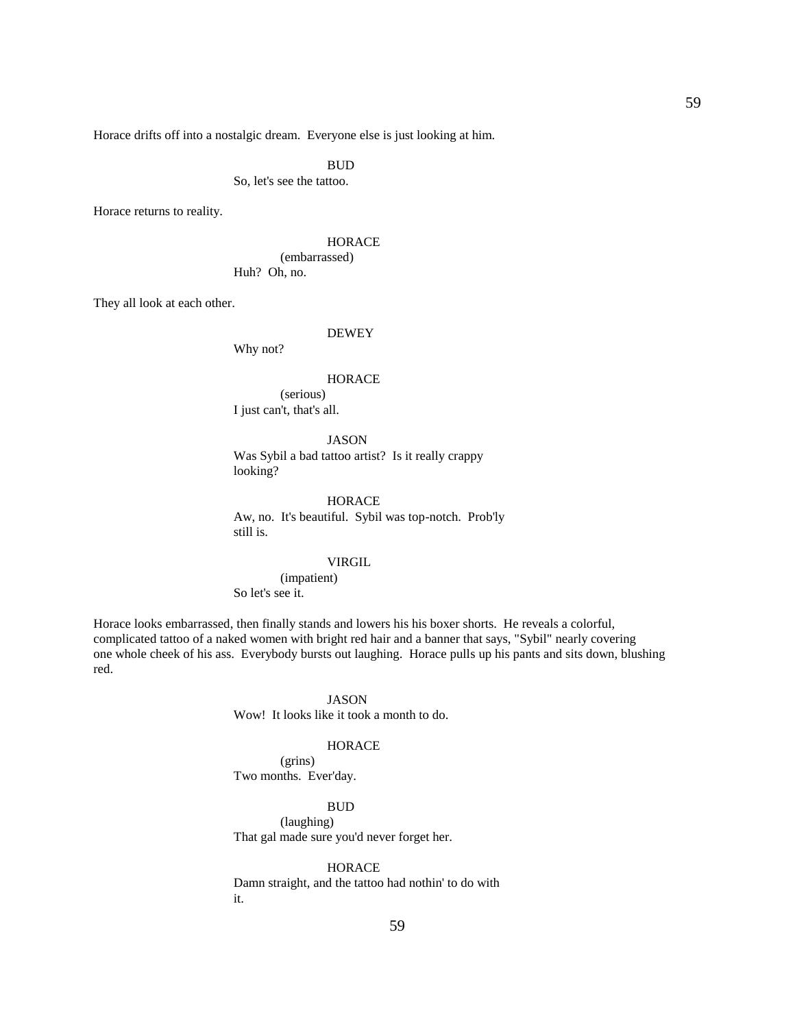Horace drifts off into a nostalgic dream. Everyone else is just looking at him.

BUD
So, let's see the tattoo.

Horace returns to reality.

HORACE
(embarrassed)
Huh? Oh, no.

They all look at each other.

DEWEY
Why not?

HORACE
(serious)
I just can't, that's all.

JASON
Was Sybil a bad tattoo artist? Is it really crappy looking?

HORACE
Aw, no. It's beautiful. Sybil was top-notch. Prob'ly still is.

VIRGIL
(impatient)
So let's see it.

Horace looks embarrassed, then finally stands and lowers his his boxer shorts. He reveals a colorful, complicated tattoo of a naked women with bright red hair and a banner that says, "Sybil" nearly covering one whole cheek of his ass. Everybody bursts out laughing. Horace pulls up his pants and sits down, blushing red.

JASON
Wow! It looks like it took a month to do.

HORACE
(grins)
Two months. Ever'day.

BUD
(laughing)
That gal made sure you'd never forget her.

HORACE
Damn straight, and the tattoo had nothin' to do with it.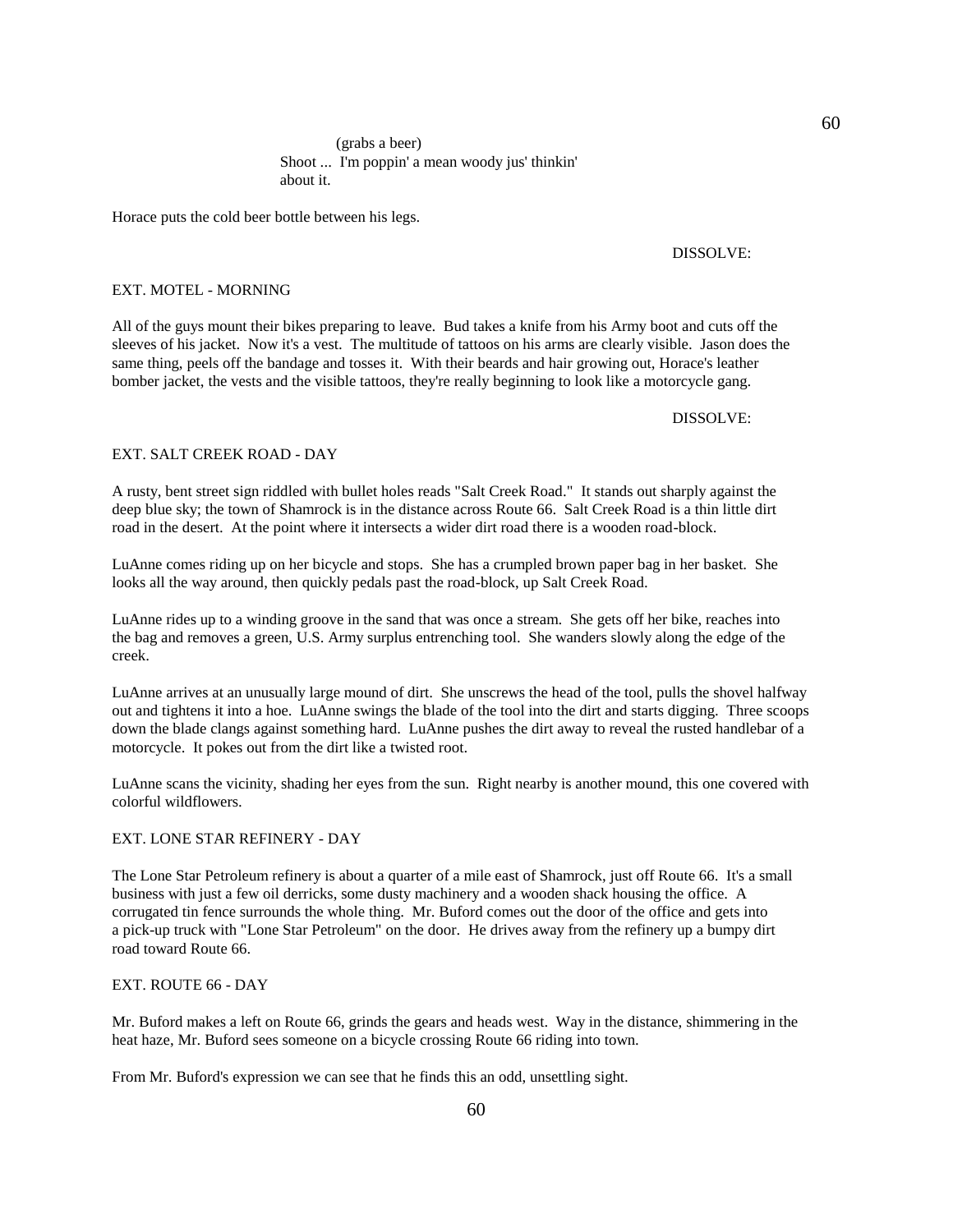(grabs a beer)
Shoot ... I'm poppin' a mean woody jus' thinkin' about it.

Horace puts the cold beer bottle between his legs.

DISSOLVE:

EXT. MOTEL - MORNING

All of the guys mount their bikes preparing to leave. Bud takes a knife from his Army boot and cuts off the sleeves of his jacket. Now it's a vest. The multitude of tattoos on his arms are clearly visible. Jason does the same thing, peels off the bandage and tosses it. With their beards and hair growing out, Horace's leather bomber jacket, the vests and the visible tattoos, they're really beginning to look like a motorcycle gang.

DISSOLVE:

EXT. SALT CREEK ROAD - DAY

A rusty, bent street sign riddled with bullet holes reads "Salt Creek Road." It stands out sharply against the deep blue sky; the town of Shamrock is in the distance across Route 66. Salt Creek Road is a thin little dirt road in the desert. At the point where it intersects a wider dirt road there is a wooden road-block.

LuAnne comes riding up on her bicycle and stops. She has a crumpled brown paper bag in her basket. She looks all the way around, then quickly pedals past the road-block, up Salt Creek Road.

LuAnne rides up to a winding groove in the sand that was once a stream. She gets off her bike, reaches into the bag and removes a green, U.S. Army surplus entrenching tool. She wanders slowly along the edge of the creek.

LuAnne arrives at an unusually large mound of dirt. She unscrews the head of the tool, pulls the shovel halfway out and tightens it into a hoe. LuAnne swings the blade of the tool into the dirt and starts digging. Three scoops down the blade clangs against something hard. LuAnne pushes the dirt away to reveal the rusted handlebar of a motorcycle. It pokes out from the dirt like a twisted root.

LuAnne scans the vicinity, shading her eyes from the sun. Right nearby is another mound, this one covered with colorful wildflowers.

EXT. LONE STAR REFINERY - DAY

The Lone Star Petroleum refinery is about a quarter of a mile east of Shamrock, just off Route 66. It's a small business with just a few oil derricks, some dusty machinery and a wooden shack housing the office. A corrugated tin fence surrounds the whole thing. Mr. Buford comes out the door of the office and gets into a pick-up truck with "Lone Star Petroleum" on the door. He drives away from the refinery up a bumpy dirt road toward Route 66.

EXT. ROUTE 66 - DAY

Mr. Buford makes a left on Route 66, grinds the gears and heads west. Way in the distance, shimmering in the heat haze, Mr. Buford sees someone on a bicycle crossing Route 66 riding into town.

From Mr. Buford's expression we can see that he finds this an odd, unsettling sight.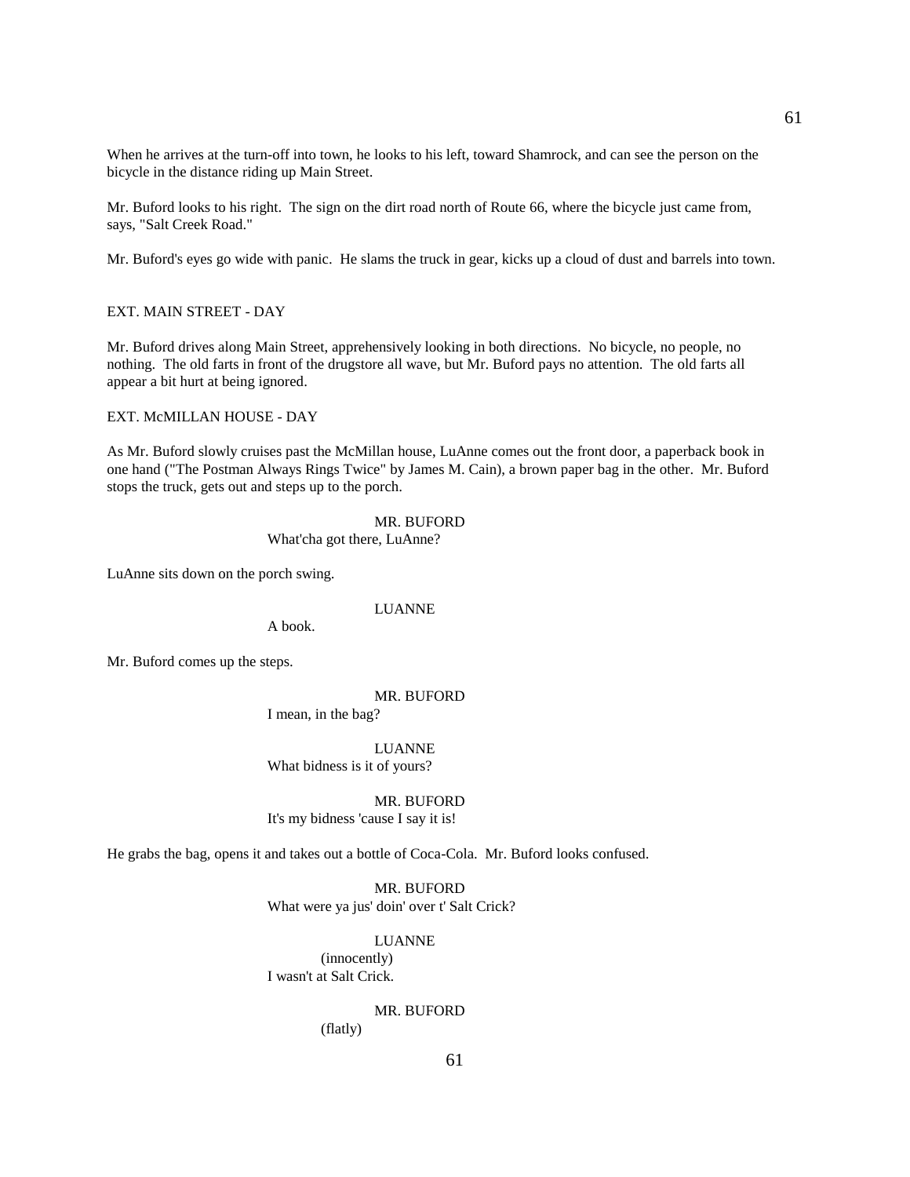When he arrives at the turn-off into town, he looks to his left, toward Shamrock, and can see the person on the bicycle in the distance riding up Main Street.

Mr. Buford looks to his right. The sign on the dirt road north of Route 66, where the bicycle just came from, says, "Salt Creek Road."

Mr. Buford's eyes go wide with panic. He slams the truck in gear, kicks up a cloud of dust and barrels into town.

EXT. MAIN STREET - DAY

Mr. Buford drives along Main Street, apprehensively looking in both directions. No bicycle, no people, no nothing. The old farts in front of the drugstore all wave, but Mr. Buford pays no attention. The old farts all appear a bit hurt at being ignored.

EXT. McMILLAN HOUSE - DAY

As Mr. Buford slowly cruises past the McMillan house, LuAnne comes out the front door, a paperback book in one hand ("The Postman Always Rings Twice" by James M. Cain), a brown paper bag in the other. Mr. Buford stops the truck, gets out and steps up to the porch.

MR. BUFORD
What'cha got there, LuAnne?

LuAnne sits down on the porch swing.

LUANNE
A book.

Mr. Buford comes up the steps.

MR. BUFORD
I mean, in the bag?

LUANNE
What bidness is it of yours?

MR. BUFORD
It's my bidness 'cause I say it is!

He grabs the bag, opens it and takes out a bottle of Coca-Cola. Mr. Buford looks confused.

MR. BUFORD
What were ya jus' doin' over t' Salt Crick?

LUANNE
(innocently)
I wasn't at Salt Crick.

MR. BUFORD
(flatly)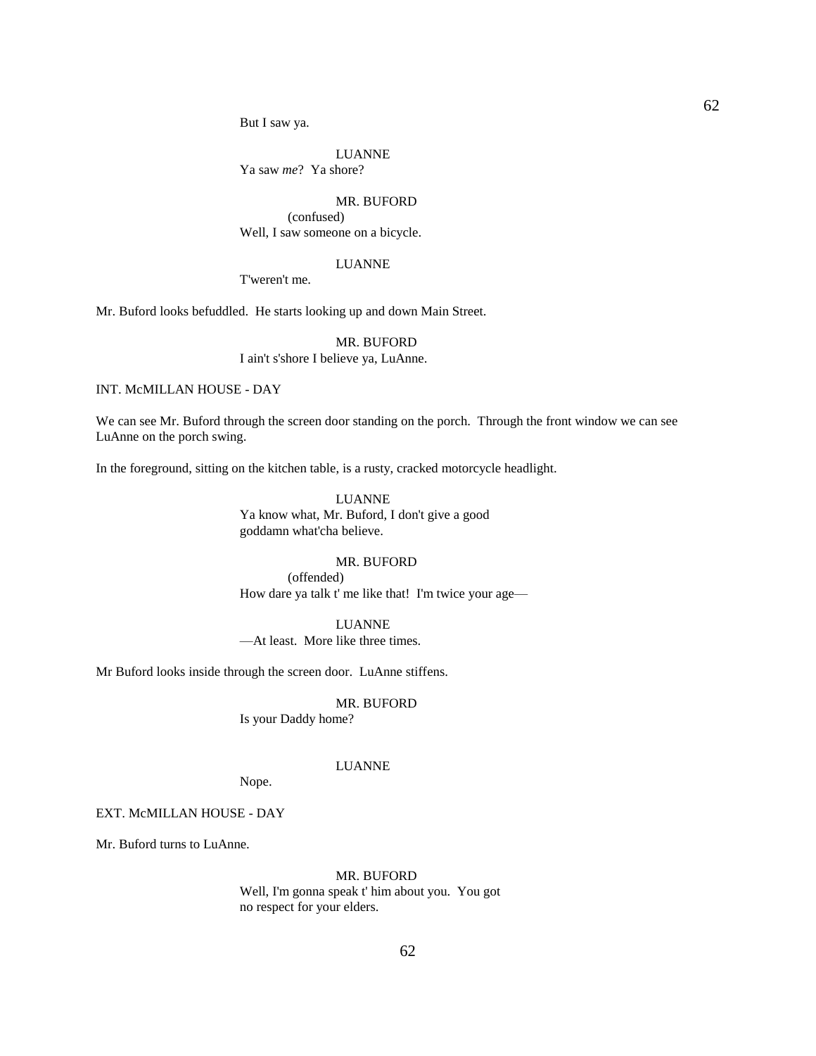But I saw ya.

LUANNE
Ya saw *me*? Ya shore?

MR. BUFORD
(confused)
Well, I saw someone on a bicycle.

LUANNE
T'weren't me.

Mr. Buford looks befuddled. He starts looking up and down Main Street.

MR. BUFORD
I ain't s'shore I believe ya, LuAnne.

INT. McMILLAN HOUSE - DAY

We can see Mr. Buford through the screen door standing on the porch. Through the front window we can see LuAnne on the porch swing.

In the foreground, sitting on the kitchen table, is a rusty, cracked motorcycle headlight.

LUANNE
Ya know what, Mr. Buford, I don't give a good goddamn what'cha believe.

MR. BUFORD
(offended)
How dare ya talk t' me like that! I'm twice your age—

LUANNE
—At least. More like three times.

Mr Buford looks inside through the screen door. LuAnne stiffens.

MR. BUFORD
Is your Daddy home?

LUANNE
Nope.

EXT. McMILLAN HOUSE - DAY

Mr. Buford turns to LuAnne.

MR. BUFORD
Well, I'm gonna speak t' him about you. You got no respect for your elders.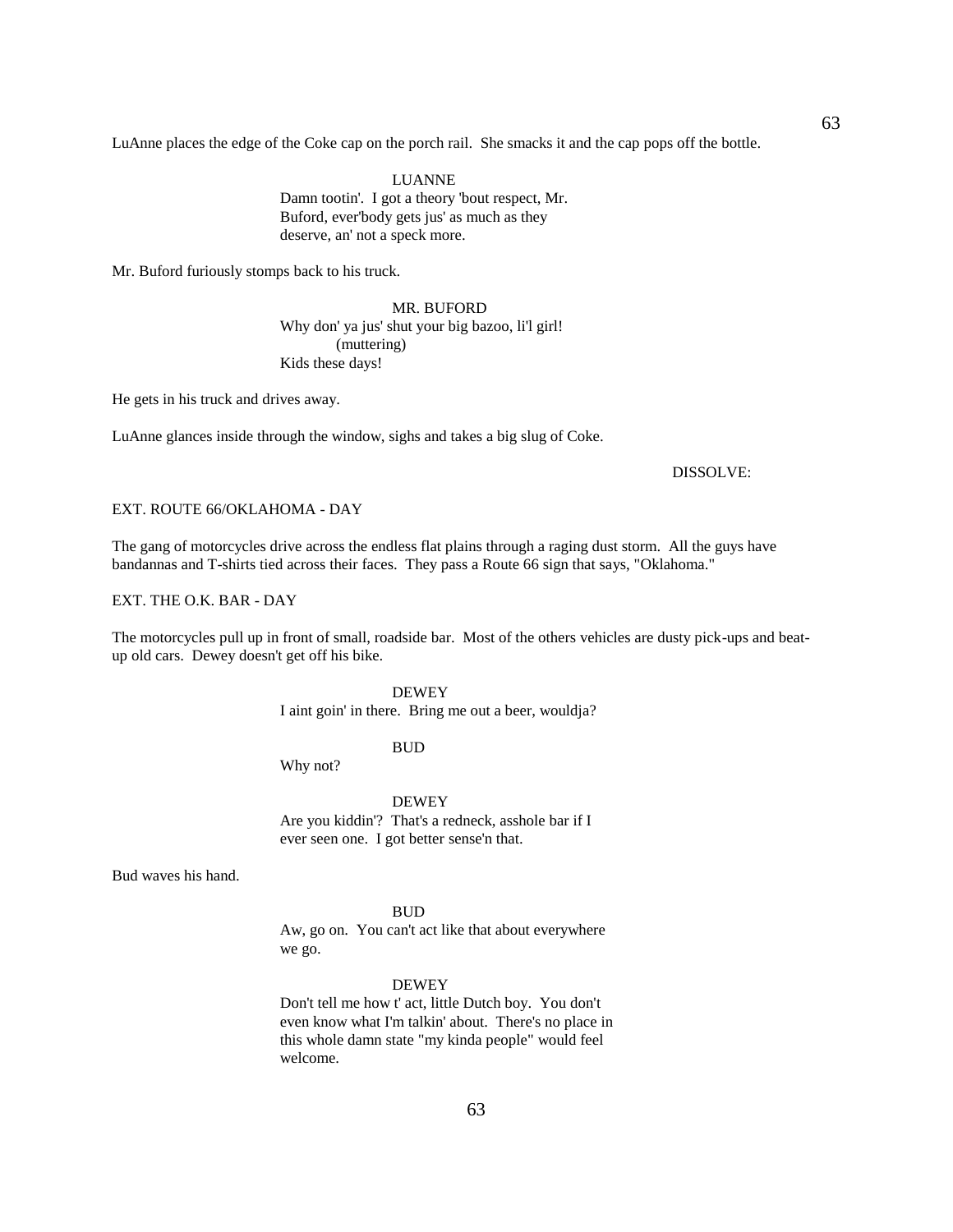LuAnne places the edge of the Coke cap on the porch rail. She smacks it and the cap pops off the bottle.

LUANNE
Damn tootin'. I got a theory 'bout respect, Mr. Buford, ever'body gets jus' as much as they deserve, an' not a speck more.

Mr. Buford furiously stomps back to his truck.

MR. BUFORD
Why don' ya jus' shut your big bazoo, li'l girl!
(muttering)
Kids these days!

He gets in his truck and drives away.

LuAnne glances inside through the window, sighs and takes a big slug of Coke.

DISSOLVE:

EXT. ROUTE 66/OKLAHOMA - DAY

The gang of motorcycles drive across the endless flat plains through a raging dust storm. All the guys have bandannas and T-shirts tied across their faces. They pass a Route 66 sign that says, "Oklahoma."

EXT. THE O.K. BAR - DAY

The motorcycles pull up in front of small, roadside bar. Most of the others vehicles are dusty pick-ups and beat-up old cars. Dewey doesn't get off his bike.

DEWEY
I aint goin' in there. Bring me out a beer, wouldja?

BUD
Why not?

DEWEY
Are you kiddin'? That's a redneck, asshole bar if I ever seen one. I got better sense'n that.

Bud waves his hand.

BUD
Aw, go on. You can't act like that about everywhere we go.

DEWEY
Don't tell me how t' act, little Dutch boy. You don't even know what I'm talkin' about. There's no place in this whole damn state "my kinda people" would feel welcome.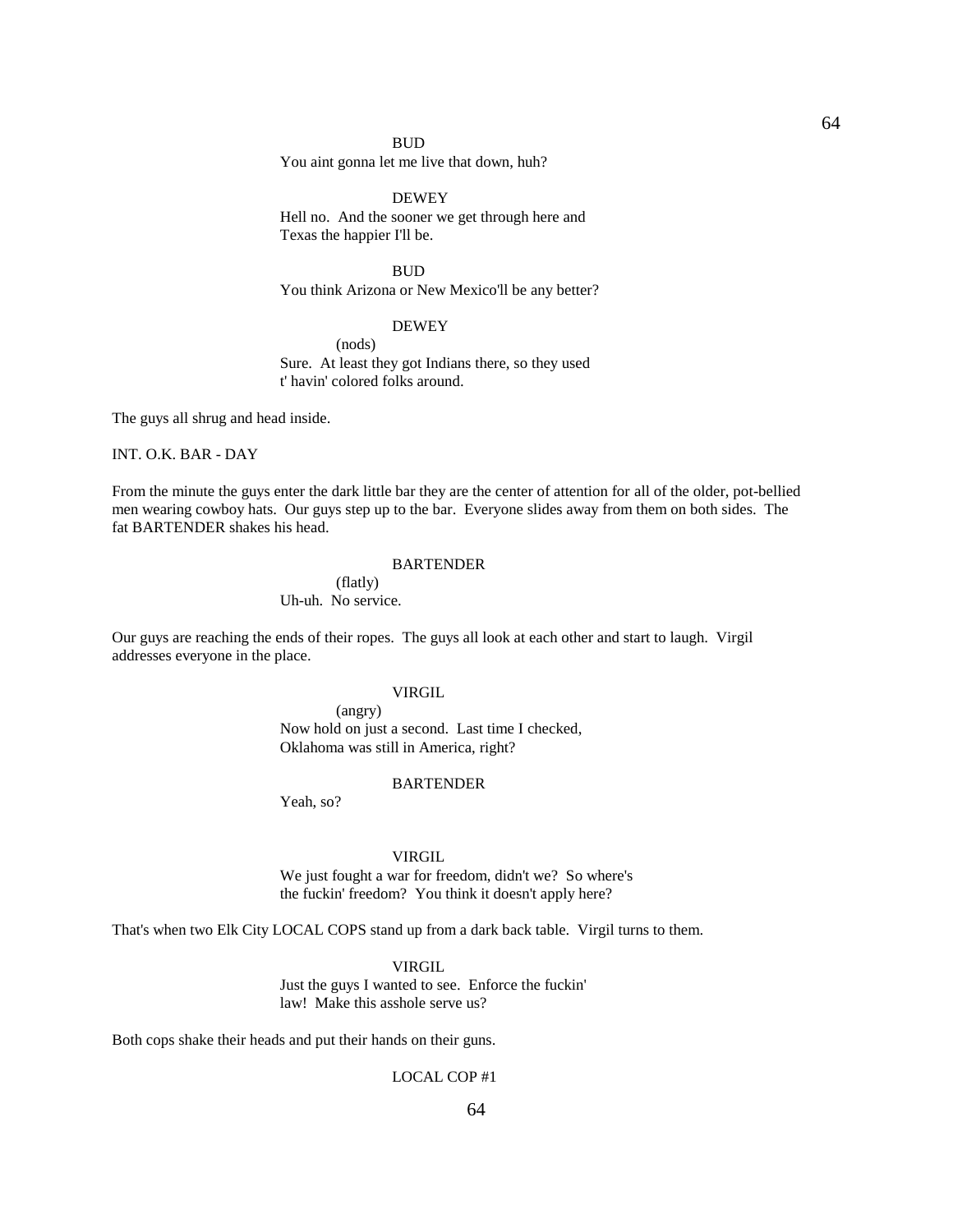BUD
You aint gonna let me live that down, huh?

DEWEY
Hell no. And the sooner we get through here and Texas the happier I'll be.

BUD
You think Arizona or New Mexico'll be any better?

DEWEY
(nods)
Sure. At least they got Indians there, so they used t' havin' colored folks around.

The guys all shrug and head inside.

INT. O.K. BAR - DAY

From the minute the guys enter the dark little bar they are the center of attention for all of the older, pot-bellied men wearing cowboy hats. Our guys step up to the bar. Everyone slides away from them on both sides. The fat BARTENDER shakes his head.

BARTENDER
(flatly)
Uh-uh. No service.

Our guys are reaching the ends of their ropes. The guys all look at each other and start to laugh. Virgil addresses everyone in the place.

VIRGIL
(angry)
Now hold on just a second. Last time I checked, Oklahoma was still in America, right?

BARTENDER
Yeah, so?

VIRGIL
We just fought a war for freedom, didn't we? So where's the fuckin' freedom? You think it doesn't apply here?

That's when two Elk City LOCAL COPS stand up from a dark back table. Virgil turns to them.

VIRGIL
Just the guys I wanted to see. Enforce the fuckin' law! Make this asshole serve us?

Both cops shake their heads and put their hands on their guns.

LOCAL COP #1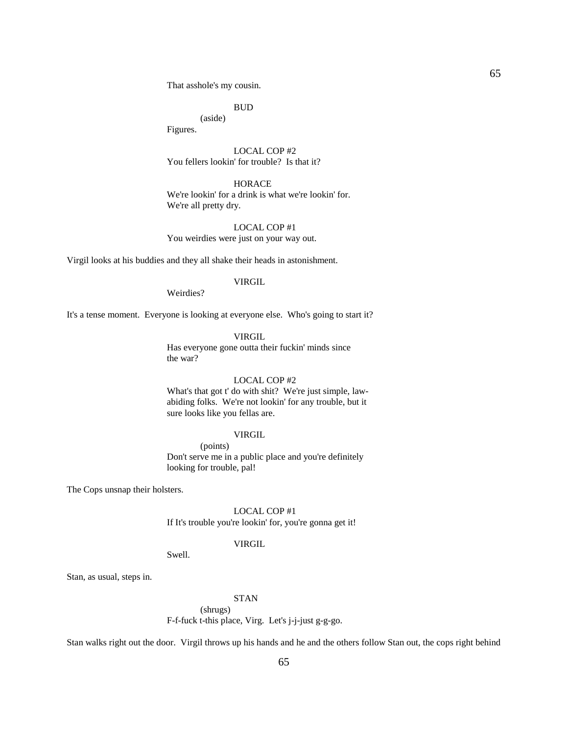That asshole's my cousin.

BUD
(aside)
Figures.

LOCAL COP #2
You fellers lookin' for trouble? Is that it?

HORACE
We're lookin' for a drink is what we're lookin' for.
We're all pretty dry.

LOCAL COP #1
You weirdies were just on your way out.

Virgil looks at his buddies and they all shake their heads in astonishment.

VIRGIL
Weirdies?

It's a tense moment. Everyone is looking at everyone else. Who's going to start it?

VIRGIL
Has everyone gone outta their fuckin' minds since
the war?

LOCAL COP #2
What's that got t' do with shit? We're just simple, law-
abiding folks. We're not lookin' for any trouble, but it
sure looks like you fellas are.

VIRGIL
(points)
Don't serve me in a public place and you're definitely
looking for trouble, pal!

The Cops unsnap their holsters.

LOCAL COP #1
If It's trouble you're lookin' for, you're gonna get it!

VIRGIL
Swell.

Stan, as usual, steps in.

STAN
(shrugs)
F-f-fuck t-this place, Virg. Let's j-j-just g-g-go.

Stan walks right out the door. Virgil throws up his hands and he and the others follow Stan out, the cops right behind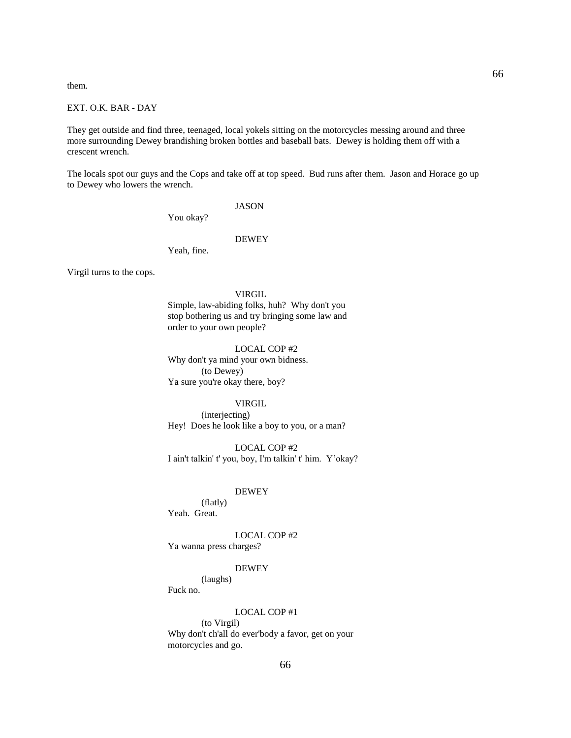them.

EXT. O.K. BAR - DAY

They get outside and find three, teenaged, local yokels sitting on the motorcycles messing around and three more surrounding Dewey brandishing broken bottles and baseball bats. Dewey is holding them off with a crescent wrench.

The locals spot our guys and the Cops and take off at top speed. Bud runs after them. Jason and Horace go up to Dewey who lowers the wrench.

JASON
You okay?

DEWEY
Yeah, fine.

Virgil turns to the cops.

VIRGIL
Simple, law-abiding folks, huh? Why don't you stop bothering us and try bringing some law and order to your own people?

LOCAL COP #2
Why don't ya mind your own bidness.
(to Dewey)
Ya sure you're okay there, boy?

VIRGIL
(interjecting)
Hey! Does he look like a boy to you, or a man?

LOCAL COP #2
I ain't talkin' t' you, boy, I'm talkin' t' him. Y'okay?

DEWEY
(flatly)
Yeah. Great.

LOCAL COP #2
Ya wanna press charges?

DEWEY
(laughs)
Fuck no.

LOCAL COP #1
(to Virgil)
Why don't ch'all do ever'body a favor, get on your motorcycles and go.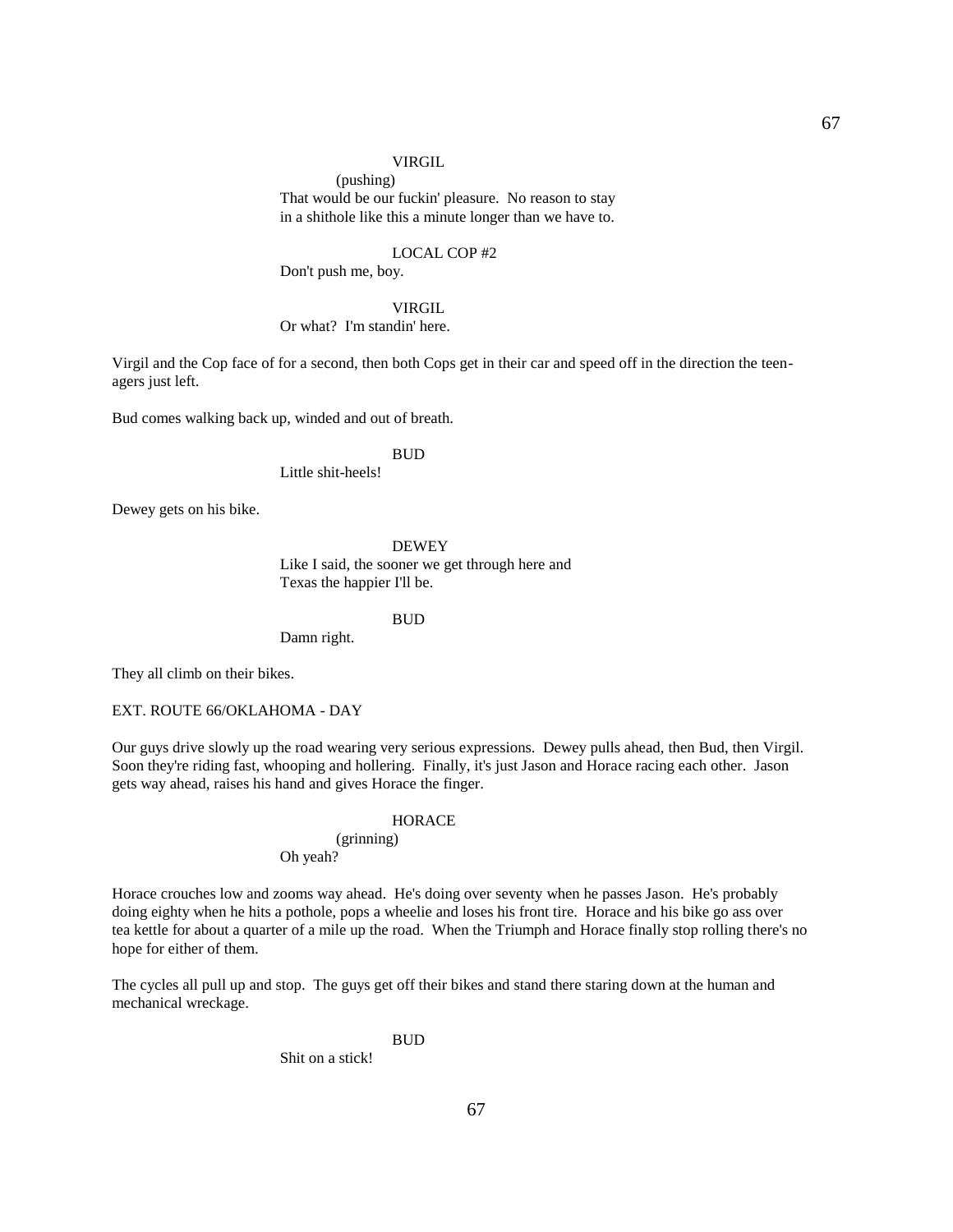VIRGIL

(pushing)

That would be our fuckin' pleasure. No reason to stay in a shithole like this a minute longer than we have to.

LOCAL COP #2

Don't push me, boy.

VIRGIL

Or what? I'm standin' here.

Virgil and the Cop face of for a second, then both Cops get in their car and speed off in the direction the teen-agers just left.

Bud comes walking back up, winded and out of breath.

BUD

Little shit-heels!

Dewey gets on his bike.

DEWEY

Like I said, the sooner we get through here and Texas the happier I'll be.

BUD

Damn right.

They all climb on their bikes.

EXT. ROUTE 66/OKLAHOMA - DAY

Our guys drive slowly up the road wearing very serious expressions. Dewey pulls ahead, then Bud, then Virgil. Soon they're riding fast, whooping and hollering. Finally, it's just Jason and Horace racing each other. Jason gets way ahead, raises his hand and gives Horace the finger.

HORACE

(grinning)

Oh yeah?

Horace crouches low and zooms way ahead. He's doing over seventy when he passes Jason. He's probably doing eighty when he hits a pothole, pops a wheelie and loses his front tire. Horace and his bike go ass over tea kettle for about a quarter of a mile up the road. When the Triumph and Horace finally stop rolling there's no hope for either of them.

The cycles all pull up and stop. The guys get off their bikes and stand there staring down at the human and mechanical wreckage.

BUD

Shit on a stick!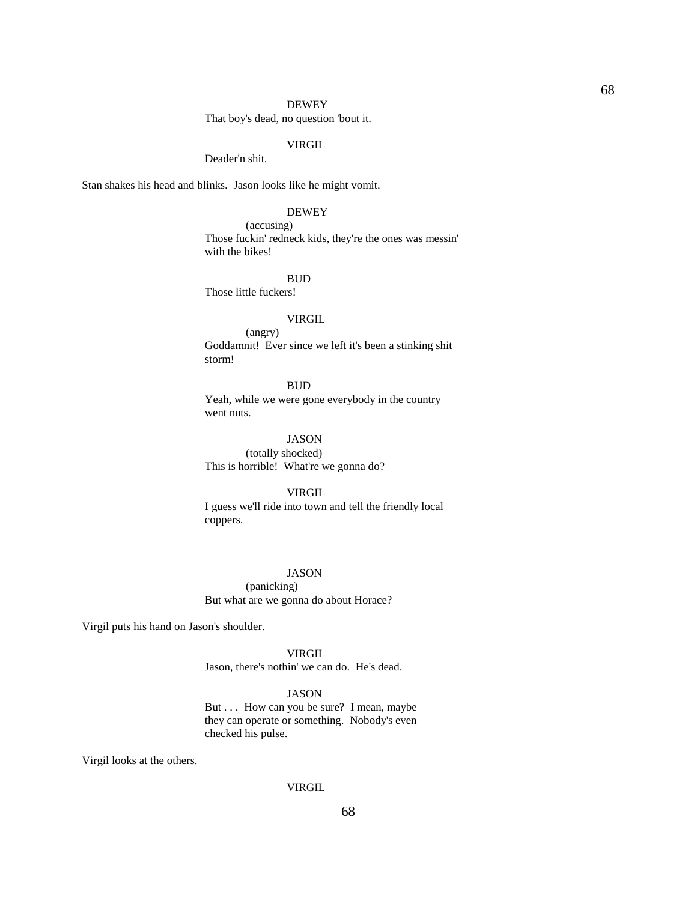DEWEY

That boy's dead, no question 'bout it.

VIRGIL

Deader'n shit.

Stan shakes his head and blinks. Jason looks like he might vomit.

DEWEY

(accusing)

Those fuckin' redneck kids, they're the ones was messin' with the bikes!

BUD

Those little fuckers!

VIRGIL

(angry)

Goddamnit! Ever since we left it's been a stinking shit storm!

BUD

Yeah, while we were gone everybody in the country went nuts.

JASON

(totally shocked)

This is horrible! What're we gonna do?

VIRGIL

I guess we'll ride into town and tell the friendly local coppers.

JASON

(panicking)

But what are we gonna do about Horace?

Virgil puts his hand on Jason's shoulder.

VIRGIL

Jason, there's nothin' we can do. He's dead.

JASON

But . . . How can you be sure? I mean, maybe they can operate or something. Nobody's even checked his pulse.

Virgil looks at the others.

VIRGIL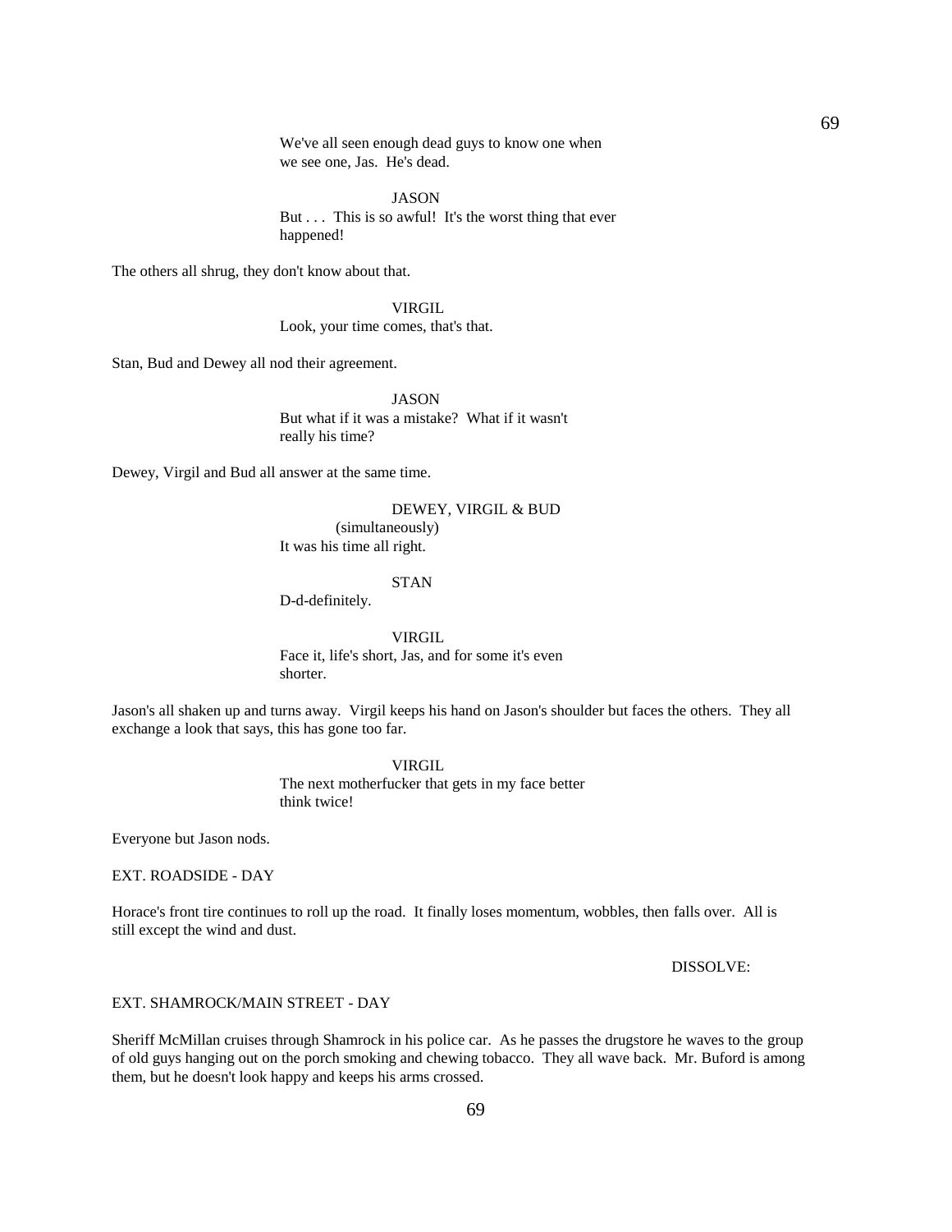We've all seen enough dead guys to know one when we see one, Jas. He's dead.

JASON

But . . . This is so awful! It's the worst thing that ever happened!

The others all shrug, they don't know about that.

VIRGIL

Look, your time comes, that's that.

Stan, Bud and Dewey all nod their agreement.

JASON

But what if it was a mistake? What if it wasn't really his time?

Dewey, Virgil and Bud all answer at the same time.

DEWEY, VIRGIL & BUD

(simultaneously)

It was his time all right.

STAN

D-d-definitely.

VIRGIL

Face it, life's short, Jas, and for some it's even shorter.

Jason's all shaken up and turns away. Virgil keeps his hand on Jason's shoulder but faces the others. They all exchange a look that says, this has gone too far.

VIRGIL

The next motherfucker that gets in my face better think twice!

Everyone but Jason nods.

EXT. ROADSIDE - DAY

Horace's front tire continues to roll up the road. It finally loses momentum, wobbles, then falls over. All is still except the wind and dust.

DISSOLVE:

EXT. SHAMROCK/MAIN STREET - DAY

Sheriff McMillan cruises through Shamrock in his police car. As he passes the drugstore he waves to the group of old guys hanging out on the porch smoking and chewing tobacco. They all wave back. Mr. Buford is among them, but he doesn't look happy and keeps his arms crossed.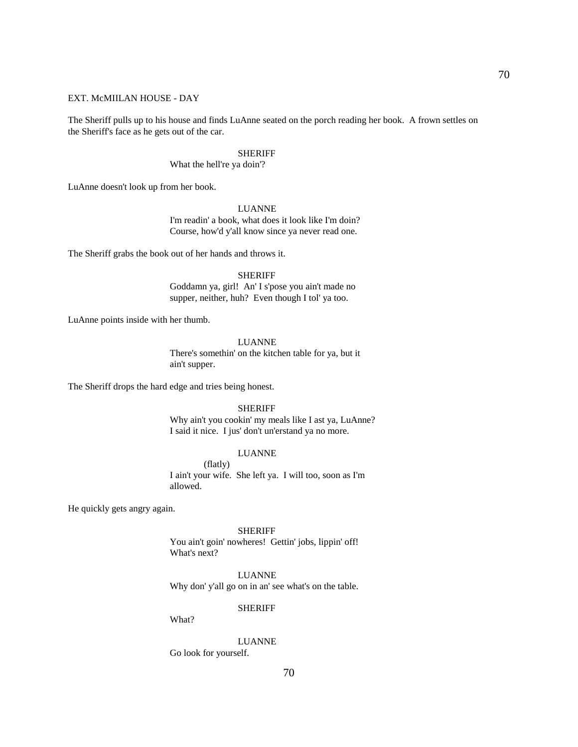EXT. McMIILAN HOUSE - DAY

The Sheriff pulls up to his house and finds LuAnne seated on the porch reading her book. A frown settles on the Sheriff's face as he gets out of the car.

SHERIFF

What the hell're ya doin'?

LuAnne doesn't look up from her book.

LUANNE

I'm readin' a book, what does it look like I'm doin? Course, how'd y'all know since ya never read one.

The Sheriff grabs the book out of her hands and throws it.

SHERIFF

Goddamn ya, girl! An' I s'pose you ain't made no supper, neither, huh? Even though I tol' ya too.

LuAnne points inside with her thumb.

LUANNE

There's somethin' on the kitchen table for ya, but it ain't supper.

The Sheriff drops the hard edge and tries being honest.

SHERIFF

Why ain't you cookin' my meals like I ast ya, LuAnne? I said it nice. I jus' don't un'erstand ya no more.

LUANNE

(flatly)

I ain't your wife. She left ya. I will too, soon as I'm allowed.

He quickly gets angry again.

SHERIFF

You ain't goin' nowheres! Gettin' jobs, lippin' off! What's next?

LUANNE

Why don' y'all go on in an' see what's on the table.

SHERIFF

What?

LUANNE

Go look for yourself.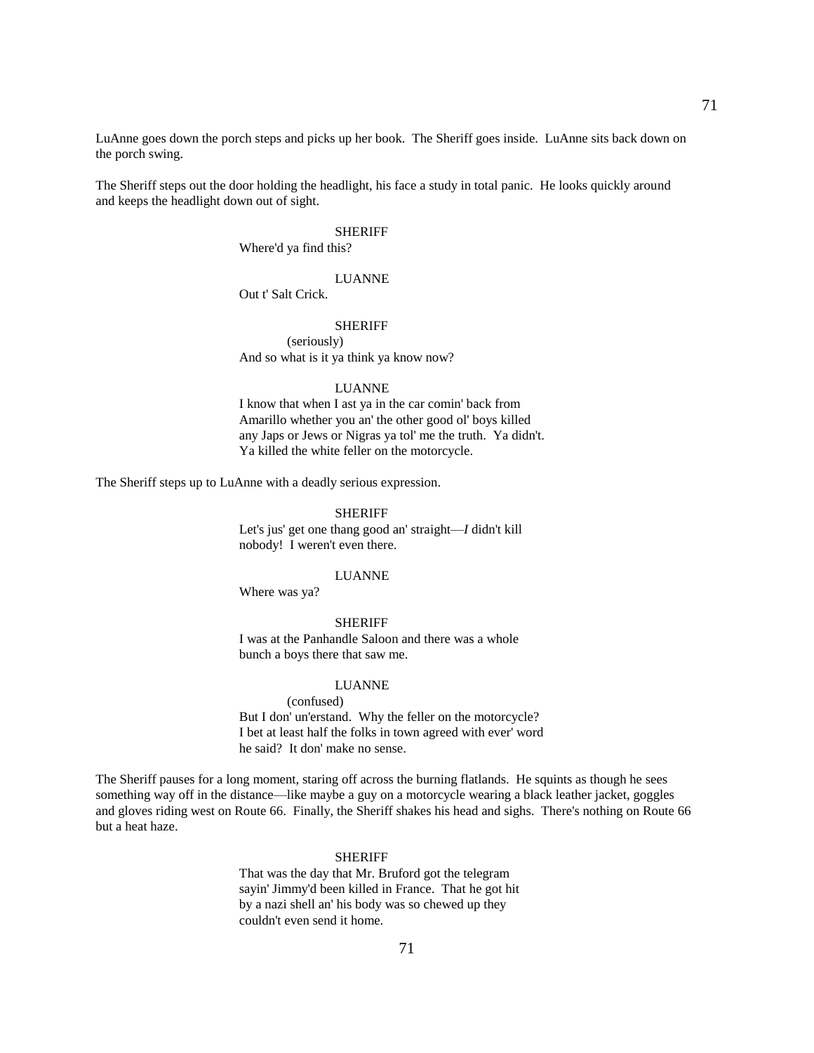LuAnne goes down the porch steps and picks up her book. The Sheriff goes inside. LuAnne sits back down on the porch swing.

The Sheriff steps out the door holding the headlight, his face a study in total panic. He looks quickly around and keeps the headlight down out of sight.

SHERIFF
Where'd ya find this?

LUANNE
Out t' Salt Crick.

SHERIFF
(seriously)
And so what is it ya think ya know now?

LUANNE
I know that when I ast ya in the car comin' back from Amarillo whether you an' the other good ol' boys killed any Japs or Jews or Nigras ya tol' me the truth. Ya didn't. Ya killed the white feller on the motorcycle.

The Sheriff steps up to LuAnne with a deadly serious expression.

SHERIFF
Let's jus' get one thang good an' straight—*I* didn't kill nobody! I weren't even there.

LUANNE
Where was ya?

SHERIFF
I was at the Panhandle Saloon and there was a whole bunch a boys there that saw me.

LUANNE
(confused)
But I don' un'erstand. Why the feller on the motorcycle? I bet at least half the folks in town agreed with ever' word he said? It don' make no sense.

The Sheriff pauses for a long moment, staring off across the burning flatlands. He squints as though he sees something way off in the distance—like maybe a guy on a motorcycle wearing a black leather jacket, goggles and gloves riding west on Route 66. Finally, the Sheriff shakes his head and sighs. There's nothing on Route 66 but a heat haze.

SHERIFF
That was the day that Mr. Bruford got the telegram sayin' Jimmy'd been killed in France. That he got hit by a nazi shell an' his body was so chewed up they couldn't even send it home.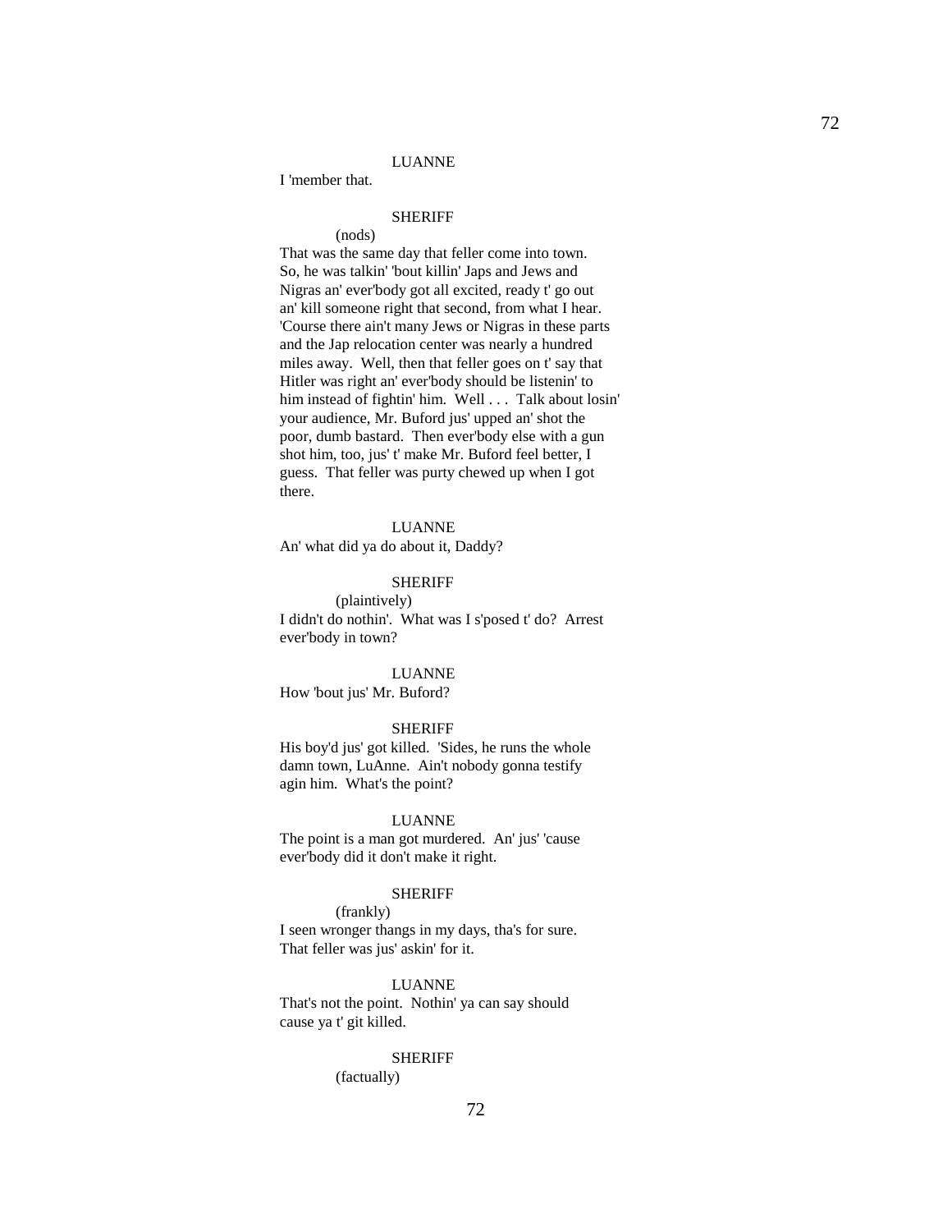LUANNE

I 'member that.

SHERIFF

(nods)

That was the same day that feller come into town. So, he was talkin' 'bout killin' Japs and Jews and Nigras an' ever'body got all excited, ready t' go out an' kill someone right that second, from what I hear. 'Course there ain't many Jews or Nigras in these parts and the Jap relocation center was nearly a hundred miles away. Well, then that feller goes on t' say that Hitler was right an' ever'body should be listenin' to him instead of fightin' him. Well . . . Talk about losin' your audience, Mr. Buford jus' upped an' shot the poor, dumb bastard. Then ever'body else with a gun shot him, too, jus' t' make Mr. Buford feel better, I guess. That feller was purty chewed up when I got there.

LUANNE

An' what did ya do about it, Daddy?

SHERIFF

(plaintively)

I didn't do nothin'. What was I s'posed t' do? Arrest ever'body in town?

LUANNE

How 'bout jus' Mr. Buford?

SHERIFF

His boy'd jus' got killed. 'Sides, he runs the whole damn town, LuAnne. Ain't nobody gonna testify agin him. What's the point?

LUANNE

The point is a man got murdered. An' jus' 'cause ever'body did it don't make it right.

SHERIFF

(frankly)

I seen wronger thangs in my days, tha's for sure. That feller was jus' askin' for it.

LUANNE

That's not the point. Nothin' ya can say should cause ya t' git killed.

SHERIFF

(factually)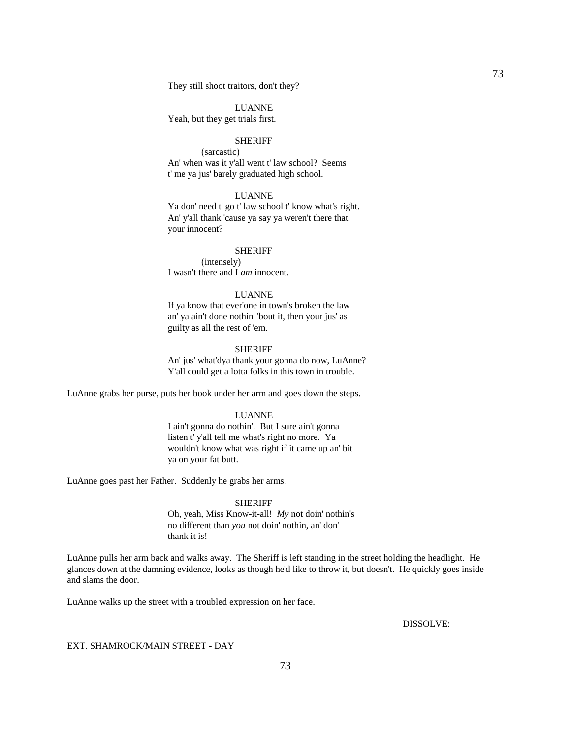They still shoot traitors, don't they?

LUANNE
Yeah, but they get trials first.

SHERIFF
(sarcastic)
An' when was it y'all went t' law school? Seems t' me ya jus' barely graduated high school.

LUANNE
Ya don' need t' go t' law school t' know what's right. An' y'all thank 'cause ya say ya weren't there that your innocent?

SHERIFF
(intensely)
I wasn't there and I *am* innocent.

LUANNE
If ya know that ever'one in town's broken the law an' ya ain't done nothin' 'bout it, then your jus' as guilty as all the rest of 'em.

SHERIFF
An' jus' what'dya thank your gonna do now, LuAnne? Y'all could get a lotta folks in this town in trouble.

LuAnne grabs her purse, puts her book under her arm and goes down the steps.

LUANNE
I ain't gonna do nothin'. But I sure ain't gonna listen t' y'all tell me what's right no more. Ya wouldn't know what was right if it came up an' bit ya on your fat butt.

LuAnne goes past her Father. Suddenly he grabs her arms.

SHERIFF
Oh, yeah, Miss Know-it-all! *My* not doin' nothin's no different than *you* not doin' nothin, an' don' thank it is!

LuAnne pulls her arm back and walks away. The Sheriff is left standing in the street holding the headlight. He glances down at the damning evidence, looks as though he'd like to throw it, but doesn't. He quickly goes inside and slams the door.

LuAnne walks up the street with a troubled expression on her face.

DISSOLVE:

EXT. SHAMROCK/MAIN STREET - DAY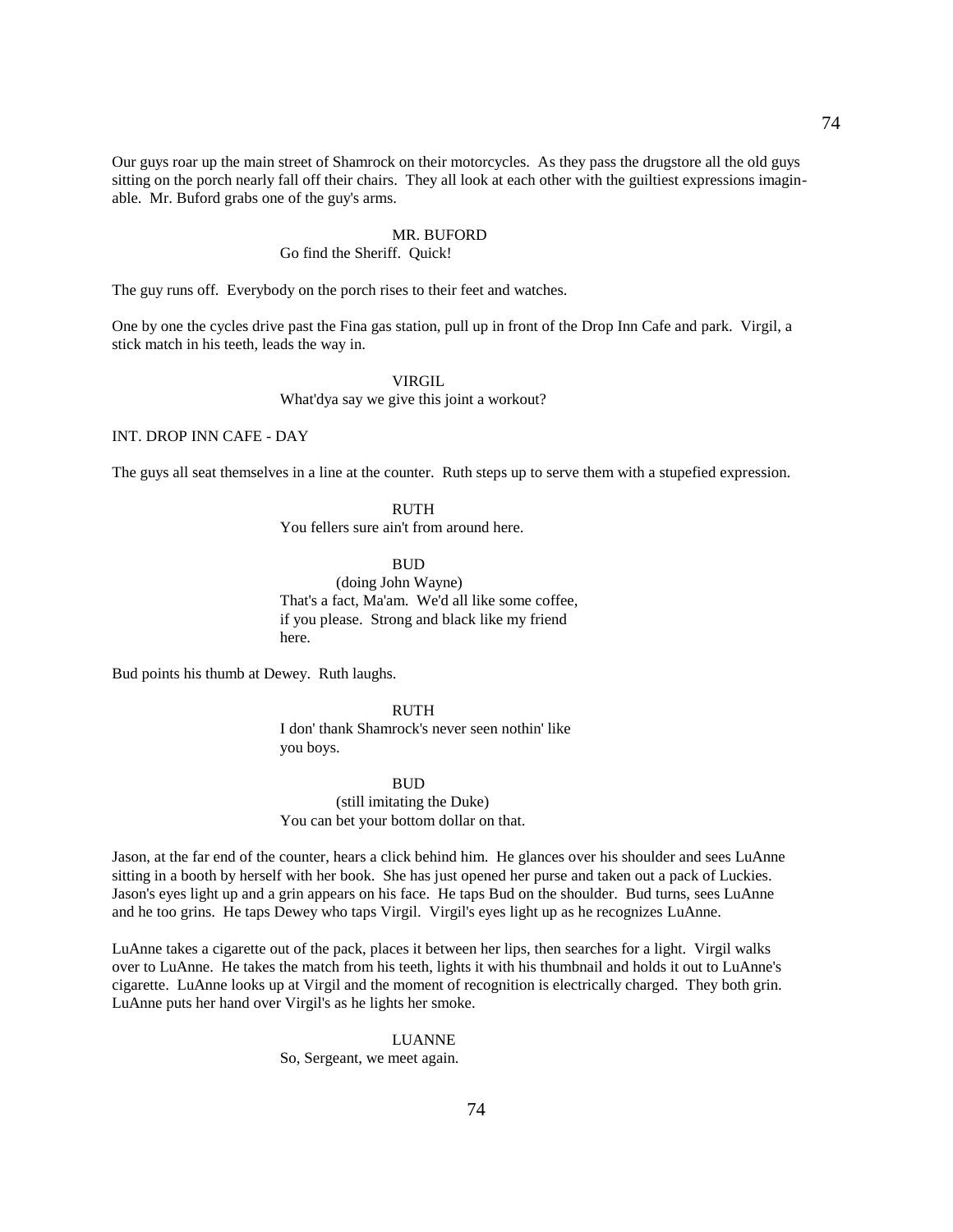Our guys roar up the main street of Shamrock on their motorcycles. As they pass the drugstore all the old guys sitting on the porch nearly fall off their chairs. They all look at each other with the guiltiest expressions imaginable. Mr. Buford grabs one of the guy's arms.

MR. BUFORD
Go find the Sheriff. Quick!

The guy runs off. Everybody on the porch rises to their feet and watches.

One by one the cycles drive past the Fina gas station, pull up in front of the Drop Inn Cafe and park. Virgil, a stick match in his teeth, leads the way in.

VIRGIL
What'dya say we give this joint a workout?

INT. DROP INN CAFE - DAY

The guys all seat themselves in a line at the counter. Ruth steps up to serve them with a stupefied expression.

RUTH
You fellers sure ain't from around here.

BUD
(doing John Wayne)
That's a fact, Ma'am. We'd all like some coffee, if you please. Strong and black like my friend here.

Bud points his thumb at Dewey. Ruth laughs.

RUTH
I don' thank Shamrock's never seen nothin' like you boys.

BUD
(still imitating the Duke)
You can bet your bottom dollar on that.

Jason, at the far end of the counter, hears a click behind him. He glances over his shoulder and sees LuAnne sitting in a booth by herself with her book. She has just opened her purse and taken out a pack of Luckies. Jason's eyes light up and a grin appears on his face. He taps Bud on the shoulder. Bud turns, sees LuAnne and he too grins. He taps Dewey who taps Virgil. Virgil's eyes light up as he recognizes LuAnne.

LuAnne takes a cigarette out of the pack, places it between her lips, then searches for a light. Virgil walks over to LuAnne. He takes the match from his teeth, lights it with his thumbnail and holds it out to LuAnne's cigarette. LuAnne looks up at Virgil and the moment of recognition is electrically charged. They both grin. LuAnne puts her hand over Virgil's as he lights her smoke.

LUANNE
So, Sergeant, we meet again.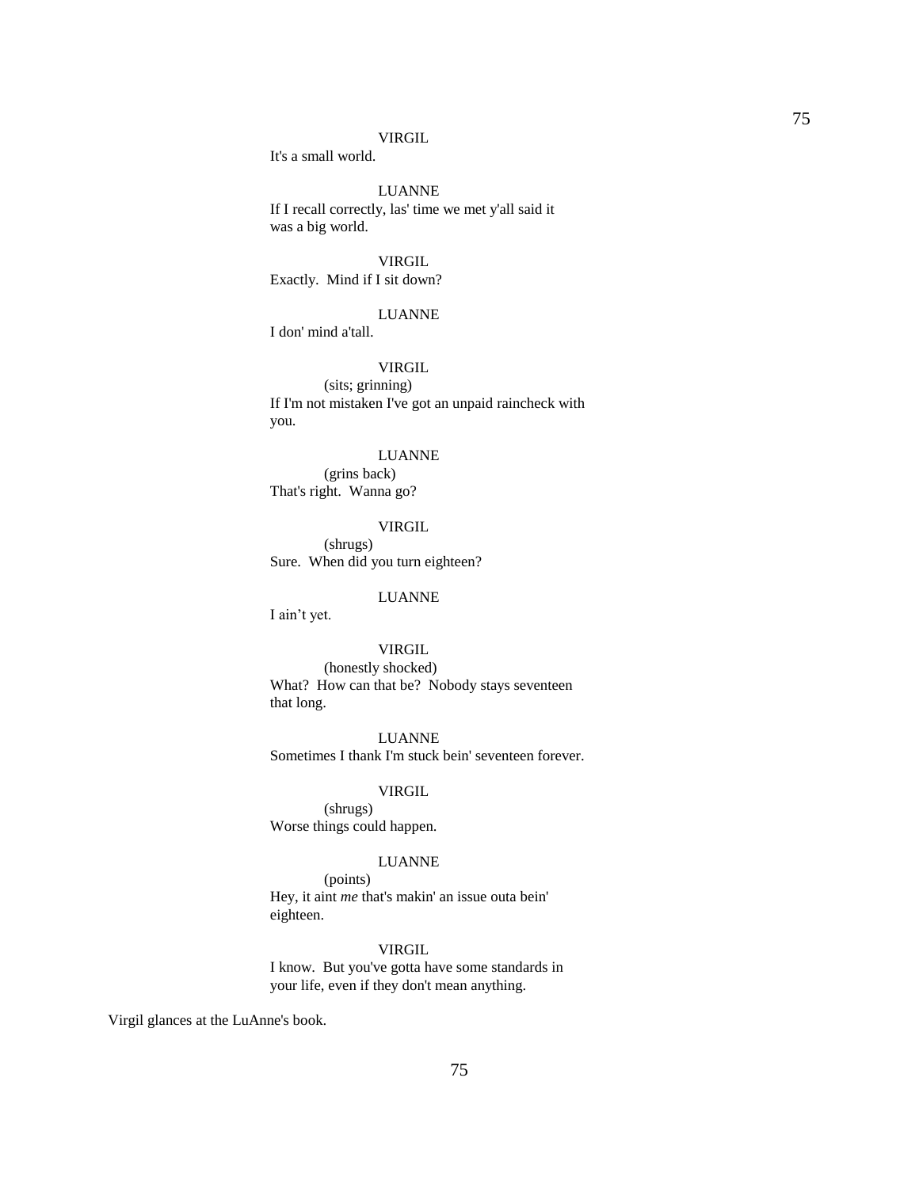VIRGIL

It's a small world.

LUANNE

If I recall correctly, las' time we met y'all said it was a big world.

VIRGIL

Exactly. Mind if I sit down?

LUANNE

I don' mind a'tall.

VIRGIL

(sits; grinning)

If I'm not mistaken I've got an unpaid raincheck with you.

LUANNE

(grins back)

That's right. Wanna go?

VIRGIL

(shrugs)

Sure. When did you turn eighteen?

LUANNE

I ain't yet.

VIRGIL

(honestly shocked)

What? How can that be? Nobody stays seventeen that long.

LUANNE

Sometimes I thank I'm stuck bein' seventeen forever.

VIRGIL

(shrugs)

Worse things could happen.

LUANNE

(points)

Hey, it aint *me* that's makin' an issue outa bein' eighteen.

VIRGIL

I know. But you've gotta have some standards in your life, even if they don't mean anything.

Virgil glances at the LuAnne's book.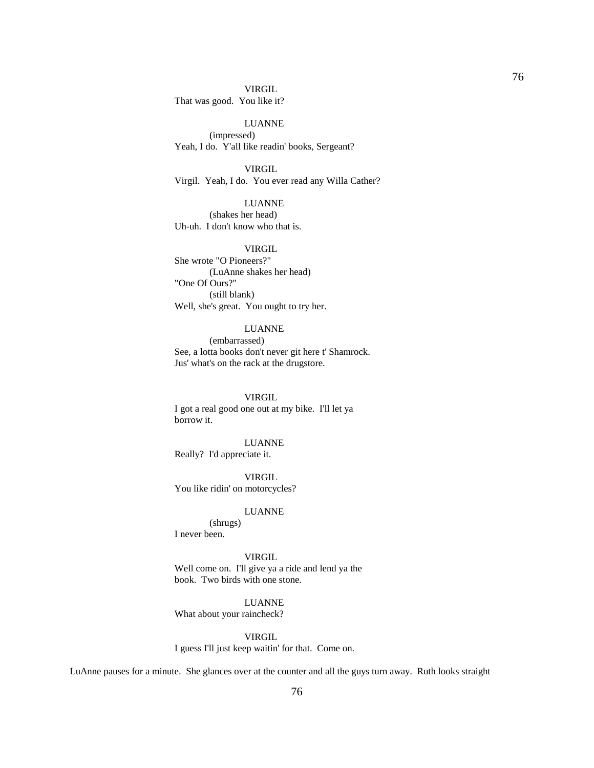VIRGIL
That was good.  You like it?

LUANNE
(impressed)
Yeah, I do.  Y'all like readin' books, Sergeant?

VIRGIL
Virgil.  Yeah, I do.  You ever read any Willa Cather?

LUANNE
(shakes her head)
Uh-uh.  I don't know who that is.

VIRGIL
She wrote "O Pioneers?"
(LuAnne shakes her head)
"One Of Ours?"
(still blank)
Well, she's great.  You ought to try her.

LUANNE
(embarrassed)
See, a lotta books don't never git here t' Shamrock.
Jus' what's on the rack at the drugstore.

VIRGIL
I got a real good one out at my bike.  I'll let ya
borrow it.

LUANNE
Really?  I'd appreciate it.

VIRGIL
You like ridin' on motorcycles?

LUANNE
(shrugs)
I never been.

VIRGIL
Well come on.  I'll give ya a ride and lend ya the
book.  Two birds with one stone.

LUANNE
What about your raincheck?

VIRGIL
I guess I'll just keep waitin' for that.  Come on.

LuAnne pauses for a minute.  She glances over at the counter and all the guys turn away.  Ruth looks straight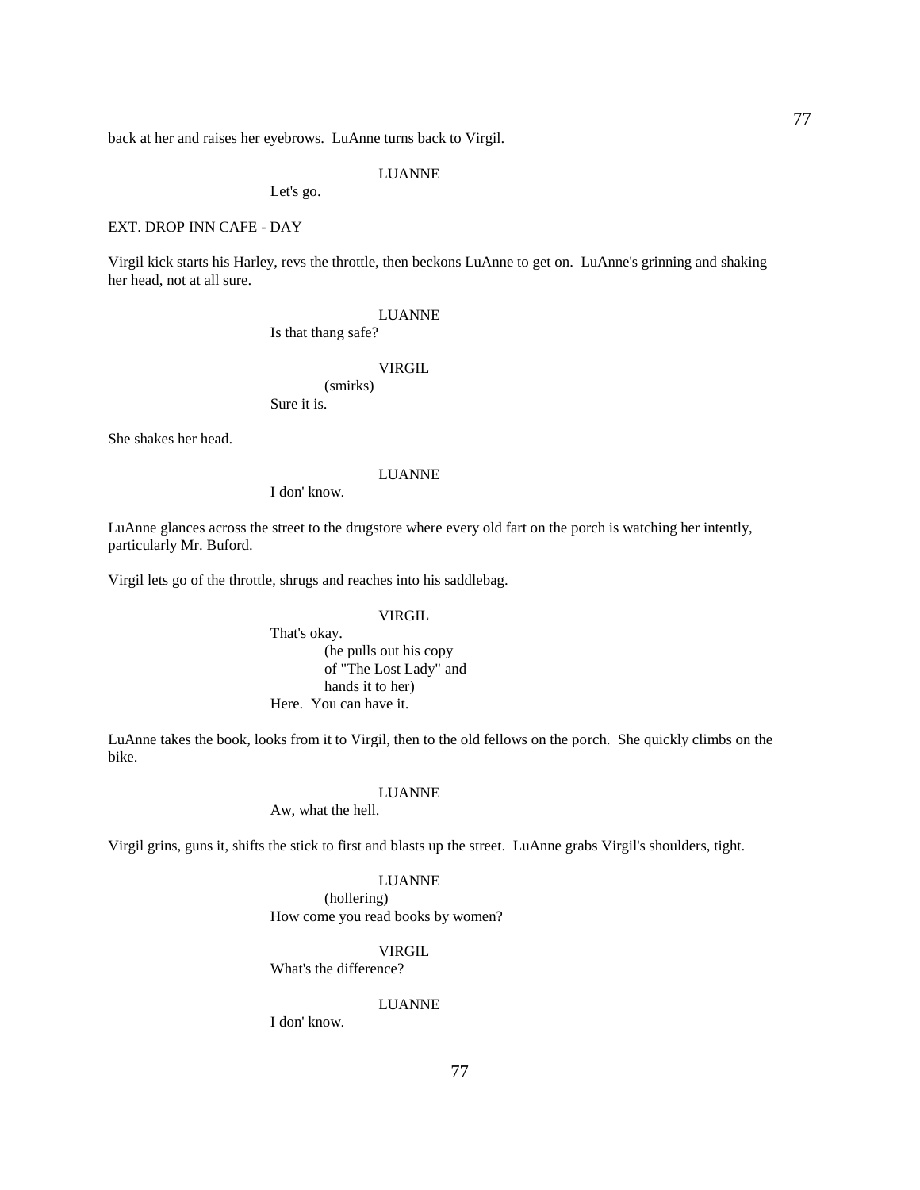back at her and raises her eyebrows. LuAnne turns back to Virgil.

LUANNE

Let's go.

EXT. DROP INN CAFE - DAY

Virgil kick starts his Harley, revs the throttle, then beckons LuAnne to get on. LuAnne's grinning and shaking her head, not at all sure.

LUANNE

Is that thang safe?

VIRGIL

(smirks)

Sure it is.

She shakes her head.

LUANNE

I don' know.

LuAnne glances across the street to the drugstore where every old fart on the porch is watching her intently, particularly Mr. Buford.

Virgil lets go of the throttle, shrugs and reaches into his saddlebag.

VIRGIL

That's okay.

(he pulls out his copy of "The Lost Lady" and hands it to her)

Here. You can have it.

LuAnne takes the book, looks from it to Virgil, then to the old fellows on the porch. She quickly climbs on the bike.

LUANNE

Aw, what the hell.

Virgil grins, guns it, shifts the stick to first and blasts up the street. LuAnne grabs Virgil's shoulders, tight.

LUANNE

(hollering)

How come you read books by women?

VIRGIL

What's the difference?

LUANNE

I don' know.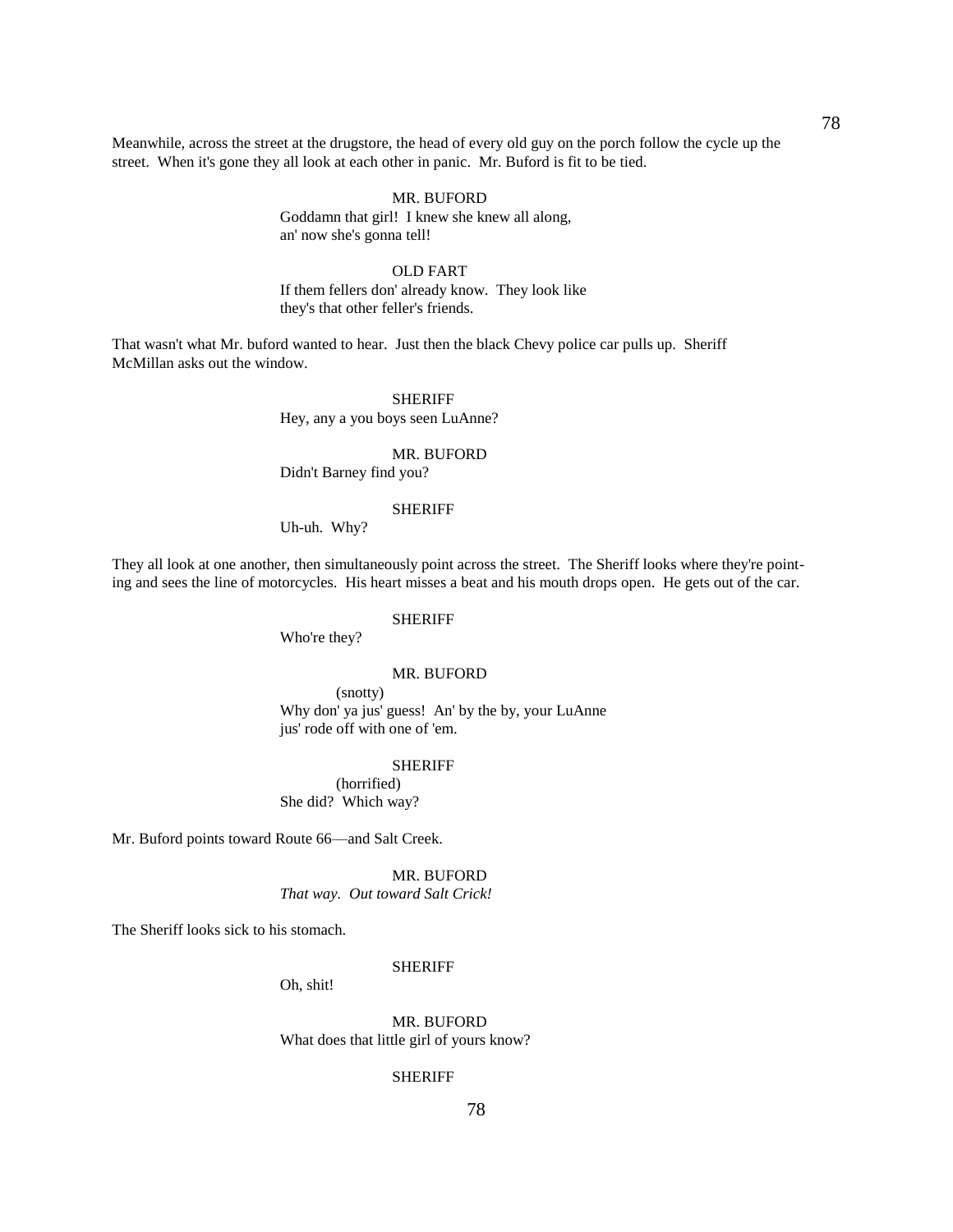Meanwhile, across the street at the drugstore, the head of every old guy on the porch follow the cycle up the street. When it's gone they all look at each other in panic. Mr. Buford is fit to be tied.

MR. BUFORD
Goddamn that girl! I knew she knew all along, an' now she's gonna tell!

OLD FART
If them fellers don' already know. They look like they's that other feller's friends.

That wasn't what Mr. buford wanted to hear. Just then the black Chevy police car pulls up. Sheriff McMillan asks out the window.

SHERIFF
Hey, any a you boys seen LuAnne?

MR. BUFORD
Didn't Barney find you?

SHERIFF
Uh-uh. Why?

They all look at one another, then simultaneously point across the street. The Sheriff looks where they're pointing and sees the line of motorcycles. His heart misses a beat and his mouth drops open. He gets out of the car.

SHERIFF
Who're they?

MR. BUFORD
(snotty)
Why don' ya jus' guess! An' by the by, your LuAnne jus' rode off with one of 'em.

SHERIFF
(horrified)
She did? Which way?

Mr. Buford points toward Route 66—and Salt Creek.

MR. BUFORD
*That way. Out toward Salt Crick!*

The Sheriff looks sick to his stomach.

SHERIFF
Oh, shit!

MR. BUFORD
What does that little girl of yours know?

SHERIFF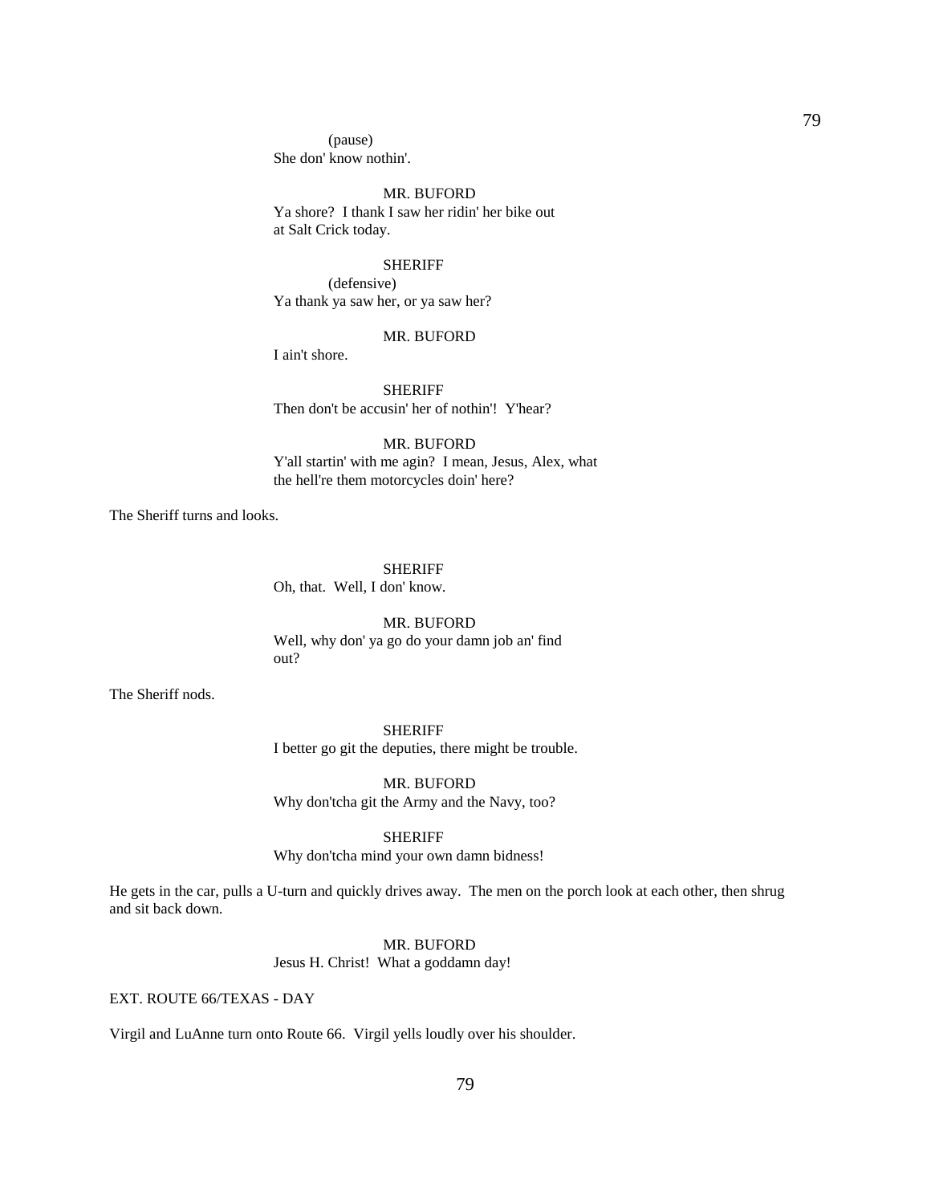(pause)
She don' know nothin'.

MR. BUFORD
Ya shore? I thank I saw her ridin' her bike out at Salt Crick today.

SHERIFF
(defensive)
Ya thank ya saw her, or ya saw her?

MR. BUFORD
I ain't shore.

SHERIFF
Then don't be accusin' her of nothin'! Y'hear?

MR. BUFORD
Y'all startin' with me agin? I mean, Jesus, Alex, what the hell're them motorcycles doin' here?

The Sheriff turns and looks.

SHERIFF
Oh, that. Well, I don' know.

MR. BUFORD
Well, why don' ya go do your damn job an' find out?

The Sheriff nods.

SHERIFF
I better go git the deputies, there might be trouble.

MR. BUFORD
Why don'tcha git the Army and the Navy, too?

SHERIFF
Why don'tcha mind your own damn bidness!

He gets in the car, pulls a U-turn and quickly drives away. The men on the porch look at each other, then shrug and sit back down.

MR. BUFORD
Jesus H. Christ! What a goddamn day!

EXT. ROUTE 66/TEXAS - DAY

Virgil and LuAnne turn onto Route 66. Virgil yells loudly over his shoulder.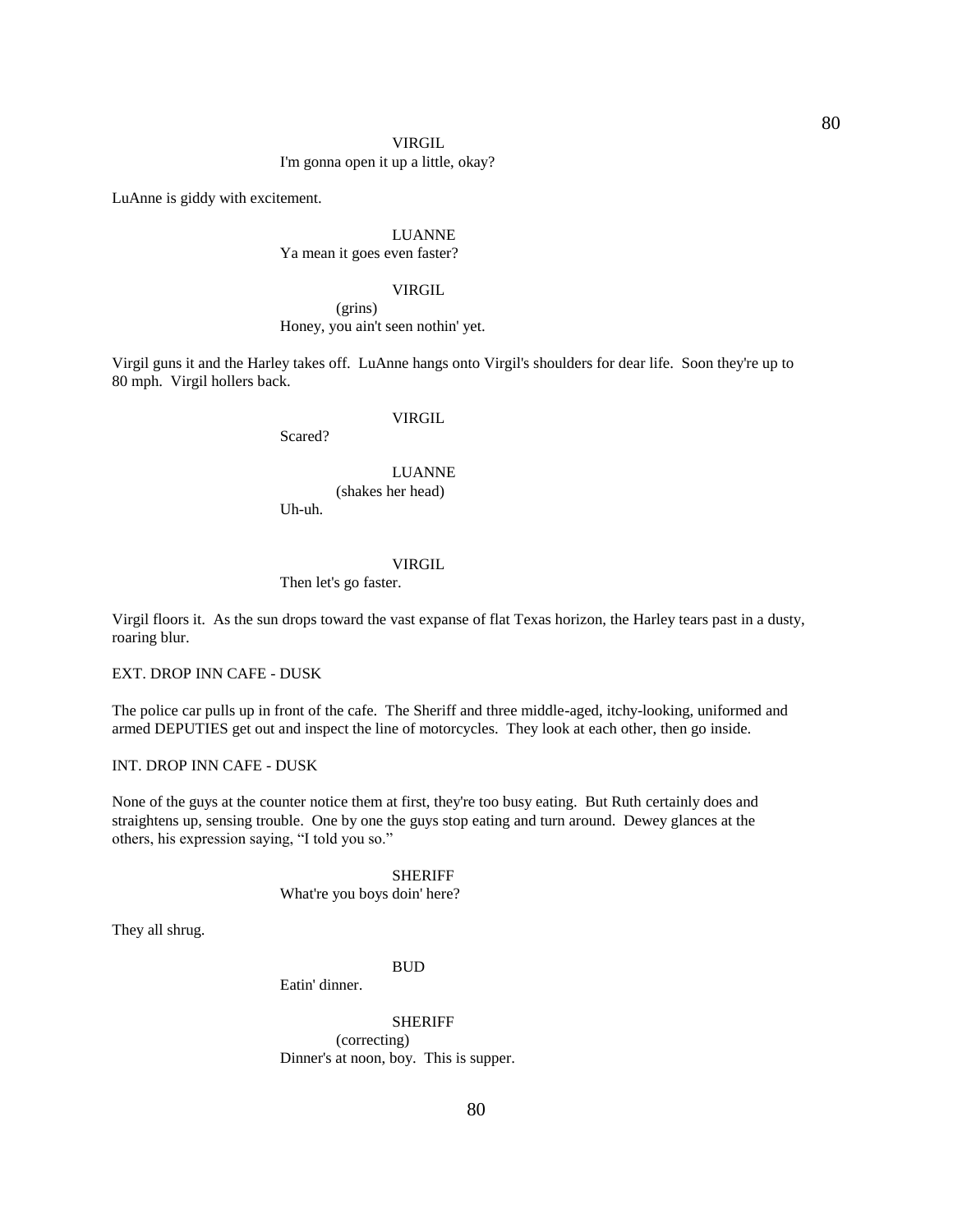VIRGIL
I'm gonna open it up a little, okay?

LuAnne is giddy with excitement.

LUANNE
Ya mean it goes even faster?

VIRGIL
(grins)
Honey, you ain't seen nothin' yet.

Virgil guns it and the Harley takes off. LuAnne hangs onto Virgil's shoulders for dear life. Soon they're up to 80 mph. Virgil hollers back.

VIRGIL
Scared?

LUANNE
(shakes her head)
Uh-uh.

VIRGIL
Then let's go faster.

Virgil floors it. As the sun drops toward the vast expanse of flat Texas horizon, the Harley tears past in a dusty, roaring blur.

EXT. DROP INN CAFE - DUSK

The police car pulls up in front of the cafe. The Sheriff and three middle-aged, itchy-looking, uniformed and armed DEPUTIES get out and inspect the line of motorcycles. They look at each other, then go inside.

INT. DROP INN CAFE - DUSK

None of the guys at the counter notice them at first, they're too busy eating. But Ruth certainly does and straightens up, sensing trouble. One by one the guys stop eating and turn around. Dewey glances at the others, his expression saying, "I told you so."

SHERIFF
What're you boys doin' here?

They all shrug.

BUD
Eatin' dinner.

SHERIFF
(correcting)
Dinner's at noon, boy. This is supper.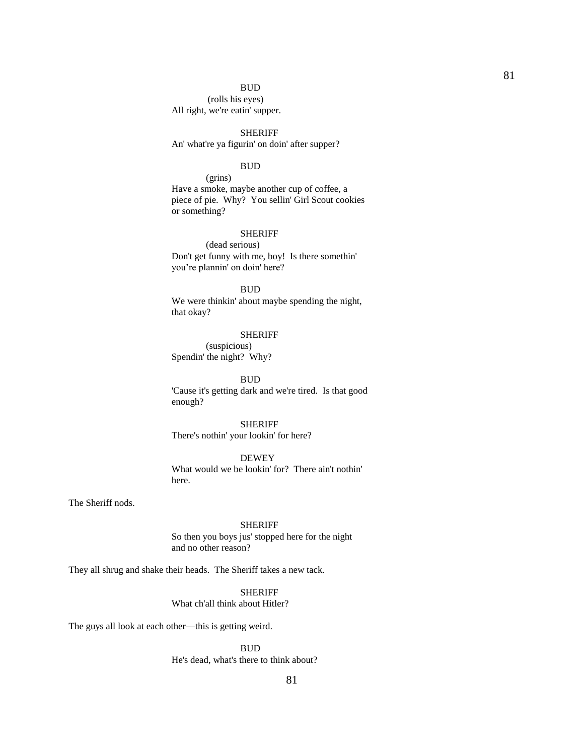BUD
(rolls his eyes)
All right, we're eatin' supper.

SHERIFF
An' what're ya figurin' on doin' after supper?

BUD
(grins)
Have a smoke, maybe another cup of coffee, a piece of pie. Why? You sellin' Girl Scout cookies or something?

SHERIFF
(dead serious)
Don't get funny with me, boy! Is there somethin' you're plannin' on doin' here?

BUD
We were thinkin' about maybe spending the night, that okay?

SHERIFF
(suspicious)
Spendin' the night? Why?

BUD
'Cause it's getting dark and we're tired. Is that good enough?

SHERIFF
There's nothin' your lookin' for here?

DEWEY
What would we be lookin' for? There ain't nothin' here.

The Sheriff nods.

SHERIFF
So then you boys jus' stopped here for the night and no other reason?

They all shrug and shake their heads. The Sheriff takes a new tack.

SHERIFF
What ch'all think about Hitler?

The guys all look at each other—this is getting weird.

BUD
He's dead, what's there to think about?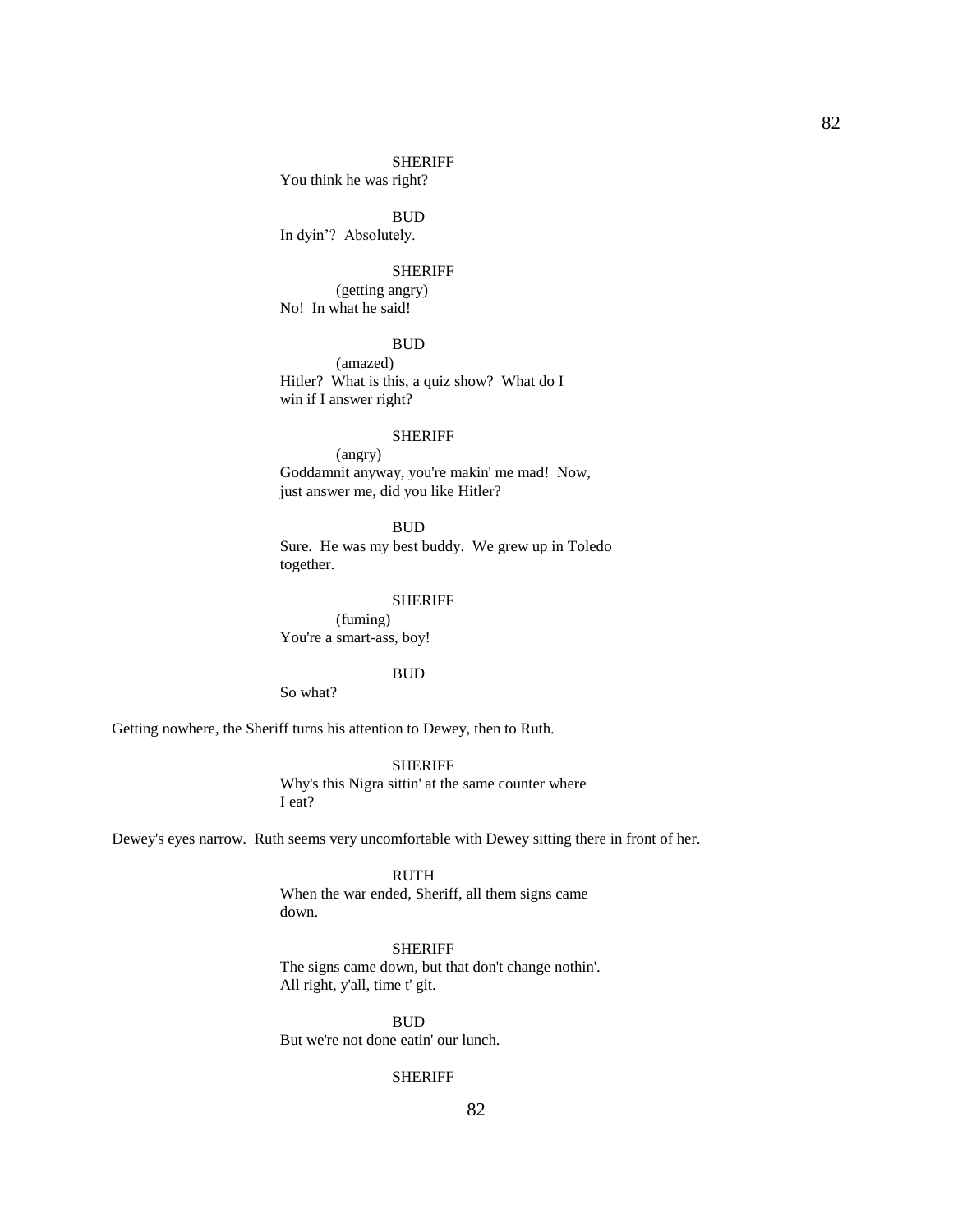SHERIFF

You think he was right?

BUD

In dyin'? Absolutely.

SHERIFF

(getting angry)

No! In what he said!

BUD

(amazed)

Hitler? What is this, a quiz show? What do I win if I answer right?

SHERIFF

(angry)

Goddamnit anyway, you're makin' me mad! Now, just answer me, did you like Hitler?

BUD

Sure. He was my best buddy. We grew up in Toledo together.

SHERIFF

(fuming)

You're a smart-ass, boy!

BUD

So what?

Getting nowhere, the Sheriff turns his attention to Dewey, then to Ruth.

SHERIFF

Why's this Nigra sittin' at the same counter where I eat?

Dewey's eyes narrow. Ruth seems very uncomfortable with Dewey sitting there in front of her.

RUTH

When the war ended, Sheriff, all them signs came down.

SHERIFF

The signs came down, but that don't change nothin'. All right, y'all, time t' git.

BUD

But we're not done eatin' our lunch.

SHERIFF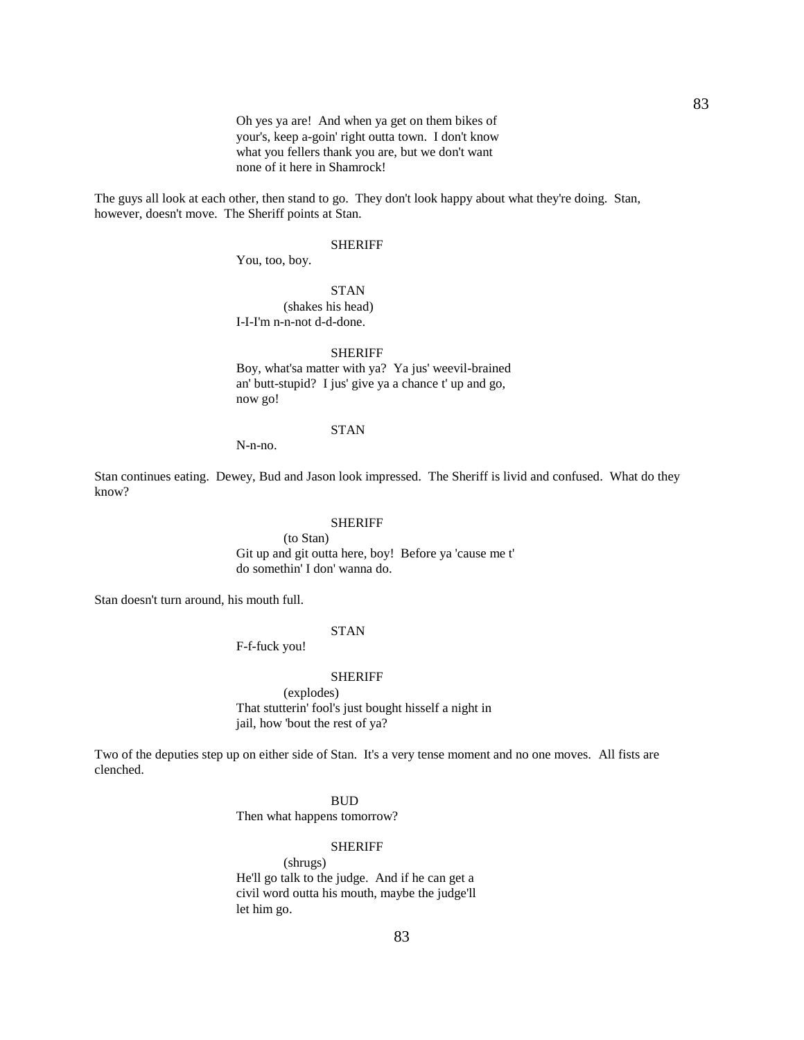Oh yes ya are! And when ya get on them bikes of your's, keep a-goin' right outta town. I don't know what you fellers thank you are, but we don't want none of it here in Shamrock!

The guys all look at each other, then stand to go. They don't look happy about what they're doing. Stan, however, doesn't move. The Sheriff points at Stan.

SHERIFF

You, too, boy.

STAN

(shakes his head)

I-I-I'm n-n-not d-d-done.

SHERIFF

Boy, what'sa matter with ya? Ya jus' weevil-brained an' butt-stupid? I jus' give ya a chance t' up and go, now go!

STAN

N-n-no.

Stan continues eating. Dewey, Bud and Jason look impressed. The Sheriff is livid and confused. What do they know?

SHERIFF

(to Stan)

Git up and git outta here, boy! Before ya 'cause me t' do somethin' I don' wanna do.

Stan doesn't turn around, his mouth full.

STAN

F-f-fuck you!

SHERIFF

(explodes)

That stutterin' fool's just bought hisself a night in jail, how 'bout the rest of ya?

Two of the deputies step up on either side of Stan. It's a very tense moment and no one moves. All fists are clenched.

BUD

Then what happens tomorrow?

SHERIFF

(shrugs)

He'll go talk to the judge. And if he can get a civil word outta his mouth, maybe the judge'll let him go.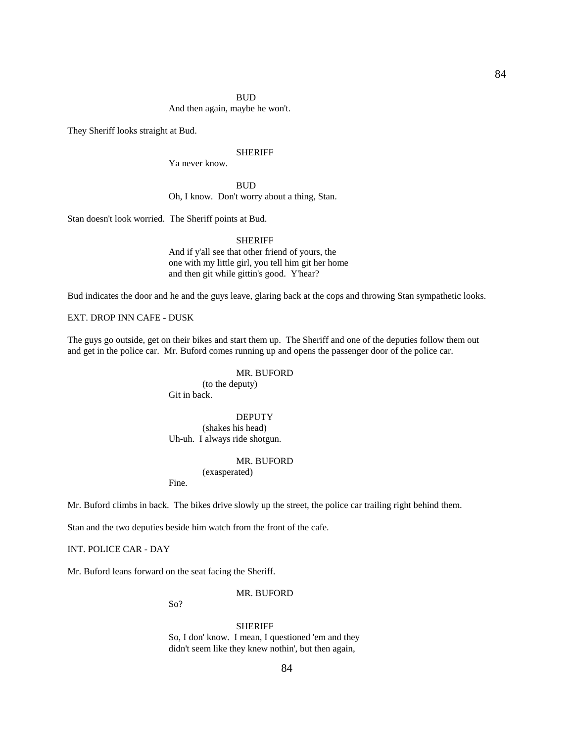BUD

And then again, maybe he won't.

They Sheriff looks straight at Bud.

SHERIFF

Ya never know.

BUD

Oh, I know. Don't worry about a thing, Stan.

Stan doesn't look worried. The Sheriff points at Bud.

SHERIFF

And if y'all see that other friend of yours, the one with my little girl, you tell him git her home and then git while gittin's good. Y'hear?

Bud indicates the door and he and the guys leave, glaring back at the cops and throwing Stan sympathetic looks.

EXT. DROP INN CAFE - DUSK

The guys go outside, get on their bikes and start them up. The Sheriff and one of the deputies follow them out and get in the police car. Mr. Buford comes running up and opens the passenger door of the police car.

MR. BUFORD

(to the deputy)

Git in back.

DEPUTY

(shakes his head)

Uh-uh. I always ride shotgun.

MR. BUFORD

(exasperated)

Fine.

Mr. Buford climbs in back. The bikes drive slowly up the street, the police car trailing right behind them.

Stan and the two deputies beside him watch from the front of the cafe.

INT. POLICE CAR - DAY

Mr. Buford leans forward on the seat facing the Sheriff.

MR. BUFORD

So?

SHERIFF

So, I don' know. I mean, I questioned 'em and they didn't seem like they knew nothin', but then again,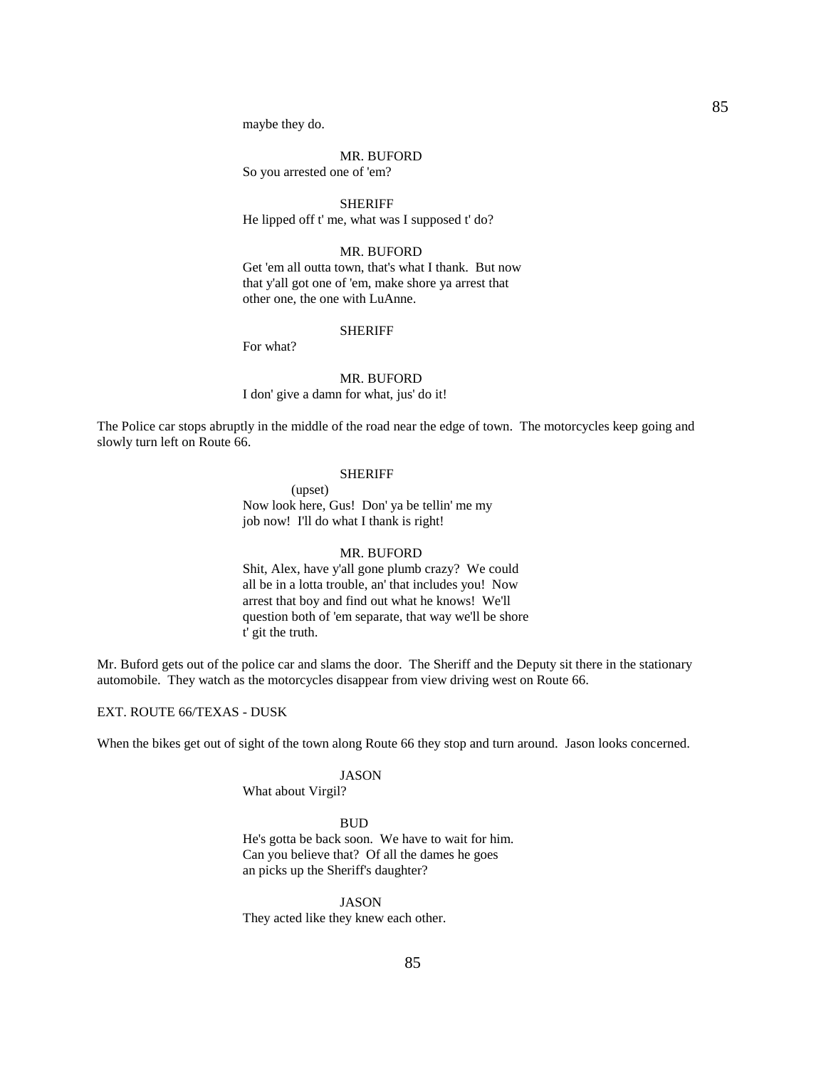maybe they do.

MR. BUFORD
So you arrested one of 'em?

SHERIFF
He lipped off t' me, what was I supposed t' do?

MR. BUFORD
Get 'em all outta town, that's what I thank. But now that y'all got one of 'em, make shore ya arrest that other one, the one with LuAnne.

SHERIFF
For what?

MR. BUFORD
I don' give a damn for what, jus' do it!

The Police car stops abruptly in the middle of the road near the edge of town. The motorcycles keep going and slowly turn left on Route 66.

SHERIFF
(upset)
Now look here, Gus! Don' ya be tellin' me my job now! I'll do what I thank is right!

MR. BUFORD
Shit, Alex, have y'all gone plumb crazy? We could all be in a lotta trouble, an' that includes you! Now arrest that boy and find out what he knows! We'll question both of 'em separate, that way we'll be shore t' git the truth.

Mr. Buford gets out of the police car and slams the door. The Sheriff and the Deputy sit there in the stationary automobile. They watch as the motorcycles disappear from view driving west on Route 66.

EXT. ROUTE 66/TEXAS - DUSK

When the bikes get out of sight of the town along Route 66 they stop and turn around. Jason looks concerned.

JASON
What about Virgil?

BUD
He's gotta be back soon. We have to wait for him. Can you believe that? Of all the dames he goes an picks up the Sheriff's daughter?

JASON
They acted like they knew each other.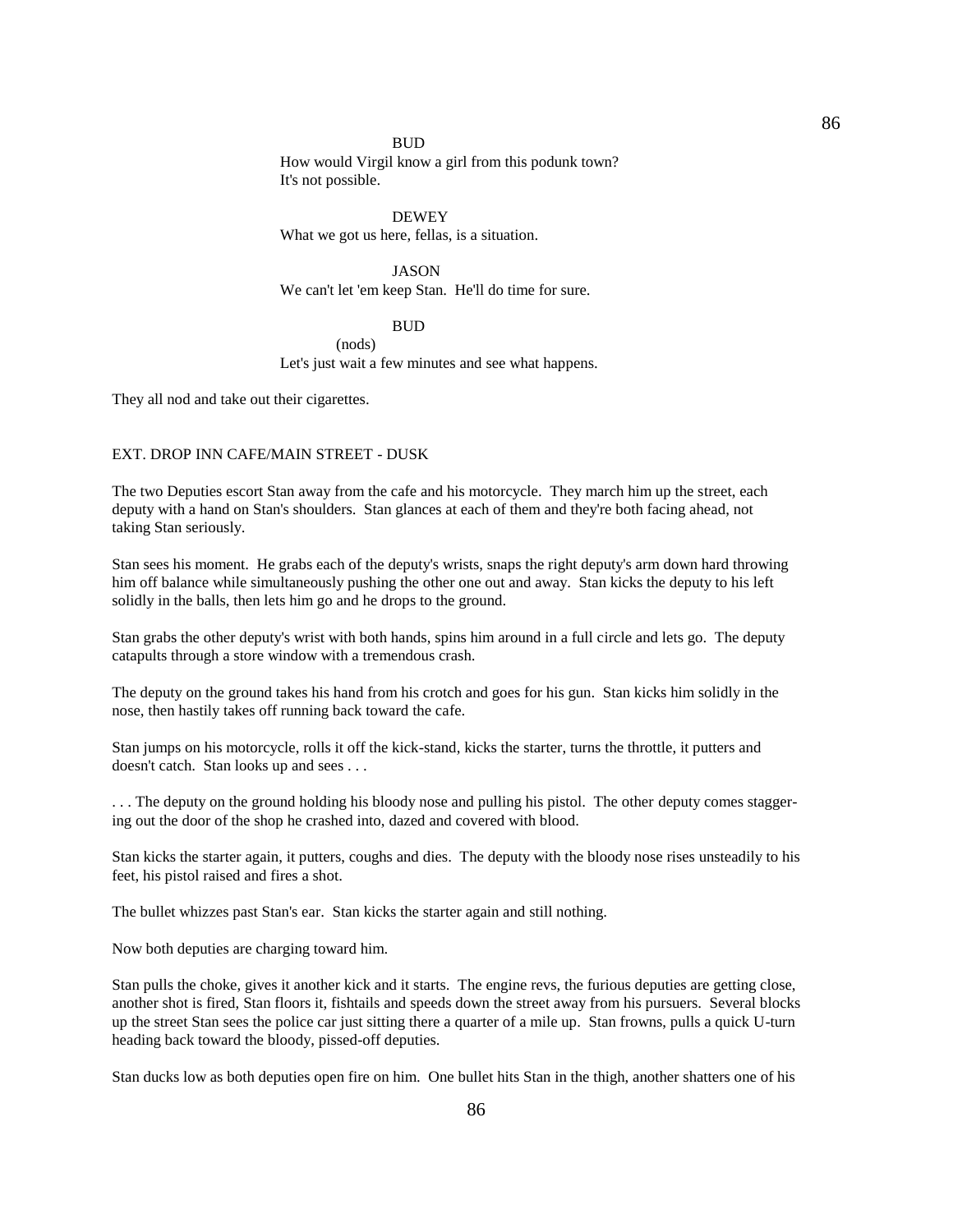BUD

How would Virgil know a girl from this podunk town? It's not possible.

DEWEY

What we got us here, fellas, is a situation.

JASON

We can't let 'em keep Stan. He'll do time for sure.

BUD

(nods)

Let's just wait a few minutes and see what happens.

They all nod and take out their cigarettes.

EXT. DROP INN CAFE/MAIN STREET - DUSK

The two Deputies escort Stan away from the cafe and his motorcycle. They march him up the street, each deputy with a hand on Stan's shoulders. Stan glances at each of them and they're both facing ahead, not taking Stan seriously.

Stan sees his moment. He grabs each of the deputy's wrists, snaps the right deputy's arm down hard throwing him off balance while simultaneously pushing the other one out and away. Stan kicks the deputy to his left solidly in the balls, then lets him go and he drops to the ground.

Stan grabs the other deputy's wrist with both hands, spins him around in a full circle and lets go. The deputy catapults through a store window with a tremendous crash.

The deputy on the ground takes his hand from his crotch and goes for his gun. Stan kicks him solidly in the nose, then hastily takes off running back toward the cafe.

Stan jumps on his motorcycle, rolls it off the kick-stand, kicks the starter, turns the throttle, it putters and doesn't catch. Stan looks up and sees . . .

. . . The deputy on the ground holding his bloody nose and pulling his pistol. The other deputy comes staggering out the door of the shop he crashed into, dazed and covered with blood.

Stan kicks the starter again, it putters, coughs and dies. The deputy with the bloody nose rises unsteadily to his feet, his pistol raised and fires a shot.

The bullet whizzes past Stan's ear. Stan kicks the starter again and still nothing.

Now both deputies are charging toward him.

Stan pulls the choke, gives it another kick and it starts. The engine revs, the furious deputies are getting close, another shot is fired, Stan floors it, fishtails and speeds down the street away from his pursuers. Several blocks up the street Stan sees the police car just sitting there a quarter of a mile up. Stan frowns, pulls a quick U-turn heading back toward the bloody, pissed-off deputies.

Stan ducks low as both deputies open fire on him. One bullet hits Stan in the thigh, another shatters one of his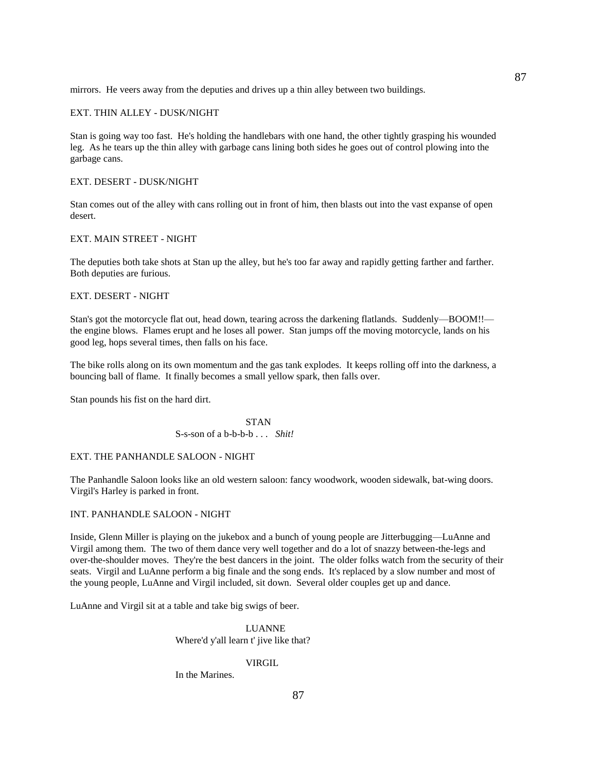mirrors. He veers away from the deputies and drives up a thin alley between two buildings.

EXT. THIN ALLEY - DUSK/NIGHT

Stan is going way too fast. He's holding the handlebars with one hand, the other tightly grasping his wounded leg. As he tears up the thin alley with garbage cans lining both sides he goes out of control plowing into the garbage cans.

EXT. DESERT - DUSK/NIGHT

Stan comes out of the alley with cans rolling out in front of him, then blasts out into the vast expanse of open desert.

EXT. MAIN STREET - NIGHT

The deputies both take shots at Stan up the alley, but he's too far away and rapidly getting farther and farther. Both deputies are furious.

EXT. DESERT - NIGHT

Stan's got the motorcycle flat out, head down, tearing across the darkening flatlands. Suddenly—BOOM!!—the engine blows. Flames erupt and he loses all power. Stan jumps off the moving motorcycle, lands on his good leg, hops several times, then falls on his face.

The bike rolls along on its own momentum and the gas tank explodes. It keeps rolling off into the darkness, a bouncing ball of flame. It finally becomes a small yellow spark, then falls over.

Stan pounds his fist on the hard dirt.

STAN
S-s-son of a b-b-b-b . . . *Shit!*

EXT. THE PANHANDLE SALOON - NIGHT

The Panhandle Saloon looks like an old western saloon: fancy woodwork, wooden sidewalk, bat-wing doors. Virgil's Harley is parked in front.

INT. PANHANDLE SALOON - NIGHT

Inside, Glenn Miller is playing on the jukebox and a bunch of young people are Jitterbugging—LuAnne and Virgil among them. The two of them dance very well together and do a lot of snazzy between-the-legs and over-the-shoulder moves. They're the best dancers in the joint. The older folks watch from the security of their seats. Virgil and LuAnne perform a big finale and the song ends. It's replaced by a slow number and most of the young people, LuAnne and Virgil included, sit down. Several older couples get up and dance.

LuAnne and Virgil sit at a table and take big swigs of beer.

LUANNE
Where'd y'all learn t' jive like that?

VIRGIL
In the Marines.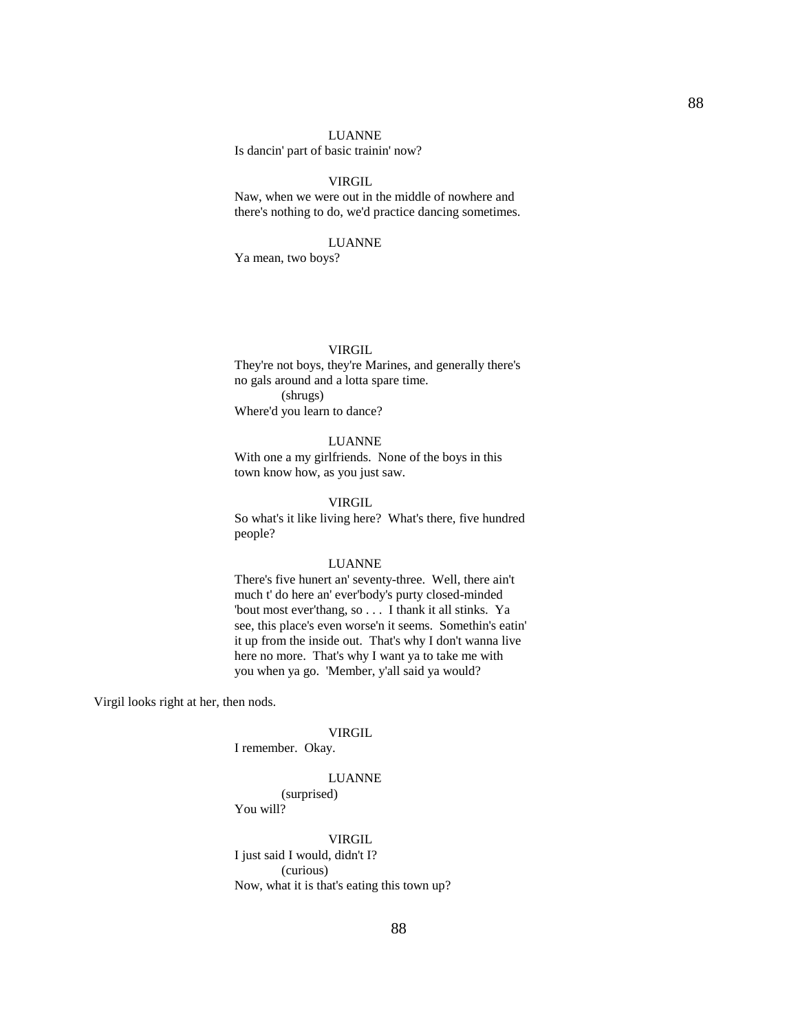LUANNE
Is dancin' part of basic trainin' now?

VIRGIL
Naw, when we were out in the middle of nowhere and there's nothing to do, we'd practice dancing sometimes.

LUANNE
Ya mean, two boys?

VIRGIL
They're not boys, they're Marines, and generally there's no gals around and a lotta spare time.
(shrugs)
Where'd you learn to dance?

LUANNE
With one a my girlfriends. None of the boys in this town know how, as you just saw.

VIRGIL
So what's it like living here? What's there, five hundred people?

LUANNE
There's five hunert an' seventy-three. Well, there ain't much t' do here an' ever'body's purty closed-minded 'bout most ever'thang, so . . . I thank it all stinks. Ya see, this place's even worse'n it seems. Somethin's eatin' it up from the inside out. That's why I don't wanna live here no more. That's why I want ya to take me with you when ya go. 'Member, y'all said ya would?

Virgil looks right at her, then nods.

VIRGIL
I remember. Okay.

LUANNE
(surprised)
You will?

VIRGIL
I just said I would, didn't I?
(curious)
Now, what it is that's eating this town up?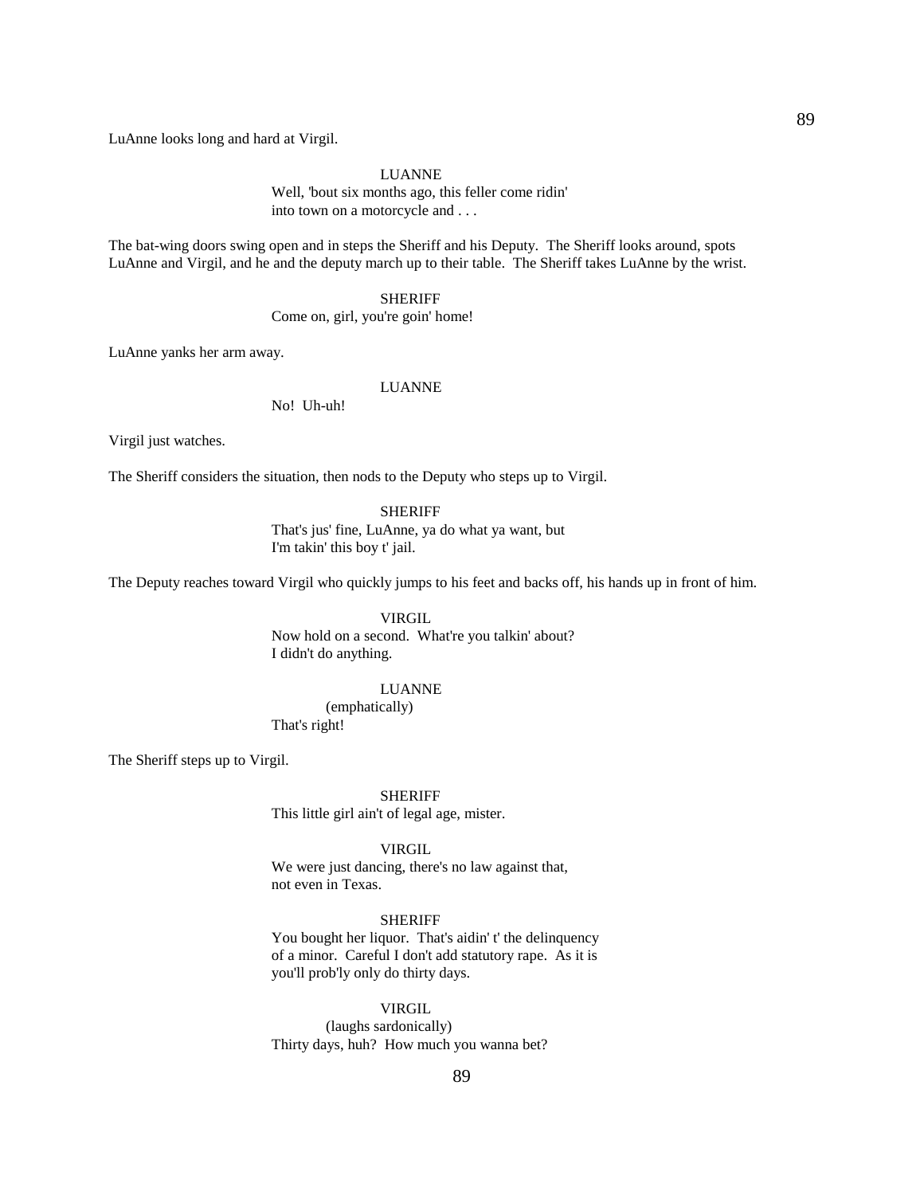LuAnne looks long and hard at Virgil.

LUANNE

Well, 'bout six months ago, this feller come ridin' into town on a motorcycle and . . .

The bat-wing doors swing open and in steps the Sheriff and his Deputy. The Sheriff looks around, spots LuAnne and Virgil, and he and the deputy march up to their table. The Sheriff takes LuAnne by the wrist.

SHERIFF

Come on, girl, you're goin' home!

LuAnne yanks her arm away.

LUANNE

No! Uh-uh!

Virgil just watches.

The Sheriff considers the situation, then nods to the Deputy who steps up to Virgil.

SHERIFF

That's jus' fine, LuAnne, ya do what ya want, but I'm takin' this boy t' jail.

The Deputy reaches toward Virgil who quickly jumps to his feet and backs off, his hands up in front of him.

VIRGIL

Now hold on a second. What're you talkin' about? I didn't do anything.

LUANNE

(emphatically)

That's right!

The Sheriff steps up to Virgil.

SHERIFF

This little girl ain't of legal age, mister.

VIRGIL

We were just dancing, there's no law against that, not even in Texas.

SHERIFF

You bought her liquor. That's aidin' t' the delinquency of a minor. Careful I don't add statutory rape. As it is you'll prob'ly only do thirty days.

VIRGIL

(laughs sardonically)

Thirty days, huh? How much you wanna bet?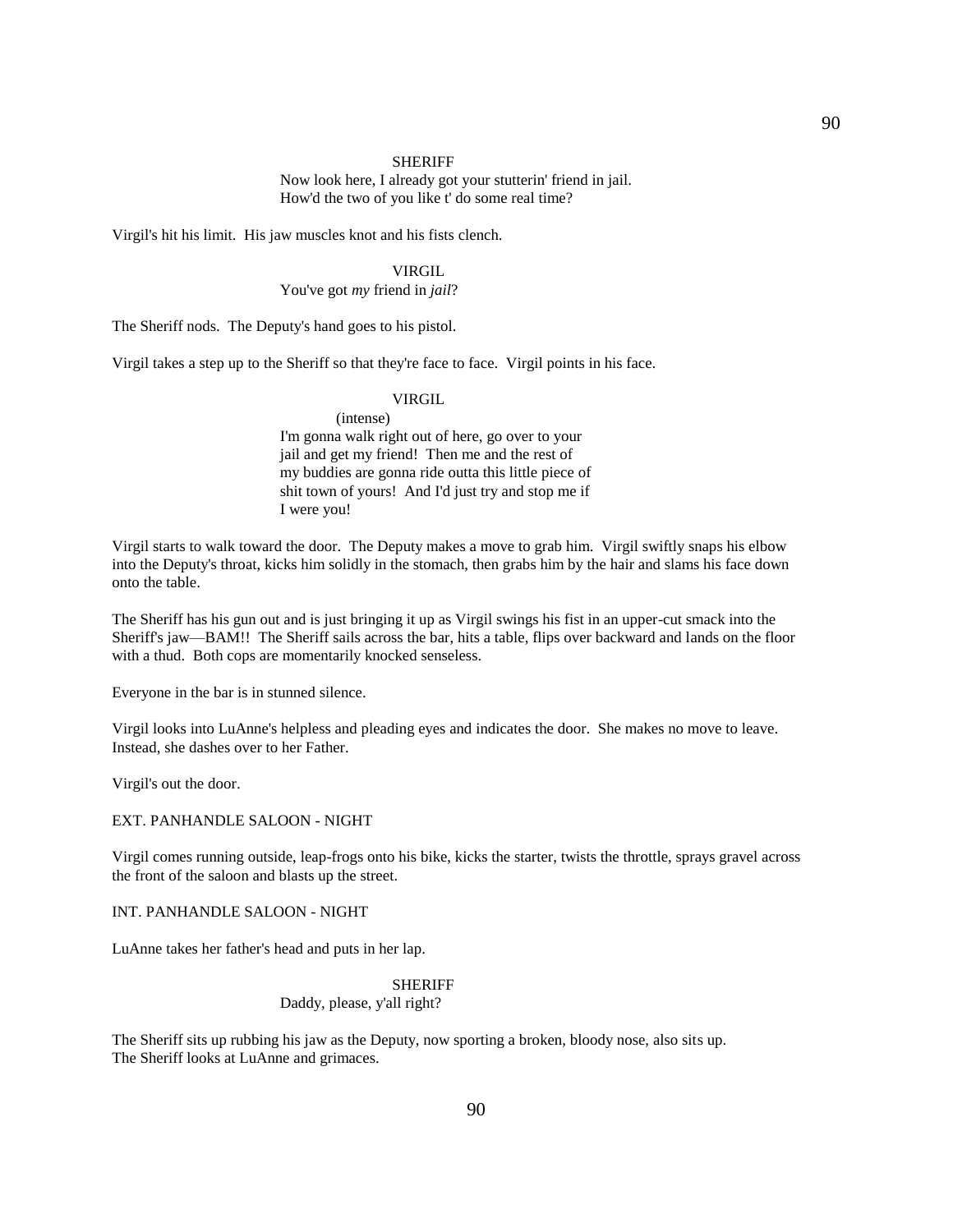SHERIFF

Now look here, I already got your stutterin' friend in jail. How'd the two of you like t' do some real time?

Virgil's hit his limit. His jaw muscles knot and his fists clench.

VIRGIL

You've got *my* friend in *jail*?

The Sheriff nods. The Deputy's hand goes to his pistol.

Virgil takes a step up to the Sheriff so that they're face to face. Virgil points in his face.

VIRGIL

(intense)

I'm gonna walk right out of here, go over to your jail and get my friend! Then me and the rest of my buddies are gonna ride outta this little piece of shit town of yours! And I'd just try and stop me if I were you!

Virgil starts to walk toward the door. The Deputy makes a move to grab him. Virgil swiftly snaps his elbow into the Deputy's throat, kicks him solidly in the stomach, then grabs him by the hair and slams his face down onto the table.

The Sheriff has his gun out and is just bringing it up as Virgil swings his fist in an upper-cut smack into the Sheriff's jaw—BAM!! The Sheriff sails across the bar, hits a table, flips over backward and lands on the floor with a thud. Both cops are momentarily knocked senseless.

Everyone in the bar is in stunned silence.

Virgil looks into LuAnne's helpless and pleading eyes and indicates the door. She makes no move to leave. Instead, she dashes over to her Father.

Virgil's out the door.

EXT. PANHANDLE SALOON - NIGHT

Virgil comes running outside, leap-frogs onto his bike, kicks the starter, twists the throttle, sprays gravel across the front of the saloon and blasts up the street.

INT. PANHANDLE SALOON - NIGHT

LuAnne takes her father's head and puts in her lap.

SHERIFF

Daddy, please, y'all right?

The Sheriff sits up rubbing his jaw as the Deputy, now sporting a broken, bloody nose, also sits up. The Sheriff looks at LuAnne and grimaces.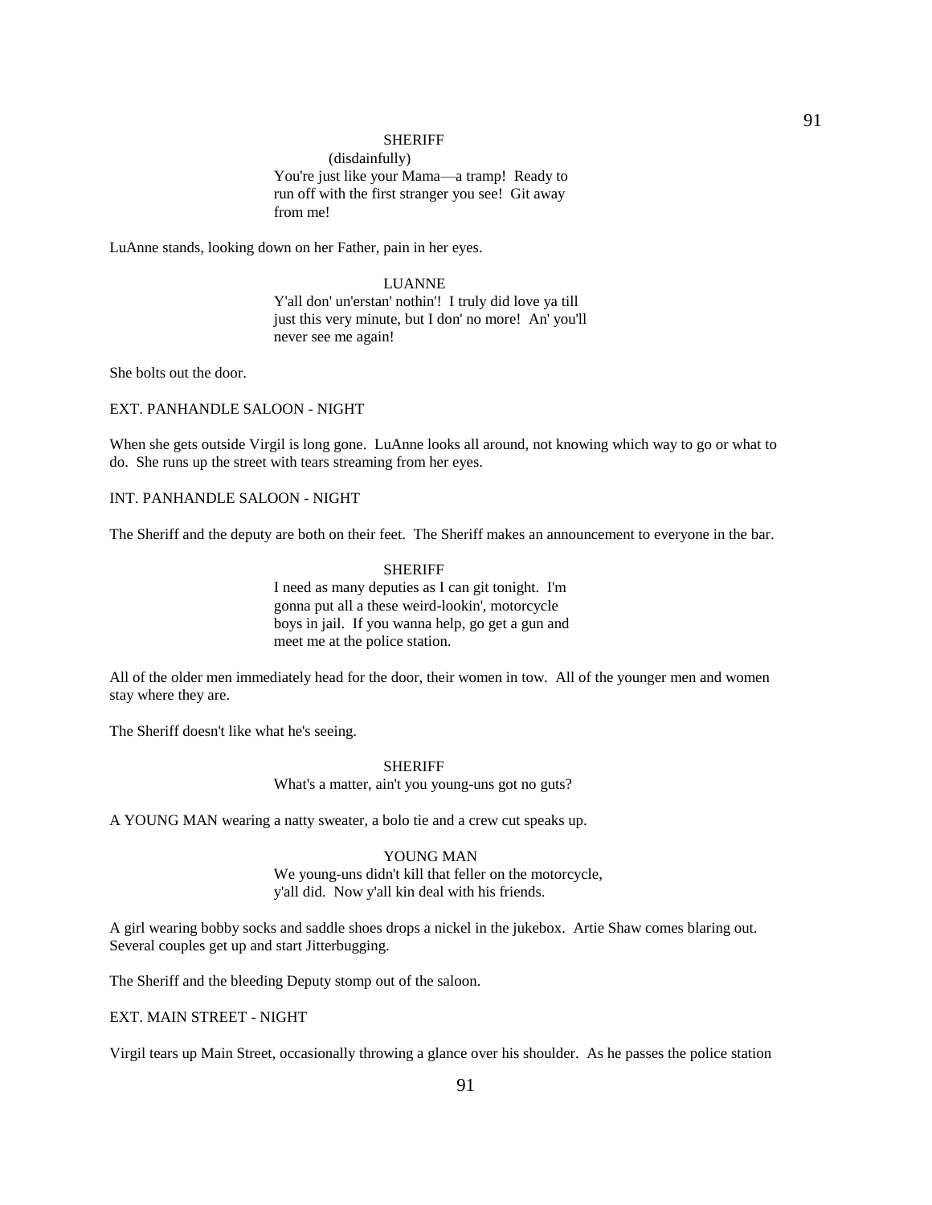SHERIFF

(disdainfully)

You're just like your Mama—a tramp! Ready to run off with the first stranger you see! Git away from me!

LuAnne stands, looking down on her Father, pain in her eyes.

LUANNE

Y'all don' un'erstan' nothin'! I truly did love ya till just this very minute, but I don' no more! An' you'll never see me again!

She bolts out the door.

EXT. PANHANDLE SALOON - NIGHT

When she gets outside Virgil is long gone. LuAnne looks all around, not knowing which way to go or what to do. She runs up the street with tears streaming from her eyes.

INT. PANHANDLE SALOON - NIGHT

The Sheriff and the deputy are both on their feet. The Sheriff makes an announcement to everyone in the bar.

SHERIFF

I need as many deputies as I can git tonight. I'm gonna put all a these weird-lookin', motorcycle boys in jail. If you wanna help, go get a gun and meet me at the police station.

All of the older men immediately head for the door, their women in tow. All of the younger men and women stay where they are.

The Sheriff doesn't like what he's seeing.

SHERIFF

What's a matter, ain't you young-uns got no guts?

A YOUNG MAN wearing a natty sweater, a bolo tie and a crew cut speaks up.

YOUNG MAN

We young-uns didn't kill that feller on the motorcycle, y'all did. Now y'all kin deal with his friends.

A girl wearing bobby socks and saddle shoes drops a nickel in the jukebox. Artie Shaw comes blaring out. Several couples get up and start Jitterbugging.

The Sheriff and the bleeding Deputy stomp out of the saloon.

EXT. MAIN STREET - NIGHT

Virgil tears up Main Street, occasionally throwing a glance over his shoulder. As he passes the police station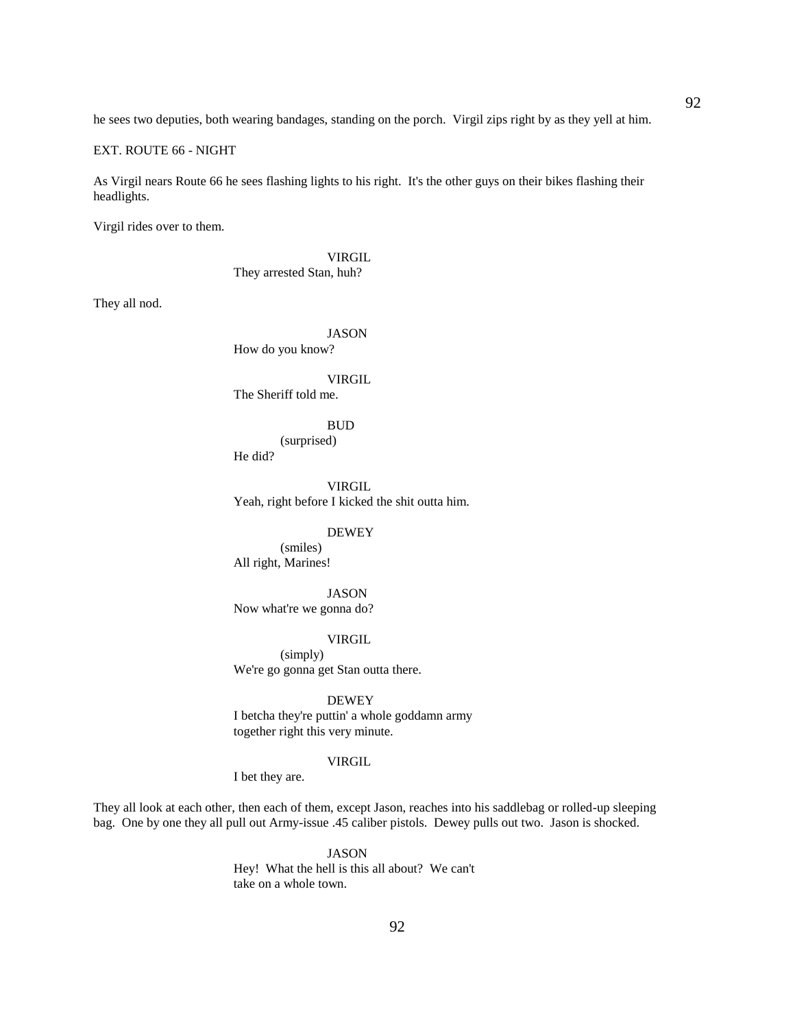he sees two deputies, both wearing bandages, standing on the porch. Virgil zips right by as they yell at him.

EXT. ROUTE 66 - NIGHT

As Virgil nears Route 66 he sees flashing lights to his right. It's the other guys on their bikes flashing their headlights.

Virgil rides over to them.

VIRGIL
They arrested Stan, huh?

They all nod.

JASON
How do you know?

VIRGIL
The Sheriff told me.

BUD
(surprised)
He did?

VIRGIL
Yeah, right before I kicked the shit outta him.

DEWEY
(smiles)
All right, Marines!

JASON
Now what're we gonna do?

VIRGIL
(simply)
We're go gonna get Stan outta there.

DEWEY
I betcha they're puttin' a whole goddamn army together right this very minute.

VIRGIL
I bet they are.

They all look at each other, then each of them, except Jason, reaches into his saddlebag or rolled-up sleeping bag. One by one they all pull out Army-issue .45 caliber pistols. Dewey pulls out two. Jason is shocked.

JASON
Hey! What the hell is this all about? We can't take on a whole town.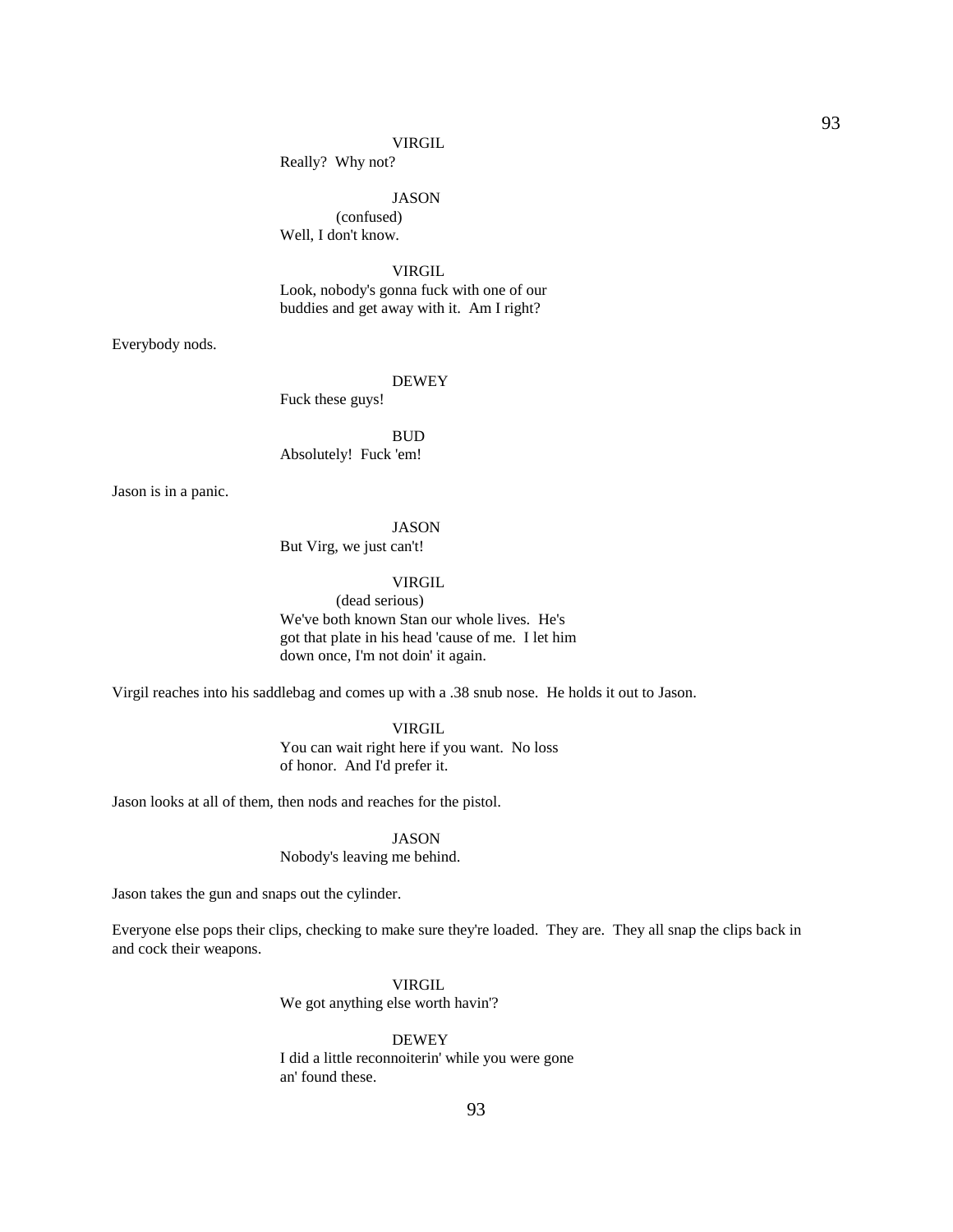VIRGIL
Really? Why not?

JASON
(confused)
Well, I don't know.

VIRGIL
Look, nobody's gonna fuck with one of our buddies and get away with it. Am I right?

Everybody nods.

DEWEY
Fuck these guys!

BUD
Absolutely! Fuck 'em!

Jason is in a panic.

JASON
But Virg, we just can't!

VIRGIL
(dead serious)
We've both known Stan our whole lives. He's got that plate in his head 'cause of me. I let him down once, I'm not doin' it again.

Virgil reaches into his saddlebag and comes up with a .38 snub nose. He holds it out to Jason.

VIRGIL
You can wait right here if you want. No loss of honor. And I'd prefer it.

Jason looks at all of them, then nods and reaches for the pistol.

JASON
Nobody's leaving me behind.

Jason takes the gun and snaps out the cylinder.

Everyone else pops their clips, checking to make sure they're loaded. They are. They all snap the clips back in and cock their weapons.

VIRGIL
We got anything else worth havin'?

DEWEY
I did a little reconnoiterin' while you were gone an' found these.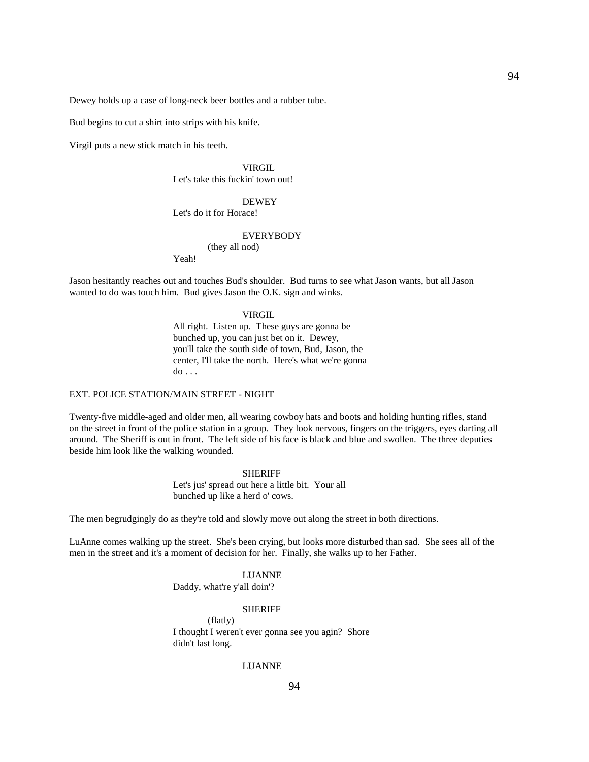Dewey holds up a case of long-neck beer bottles and a rubber tube.

Bud begins to cut a shirt into strips with his knife.

Virgil puts a new stick match in his teeth.

VIRGIL
Let's take this fuckin' town out!

DEWEY
Let's do it for Horace!

EVERYBODY
(they all nod)
Yeah!

Jason hesitantly reaches out and touches Bud's shoulder. Bud turns to see what Jason wants, but all Jason wanted to do was touch him. Bud gives Jason the O.K. sign and winks.

VIRGIL
All right. Listen up. These guys are gonna be bunched up, you can just bet on it. Dewey, you'll take the south side of town, Bud, Jason, the center, I'll take the north. Here's what we're gonna do . . .

EXT. POLICE STATION/MAIN STREET - NIGHT

Twenty-five middle-aged and older men, all wearing cowboy hats and boots and holding hunting rifles, stand on the street in front of the police station in a group. They look nervous, fingers on the triggers, eyes darting all around. The Sheriff is out in front. The left side of his face is black and blue and swollen. The three deputies beside him look like the walking wounded.

SHERIFF
Let's jus' spread out here a little bit. Your all bunched up like a herd o' cows.

The men begrudgingly do as they're told and slowly move out along the street in both directions.

LuAnne comes walking up the street. She's been crying, but looks more disturbed than sad. She sees all of the men in the street and it's a moment of decision for her. Finally, she walks up to her Father.

LUANNE
Daddy, what're y'all doin'?

SHERIFF
(flatly)
I thought I weren't ever gonna see you agin? Shore didn't last long.

LUANNE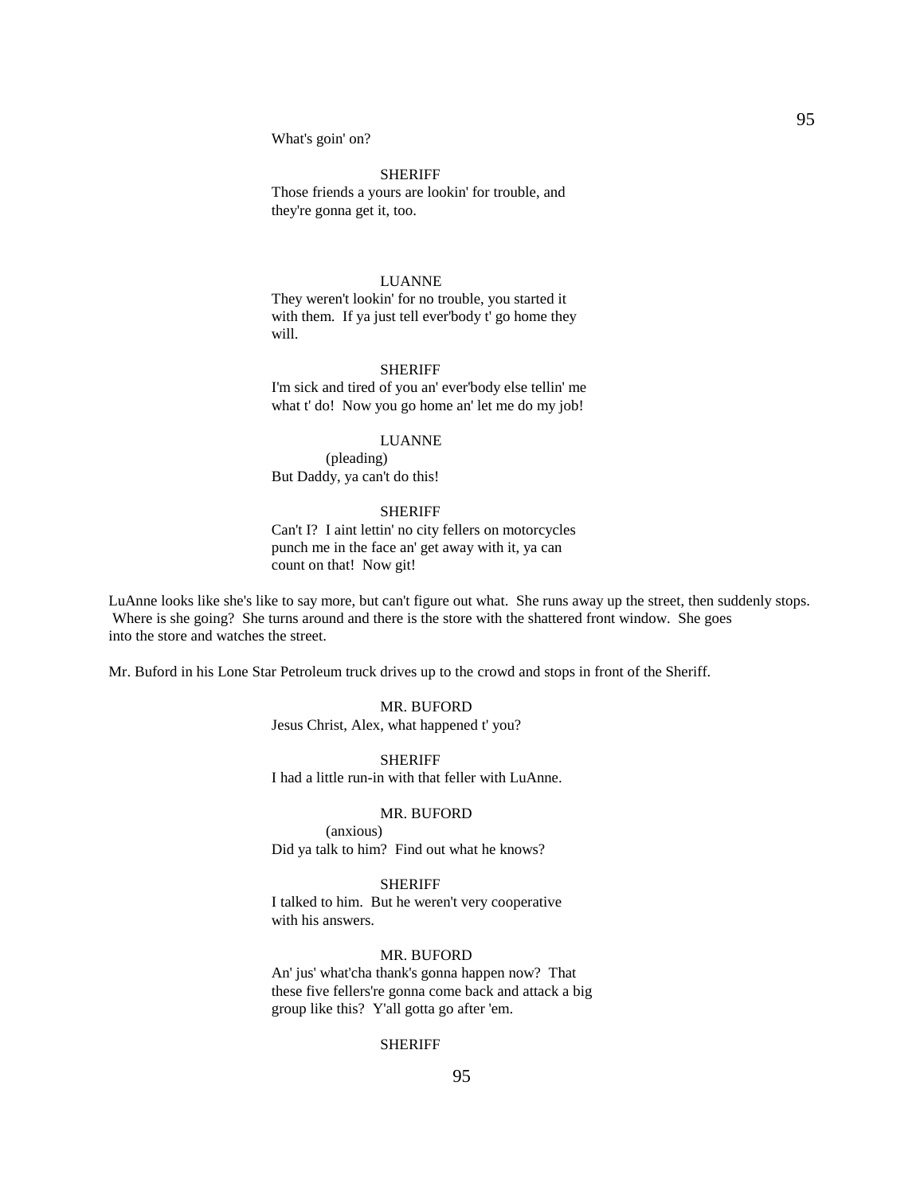What's goin' on?

SHERIFF
Those friends a yours are lookin' for trouble, and they're gonna get it, too.

LUANNE
They weren't lookin' for no trouble, you started it with them. If ya just tell ever'body t' go home they will.

SHERIFF
I'm sick and tired of you an' ever'body else tellin' me what t' do! Now you go home an' let me do my job!

LUANNE
(pleading)
But Daddy, ya can't do this!

SHERIFF
Can't I? I aint lettin' no city fellers on motorcycles punch me in the face an' get away with it, ya can count on that! Now git!

LuAnne looks like she's like to say more, but can't figure out what. She runs away up the street, then suddenly stops. Where is she going? She turns around and there is the store with the shattered front window. She goes into the store and watches the street.

Mr. Buford in his Lone Star Petroleum truck drives up to the crowd and stops in front of the Sheriff.

MR. BUFORD
Jesus Christ, Alex, what happened t' you?

SHERIFF
I had a little run-in with that feller with LuAnne.

MR. BUFORD
(anxious)
Did ya talk to him? Find out what he knows?

SHERIFF
I talked to him. But he weren't very cooperative with his answers.

MR. BUFORD
An' jus' what'cha thank's gonna happen now? That these five fellers're gonna come back and attack a big group like this? Y'all gotta go after 'em.

SHERIFF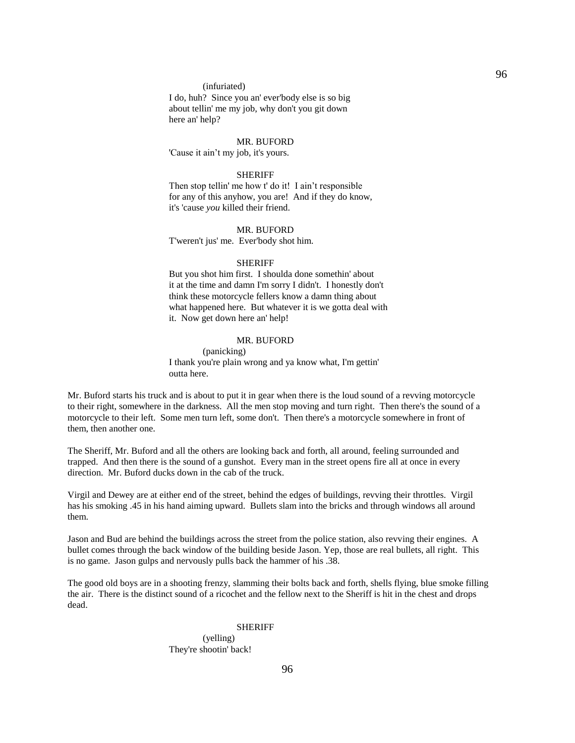(infuriated)
I do, huh?  Since you an' ever'body else is so big about tellin' me my job, why don't you git down here an' help?

MR. BUFORD
'Cause it ain't my job, it's yours.

SHERIFF
Then stop tellin' me how t' do it!  I ain't responsible for any of this anyhow, you are!  And if they do know, it's 'cause *you* killed their friend.

MR. BUFORD
T'weren't jus' me.  Ever'body shot him.

SHERIFF
But you shot him first.  I shoulda done somethin' about it at the time and damn I'm sorry I didn't.  I honestly don't think these motorcycle fellers know a damn thing about what happened here.  But whatever it is we gotta deal with it.  Now get down here an' help!

MR. BUFORD
(panicking)
I thank you're plain wrong and ya know what, I'm gettin' outta here.

Mr. Buford starts his truck and is about to put it in gear when there is the loud sound of a revving motorcycle to their right, somewhere in the darkness.  All the men stop moving and turn right.  Then there's the sound of a motorcycle to their left.  Some men turn left, some don't.  Then there's a motorcycle somewhere in front of them, then another one.

The Sheriff, Mr. Buford and all the others are looking back and forth, all around, feeling surrounded and trapped.  And then there is the sound of a gunshot.  Every man in the street opens fire all at once in every direction.  Mr. Buford ducks down in the cab of the truck.

Virgil and Dewey are at either end of the street, behind the edges of buildings, revving their throttles.  Virgil has his smoking .45 in his hand aiming upward.  Bullets slam into the bricks and through windows all around them.

Jason and Bud are behind the buildings across the street from the police station, also revving their engines.  A bullet comes through the back window of the building beside Jason. Yep, those are real bullets, all right.  This is no game.  Jason gulps and nervously pulls back the hammer of his .38.

The good old boys are in a shooting frenzy, slamming their bolts back and forth, shells flying, blue smoke filling the air.  There is the distinct sound of a ricochet and the fellow next to the Sheriff is hit in the chest and drops dead.

SHERIFF
(yelling)
They're shootin' back!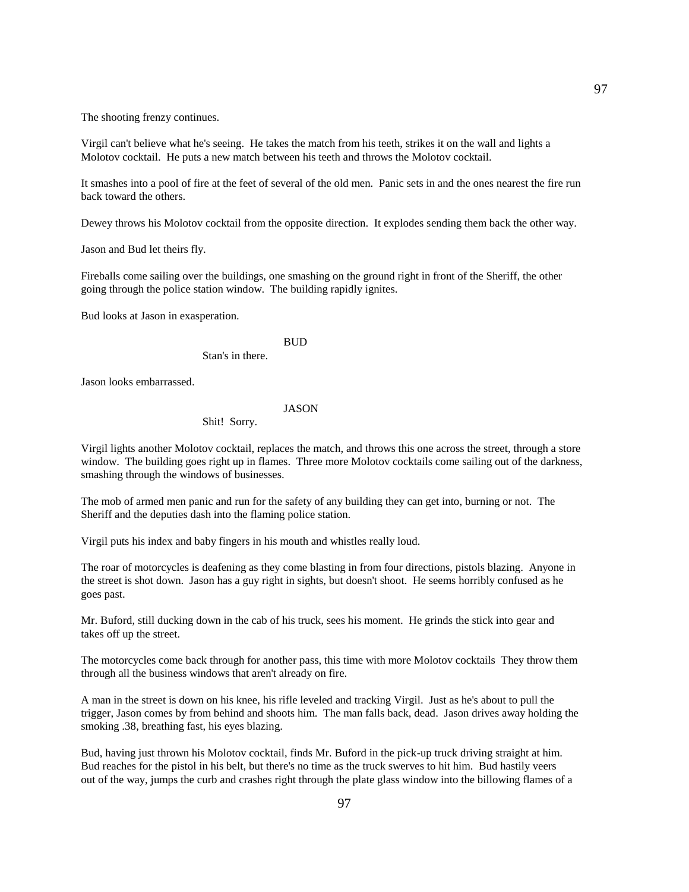The shooting frenzy continues.

Virgil can't believe what he's seeing. He takes the match from his teeth, strikes it on the wall and lights a Molotov cocktail. He puts a new match between his teeth and throws the Molotov cocktail.

It smashes into a pool of fire at the feet of several of the old men. Panic sets in and the ones nearest the fire run back toward the others.

Dewey throws his Molotov cocktail from the opposite direction. It explodes sending them back the other way.

Jason and Bud let theirs fly.

Fireballs come sailing over the buildings, one smashing on the ground right in front of the Sheriff, the other going through the police station window. The building rapidly ignites.

Bud looks at Jason in exasperation.

BUD

Stan's in there.

Jason looks embarrassed.

JASON

Shit! Sorry.

Virgil lights another Molotov cocktail, replaces the match, and throws this one across the street, through a store window. The building goes right up in flames. Three more Molotov cocktails come sailing out of the darkness, smashing through the windows of businesses.

The mob of armed men panic and run for the safety of any building they can get into, burning or not. The Sheriff and the deputies dash into the flaming police station.

Virgil puts his index and baby fingers in his mouth and whistles really loud.

The roar of motorcycles is deafening as they come blasting in from four directions, pistols blazing. Anyone in the street is shot down. Jason has a guy right in sights, but doesn't shoot. He seems horribly confused as he goes past.

Mr. Buford, still ducking down in the cab of his truck, sees his moment. He grinds the stick into gear and takes off up the street.

The motorcycles come back through for another pass, this time with more Molotov cocktails They throw them through all the business windows that aren't already on fire.

A man in the street is down on his knee, his rifle leveled and tracking Virgil. Just as he's about to pull the trigger, Jason comes by from behind and shoots him. The man falls back, dead. Jason drives away holding the smoking .38, breathing fast, his eyes blazing.

Bud, having just thrown his Molotov cocktail, finds Mr. Buford in the pick-up truck driving straight at him. Bud reaches for the pistol in his belt, but there's no time as the truck swerves to hit him. Bud hastily veers out of the way, jumps the curb and crashes right through the plate glass window into the billowing flames of a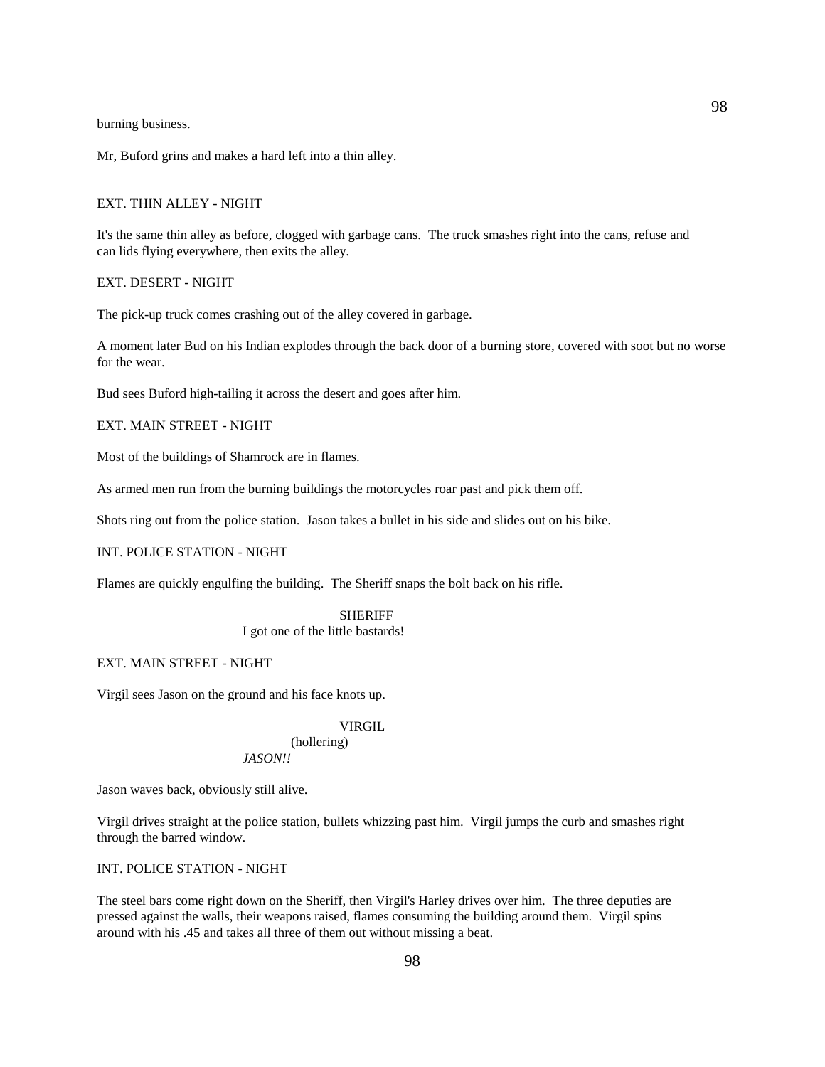burning business.

Mr, Buford grins and makes a hard left into a thin alley.

EXT. THIN ALLEY - NIGHT

It's the same thin alley as before, clogged with garbage cans. The truck smashes right into the cans, refuse and can lids flying everywhere, then exits the alley.

EXT. DESERT - NIGHT

The pick-up truck comes crashing out of the alley covered in garbage.

A moment later Bud on his Indian explodes through the back door of a burning store, covered with soot but no worse for the wear.

Bud sees Buford high-tailing it across the desert and goes after him.

EXT. MAIN STREET - NIGHT

Most of the buildings of Shamrock are in flames.

As armed men run from the burning buildings the motorcycles roar past and pick them off.

Shots ring out from the police station. Jason takes a bullet in his side and slides out on his bike.

INT. POLICE STATION - NIGHT

Flames are quickly engulfing the building. The Sheriff snaps the bolt back on his rifle.

SHERIFF
I got one of the little bastards!

EXT. MAIN STREET - NIGHT

Virgil sees Jason on the ground and his face knots up.

VIRGIL
(hollering)
*JASON!!*

Jason waves back, obviously still alive.

Virgil drives straight at the police station, bullets whizzing past him. Virgil jumps the curb and smashes right through the barred window.

INT. POLICE STATION - NIGHT

The steel bars come right down on the Sheriff, then Virgil's Harley drives over him. The three deputies are pressed against the walls, their weapons raised, flames consuming the building around them. Virgil spins around with his .45 and takes all three of them out without missing a beat.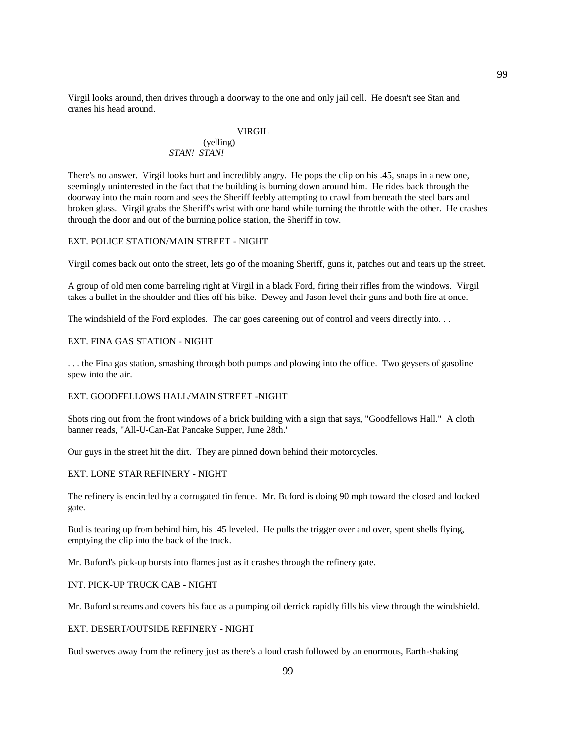Virgil looks around, then drives through a doorway to the one and only jail cell. He doesn't see Stan and cranes his head around.

VIRGIL
(yelling)
*STAN! STAN!*

There's no answer. Virgil looks hurt and incredibly angry. He pops the clip on his .45, snaps in a new one, seemingly uninterested in the fact that the building is burning down around him. He rides back through the doorway into the main room and sees the Sheriff feebly attempting to crawl from beneath the steel bars and broken glass. Virgil grabs the Sheriff's wrist with one hand while turning the throttle with the other. He crashes through the door and out of the burning police station, the Sheriff in tow.

EXT. POLICE STATION/MAIN STREET - NIGHT

Virgil comes back out onto the street, lets go of the moaning Sheriff, guns it, patches out and tears up the street.

A group of old men come barreling right at Virgil in a black Ford, firing their rifles from the windows. Virgil takes a bullet in the shoulder and flies off his bike. Dewey and Jason level their guns and both fire at once.

The windshield of the Ford explodes. The car goes careening out of control and veers directly into. . .

EXT. FINA GAS STATION - NIGHT

. . . the Fina gas station, smashing through both pumps and plowing into the office. Two geysers of gasoline spew into the air.

EXT. GOODFELLOWS HALL/MAIN STREET -NIGHT

Shots ring out from the front windows of a brick building with a sign that says, "Goodfellows Hall." A cloth banner reads, "All-U-Can-Eat Pancake Supper, June 28th."

Our guys in the street hit the dirt. They are pinned down behind their motorcycles.

EXT. LONE STAR REFINERY - NIGHT

The refinery is encircled by a corrugated tin fence. Mr. Buford is doing 90 mph toward the closed and locked gate.

Bud is tearing up from behind him, his .45 leveled. He pulls the trigger over and over, spent shells flying, emptying the clip into the back of the truck.

Mr. Buford's pick-up bursts into flames just as it crashes through the refinery gate.

INT. PICK-UP TRUCK CAB - NIGHT

Mr. Buford screams and covers his face as a pumping oil derrick rapidly fills his view through the windshield.

EXT. DESERT/OUTSIDE REFINERY - NIGHT

Bud swerves away from the refinery just as there's a loud crash followed by an enormous, Earth-shaking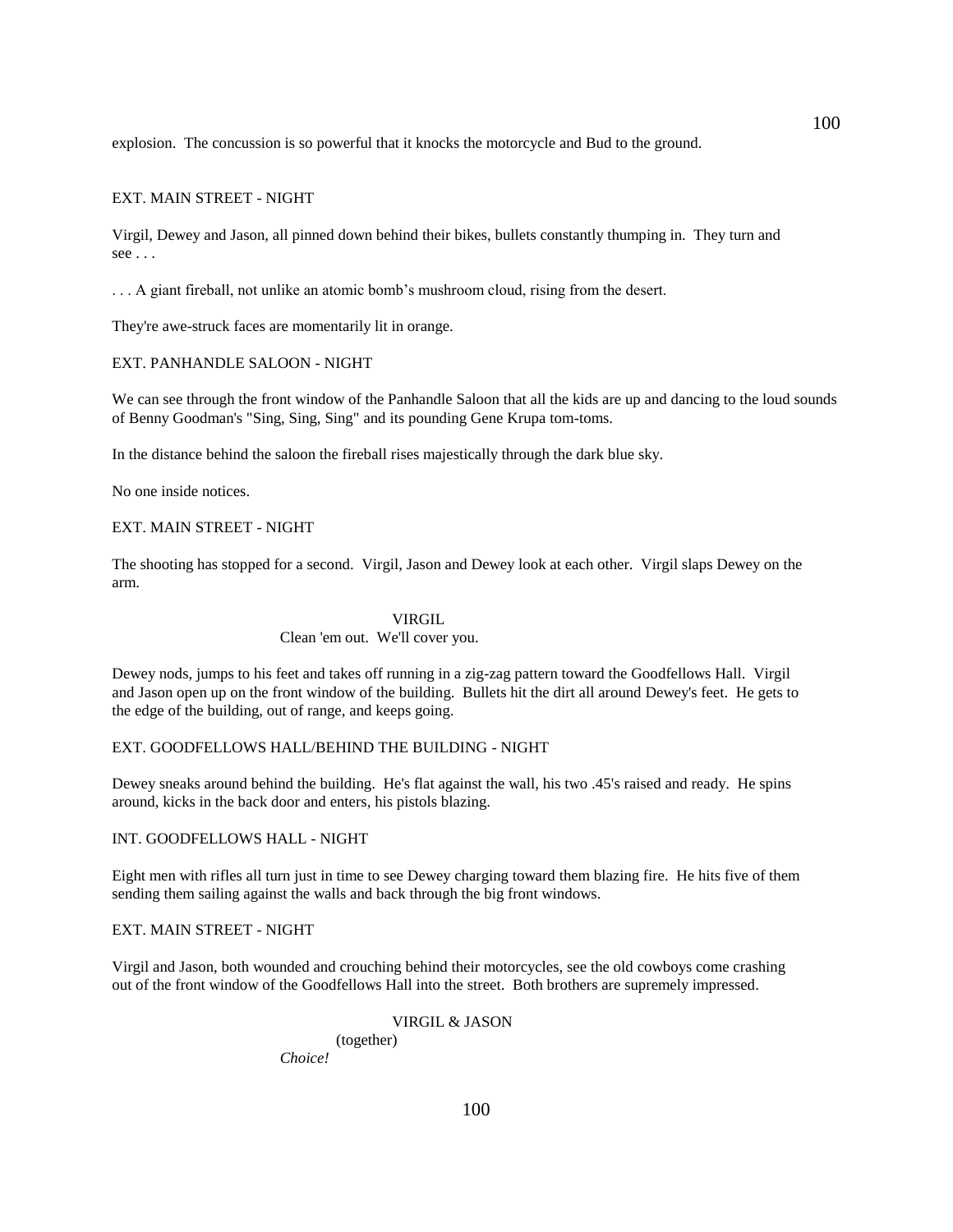explosion. The concussion is so powerful that it knocks the motorcycle and Bud to the ground.

EXT. MAIN STREET - NIGHT

Virgil, Dewey and Jason, all pinned down behind their bikes, bullets constantly thumping in. They turn and see . . .

. . . A giant fireball, not unlike an atomic bomb's mushroom cloud, rising from the desert.

They're awe-struck faces are momentarily lit in orange.

EXT. PANHANDLE SALOON - NIGHT

We can see through the front window of the Panhandle Saloon that all the kids are up and dancing to the loud sounds of Benny Goodman's "Sing, Sing, Sing" and its pounding Gene Krupa tom-toms.

In the distance behind the saloon the fireball rises majestically through the dark blue sky.

No one inside notices.

EXT. MAIN STREET - NIGHT

The shooting has stopped for a second. Virgil, Jason and Dewey look at each other. Virgil slaps Dewey on the arm.

VIRGIL
Clean 'em out. We'll cover you.

Dewey nods, jumps to his feet and takes off running in a zig-zag pattern toward the Goodfellows Hall. Virgil and Jason open up on the front window of the building. Bullets hit the dirt all around Dewey's feet. He gets to the edge of the building, out of range, and keeps going.

EXT. GOODFELLOWS HALL/BEHIND THE BUILDING - NIGHT

Dewey sneaks around behind the building. He's flat against the wall, his two .45's raised and ready. He spins around, kicks in the back door and enters, his pistols blazing.

INT. GOODFELLOWS HALL - NIGHT

Eight men with rifles all turn just in time to see Dewey charging toward them blazing fire. He hits five of them sending them sailing against the walls and back through the big front windows.

EXT. MAIN STREET - NIGHT

Virgil and Jason, both wounded and crouching behind their motorcycles, see the old cowboys come crashing out of the front window of the Goodfellows Hall into the street. Both brothers are supremely impressed.

VIRGIL & JASON
(together)
*Choice!*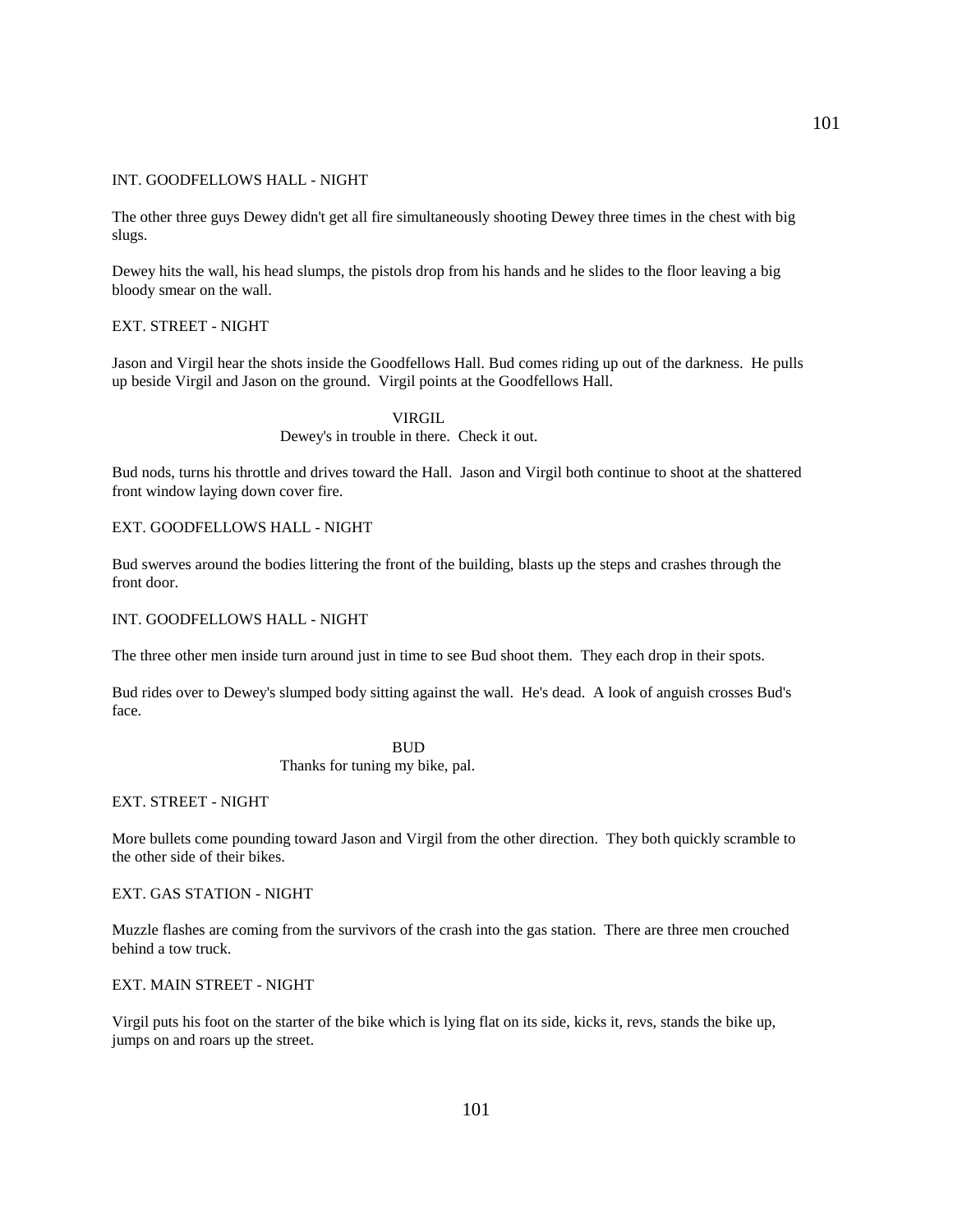INT. GOODFELLOWS HALL - NIGHT

The other three guys Dewey didn't get all fire simultaneously shooting Dewey three times in the chest with big slugs.

Dewey hits the wall, his head slumps, the pistols drop from his hands and he slides to the floor leaving a big bloody smear on the wall.

EXT. STREET - NIGHT

Jason and Virgil hear the shots inside the Goodfellows Hall. Bud comes riding up out of the darkness. He pulls up beside Virgil and Jason on the ground. Virgil points at the Goodfellows Hall.

VIRGIL
Dewey's in trouble in there. Check it out.

Bud nods, turns his throttle and drives toward the Hall. Jason and Virgil both continue to shoot at the shattered front window laying down cover fire.

EXT. GOODFELLOWS HALL - NIGHT

Bud swerves around the bodies littering the front of the building, blasts up the steps and crashes through the front door.

INT. GOODFELLOWS HALL - NIGHT

The three other men inside turn around just in time to see Bud shoot them. They each drop in their spots.

Bud rides over to Dewey's slumped body sitting against the wall. He's dead. A look of anguish crosses Bud's face.

BUD
Thanks for tuning my bike, pal.

EXT. STREET - NIGHT

More bullets come pounding toward Jason and Virgil from the other direction. They both quickly scramble to the other side of their bikes.

EXT. GAS STATION - NIGHT

Muzzle flashes are coming from the survivors of the crash into the gas station. There are three men crouched behind a tow truck.

EXT. MAIN STREET - NIGHT

Virgil puts his foot on the starter of the bike which is lying flat on its side, kicks it, revs, stands the bike up, jumps on and roars up the street.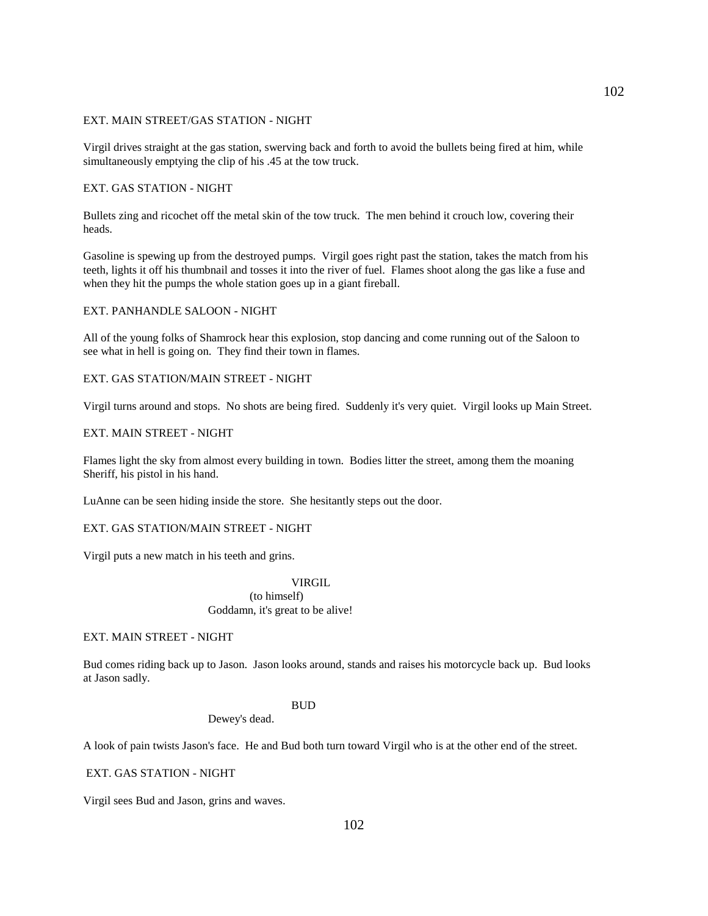EXT. MAIN STREET/GAS STATION - NIGHT

Virgil drives straight at the gas station, swerving back and forth to avoid the bullets being fired at him, while simultaneously emptying the clip of his .45 at the tow truck.

EXT. GAS STATION - NIGHT

Bullets zing and ricochet off the metal skin of the tow truck. The men behind it crouch low, covering their heads.

Gasoline is spewing up from the destroyed pumps. Virgil goes right past the station, takes the match from his teeth, lights it off his thumbnail and tosses it into the river of fuel. Flames shoot along the gas like a fuse and when they hit the pumps the whole station goes up in a giant fireball.

EXT. PANHANDLE SALOON - NIGHT

All of the young folks of Shamrock hear this explosion, stop dancing and come running out of the Saloon to see what in hell is going on. They find their town in flames.

EXT. GAS STATION/MAIN STREET - NIGHT

Virgil turns around and stops. No shots are being fired. Suddenly it's very quiet. Virgil looks up Main Street.

EXT. MAIN STREET - NIGHT

Flames light the sky from almost every building in town. Bodies litter the street, among them the moaning Sheriff, his pistol in his hand.

LuAnne can be seen hiding inside the store. She hesitantly steps out the door.

EXT. GAS STATION/MAIN STREET - NIGHT

Virgil puts a new match in his teeth and grins.

VIRGIL
(to himself)
Goddamn, it's great to be alive!

EXT. MAIN STREET - NIGHT

Bud comes riding back up to Jason. Jason looks around, stands and raises his motorcycle back up. Bud looks at Jason sadly.

BUD
Dewey's dead.

A look of pain twists Jason's face. He and Bud both turn toward Virgil who is at the other end of the street.

EXT. GAS STATION - NIGHT

Virgil sees Bud and Jason, grins and waves.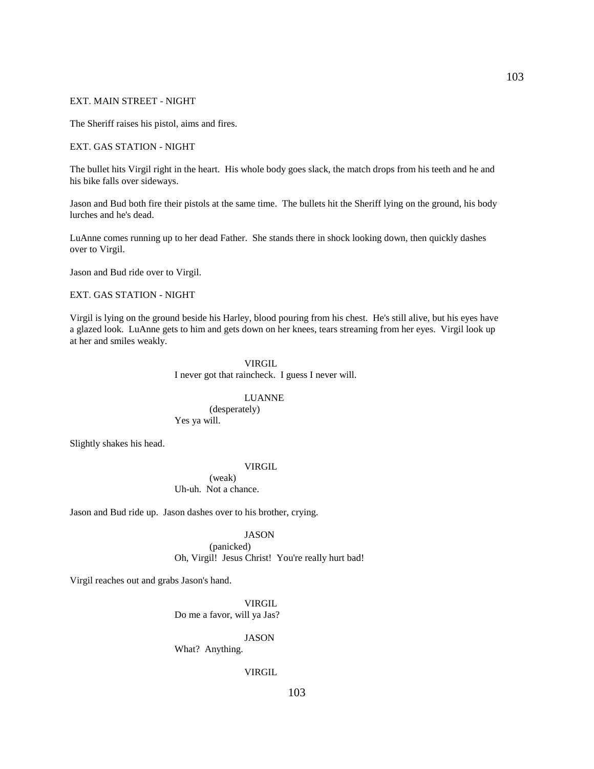EXT. MAIN STREET - NIGHT

The Sheriff raises his pistol, aims and fires.

EXT. GAS STATION - NIGHT

The bullet hits Virgil right in the heart. His whole body goes slack, the match drops from his teeth and he and his bike falls over sideways.

Jason and Bud both fire their pistols at the same time. The bullets hit the Sheriff lying on the ground, his body lurches and he's dead.

LuAnne comes running up to her dead Father. She stands there in shock looking down, then quickly dashes over to Virgil.

Jason and Bud ride over to Virgil.

EXT. GAS STATION - NIGHT

Virgil is lying on the ground beside his Harley, blood pouring from his chest. He's still alive, but his eyes have a glazed look. LuAnne gets to him and gets down on her knees, tears streaming from her eyes. Virgil look up at her and smiles weakly.

VIRGIL
I never got that raincheck. I guess I never will.

LUANNE
(desperately)
Yes ya will.

Slightly shakes his head.

VIRGIL
(weak)
Uh-uh. Not a chance.

Jason and Bud ride up. Jason dashes over to his brother, crying.

JASON
(panicked)
Oh, Virgil! Jesus Christ! You're really hurt bad!

Virgil reaches out and grabs Jason's hand.

VIRGIL
Do me a favor, will ya Jas?

JASON
What? Anything.

VIRGIL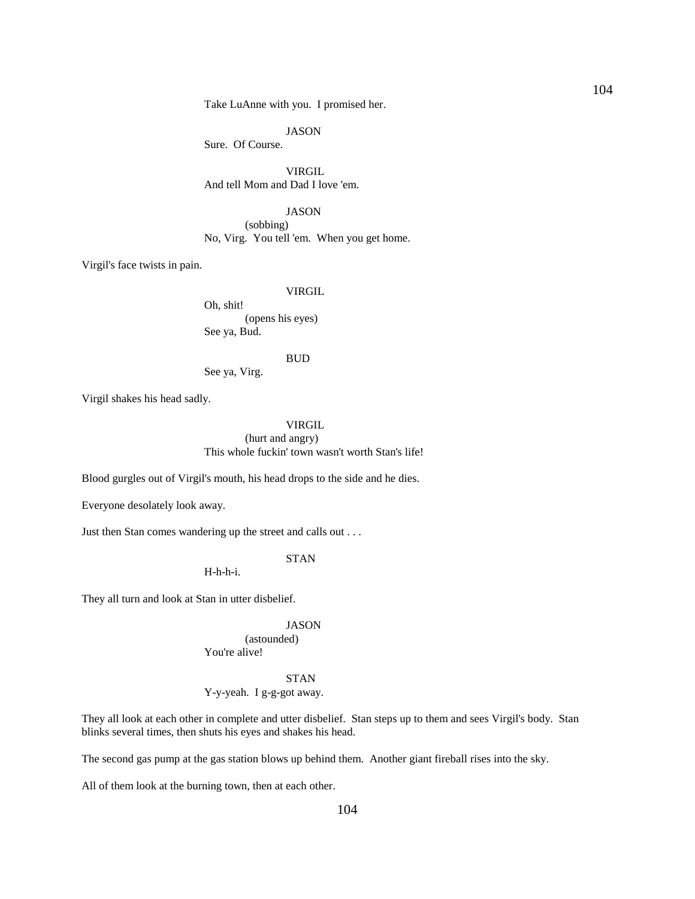Take LuAnne with you. I promised her.

JASON
Sure. Of Course.

VIRGIL
And tell Mom and Dad I love 'em.

JASON
(sobbing)
No, Virg. You tell 'em. When you get home.

Virgil's face twists in pain.

VIRGIL
Oh, shit!
(opens his eyes)
See ya, Bud.

BUD
See ya, Virg.

Virgil shakes his head sadly.

VIRGIL
(hurt and angry)
This whole fuckin' town wasn't worth Stan's life!

Blood gurgles out of Virgil's mouth, his head drops to the side and he dies.

Everyone desolately look away.

Just then Stan comes wandering up the street and calls out . . .

STAN
H-h-h-i.

They all turn and look at Stan in utter disbelief.

JASON
(astounded)
You're alive!

STAN
Y-y-yeah. I g-g-got away.

They all look at each other in complete and utter disbelief. Stan steps up to them and sees Virgil's body. Stan blinks several times, then shuts his eyes and shakes his head.

The second gas pump at the gas station blows up behind them. Another giant fireball rises into the sky.

All of them look at the burning town, then at each other.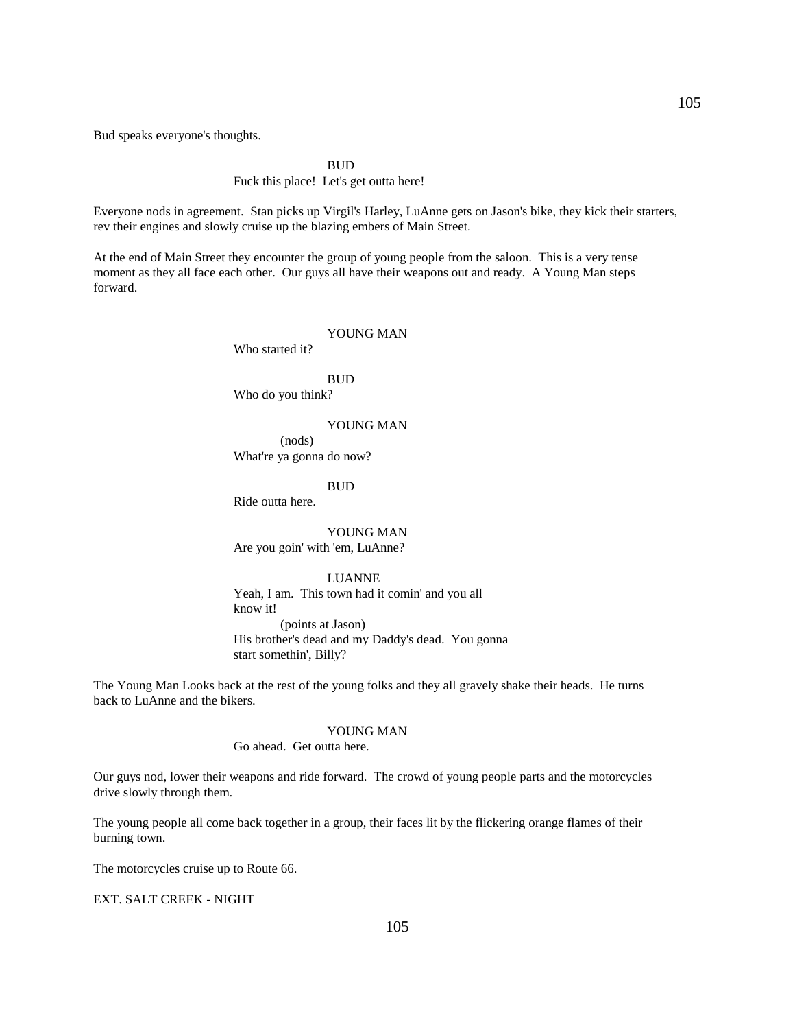Bud speaks everyone's thoughts.

BUD
Fuck this place! Let's get outta here!

Everyone nods in agreement. Stan picks up Virgil's Harley, LuAnne gets on Jason's bike, they kick their starters, rev their engines and slowly cruise up the blazing embers of Main Street.

At the end of Main Street they encounter the group of young people from the saloon. This is a very tense moment as they all face each other. Our guys all have their weapons out and ready. A Young Man steps forward.

YOUNG MAN
Who started it?

BUD
Who do you think?

YOUNG MAN
(nods)
What're ya gonna do now?

BUD
Ride outta here.

YOUNG MAN
Are you goin' with 'em, LuAnne?

LUANNE
Yeah, I am. This town had it comin' and you all know it!
(points at Jason)
His brother's dead and my Daddy's dead. You gonna start somethin', Billy?

The Young Man Looks back at the rest of the young folks and they all gravely shake their heads. He turns back to LuAnne and the bikers.

YOUNG MAN
Go ahead. Get outta here.

Our guys nod, lower their weapons and ride forward. The crowd of young people parts and the motorcycles drive slowly through them.

The young people all come back together in a group, their faces lit by the flickering orange flames of their burning town.

The motorcycles cruise up to Route 66.

EXT. SALT CREEK - NIGHT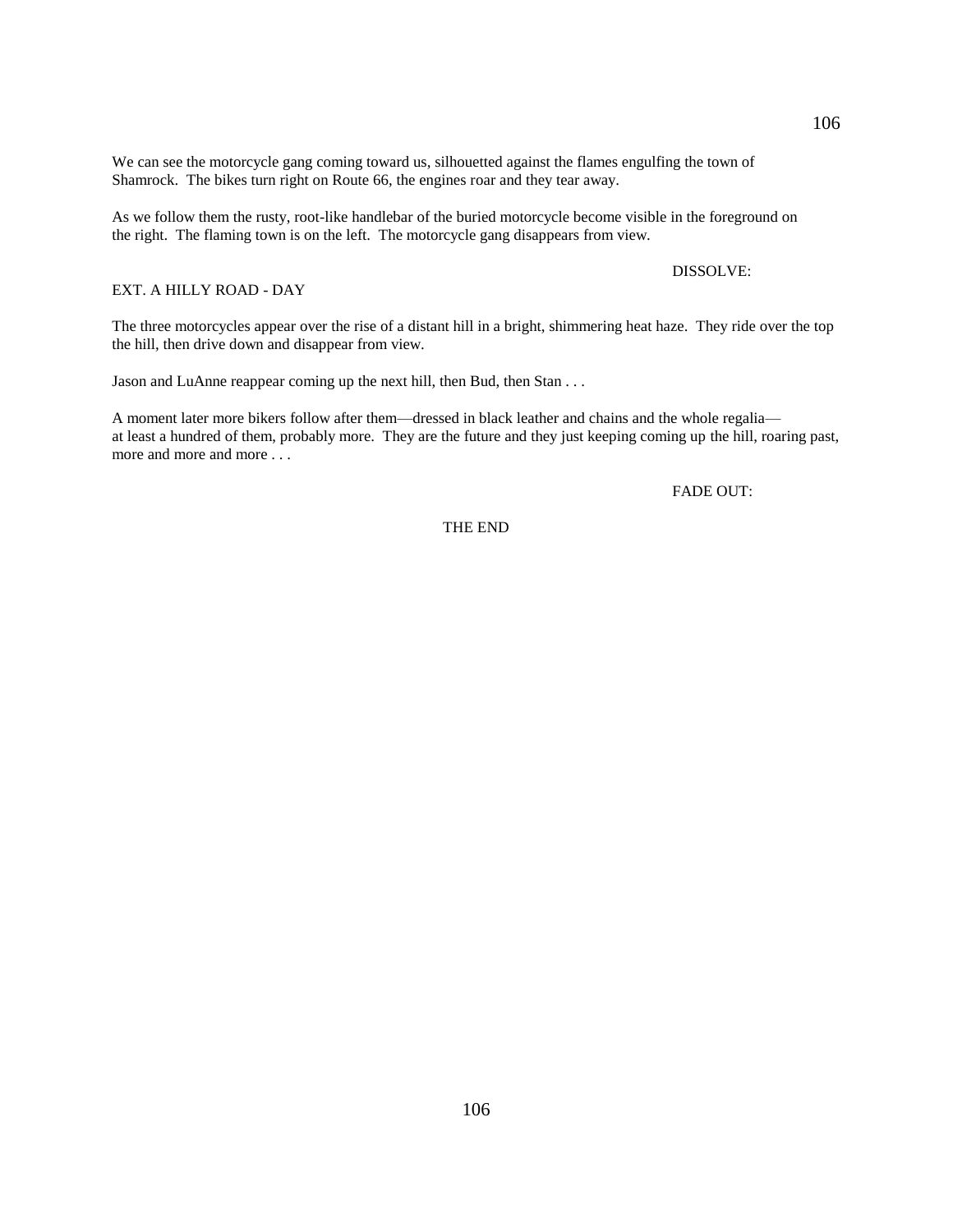We can see the motorcycle gang coming toward us, silhouetted against the flames engulfing the town of Shamrock. The bikes turn right on Route 66, the engines roar and they tear away.

As we follow them the rusty, root-like handlebar of the buried motorcycle become visible in the foreground on the right. The flaming town is on the left. The motorcycle gang disappears from view.

DISSOLVE:

EXT. A HILLY ROAD - DAY

The three motorcycles appear over the rise of a distant hill in a bright, shimmering heat haze. They ride over the top the hill, then drive down and disappear from view.

Jason and LuAnne reappear coming up the next hill, then Bud, then Stan . . .

A moment later more bikers follow after them—dressed in black leather and chains and the whole regalia—at least a hundred of them, probably more. They are the future and they just keeping coming up the hill, roaring past, more and more and more . . .

FADE OUT:

THE END